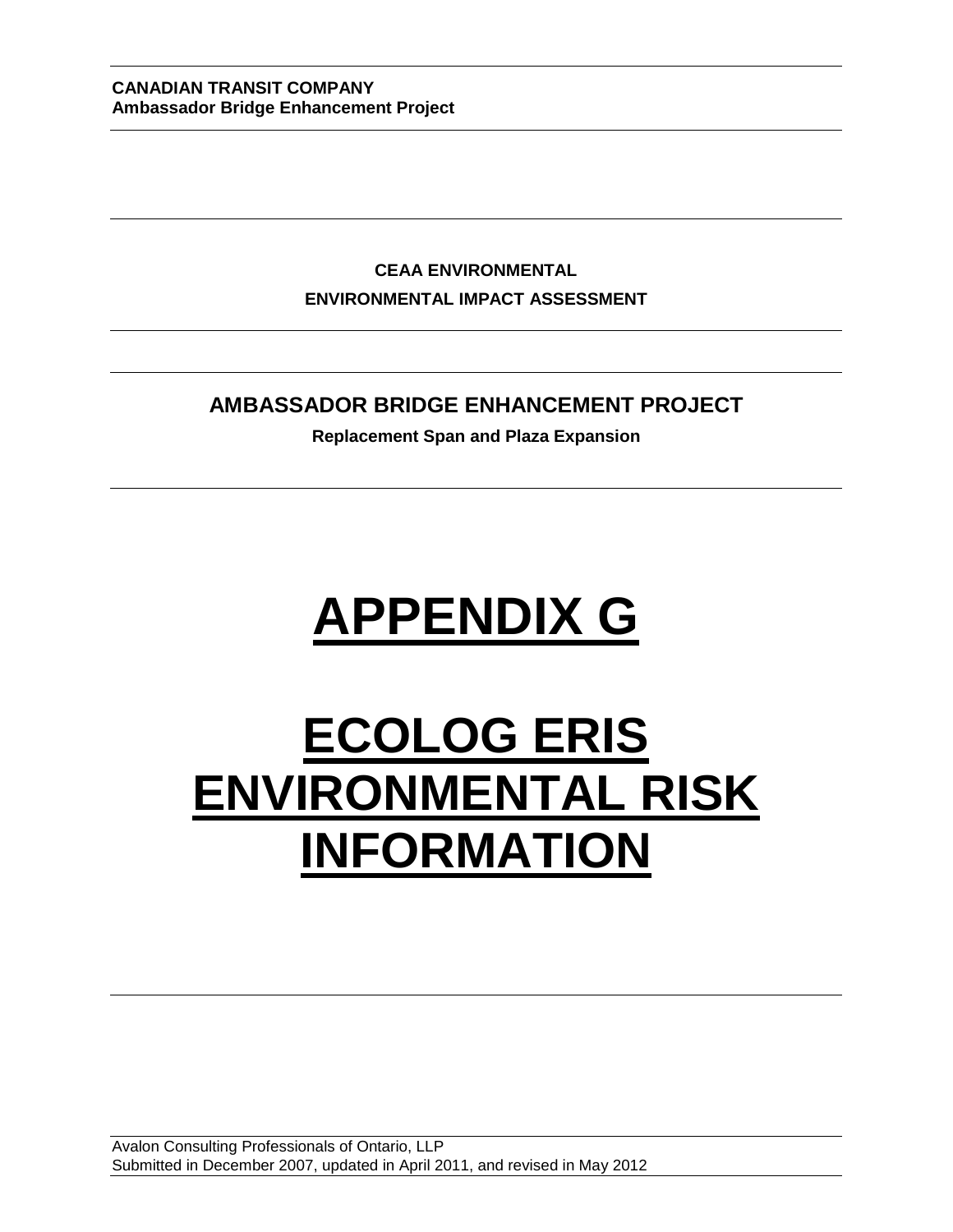**CANADIAN TRANSIT COMPANY**
**Ambassador Bridge Enhancement Project**

**CEAA ENVIRONMENTAL**

**ENVIRONMENTAL IMPACT ASSESSMENT**

## AMBASSADOR BRIDGE ENHANCEMENT PROJECT

**Replacement Span and Plaza Expansion**

# APPENDIX G

# ECOLOG ERIS ENVIRONMENTAL RISK INFORMATION

Avalon Consulting Professionals of Ontario, LLP
Submitted in December 2007, updated in April 2011, and revised in May 2012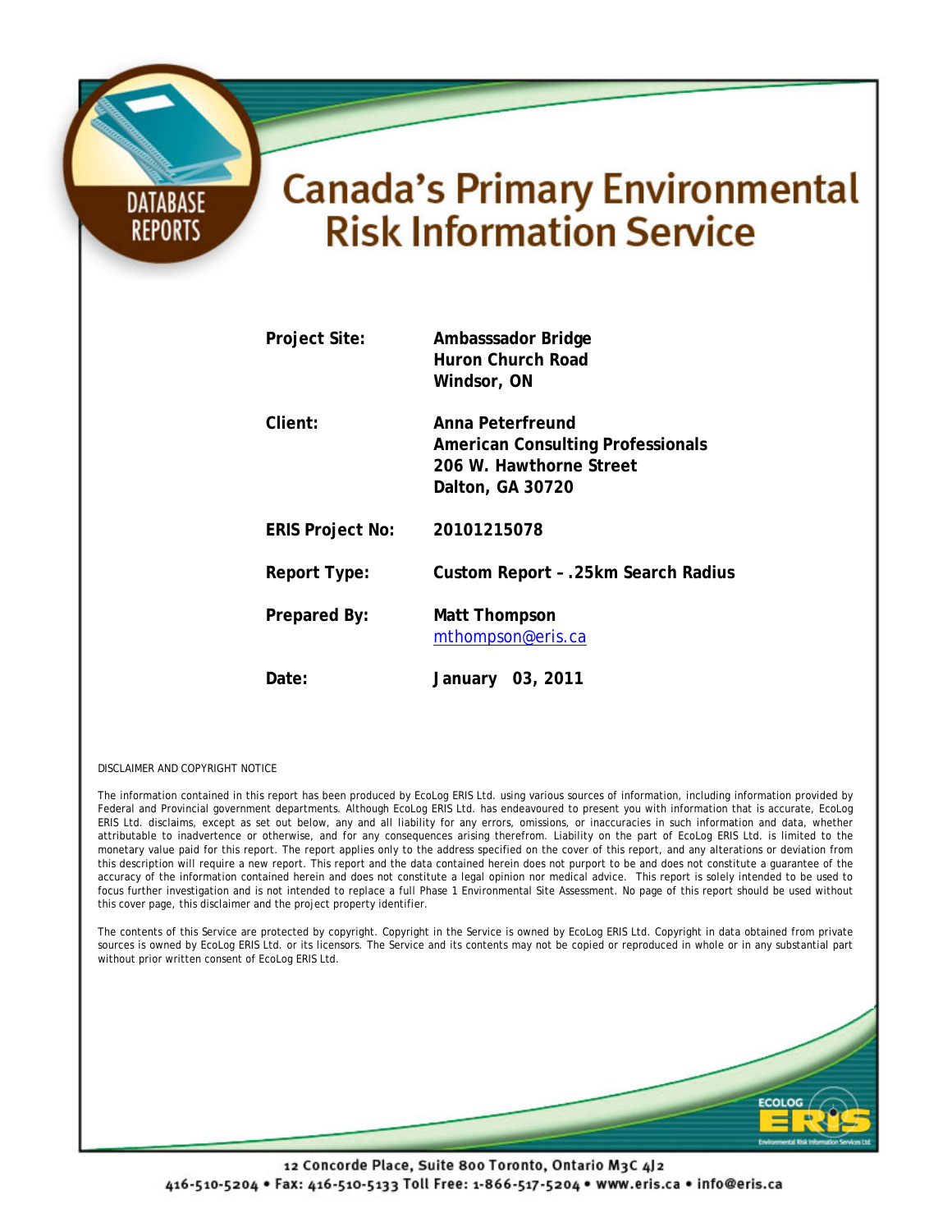DATABASE REPORTS

# Canada's Primary Environmental Risk Information Service

| | |
|---|---|
| **Project Site:** | **Ambasssador Bridge**<br>**Huron Church Road**<br>**Windsor, ON** |
| **Client:** | **Anna Peterfreund**<br>**American Consulting Professionals**<br>**206 W. Hawthorne Street**<br>**Dalton, GA 30720** |
| **ERIS Project No:** | **20101215078** |
| **Report Type:** | **Custom Report – .25km Search Radius** |
| **Prepared By:** | **Matt Thompson**<br>mthompson@eris.ca |
| **Date:** | **January 03, 2011** |

DISCLAIMER AND COPYRIGHT NOTICE

The information contained in this report has been produced by EcoLog ERIS Ltd. using various sources of information, including information provided by Federal and Provincial government departments. Although EcoLog ERIS Ltd. has endeavoured to present you with information that is accurate, EcoLog ERIS Ltd. disclaims, except as set out below, any and all liability for any errors, omissions, or inaccuracies in such information and data, whether attributable to inadvertence or otherwise, and for any consequences arising therefrom. Liability on the part of EcoLog ERIS Ltd. is limited to the monetary value paid for this report. The report applies only to the address specified on the cover of this report, and any alterations or deviation from this description will require a new report. This report and the data contained herein does not purport to be and does not constitute a guarantee of the accuracy of the information contained herein and does not constitute a legal opinion nor medical advice. This report is solely intended to be used to focus further investigation and is not intended to replace a full Phase 1 Environmental Site Assessment. No page of this report should be used without this cover page, this disclaimer and the project property identifier.

The contents of this Service are protected by copyright. Copyright in the Service is owned by EcoLog ERIS Ltd. Copyright in data obtained from private sources is owned by EcoLog ERIS Ltd. or its licensors. The Service and its contents may not be copied or reproduced in whole or in any substantial part without prior written consent of EcoLog ERIS Ltd.

ECOLOG ERIS

12 Concorde Place, Suite 800 Toronto, Ontario M3C 4J2
416-510-5204 • Fax: 416-510-5133 Toll Free: 1-866-517-5204 • www.eris.ca • info@eris.ca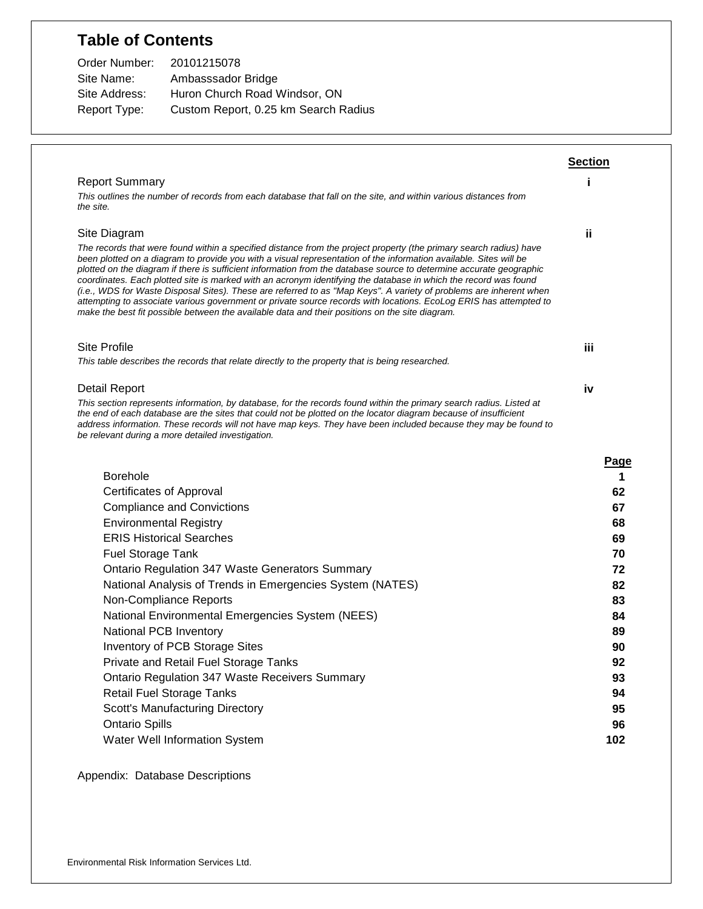# Table of Contents

Order Number: 20101215078
Site Name: Ambasssador Bridge
Site Address: Huron Church Road Windsor, ON
Report Type: Custom Report, 0.25 km Search Radius

| | Section |
|---|---|
| Report Summary<br>*This outlines the number of records from each database that fall on the site, and within various distances from the site.* | i |
| Site Diagram<br>*The records that were found within a specified distance from the project property (the primary search radius) have been plotted on a diagram to provide you with a visual representation of the information available. Sites will be plotted on the diagram if there is sufficient information from the database source to determine accurate geographic coordinates. Each plotted site is marked with an acronym identifying the database in which the record was found (i.e., WDS for Waste Disposal Sites). These are referred to as "Map Keys". A variety of problems are inherent when attempting to associate various government or private source records with locations. EcoLog ERIS has attempted to make the best fit possible between the available data and their positions on the site diagram.* | ii |
| Site Profile<br>*This table describes the records that relate directly to the property that is being researched.* | iii |
| Detail Report<br>*This section represents information, by database, for the records found within the primary search radius. Listed at the end of each database are the sites that could not be plotted on the locator diagram because of insufficient address information. These records will not have map keys. They have been included because they may be found to be relevant during a more detailed investigation.* | iv |

| | Page |
|---|---|
| Borehole | **1** |
| Certificates of Approval | **62** |
| Compliance and Convictions | **67** |
| Environmental Registry | **68** |
| ERIS Historical Searches | **69** |
| Fuel Storage Tank | **70** |
| Ontario Regulation 347 Waste Generators Summary | **72** |
| National Analysis of Trends in Emergencies System (NATES) | **82** |
| Non-Compliance Reports | **83** |
| National Environmental Emergencies System (NEES) | **84** |
| National PCB Inventory | **89** |
| Inventory of PCB Storage Sites | **90** |
| Private and Retail Fuel Storage Tanks | **92** |
| Ontario Regulation 347 Waste Receivers Summary | **93** |
| Retail Fuel Storage Tanks | **94** |
| Scott's Manufacturing Directory | **95** |
| Ontario Spills | **96** |
| Water Well Information System | **102** |

Appendix: Database Descriptions

Environmental Risk Information Services Ltd.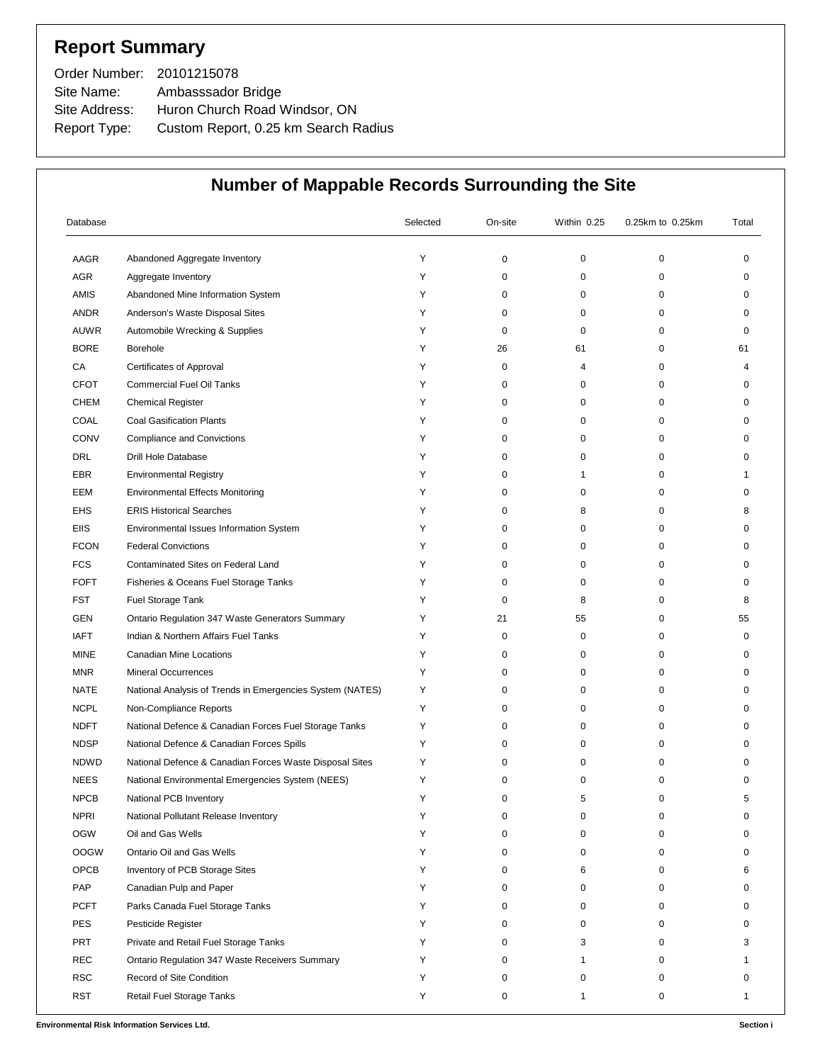## Report Summary

Order Number: 20101215078
Site Name: Ambasssador Bridge
Site Address: Huron Church Road Windsor, ON
Report Type: Custom Report, 0.25 km Search Radius

## Number of Mappable Records Surrounding the Site

| Database | | Selected | On-site | Within 0.25 | 0.25km to 0.25km | Total |
|---|---|---|---|---|---|---|
| AAGR | Abandoned Aggregate Inventory | Y | 0 | 0 | 0 | 0 |
| AGR | Aggregate Inventory | Y | 0 | 0 | 0 | 0 |
| AMIS | Abandoned Mine Information System | Y | 0 | 0 | 0 | 0 |
| ANDR | Anderson's Waste Disposal Sites | Y | 0 | 0 | 0 | 0 |
| AUWR | Automobile Wrecking & Supplies | Y | 0 | 0 | 0 | 0 |
| BORE | Borehole | Y | 26 | 61 | 0 | 61 |
| CA | Certificates of Approval | Y | 0 | 4 | 0 | 4 |
| CFOT | Commercial Fuel Oil Tanks | Y | 0 | 0 | 0 | 0 |
| CHEM | Chemical Register | Y | 0 | 0 | 0 | 0 |
| COAL | Coal Gasification Plants | Y | 0 | 0 | 0 | 0 |
| CONV | Compliance and Convictions | Y | 0 | 0 | 0 | 0 |
| DRL | Drill Hole Database | Y | 0 | 0 | 0 | 0 |
| EBR | Environmental Registry | Y | 0 | 1 | 0 | 1 |
| EEM | Environmental Effects Monitoring | Y | 0 | 0 | 0 | 0 |
| EHS | ERIS Historical Searches | Y | 0 | 8 | 0 | 8 |
| EIIS | Environmental Issues Information System | Y | 0 | 0 | 0 | 0 |
| FCON | Federal Convictions | Y | 0 | 0 | 0 | 0 |
| FCS | Contaminated Sites on Federal Land | Y | 0 | 0 | 0 | 0 |
| FOFT | Fisheries & Oceans Fuel Storage Tanks | Y | 0 | 0 | 0 | 0 |
| FST | Fuel Storage Tank | Y | 0 | 8 | 0 | 8 |
| GEN | Ontario Regulation 347 Waste Generators Summary | Y | 21 | 55 | 0 | 55 |
| IAFT | Indian & Northern Affairs Fuel Tanks | Y | 0 | 0 | 0 | 0 |
| MINE | Canadian Mine Locations | Y | 0 | 0 | 0 | 0 |
| MNR | Mineral Occurrences | Y | 0 | 0 | 0 | 0 |
| NATE | National Analysis of Trends in Emergencies System (NATES) | Y | 0 | 0 | 0 | 0 |
| NCPL | Non-Compliance Reports | Y | 0 | 0 | 0 | 0 |
| NDFT | National Defence & Canadian Forces Fuel Storage Tanks | Y | 0 | 0 | 0 | 0 |
| NDSP | National Defence & Canadian Forces Spills | Y | 0 | 0 | 0 | 0 |
| NDWD | National Defence & Canadian Forces Waste Disposal Sites | Y | 0 | 0 | 0 | 0 |
| NEES | National Environmental Emergencies System (NEES) | Y | 0 | 0 | 0 | 0 |
| NPCB | National PCB Inventory | Y | 0 | 5 | 0 | 5 |
| NPRI | National Pollutant Release Inventory | Y | 0 | 0 | 0 | 0 |
| OGW | Oil and Gas Wells | Y | 0 | 0 | 0 | 0 |
| OOGW | Ontario Oil and Gas Wells | Y | 0 | 0 | 0 | 0 |
| OPCB | Inventory of PCB Storage Sites | Y | 0 | 6 | 0 | 6 |
| PAP | Canadian Pulp and Paper | Y | 0 | 0 | 0 | 0 |
| PCFT | Parks Canada Fuel Storage Tanks | Y | 0 | 0 | 0 | 0 |
| PES | Pesticide Register | Y | 0 | 0 | 0 | 0 |
| PRT | Private and Retail Fuel Storage Tanks | Y | 0 | 3 | 0 | 3 |
| REC | Ontario Regulation 347 Waste Receivers Summary | Y | 0 | 1 | 0 | 1 |
| RSC | Record of Site Condition | Y | 0 | 0 | 0 | 0 |
| RST | Retail Fuel Storage Tanks | Y | 0 | 1 | 0 | 1 |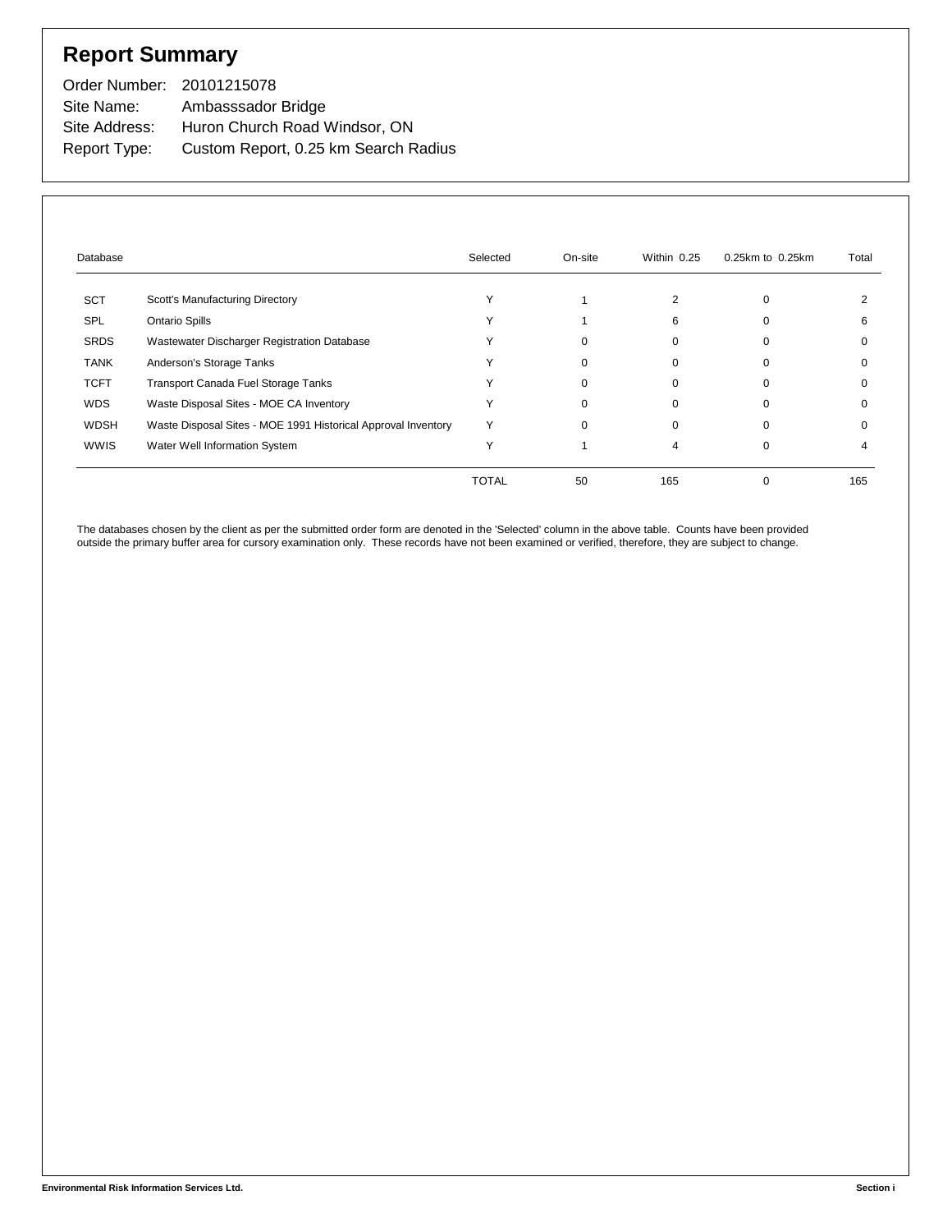# Report Summary

Order Number: 20101215078
Site Name: Ambasssador Bridge
Site Address: Huron Church Road Windsor, ON
Report Type: Custom Report, 0.25 km Search Radius

| Database | | Selected | On-site | Within 0.25 | 0.25km to 0.25km | Total |
|---|---|---|---|---|---|---|
| SCT | Scott's Manufacturing Directory | Y | 1 | 2 | 0 | 2 |
| SPL | Ontario Spills | Y | 1 | 6 | 0 | 6 |
| SRDS | Wastewater Discharger Registration Database | Y | 0 | 0 | 0 | 0 |
| TANK | Anderson's Storage Tanks | Y | 0 | 0 | 0 | 0 |
| TCFT | Transport Canada Fuel Storage Tanks | Y | 0 | 0 | 0 | 0 |
| WDS | Waste Disposal Sites - MOE CA Inventory | Y | 0 | 0 | 0 | 0 |
| WDSH | Waste Disposal Sites - MOE 1991 Historical Approval Inventory | Y | 0 | 0 | 0 | 0 |
| WWIS | Water Well Information System | Y | 1 | 4 | 0 | 4 |
| | | TOTAL | 50 | 165 | 0 | 165 |

The databases chosen by the client as per the submitted order form are denoted in the 'Selected' column in the above table. Counts have been provided outside the primary buffer area for cursory examination only. These records have not been examined or verified, therefore, they are subject to change.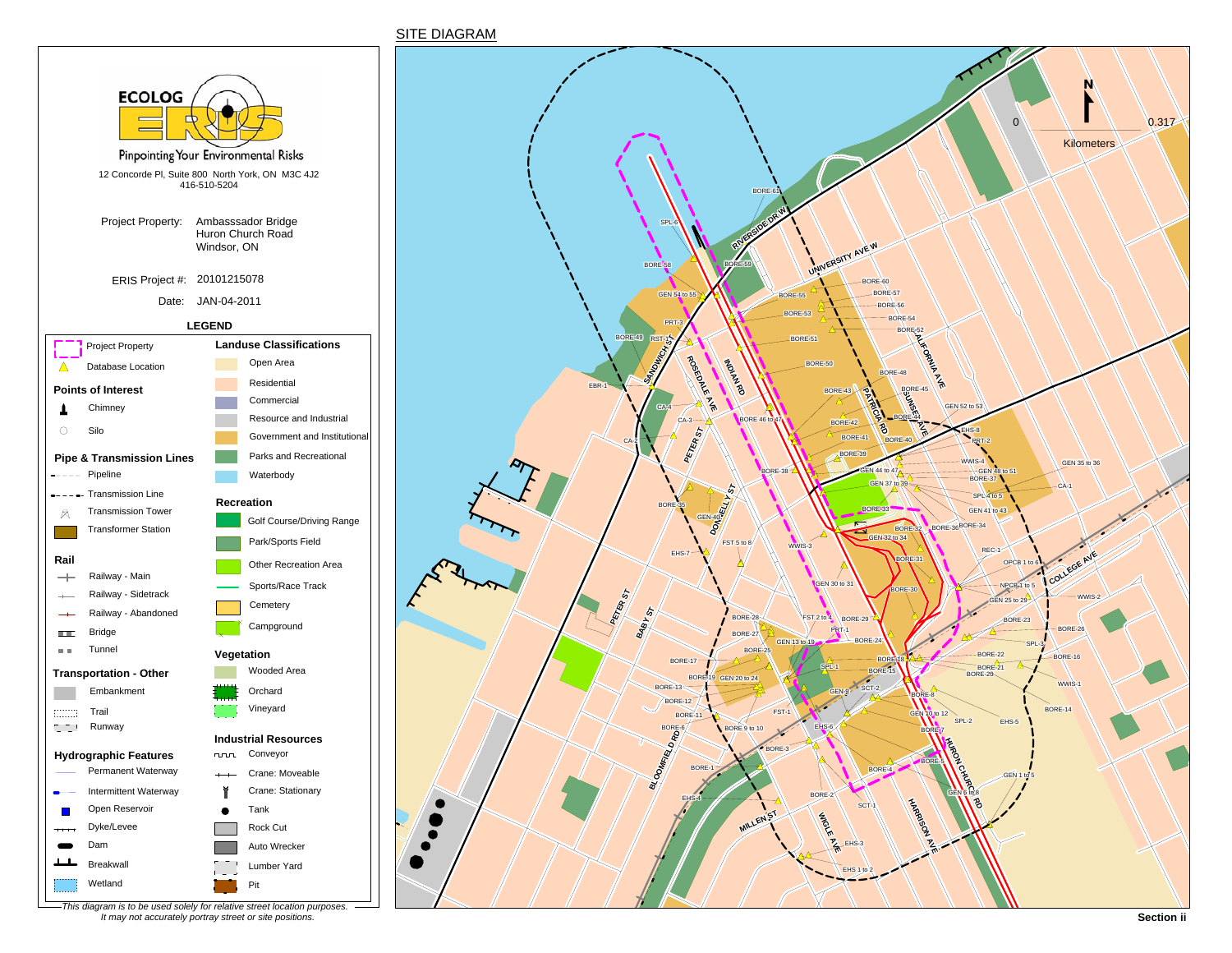## SITE DIAGRAM

**ECOLOG ERIS**
Pinpointing Your Environmental Risks

12 Concorde Pl, Suite 800 North York, ON M3C 4J2
416-510-5204

Project Property: Ambasssador Bridge
Huron Church Road
Windsor, ON

ERIS Project #: 20101215078

Date: JAN-04-2011

### LEGEND

- Project Property
- Database Location

**Points of Interest**
- Chimney
- Silo

**Pipe & Transmission Lines**
- Pipeline
- Transmission Line
- Transmission Tower
- Transformer Station

**Rail**
- Railway - Main
- Railway - Sidetrack
- Railway - Abandoned
- Bridge
- Tunnel

**Transportation - Other**
- Embankment
- Trail
- Runway

**Hydrographic Features**
- Permanent Waterway
- Intermittent Waterway
- Open Reservoir
- Dyke/Levee
- Dam
- Breakwall
- Wetland

**Landuse Classifications**
- Open Area
- Residential
- Commercial
- Resource and Industrial
- Government and Institutional
- Parks and Recreational
- Waterbody

**Recreation**
- Golf Course/Driving Range
- Park/Sports Field
- Other Recreation Area
- Sports/Race Track
- Cemetery
- Campground

**Vegetation**
- Wooded Area
- Orchard
- Vineyard

**Industrial Resources**
- Conveyor
- Crane: Moveable
- Crane: Stationary
- Tank
- Rock Cut
- Auto Wrecker
- Lumber Yard
- Pit

*This diagram is to be used solely for relative street location purposes. It may not accurately portray street or site positions.*

Section ii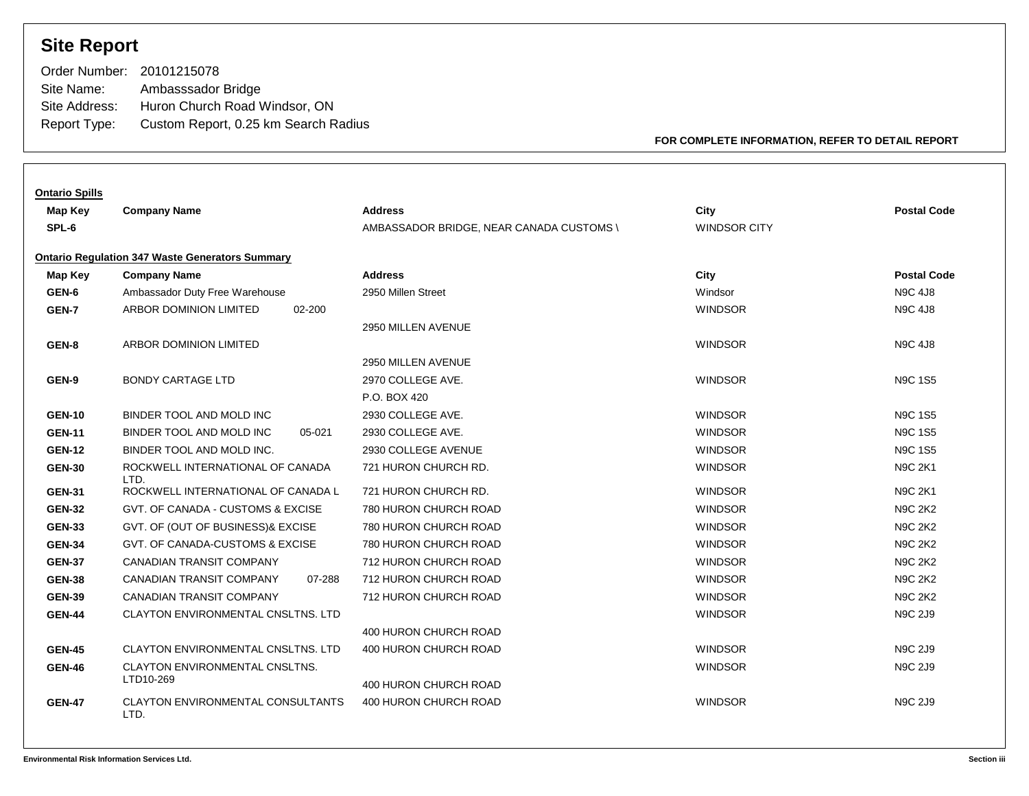# Site Report

Order Number: 20101215078
Site Name: Ambasssador Bridge
Site Address: Huron Church Road Windsor, ON
Report Type: Custom Report, 0.25 km Search Radius

**FOR COMPLETE INFORMATION, REFER TO DETAIL REPORT**

**Ontario Spills**

| Map Key | Company Name | Address | City | Postal Code |
|---|---|---|---|---|
| SPL-6 | | AMBASSADOR BRIDGE, NEAR CANADA CUSTOMS \ | WINDSOR CITY | |

**Ontario Regulation 347 Waste Generators Summary**

| Map Key | Company Name | Address | City | Postal Code |
|---|---|---|---|---|
| GEN-6 | Ambassador Duty Free Warehouse | 2950 Millen Street | Windsor | N9C 4J8 |
| GEN-7 | ARBOR DOMINION LIMITED 02-200 | 2950 MILLEN AVENUE | WINDSOR | N9C 4J8 |
| GEN-8 | ARBOR DOMINION LIMITED | 2950 MILLEN AVENUE | WINDSOR | N9C 4J8 |
| GEN-9 | BONDY CARTAGE LTD | 2970 COLLEGE AVE. P.O. BOX 420 | WINDSOR | N9C 1S5 |
| GEN-10 | BINDER TOOL AND MOLD INC | 2930 COLLEGE AVE. | WINDSOR | N9C 1S5 |
| GEN-11 | BINDER TOOL AND MOLD INC 05-021 | 2930 COLLEGE AVE. | WINDSOR | N9C 1S5 |
| GEN-12 | BINDER TOOL AND MOLD INC. | 2930 COLLEGE AVENUE | WINDSOR | N9C 1S5 |
| GEN-30 | ROCKWELL INTERNATIONAL OF CANADA LTD. | 721 HURON CHURCH RD. | WINDSOR | N9C 2K1 |
| GEN-31 | ROCKWELL INTERNATIONAL OF CANADA L | 721 HURON CHURCH RD. | WINDSOR | N9C 2K1 |
| GEN-32 | GVT. OF CANADA - CUSTOMS & EXCISE | 780 HURON CHURCH ROAD | WINDSOR | N9C 2K2 |
| GEN-33 | GVT. OF (OUT OF BUSINESS)& EXCISE | 780 HURON CHURCH ROAD | WINDSOR | N9C 2K2 |
| GEN-34 | GVT. OF CANADA-CUSTOMS & EXCISE | 780 HURON CHURCH ROAD | WINDSOR | N9C 2K2 |
| GEN-37 | CANADIAN TRANSIT COMPANY | 712 HURON CHURCH ROAD | WINDSOR | N9C 2K2 |
| GEN-38 | CANADIAN TRANSIT COMPANY 07-288 | 712 HURON CHURCH ROAD | WINDSOR | N9C 2K2 |
| GEN-39 | CANADIAN TRANSIT COMPANY | 712 HURON CHURCH ROAD | WINDSOR | N9C 2K2 |
| GEN-44 | CLAYTON ENVIRONMENTAL CNSLTNS. LTD | 400 HURON CHURCH ROAD | WINDSOR | N9C 2J9 |
| GEN-45 | CLAYTON ENVIRONMENTAL CNSLTNS. LTD | 400 HURON CHURCH ROAD | WINDSOR | N9C 2J9 |
| GEN-46 | CLAYTON ENVIRONMENTAL CNSLTNS. LTD10-269 | 400 HURON CHURCH ROAD | WINDSOR | N9C 2J9 |
| GEN-47 | CLAYTON ENVIRONMENTAL CONSULTANTS LTD. | 400 HURON CHURCH ROAD | WINDSOR | N9C 2J9 |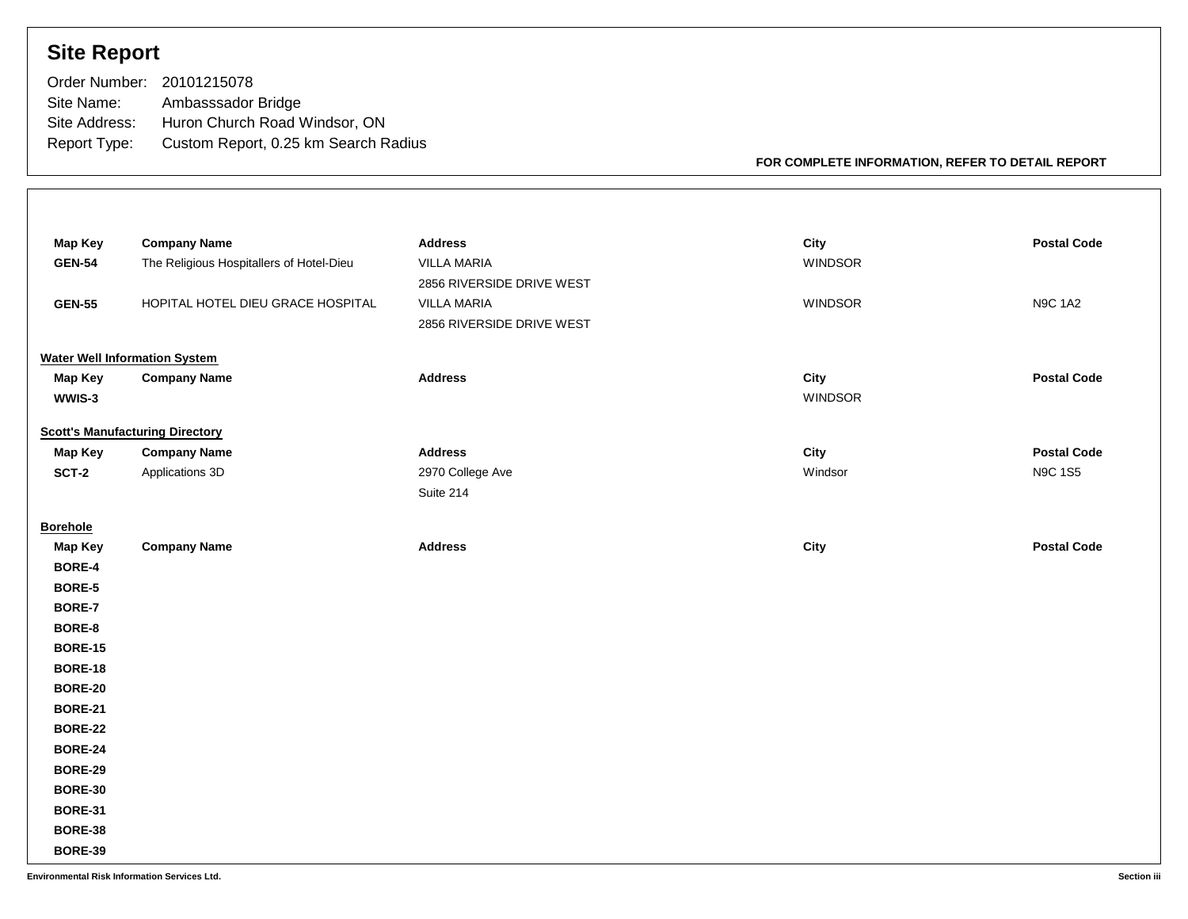# Site Report

Order Number: 20101215078
Site Name: Ambasssador Bridge
Site Address: Huron Church Road Windsor, ON
Report Type: Custom Report, 0.25 km Search Radius

**FOR COMPLETE INFORMATION, REFER TO DETAIL REPORT**

| Map Key | Company Name | Address | City | Postal Code |
|---|---|---|---|---|
| **GEN-54** | The Religious Hospitallers of Hotel-Dieu | VILLA MARIA 2856 RIVERSIDE DRIVE WEST | WINDSOR | |
| **GEN-55** | HOPITAL HOTEL DIEU GRACE HOSPITAL | VILLA MARIA 2856 RIVERSIDE DRIVE WEST | WINDSOR | N9C 1A2 |

**Water Well Information System**

| Map Key | Company Name | Address | City | Postal Code |
|---|---|---|---|---|
| **WWIS-3** | | | WINDSOR | |

**Scott's Manufacturing Directory**

| Map Key | Company Name | Address | City | Postal Code |
|---|---|---|---|---|
| **SCT-2** | Applications 3D | 2970 College Ave Suite 214 | Windsor | N9C 1S5 |

**Borehole**

| Map Key | Company Name | Address | City | Postal Code |
|---|---|---|---|---|
| **BORE-4** | | | | |
| **BORE-5** | | | | |
| **BORE-7** | | | | |
| **BORE-8** | | | | |
| **BORE-15** | | | | |
| **BORE-18** | | | | |
| **BORE-20** | | | | |
| **BORE-21** | | | | |
| **BORE-22** | | | | |
| **BORE-24** | | | | |
| **BORE-29** | | | | |
| **BORE-30** | | | | |
| **BORE-31** | | | | |
| **BORE-38** | | | | |
| **BORE-39** | | | | |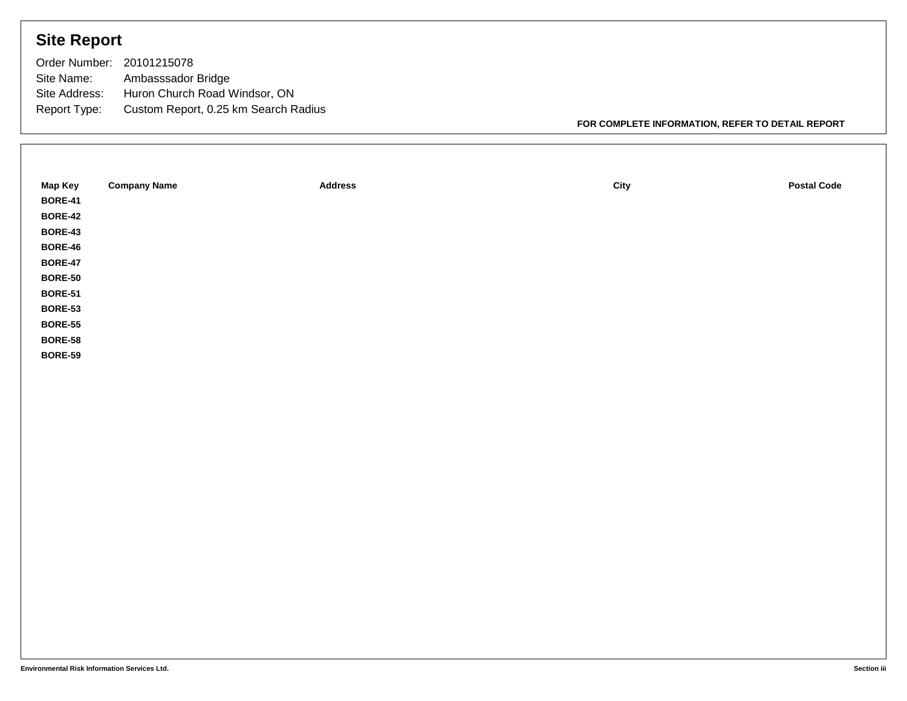## Site Report

Order Number: 20101215078
Site Name: Ambasssador Bridge
Site Address: Huron Church Road Windsor, ON
Report Type: Custom Report, 0.25 km Search Radius

**FOR COMPLETE INFORMATION, REFER TO DETAIL REPORT**

| Map Key | Company Name | Address | City | Postal Code |
|---|---|---|---|---|
| **BORE-41** | | | | |
| **BORE-42** | | | | |
| **BORE-43** | | | | |
| **BORE-46** | | | | |
| **BORE-47** | | | | |
| **BORE-50** | | | | |
| **BORE-51** | | | | |
| **BORE-53** | | | | |
| **BORE-55** | | | | |
| **BORE-58** | | | | |
| **BORE-59** | | | | |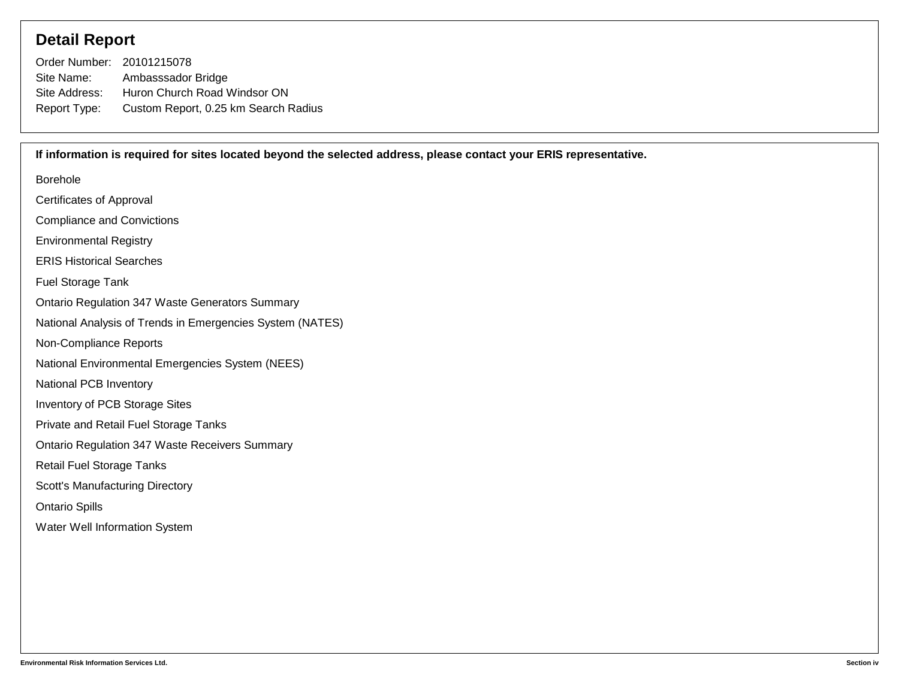# Detail Report

Order Number: 20101215078
Site Name: Ambasssador Bridge
Site Address: Huron Church Road Windsor ON
Report Type: Custom Report, 0.25 km Search Radius

**If information is required for sites located beyond the selected address, please contact your ERIS representative.**

Borehole

Certificates of Approval

Compliance and Convictions

Environmental Registry

ERIS Historical Searches

Fuel Storage Tank

Ontario Regulation 347 Waste Generators Summary

National Analysis of Trends in Emergencies System (NATES)

Non-Compliance Reports

National Environmental Emergencies System (NEES)

National PCB Inventory

Inventory of PCB Storage Sites

Private and Retail Fuel Storage Tanks

Ontario Regulation 347 Waste Receivers Summary

Retail Fuel Storage Tanks

Scott's Manufacturing Directory

Ontario Spills

Water Well Information System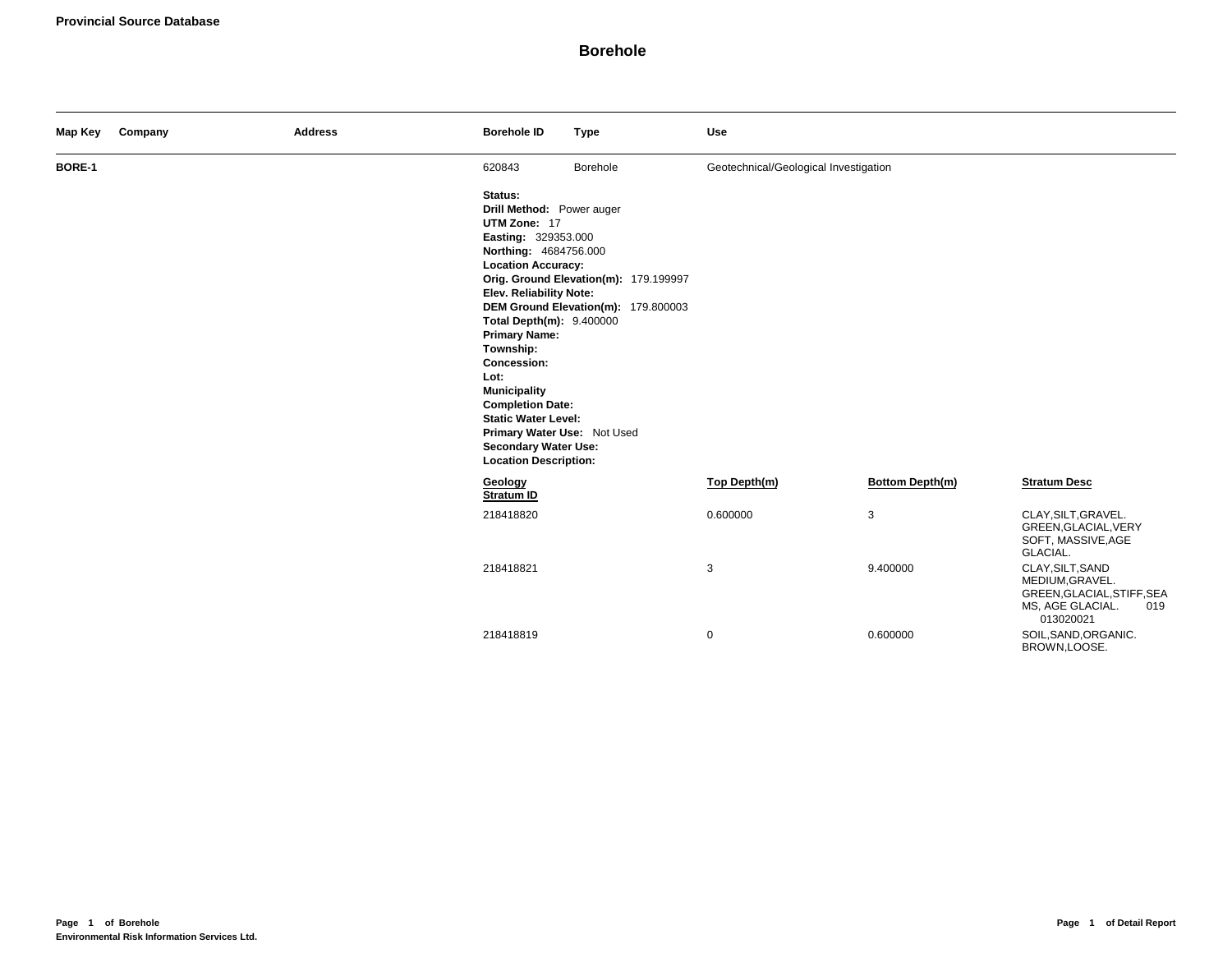**Provincial Source Database**

# Borehole

| Map Key | Company | Address | Borehole ID | Type | Use |
|---|---|---|---|---|---|
| **BORE-1** | | | 620843 | Borehole | Geotechnical/Geological Investigation |

**Status:**
**Drill Method:** Power auger
**UTM Zone:** 17
**Easting:** 329353.000
**Northing:** 4684756.000
**Location Accuracy:**
**Orig. Ground Elevation(m):** 179.199997
**Elev. Reliability Note:**
**DEM Ground Elevation(m):** 179.800003
**Total Depth(m):** 9.400000
**Primary Name:**
**Township:**
**Concession:**
**Lot:**
**Municipality**
**Completion Date:**
**Static Water Level:**
**Primary Water Use:** Not Used
**Secondary Water Use:**
**Location Description:**

| Geology Stratum ID | Top Depth(m) | Bottom Depth(m) | Stratum Desc |
|---|---|---|---|
| 218418820 | 0.600000 | 3 | CLAY,SILT,GRAVEL. GREEN,GLACIAL,VERY SOFT, MASSIVE,AGE GLACIAL. |
| 218418821 | 3 | 9.400000 | CLAY,SILT,SAND MEDIUM,GRAVEL. GREEN,GLACIAL,STIFF,SEAMS, AGE GLACIAL. 019 013020021 |
| 218418819 | 0 | 0.600000 | SOIL,SAND,ORGANIC. BROWN,LOOSE. |

**Environmental Risk Information Services Ltd.**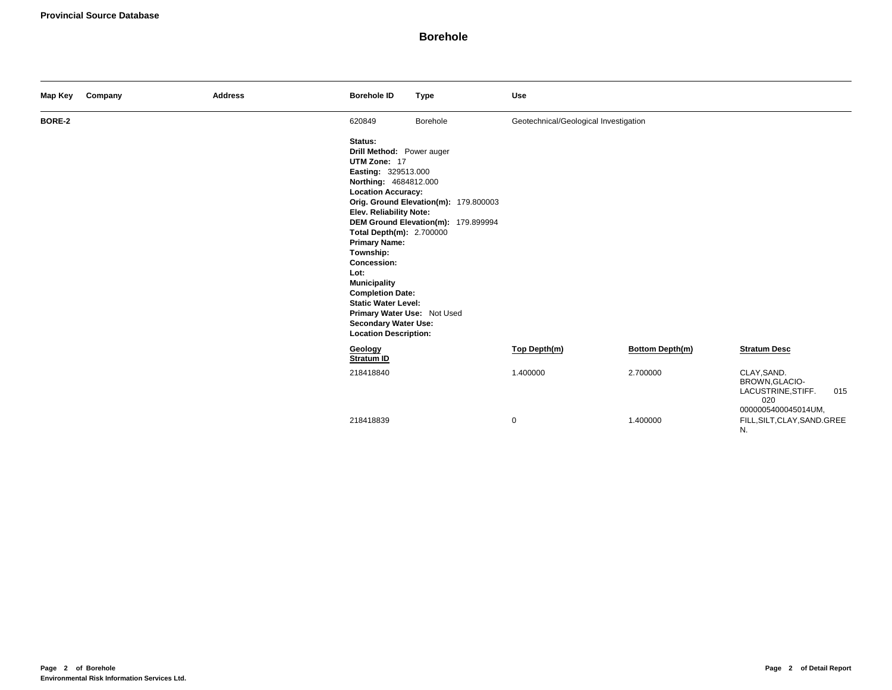**Provincial Source Database**

# Borehole

| Map Key | Company | Address | Borehole ID | Type | Use |
|---|---|---|---|---|---|
| BORE-2 | | | 620849 | Borehole | Geotechnical/Geological Investigation |

**Status:**
**Drill Method:** Power auger
**UTM Zone:** 17
**Easting:** 329513.000
**Northing:** 4684812.000
**Location Accuracy:**
**Orig. Ground Elevation(m):** 179.800003
**Elev. Reliability Note:**
**DEM Ground Elevation(m):** 179.899994
**Total Depth(m):** 2.700000
**Primary Name:**
**Township:**
**Concession:**
**Lot:**
**Municipality**
**Completion Date:**
**Static Water Level:**
**Primary Water Use:** Not Used
**Secondary Water Use:**
**Location Description:**

| Geology Stratum ID | Top Depth(m) | Bottom Depth(m) | Stratum Desc |
|---|---|---|---|
| 218418840 | 1.400000 | 2.700000 | CLAY,SAND. BROWN,GLACIO-LACUSTRINE,STIFF. 015 020 0000005400045014UM, |
| 218418839 | 0 | 1.400000 | FILL,SILT,CLAY,SAND.GREEN. |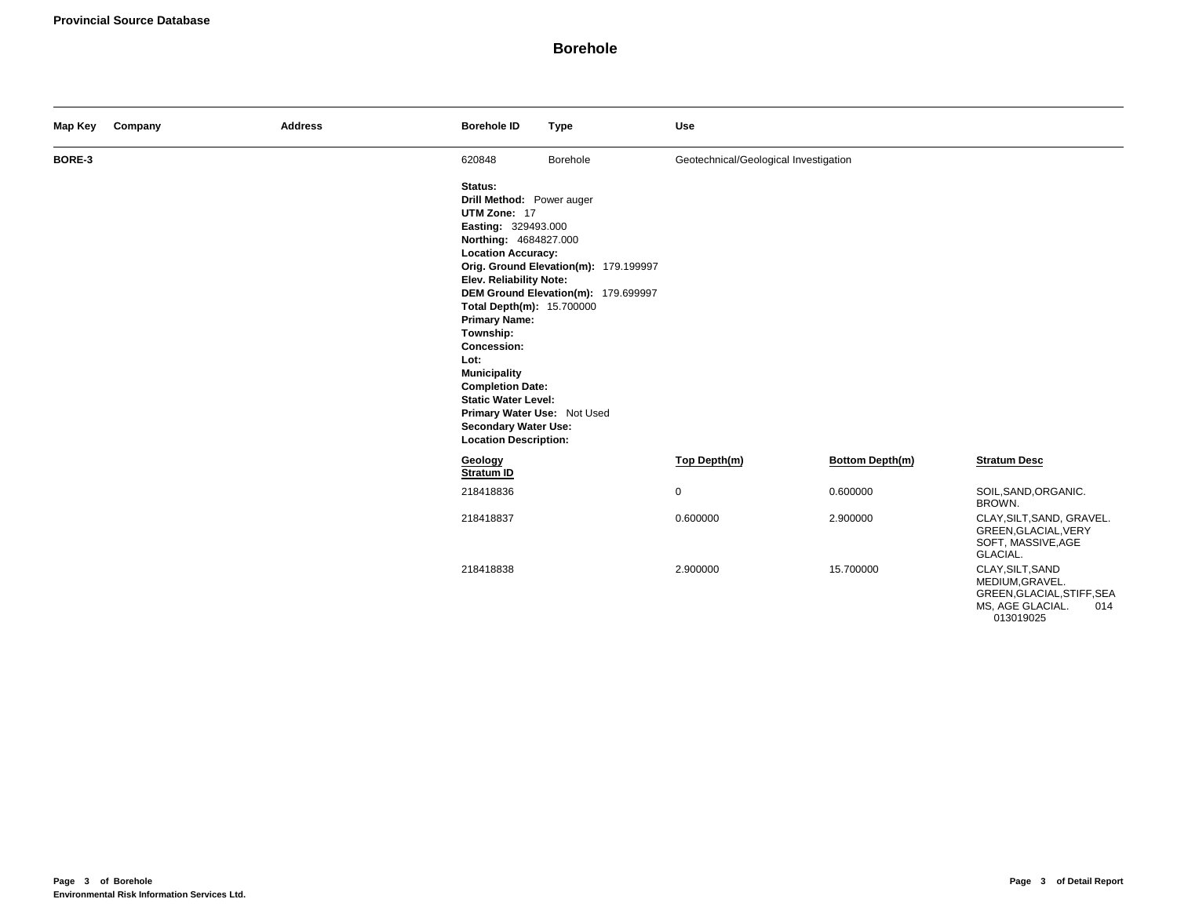**Provincial Source Database**

# Borehole

| Map Key | Company | Address | Borehole ID | Type | Use |
|---|---|---|---|---|---|
| BORE-3 | | | 620848 | Borehole | Geotechnical/Geological Investigation |

**Status:**
**Drill Method:** Power auger
**UTM Zone:** 17
**Easting:** 329493.000
**Northing:** 4684827.000
**Location Accuracy:**
**Orig. Ground Elevation(m):** 179.199997
**Elev. Reliability Note:**
**DEM Ground Elevation(m):** 179.699997
**Total Depth(m):** 15.700000
**Primary Name:**
**Township:**
**Concession:**
**Lot:**
**Municipality**
**Completion Date:**
**Static Water Level:**
**Primary Water Use:** Not Used
**Secondary Water Use:**
**Location Description:**

| Geology Stratum ID | Top Depth(m) | Bottom Depth(m) | Stratum Desc |
|---|---|---|---|
| 218418836 | 0 | 0.600000 | SOIL,SAND,ORGANIC. BROWN. |
| 218418837 | 0.600000 | 2.900000 | CLAY,SILT,SAND, GRAVEL. GREEN,GLACIAL,VERY SOFT, MASSIVE,AGE GLACIAL. |
| 218418838 | 2.900000 | 15.700000 | CLAY,SILT,SAND MEDIUM,GRAVEL. GREEN,GLACIAL,STIFF,SEAMS, AGE GLACIAL. 014 013019025 |

**Environmental Risk Information Services Ltd.**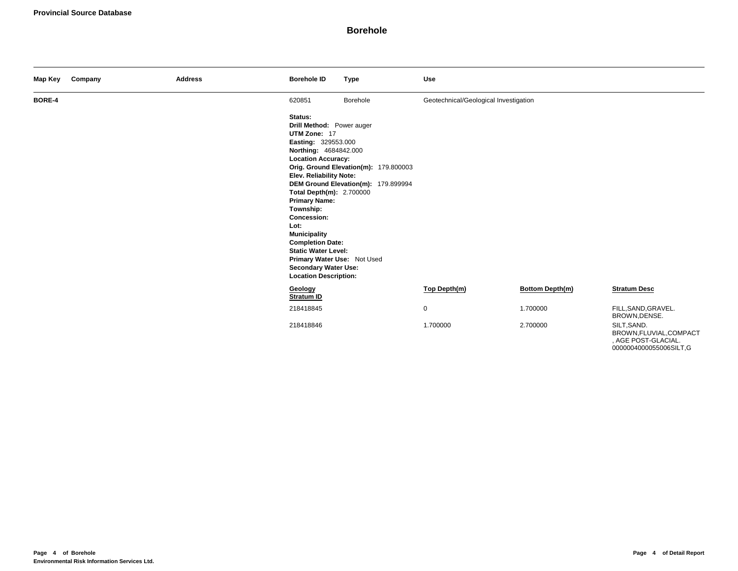**Provincial Source Database**

# Borehole

| Map Key | Company | Address | Borehole ID | Type | Use |
|---|---|---|---|---|---|
| **BORE-4** | | | 620851 | Borehole | Geotechnical/Geological Investigation |

**Status:**
**Drill Method:** Power auger
**UTM Zone:** 17
**Easting:** 329553.000
**Northing:** 4684842.000
**Location Accuracy:**
**Orig. Ground Elevation(m):** 179.800003
**Elev. Reliability Note:**
**DEM Ground Elevation(m):** 179.899994
**Total Depth(m):** 2.700000
**Primary Name:**
**Township:**
**Concession:**
**Lot:**
**Municipality**
**Completion Date:**
**Static Water Level:**
**Primary Water Use:** Not Used
**Secondary Water Use:**
**Location Description:**

| Geology Stratum ID | Top Depth(m) | Bottom Depth(m) | Stratum Desc |
|---|---|---|---|
| 218418845 | 0 | 1.700000 | FILL,SAND,GRAVEL. BROWN,DENSE. |
| 218418846 | 1.700000 | 2.700000 | SILT,SAND. BROWN,FLUVIAL,COMPACT , AGE POST-GLACIAL. 0000004000055006SILT,G |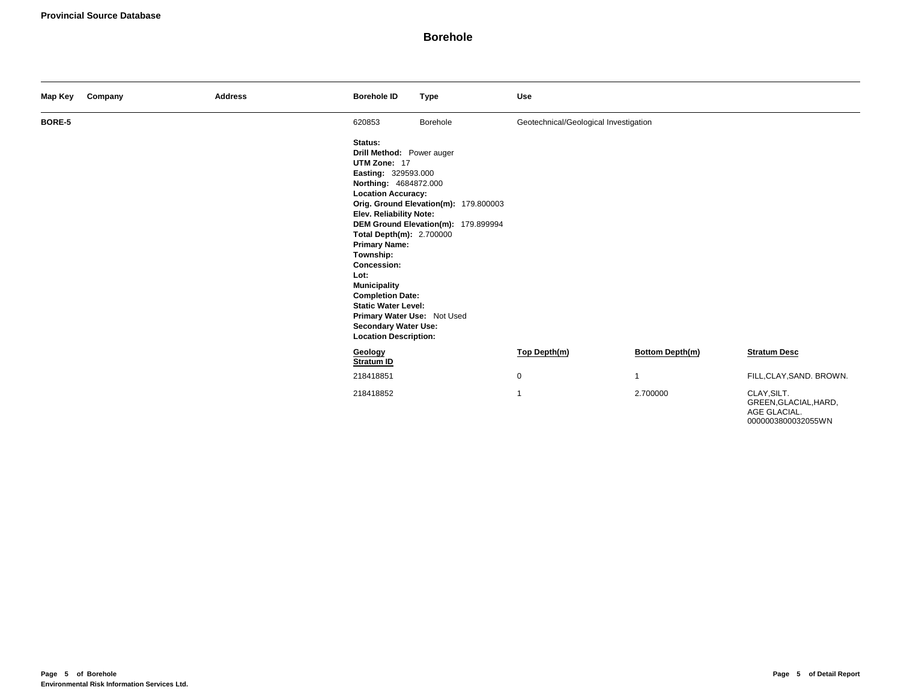**Provincial Source Database**

# Borehole

| Map Key | Company | Address | Borehole ID | Type | Use |
|---|---|---|---|---|---|
| BORE-5 | | | 620853 | Borehole | Geotechnical/Geological Investigation |

**Status:**
**Drill Method:** Power auger
**UTM Zone:** 17
**Easting:** 329593.000
**Northing:** 4684872.000
**Location Accuracy:**
**Orig. Ground Elevation(m):** 179.800003
**Elev. Reliability Note:**
**DEM Ground Elevation(m):** 179.899994
**Total Depth(m):** 2.700000
**Primary Name:**
**Township:**
**Concession:**
**Lot:**
**Municipality**
**Completion Date:**
**Static Water Level:**
**Primary Water Use:** Not Used
**Secondary Water Use:**
**Location Description:**

| Geology Stratum ID | Top Depth(m) | Bottom Depth(m) | Stratum Desc |
|---|---|---|---|
| 218418851 | 0 | 1 | FILL,CLAY,SAND. BROWN. |
| 218418852 | 1 | 2.700000 | CLAY,SILT. GREEN,GLACIAL,HARD, AGE GLACIAL. 0000003800032055WN |

**Environmental Risk Information Services Ltd.**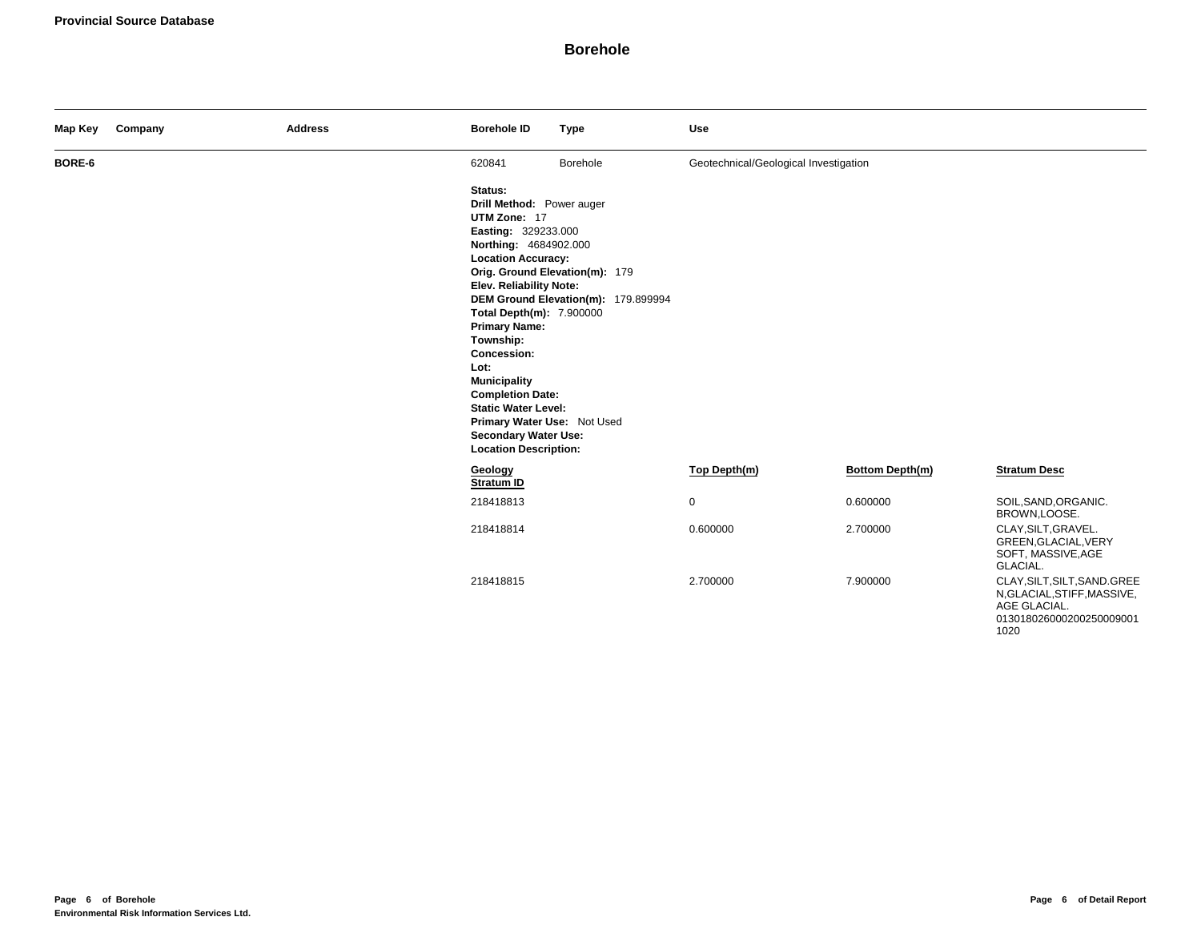**Provincial Source Database**

# Borehole

| Map Key | Company | Address | Borehole ID | Type | Use |
|---|---|---|---|---|---|
| **BORE-6** | | | 620841 | Borehole | Geotechnical/Geological Investigation |

**Status:**
**Drill Method:** Power auger
**UTM Zone:** 17
**Easting:** 329233.000
**Northing:** 4684902.000
**Location Accuracy:**
**Orig. Ground Elevation(m):** 179
**Elev. Reliability Note:**
**DEM Ground Elevation(m):** 179.899994
**Total Depth(m):** 7.900000
**Primary Name:**
**Township:**
**Concession:**
**Lot:**
**Municipality**
**Completion Date:**
**Static Water Level:**
**Primary Water Use:** Not Used
**Secondary Water Use:**
**Location Description:**

| Geology Stratum ID | Top Depth(m) | Bottom Depth(m) | Stratum Desc |
|---|---|---|---|
| 218418813 | 0 | 0.600000 | SOIL,SAND,ORGANIC. BROWN,LOOSE. |
| 218418814 | 0.600000 | 2.700000 | CLAY,SILT,GRAVEL. GREEN,GLACIAL,VERY SOFT, MASSIVE,AGE GLACIAL. |
| 218418815 | 2.700000 | 7.900000 | CLAY,SILT,SILT,SAND.GREEN,GLACIAL,STIFF,MASSIVE, AGE GLACIAL. 01301802600020025000900​11020 |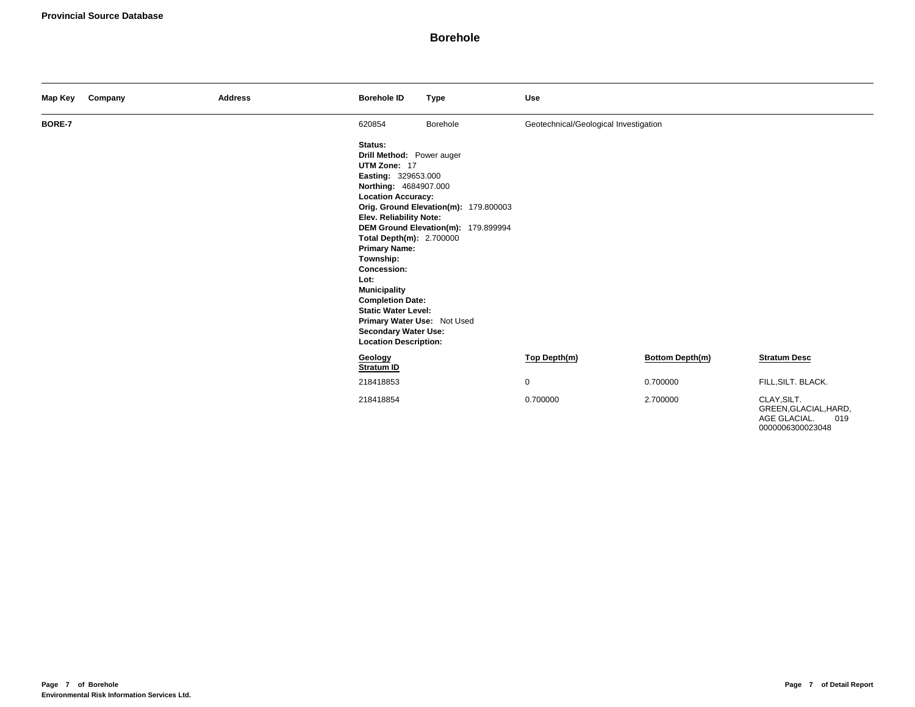**Provincial Source Database**

# Borehole

| Map Key | Company | Address | Borehole ID | Type | Use |
|---|---|---|---|---|---|
| **BORE-7** | | | 620854 | Borehole | Geotechnical/Geological Investigation |

**Status:**
**Drill Method:** Power auger
**UTM Zone:** 17
**Easting:** 329653.000
**Northing:** 4684907.000
**Location Accuracy:**
**Orig. Ground Elevation(m):** 179.800003
**Elev. Reliability Note:**
**DEM Ground Elevation(m):** 179.899994
**Total Depth(m):** 2.700000
**Primary Name:**
**Township:**
**Concession:**
**Lot:**
**Municipality**
**Completion Date:**
**Static Water Level:**
**Primary Water Use:** Not Used
**Secondary Water Use:**
**Location Description:**

| Geology Stratum ID | Top Depth(m) | Bottom Depth(m) | Stratum Desc |
|---|---|---|---|
| 218418853 | 0 | 0.700000 | FILL,SILT. BLACK. |
| 218418854 | 0.700000 | 2.700000 | CLAY,SILT. GREEN,GLACIAL,HARD, AGE GLACIAL. 019 0000006300023048 |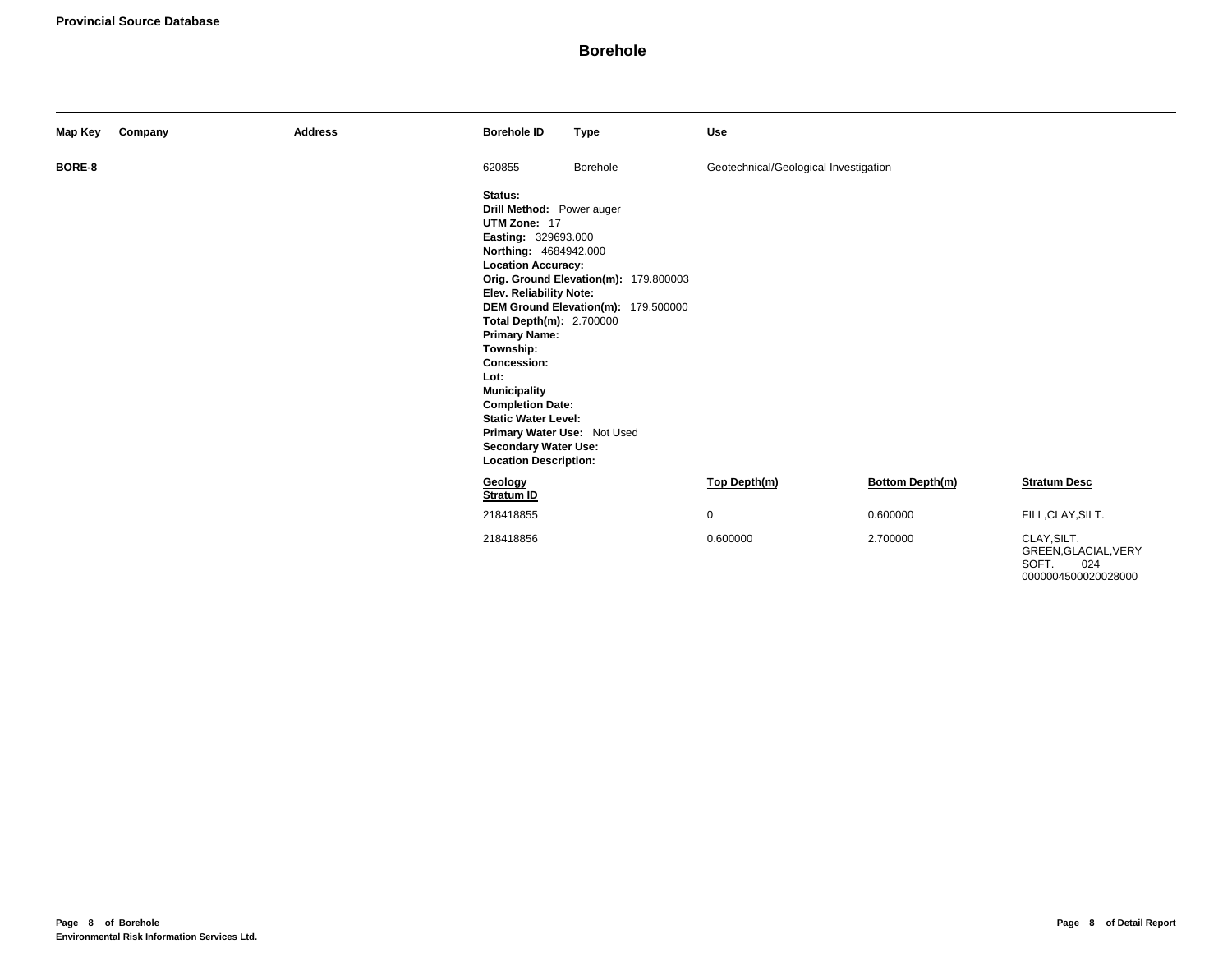**Provincial Source Database**

# Borehole

| Map Key | Company | Address | Borehole ID | Type | Use |
|---|---|---|---|---|---|
| **BORE-8** | | | 620855 | Borehole | Geotechnical/Geological Investigation |

**Status:**
**Drill Method:** Power auger
**UTM Zone:** 17
**Easting:** 329693.000
**Northing:** 4684942.000
**Location Accuracy:**
**Orig. Ground Elevation(m):** 179.800003
**Elev. Reliability Note:**
**DEM Ground Elevation(m):** 179.500000
**Total Depth(m):** 2.700000
**Primary Name:**
**Township:**
**Concession:**
**Lot:**
**Municipality**
**Completion Date:**
**Static Water Level:**
**Primary Water Use:** Not Used
**Secondary Water Use:**
**Location Description:**

| Geology Stratum ID | Top Depth(m) | Bottom Depth(m) | Stratum Desc |
|---|---|---|---|
| 218418855 | 0 | 0.600000 | FILL,CLAY,SILT. |
| 218418856 | 0.600000 | 2.700000 | CLAY,SILT. GREEN,GLACIAL,VERY SOFT. 024 0000004500020028000 |

**Page 8 of Borehole**
**Environmental Risk Information Services Ltd.**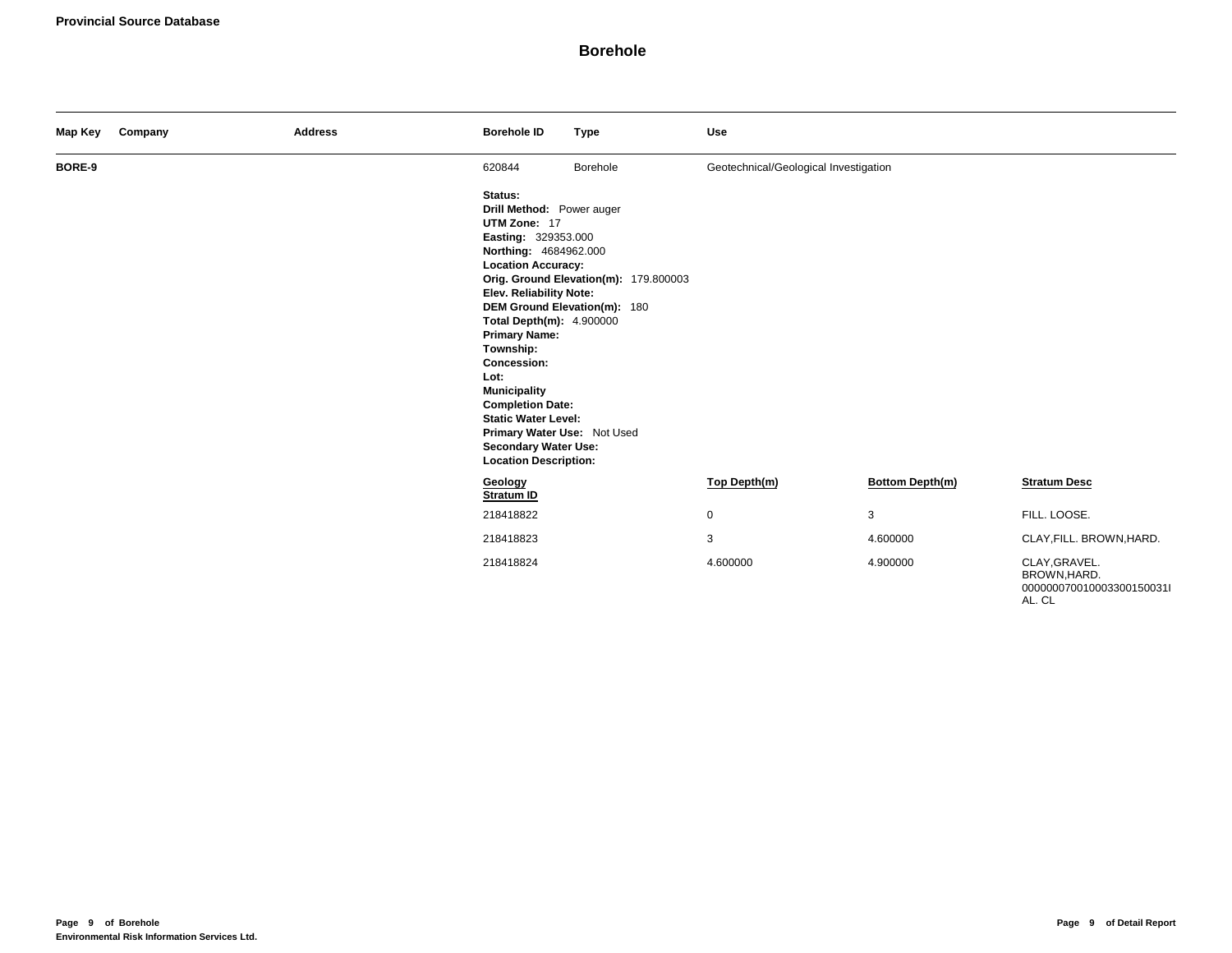**Provincial Source Database**

# Borehole

| Map Key | Company | Address | Borehole ID | Type | Use |
|---|---|---|---|---|---|
| **BORE-9** | | | 620844 | Borehole | Geotechnical/Geological Investigation |

**Status:**
**Drill Method:** Power auger
**UTM Zone:** 17
**Easting:** 329353.000
**Northing:** 4684962.000
**Location Accuracy:**
**Orig. Ground Elevation(m):** 179.800003
**Elev. Reliability Note:**
**DEM Ground Elevation(m):** 180
**Total Depth(m):** 4.900000
**Primary Name:**
**Township:**
**Concession:**
**Lot:**
**Municipality**
**Completion Date:**
**Static Water Level:**
**Primary Water Use:** Not Used
**Secondary Water Use:**
**Location Description:**

| Geology Stratum ID | Top Depth(m) | Bottom Depth(m) | Stratum Desc |
|---|---|---|---|
| 218418822 | 0 | 3 | FILL. LOOSE. |
| 218418823 | 3 | 4.600000 | CLAY,FILL. BROWN,HARD. |
| 218418824 | 4.600000 | 4.900000 | CLAY,GRAVEL. BROWN,HARD. 0000000700100033001500311AL. CL |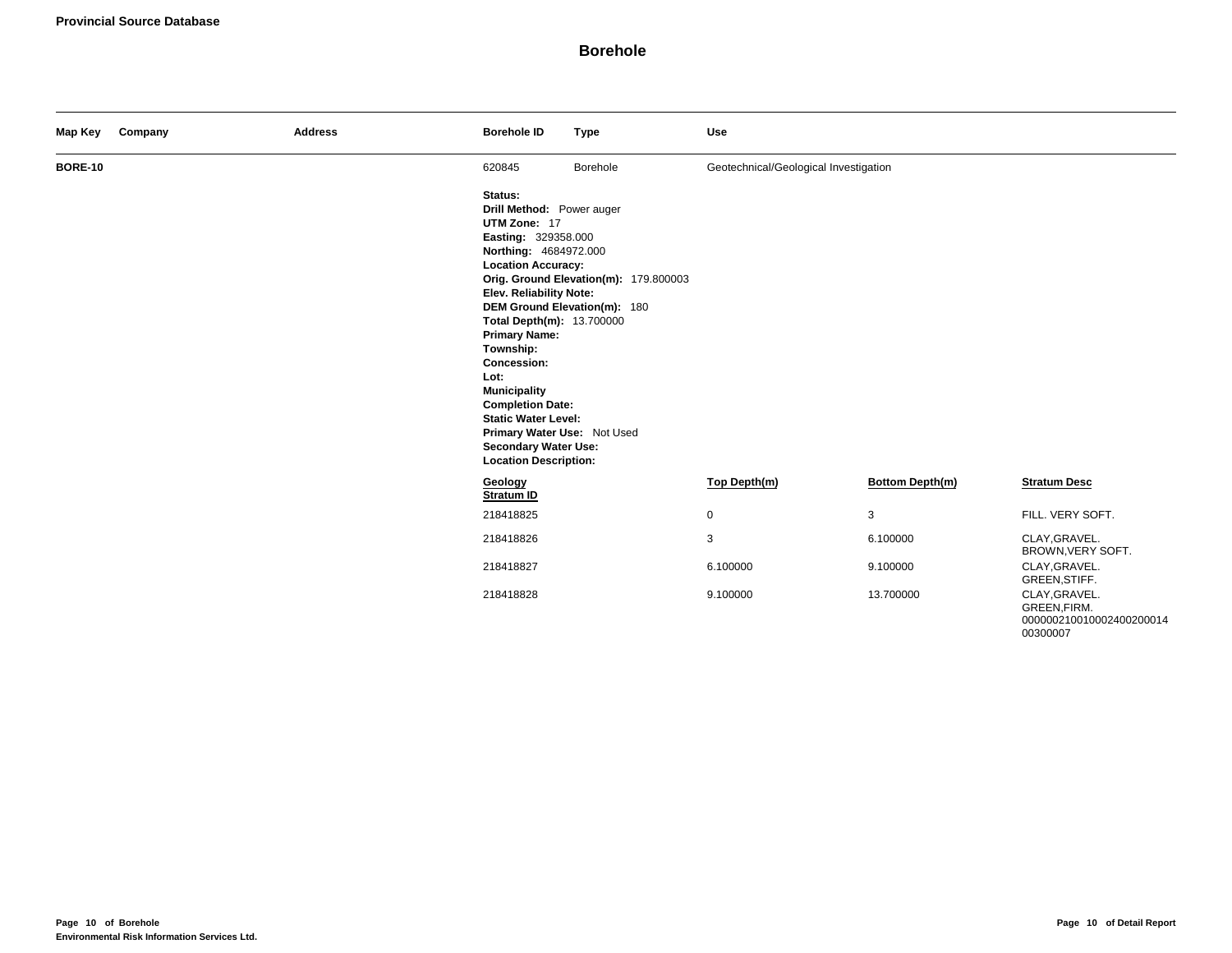**Provincial Source Database**

## Borehole

| Map Key | Company | Address | Borehole ID | Type | Use |
|---|---|---|---|---|---|
| **BORE-10** | | | 620845 | Borehole | Geotechnical/Geological Investigation |

**Status:**
**Drill Method:** Power auger
**UTM Zone:** 17
**Easting:** 329358.000
**Northing:** 4684972.000
**Location Accuracy:**
**Orig. Ground Elevation(m):** 179.800003
**Elev. Reliability Note:**
**DEM Ground Elevation(m):** 180
**Total Depth(m):** 13.700000
**Primary Name:**
**Township:**
**Concession:**
**Lot:**
**Municipality**
**Completion Date:**
**Static Water Level:**
**Primary Water Use:** Not Used
**Secondary Water Use:**
**Location Description:**

| Geology Stratum ID | Top Depth(m) | Bottom Depth(m) | Stratum Desc |
|---|---|---|---|
| 218418825 | 0 | 3 | FILL. VERY SOFT. |
| 218418826 | 3 | 6.100000 | CLAY,GRAVEL. BROWN,VERY SOFT. |
| 218418827 | 6.100000 | 9.100000 | CLAY,GRAVEL. GREEN,STIFF. |
| 218418828 | 9.100000 | 13.700000 | CLAY,GRAVEL. GREEN,FIRM. 0000002100100024002000140 0300007 |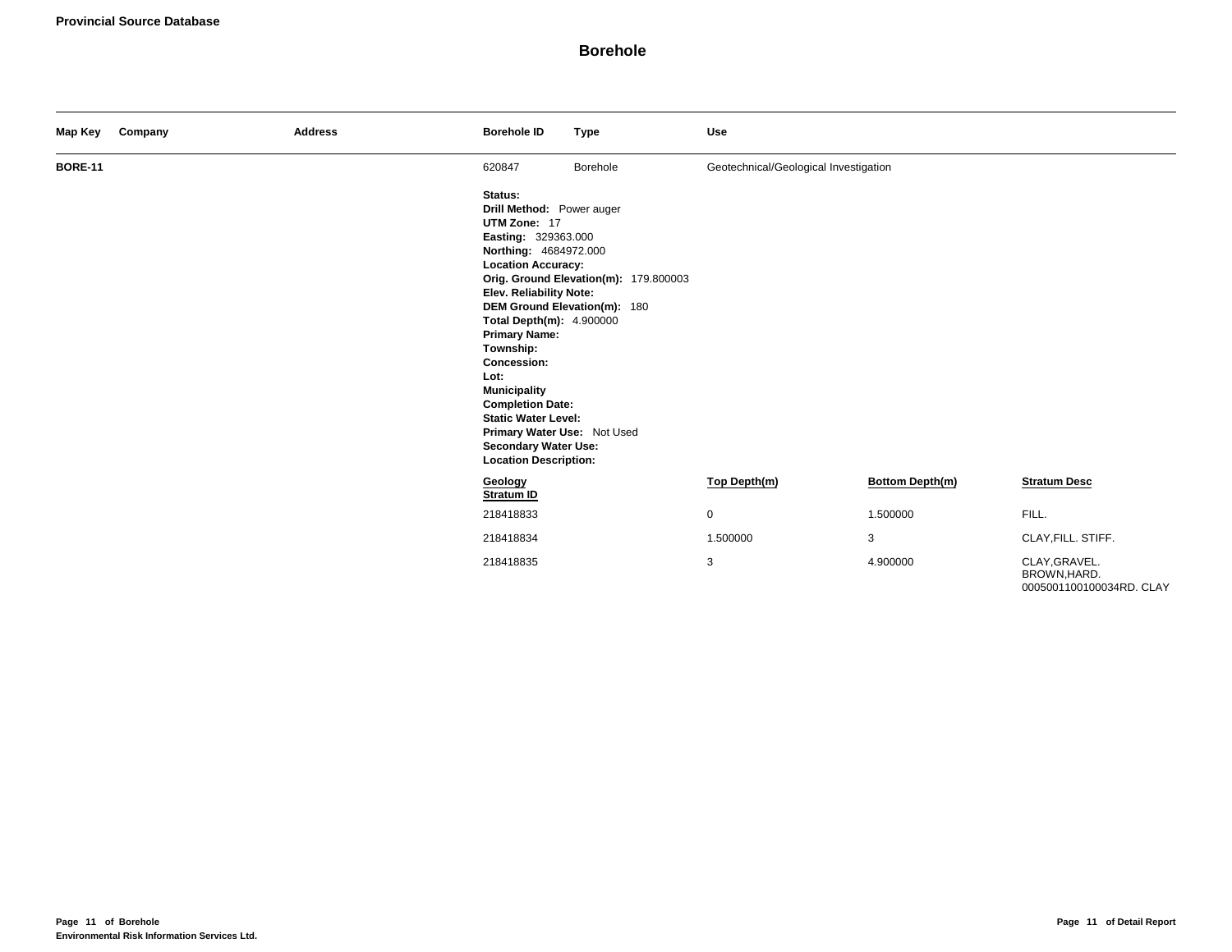**Provincial Source Database**

# Borehole

| Map Key | Company | Address | Borehole ID | Type | Use |
|---|---|---|---|---|---|
| **BORE-11** | | | 620847 | Borehole | Geotechnical/Geological Investigation |

**Status:**
**Drill Method:** Power auger
**UTM Zone:** 17
**Easting:** 329363.000
**Northing:** 4684972.000
**Location Accuracy:**
**Orig. Ground Elevation(m):** 179.800003
**Elev. Reliability Note:**
**DEM Ground Elevation(m):** 180
**Total Depth(m):** 4.900000
**Primary Name:**
**Township:**
**Concession:**
**Lot:**
**Municipality**
**Completion Date:**
**Static Water Level:**
**Primary Water Use:** Not Used
**Secondary Water Use:**
**Location Description:**

| Geology Stratum ID | Top Depth(m) | Bottom Depth(m) | Stratum Desc |
|---|---|---|---|
| 218418833 | 0 | 1.500000 | FILL. |
| 218418834 | 1.500000 | 3 | CLAY,FILL. STIFF. |
| 218418835 | 3 | 4.900000 | CLAY,GRAVEL. BROWN,HARD. 0005001100100034RD. CLAY |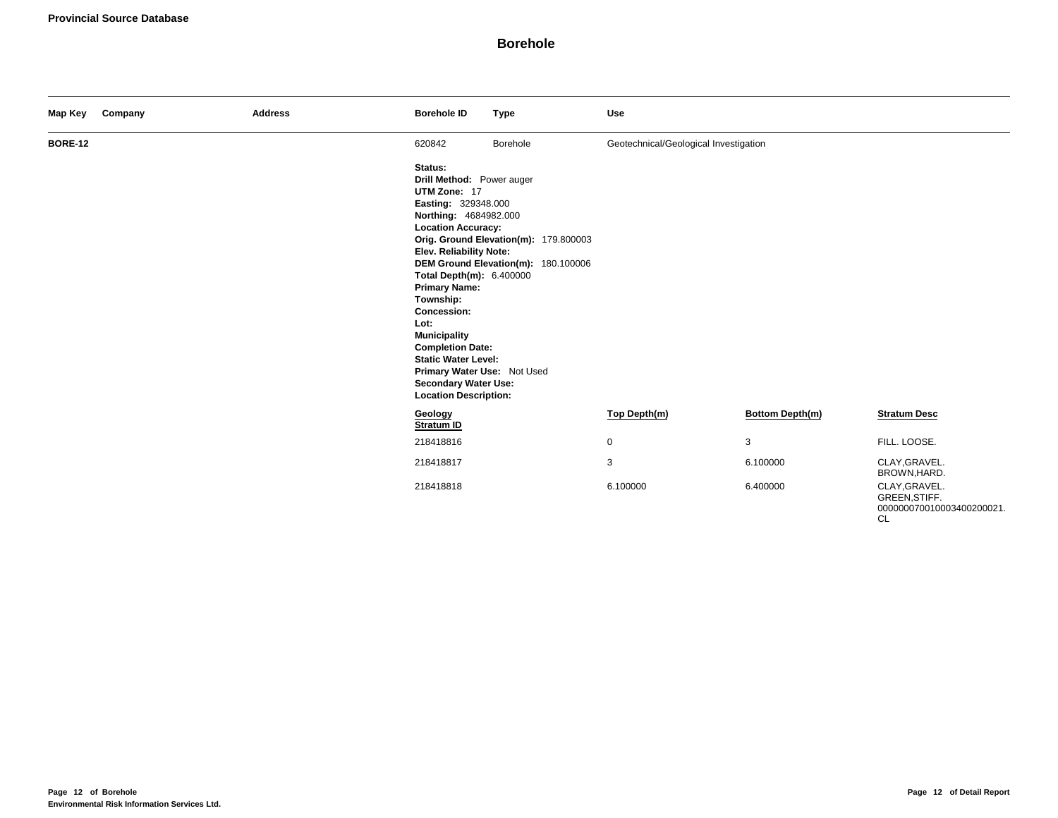**Provincial Source Database**

## Borehole

| Map Key | Company | Address | Borehole ID | Type | Use |
|---|---|---|---|---|---|
| **BORE-12** | | | 620842 | Borehole | Geotechnical/Geological Investigation |

**Status:**
**Drill Method:** Power auger
**UTM Zone:** 17
**Easting:** 329348.000
**Northing:** 4684982.000
**Location Accuracy:**
**Orig. Ground Elevation(m):** 179.800003
**Elev. Reliability Note:**
**DEM Ground Elevation(m):** 180.100006
**Total Depth(m):** 6.400000
**Primary Name:**
**Township:**
**Concession:**
**Lot:**
**Municipality**
**Completion Date:**
**Static Water Level:**
**Primary Water Use:** Not Used
**Secondary Water Use:**
**Location Description:**

| Geology Stratum ID | Top Depth(m) | Bottom Depth(m) | Stratum Desc |
|---|---|---|---|
| 218418816 | 0 | 3 | FILL. LOOSE. |
| 218418817 | 3 | 6.100000 | CLAY,GRAVEL. BROWN,HARD. |
| 218418818 | 6.100000 | 6.400000 | CLAY,GRAVEL. GREEN,STIFF. 00000007001000340020002​1. CL |

**Environmental Risk Information Services Ltd.**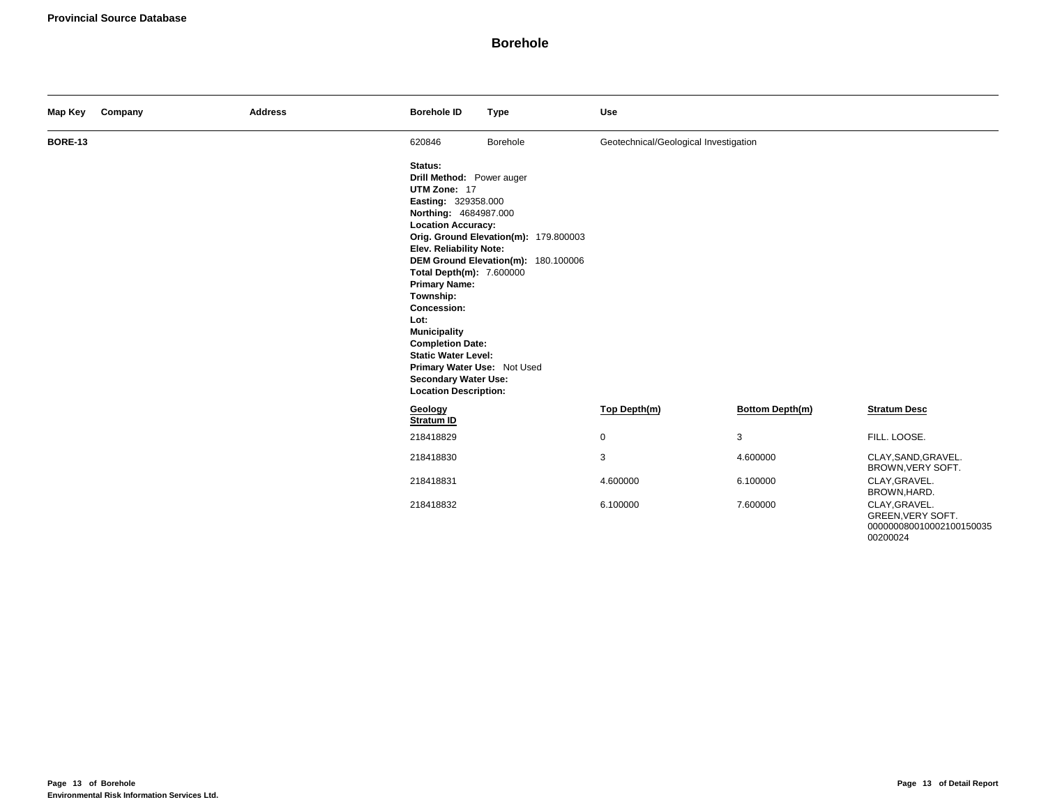**Provincial Source Database**

# Borehole

| Map Key | Company | Address | Borehole ID | Type | Use |
|---|---|---|---|---|---|
| **BORE-13** | | | 620846 | Borehole | Geotechnical/Geological Investigation |

**Status:**
**Drill Method:** Power auger
**UTM Zone:** 17
**Easting:** 329358.000
**Northing:** 4684987.000
**Location Accuracy:**
**Orig. Ground Elevation(m):** 179.800003
**Elev. Reliability Note:**
**DEM Ground Elevation(m):** 180.100006
**Total Depth(m):** 7.600000
**Primary Name:**
**Township:**
**Concession:**
**Lot:**
**Municipality**
**Completion Date:**
**Static Water Level:**
**Primary Water Use:** Not Used
**Secondary Water Use:**
**Location Description:**

| Geology Stratum ID | Top Depth(m) | Bottom Depth(m) | Stratum Desc |
|---|---|---|---|
| 218418829 | 0 | 3 | FILL. LOOSE. |
| 218418830 | 3 | 4.600000 | CLAY,SAND,GRAVEL. BROWN,VERY SOFT. |
| 218418831 | 4.600000 | 6.100000 | CLAY,GRAVEL. BROWN,HARD. |
| 218418832 | 6.100000 | 7.600000 | CLAY,GRAVEL. GREEN,VERY SOFT. 0000000800100021001500350 0200024 |

Environmental Risk Information Services Ltd.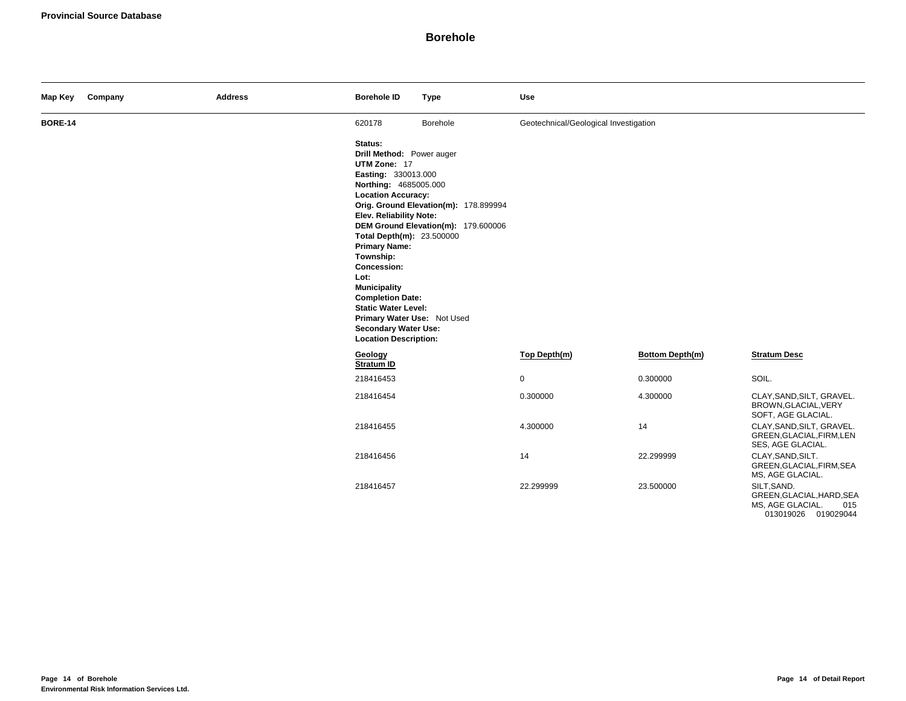**Provincial Source Database**

# Borehole

| Map Key | Company | Address | Borehole ID | Type | Use |
|---|---|---|---|---|---|
| **BORE-14** | | | 620178 | Borehole | Geotechnical/Geological Investigation |

**Status:**
**Drill Method:** Power auger
**UTM Zone:** 17
**Easting:** 330013.000
**Northing:** 4685005.000
**Location Accuracy:**
**Orig. Ground Elevation(m):** 178.899994
**Elev. Reliability Note:**
**DEM Ground Elevation(m):** 179.600006
**Total Depth(m):** 23.500000
**Primary Name:**
**Township:**
**Concession:**
**Lot:**
**Municipality**
**Completion Date:**
**Static Water Level:**
**Primary Water Use:** Not Used
**Secondary Water Use:**
**Location Description:**

| Geology Stratum ID | Top Depth(m) | Bottom Depth(m) | Stratum Desc |
|---|---|---|---|
| 218416453 | 0 | 0.300000 | SOIL. |
| 218416454 | 0.300000 | 4.300000 | CLAY,SAND,SILT, GRAVEL. BROWN,GLACIAL,VERY SOFT, AGE GLACIAL. |
| 218416455 | 4.300000 | 14 | CLAY,SAND,SILT, GRAVEL. GREEN,GLACIAL,FIRM,LENSES, AGE GLACIAL. |
| 218416456 | 14 | 22.299999 | CLAY,SAND,SILT. GREEN,GLACIAL,FIRM,SEAMS, AGE GLACIAL. |
| 218416457 | 22.299999 | 23.500000 | SILT,SAND. GREEN,GLACIAL,HARD,SEAMS, AGE GLACIAL. 015 013019026 019029044 |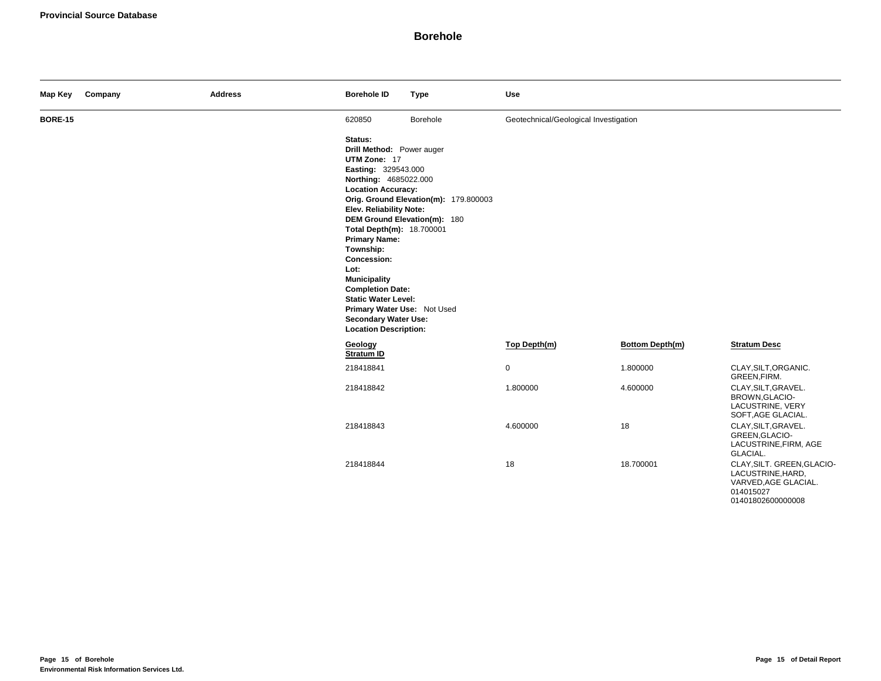**Provincial Source Database**

# Borehole

| Map Key | Company | Address | Borehole ID | Type | Use |
|---|---|---|---|---|---|
| **BORE-15** | | | 620850 | Borehole | Geotechnical/Geological Investigation |

**Status:**
**Drill Method:** Power auger
**UTM Zone:** 17
**Easting:** 329543.000
**Northing:** 4685022.000
**Location Accuracy:**
**Orig. Ground Elevation(m):** 179.800003
**Elev. Reliability Note:**
**DEM Ground Elevation(m):** 180
**Total Depth(m):** 18.700001
**Primary Name:**
**Township:**
**Concession:**
**Lot:**
**Municipality**
**Completion Date:**
**Static Water Level:**
**Primary Water Use:** Not Used
**Secondary Water Use:**
**Location Description:**

| Geology Stratum ID | Top Depth(m) | Bottom Depth(m) | Stratum Desc |
|---|---|---|---|
| 218418841 | 0 | 1.800000 | CLAY,SILT,ORGANIC. GREEN,FIRM. |
| 218418842 | 1.800000 | 4.600000 | CLAY,SILT,GRAVEL. BROWN,GLACIO-LACUSTRINE, VERY SOFT,AGE GLACIAL. |
| 218418843 | 4.600000 | 18 | CLAY,SILT,GRAVEL. GREEN,GLACIO-LACUSTRINE,FIRM, AGE GLACIAL. |
| 218418844 | 18 | 18.700001 | CLAY,SILT. GREEN,GLACIO-LACUSTRINE,HARD, VARVED,AGE GLACIAL. 014015027 01401802600000008 |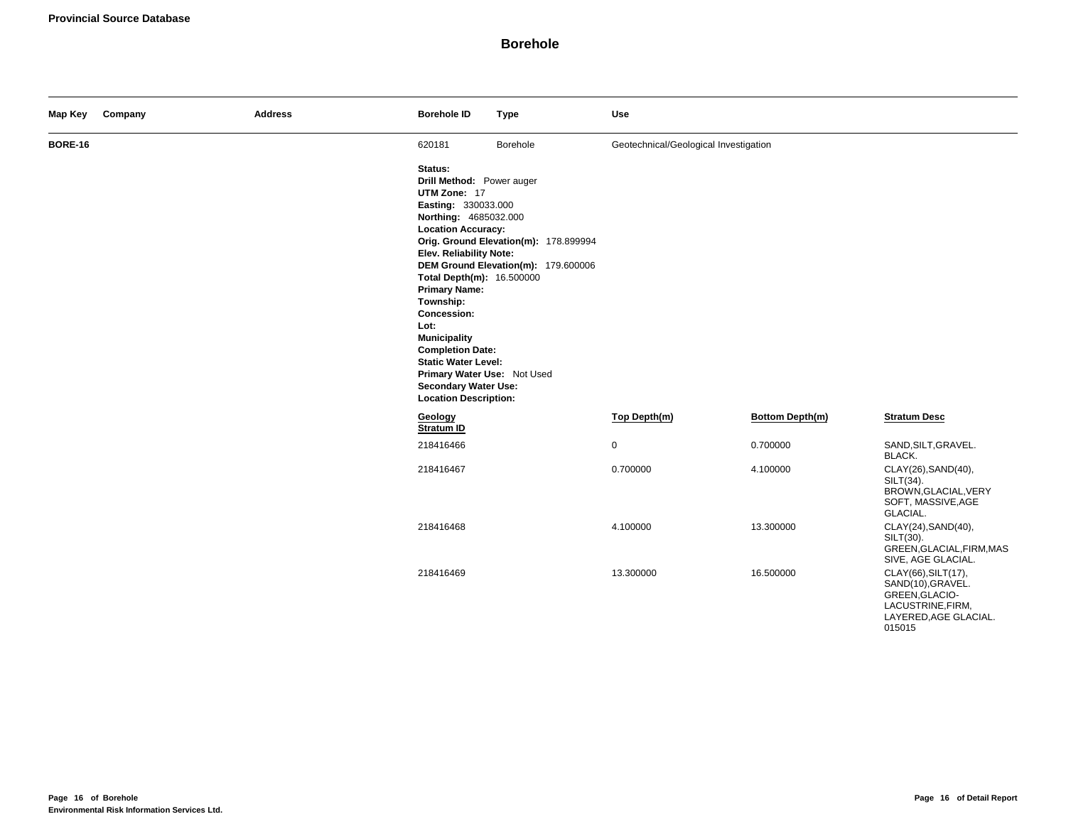**Provincial Source Database**

# Borehole

| Map Key | Company | Address | Borehole ID | Type | Use |
|---|---|---|---|---|---|
| **BORE-16** | | | 620181 | Borehole | Geotechnical/Geological Investigation |

**Status:**
**Drill Method:** Power auger
**UTM Zone:** 17
**Easting:** 330033.000
**Northing:** 4685032.000
**Location Accuracy:**
**Orig. Ground Elevation(m):** 178.899994
**Elev. Reliability Note:**
**DEM Ground Elevation(m):** 179.600006
**Total Depth(m):** 16.500000
**Primary Name:**
**Township:**
**Concession:**
**Lot:**
**Municipality**
**Completion Date:**
**Static Water Level:**
**Primary Water Use:** Not Used
**Secondary Water Use:**
**Location Description:**

| Geology Stratum ID | Top Depth(m) | Bottom Depth(m) | Stratum Desc |
|---|---|---|---|
| 218416466 | 0 | 0.700000 | SAND,SILT,GRAVEL. BLACK. |
| 218416467 | 0.700000 | 4.100000 | CLAY(26),SAND(40), SILT(34). BROWN,GLACIAL,VERY SOFT, MASSIVE,AGE GLACIAL. |
| 218416468 | 4.100000 | 13.300000 | CLAY(24),SAND(40), SILT(30). GREEN,GLACIAL,FIRM,MASSIVE, AGE GLACIAL. |
| 218416469 | 13.300000 | 16.500000 | CLAY(66),SILT(17), SAND(10),GRAVEL. GREEN,GLACIO-LACUSTRINE,FIRM, LAYERED,AGE GLACIAL. 015015 |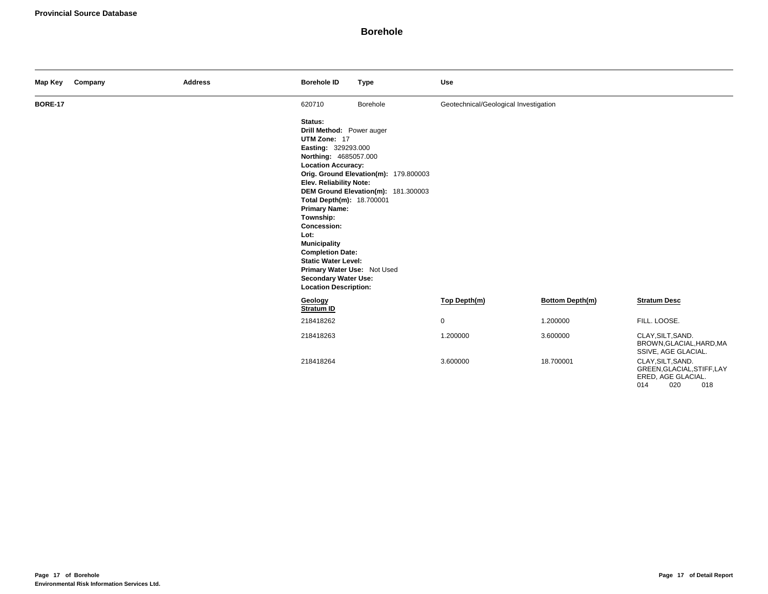## Provincial Source Database

# Borehole

| Map Key | Company | Address | Borehole ID | Type | Use |
|---|---|---|---|---|---|
| BORE-17 | | | 620710 | Borehole | Geotechnical/Geological Investigation |

**Status:**
**Drill Method:** Power auger
**UTM Zone:** 17
**Easting:** 329293.000
**Northing:** 4685057.000
**Location Accuracy:**
**Orig. Ground Elevation(m):** 179.800003
**Elev. Reliability Note:**
**DEM Ground Elevation(m):** 181.300003
**Total Depth(m):** 18.700001
**Primary Name:**
**Township:**
**Concession:**
**Lot:**
**Municipality**
**Completion Date:**
**Static Water Level:**
**Primary Water Use:** Not Used
**Secondary Water Use:**
**Location Description:**

| Geology Stratum ID | Top Depth(m) | Bottom Depth(m) | Stratum Desc |
|---|---|---|---|
| 218418262 | 0 | 1.200000 | FILL. LOOSE. |
| 218418263 | 1.200000 | 3.600000 | CLAY,SILT,SAND. BROWN,GLACIAL,HARD,MASSIVE, AGE GLACIAL. |
| 218418264 | 3.600000 | 18.700001 | CLAY,SILT,SAND. GREEN,GLACIAL,STIFF,LAYERED, AGE GLACIAL. 014 020 018 |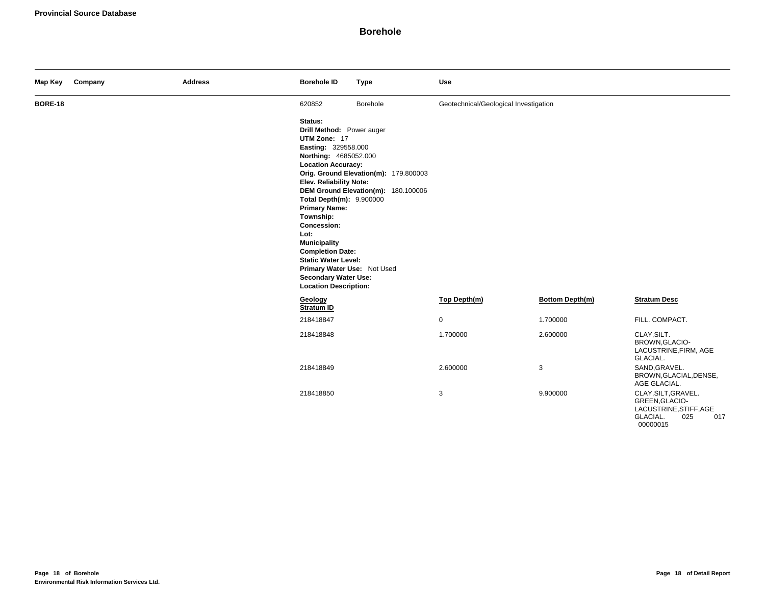**Provincial Source Database**

# Borehole

| Map Key | Company | Address | Borehole ID | Type | Use |
|---|---|---|---|---|---|
| **BORE-18** | | | 620852 | Borehole | Geotechnical/Geological Investigation |

**Status:**
**Drill Method:** Power auger
**UTM Zone:** 17
**Easting:** 329558.000
**Northing:** 4685052.000
**Location Accuracy:**
**Orig. Ground Elevation(m):** 179.800003
**Elev. Reliability Note:**
**DEM Ground Elevation(m):** 180.100006
**Total Depth(m):** 9.900000
**Primary Name:**
**Township:**
**Concession:**
**Lot:**
**Municipality**
**Completion Date:**
**Static Water Level:**
**Primary Water Use:** Not Used
**Secondary Water Use:**
**Location Description:**

| Geology Stratum ID | Top Depth(m) | Bottom Depth(m) | Stratum Desc |
|---|---|---|---|
| 218418847 | 0 | 1.700000 | FILL. COMPACT. |
| 218418848 | 1.700000 | 2.600000 | CLAY,SILT. BROWN,GLACIO-LACUSTRINE,FIRM, AGE GLACIAL. |
| 218418849 | 2.600000 | 3 | SAND,GRAVEL. BROWN,GLACIAL,DENSE, AGE GLACIAL. |
| 218418850 | 3 | 9.900000 | CLAY,SILT,GRAVEL. GREEN,GLACIO-LACUSTRINE,STIFF,AGE GLACIAL. 025 017 00000015 |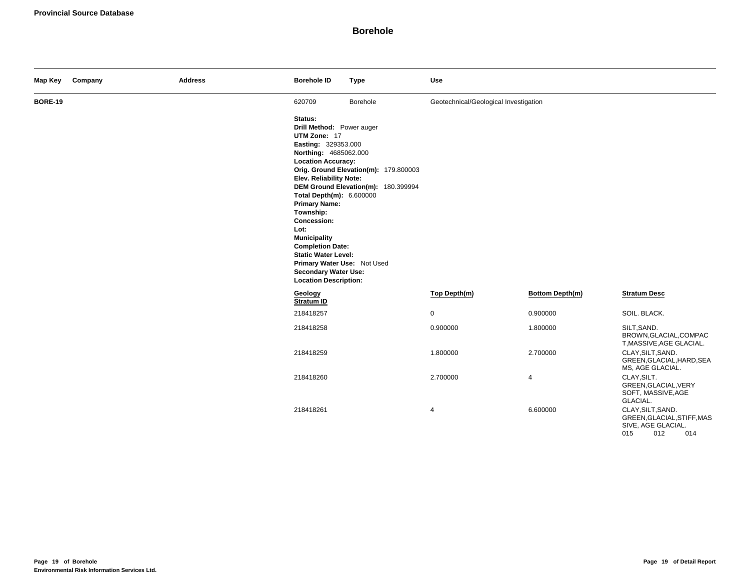## Provincial Source Database

# Borehole

| Map Key | Company | Address | Borehole ID | Type | Use |
|---|---|---|---|---|---|
| BORE-19 | | | 620709 | Borehole | Geotechnical/Geological Investigation |

**Status:**
**Drill Method:** Power auger
**UTM Zone:** 17
**Easting:** 329353.000
**Northing:** 4685062.000
**Location Accuracy:**
**Orig. Ground Elevation(m):** 179.800003
**Elev. Reliability Note:**
**DEM Ground Elevation(m):** 180.399994
**Total Depth(m):** 6.600000
**Primary Name:**
**Township:**
**Concession:**
**Lot:**
**Municipality**
**Completion Date:**
**Static Water Level:**
**Primary Water Use:** Not Used
**Secondary Water Use:**
**Location Description:**

| Geology Stratum ID | Top Depth(m) | Bottom Depth(m) | Stratum Desc |
|---|---|---|---|
| 218418257 | 0 | 0.900000 | SOIL. BLACK. |
| 218418258 | 0.900000 | 1.800000 | SILT,SAND. BROWN,GLACIAL,COMPACT,MASSIVE,AGE GLACIAL. |
| 218418259 | 1.800000 | 2.700000 | CLAY,SILT,SAND. GREEN,GLACIAL,HARD,SEAMS, AGE GLACIAL. |
| 218418260 | 2.700000 | 4 | CLAY,SILT. GREEN,GLACIAL,VERY SOFT, MASSIVE,AGE GLACIAL. |
| 218418261 | 4 | 6.600000 | CLAY,SILT,SAND. GREEN,GLACIAL,STIFF,MASSIVE, AGE GLACIAL. 015 012 014 |

Environmental Risk Information Services Ltd.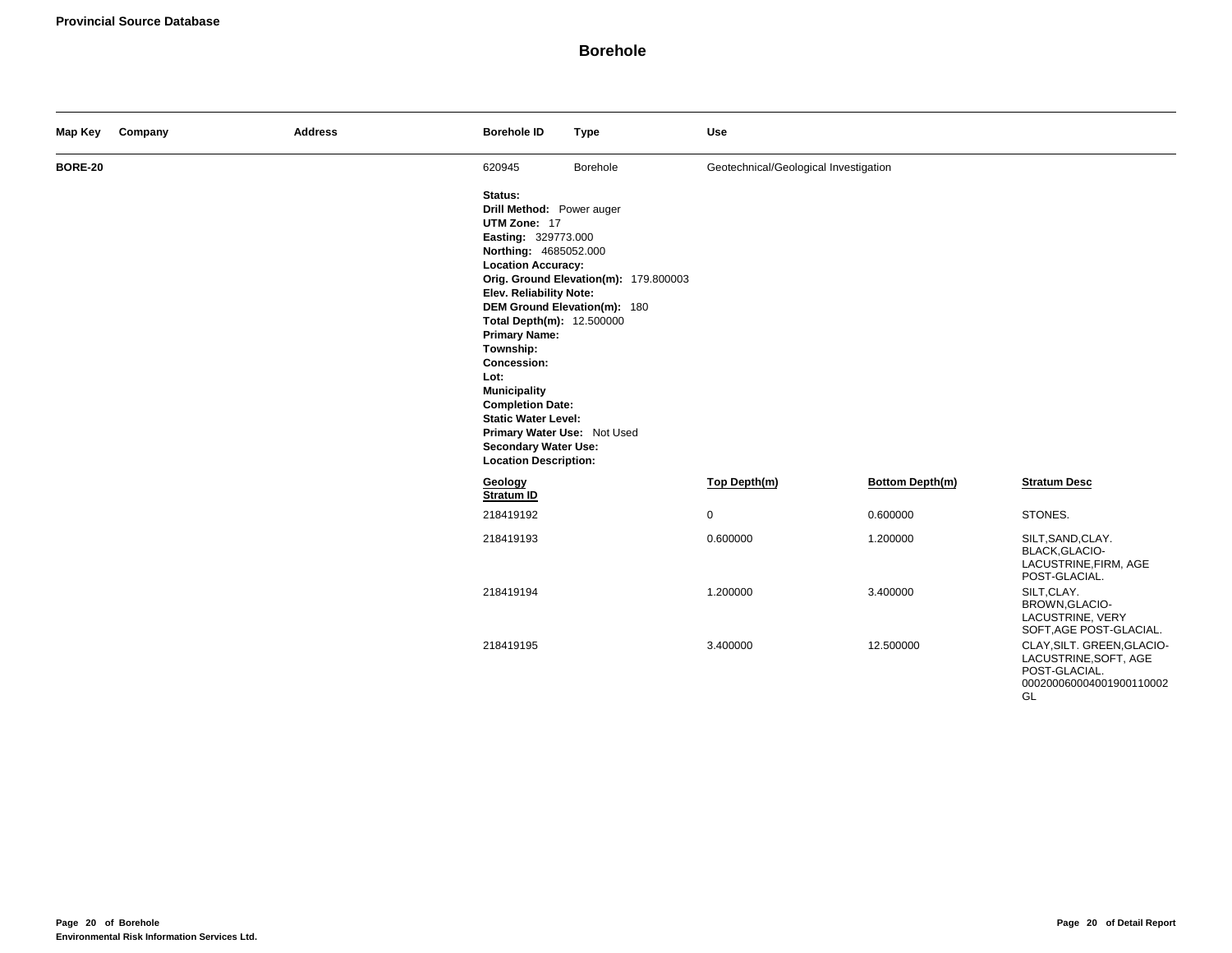**Provincial Source Database**

# Borehole

| Map Key | Company | Address | Borehole ID | Type | Use |
|---|---|---|---|---|---|
| **BORE-20** | | | 620945 | Borehole | Geotechnical/Geological Investigation |

**Status:**
**Drill Method:** Power auger
**UTM Zone:** 17
**Easting:** 329773.000
**Northing:** 4685052.000
**Location Accuracy:**
**Orig. Ground Elevation(m):** 179.800003
**Elev. Reliability Note:**
**DEM Ground Elevation(m):** 180
**Total Depth(m):** 12.500000
**Primary Name:**
**Township:**
**Concession:**
**Lot:**
**Municipality**
**Completion Date:**
**Static Water Level:**
**Primary Water Use:** Not Used
**Secondary Water Use:**
**Location Description:**

| Geology Stratum ID | Top Depth(m) | Bottom Depth(m) | Stratum Desc |
|---|---|---|---|
| 218419192 | 0 | 0.600000 | STONES. |
| 218419193 | 0.600000 | 1.200000 | SILT,SAND,CLAY. BLACK,GLACIO-LACUSTRINE,FIRM, AGE POST-GLACIAL. |
| 218419194 | 1.200000 | 3.400000 | SILT,CLAY. BROWN,GLACIO-LACUSTRINE, VERY SOFT,AGE POST-GLACIAL. |
| 218419195 | 3.400000 | 12.500000 | CLAY,SILT. GREEN,GLACIO-LACUSTRINE,SOFT, AGE POST-GLACIAL. 00020006000400190011000​2 GL |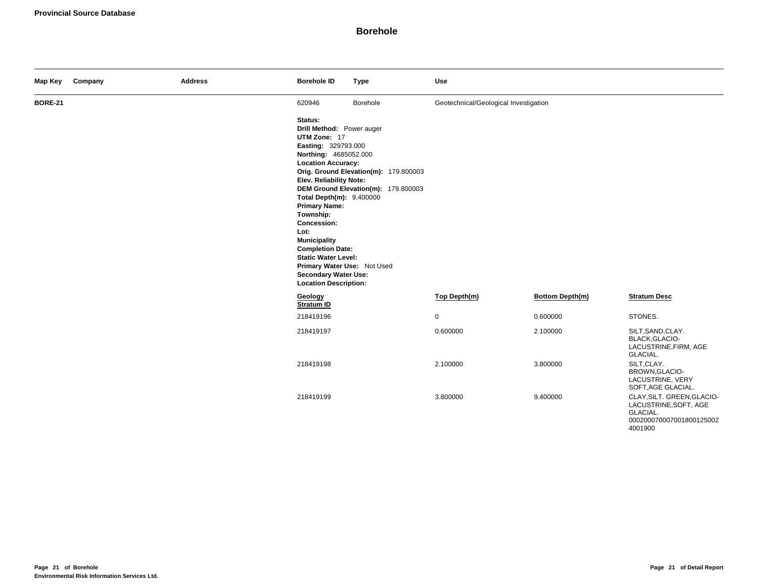**Provincial Source Database**

# Borehole

| Map Key | Company | Address | Borehole ID | Type | Use |
|---|---|---|---|---|---|
| **BORE-21** | | | 620946 | Borehole | Geotechnical/Geological Investigation |

**Status:**
**Drill Method:** Power auger
**UTM Zone:** 17
**Easting:** 329793.000
**Northing:** 4685052.000
**Location Accuracy:**
**Orig. Ground Elevation(m):** 179.800003
**Elev. Reliability Note:**
**DEM Ground Elevation(m):** 179.800003
**Total Depth(m):** 9.400000
**Primary Name:**
**Township:**
**Concession:**
**Lot:**
**Municipality**
**Completion Date:**
**Static Water Level:**
**Primary Water Use:** Not Used
**Secondary Water Use:**
**Location Description:**

| Geology Stratum ID | Top Depth(m) | Bottom Depth(m) | Stratum Desc |
|---|---|---|---|
| 218419196 | 0 | 0.600000 | STONES. |
| 218419197 | 0.600000 | 2.100000 | SILT,SAND,CLAY. BLACK,GLACIO-LACUSTRINE,FIRM, AGE GLACIAL. |
| 218419198 | 2.100000 | 3.800000 | SILT,CLAY. BROWN,GLACIO-LACUSTRINE, VERY SOFT,AGE GLACIAL. |
| 218419199 | 3.800000 | 9.400000 | CLAY,SILT. GREEN,GLACIO-LACUSTRINE,SOFT, AGE GLACIAL. 000200070007001800125002 4001900 |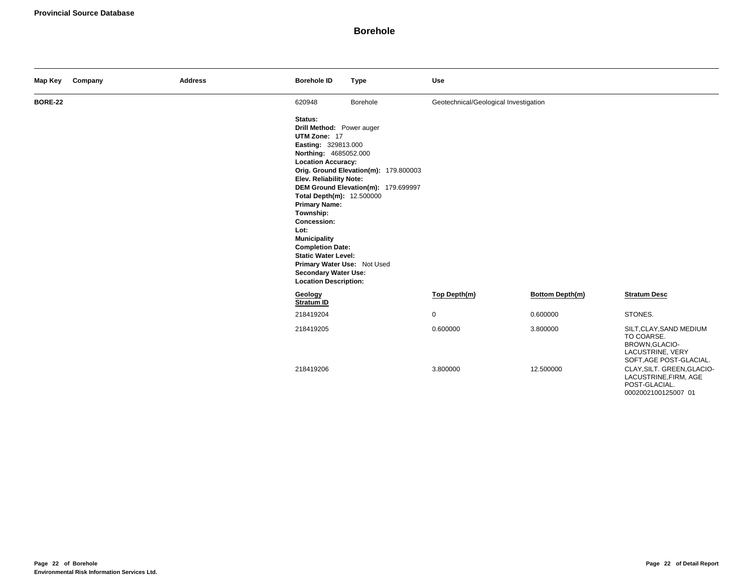**Provincial Source Database**

## Borehole

| Map Key | Company | Address | Borehole ID | Type | Use |
|---|---|---|---|---|---|
| BORE-22 | | | 620948 | Borehole | Geotechnical/Geological Investigation |

**Status:**
**Drill Method:** Power auger
**UTM Zone:** 17
**Easting:** 329813.000
**Northing:** 4685052.000
**Location Accuracy:**
**Orig. Ground Elevation(m):** 179.800003
**Elev. Reliability Note:**
**DEM Ground Elevation(m):** 179.699997
**Total Depth(m):** 12.500000
**Primary Name:**
**Township:**
**Concession:**
**Lot:**
**Municipality**
**Completion Date:**
**Static Water Level:**
**Primary Water Use:** Not Used
**Secondary Water Use:**
**Location Description:**

| Geology Stratum ID | Top Depth(m) | Bottom Depth(m) | Stratum Desc |
|---|---|---|---|
| 218419204 | 0 | 0.600000 | STONES. |
| 218419205 | 0.600000 | 3.800000 | SILT,CLAY,SAND MEDIUM TO COARSE. BROWN,GLACIO-LACUSTRINE, VERY SOFT,AGE POST-GLACIAL. |
| 218419206 | 3.800000 | 12.500000 | CLAY,SILT. GREEN,GLACIO-LACUSTRINE,FIRM, AGE POST-GLACIAL. 0002002100125007 01 |

**Environmental Risk Information Services Ltd.**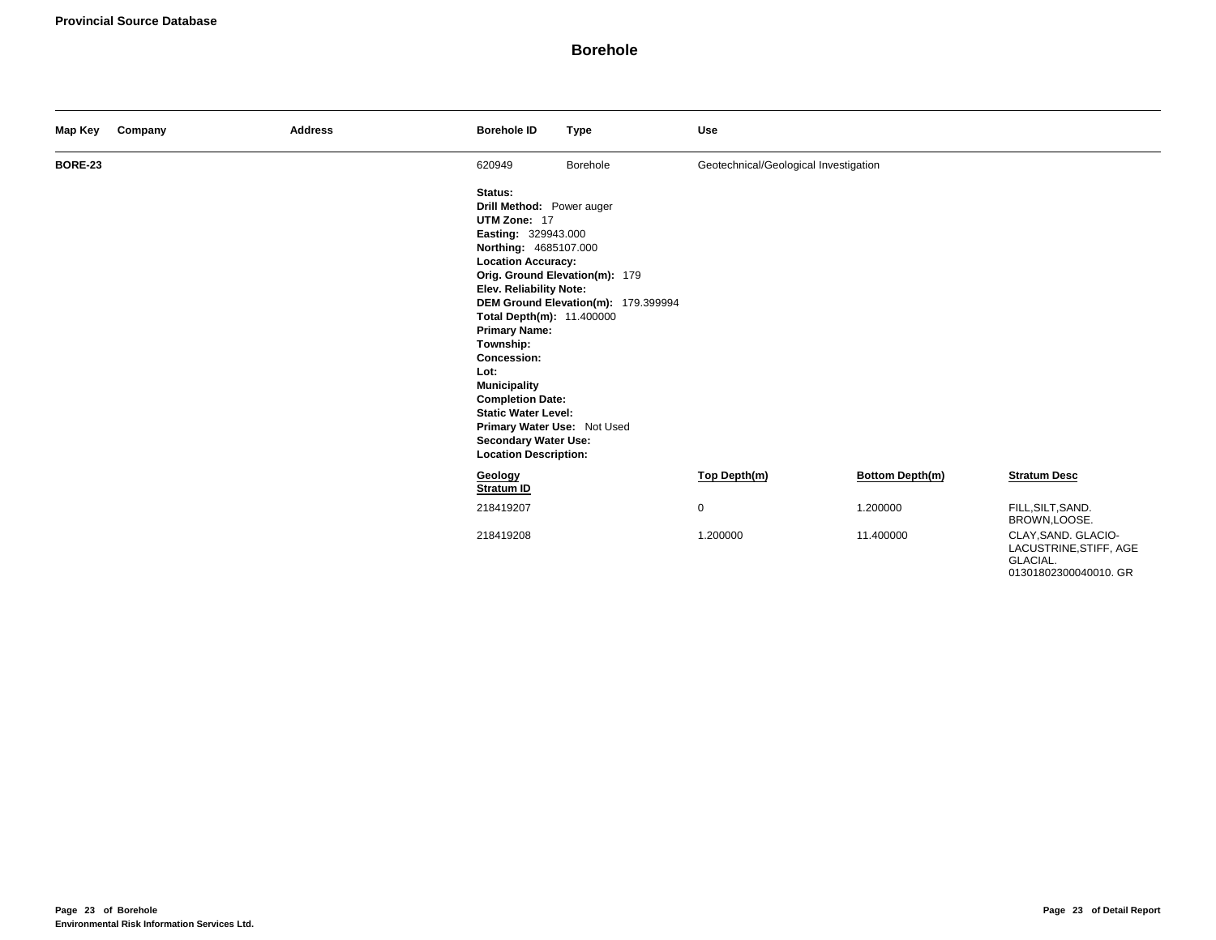**Provincial Source Database**

# Borehole

| Map Key | Company | Address | Borehole ID | Type | Use |
|---|---|---|---|---|---|
| **BORE-23** | | | 620949 | Borehole | Geotechnical/Geological Investigation |

**Status:**
**Drill Method:** Power auger
**UTM Zone:** 17
**Easting:** 329943.000
**Northing:** 4685107.000
**Location Accuracy:**
**Orig. Ground Elevation(m):** 179
**Elev. Reliability Note:**
**DEM Ground Elevation(m):** 179.399994
**Total Depth(m):** 11.400000
**Primary Name:**
**Township:**
**Concession:**
**Lot:**
**Municipality**
**Completion Date:**
**Static Water Level:**
**Primary Water Use:** Not Used
**Secondary Water Use:**
**Location Description:**

| Geology Stratum ID | Top Depth(m) | Bottom Depth(m) | Stratum Desc |
|---|---|---|---|
| 218419207 | 0 | 1.200000 | FILL,SILT,SAND. BROWN,LOOSE. |
| 218419208 | 1.200000 | 11.400000 | CLAY,SAND. GLACIO-LACUSTRINE,STIFF, AGE GLACIAL. 01301802300040010. GR |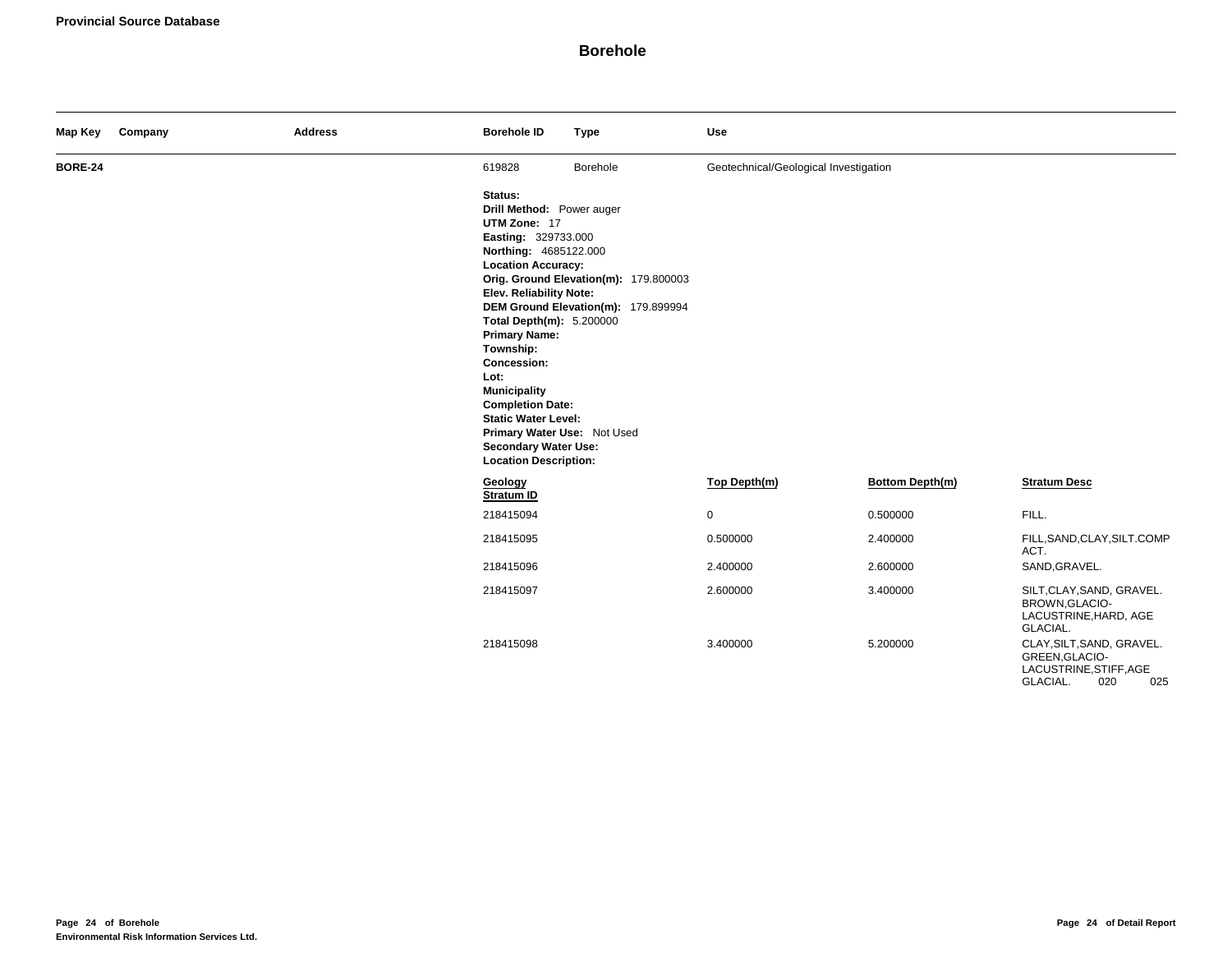**Provincial Source Database**

# Borehole

| Map Key | Company | Address | Borehole ID | Type | Use |
|---|---|---|---|---|---|
| **BORE-24** | | | 619828 | Borehole | Geotechnical/Geological Investigation |

**Status:**
**Drill Method:** Power auger
**UTM Zone:** 17
**Easting:** 329733.000
**Northing:** 4685122.000
**Location Accuracy:**
**Orig. Ground Elevation(m):** 179.800003
**Elev. Reliability Note:**
**DEM Ground Elevation(m):** 179.899994
**Total Depth(m):** 5.200000
**Primary Name:**
**Township:**
**Concession:**
**Lot:**
**Municipality**
**Completion Date:**
**Static Water Level:**
**Primary Water Use:** Not Used
**Secondary Water Use:**
**Location Description:**

| Geology Stratum ID | Top Depth(m) | Bottom Depth(m) | Stratum Desc |
|---|---|---|---|
| 218415094 | 0 | 0.500000 | FILL. |
| 218415095 | 0.500000 | 2.400000 | FILL,SAND,CLAY,SILT.COMPACT. |
| 218415096 | 2.400000 | 2.600000 | SAND,GRAVEL. |
| 218415097 | 2.600000 | 3.400000 | SILT,CLAY,SAND, GRAVEL. BROWN,GLACIO-LACUSTRINE,HARD, AGE GLACIAL. |
| 218415098 | 3.400000 | 5.200000 | CLAY,SILT,SAND, GRAVEL. GREEN,GLACIO-LACUSTRINE,STIFF,AGE GLACIAL. 020 025 |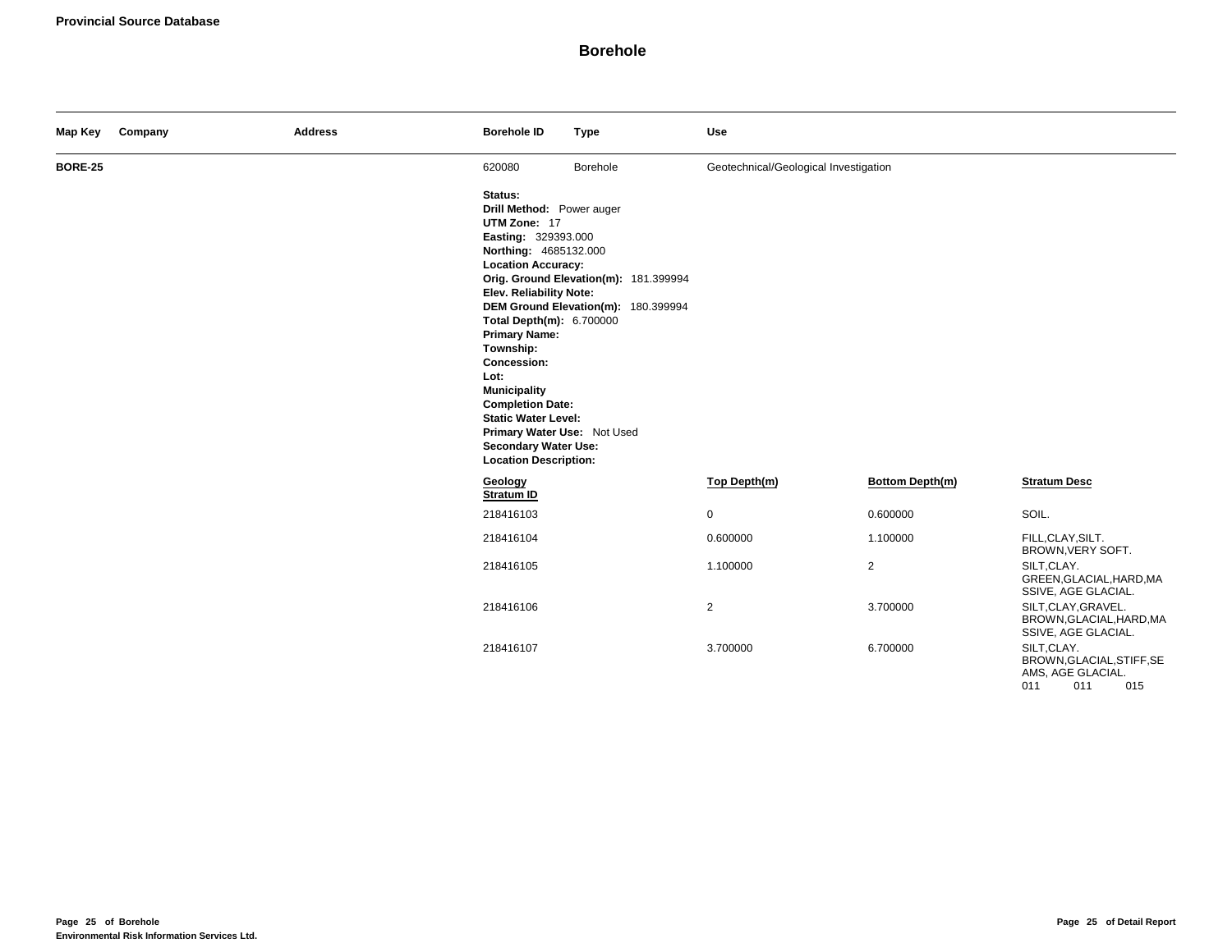**Provincial Source Database**

# Borehole

| Map Key | Company | Address | Borehole ID | Type | Use |
|---|---|---|---|---|---|
| **BORE-25** | | | 620080 | Borehole | Geotechnical/Geological Investigation |

**Status:**
**Drill Method:** Power auger
**UTM Zone:** 17
**Easting:** 329393.000
**Northing:** 4685132.000
**Location Accuracy:**
**Orig. Ground Elevation(m):** 181.399994
**Elev. Reliability Note:**
**DEM Ground Elevation(m):** 180.399994
**Total Depth(m):** 6.700000
**Primary Name:**
**Township:**
**Concession:**
**Lot:**
**Municipality**
**Completion Date:**
**Static Water Level:**
**Primary Water Use:** Not Used
**Secondary Water Use:**
**Location Description:**

| Geology Stratum ID | Top Depth(m) | Bottom Depth(m) | Stratum Desc |
|---|---|---|---|
| 218416103 | 0 | 0.600000 | SOIL. |
| 218416104 | 0.600000 | 1.100000 | FILL,CLAY,SILT. BROWN,VERY SOFT. |
| 218416105 | 1.100000 | 2 | SILT,CLAY. GREEN,GLACIAL,HARD,MASSIVE, AGE GLACIAL. |
| 218416106 | 2 | 3.700000 | SILT,CLAY,GRAVEL. BROWN,GLACIAL,HARD,MASSIVE, AGE GLACIAL. |
| 218416107 | 3.700000 | 6.700000 | SILT,CLAY. BROWN,GLACIAL,STIFF,SEAMS, AGE GLACIAL. 011 011 015 |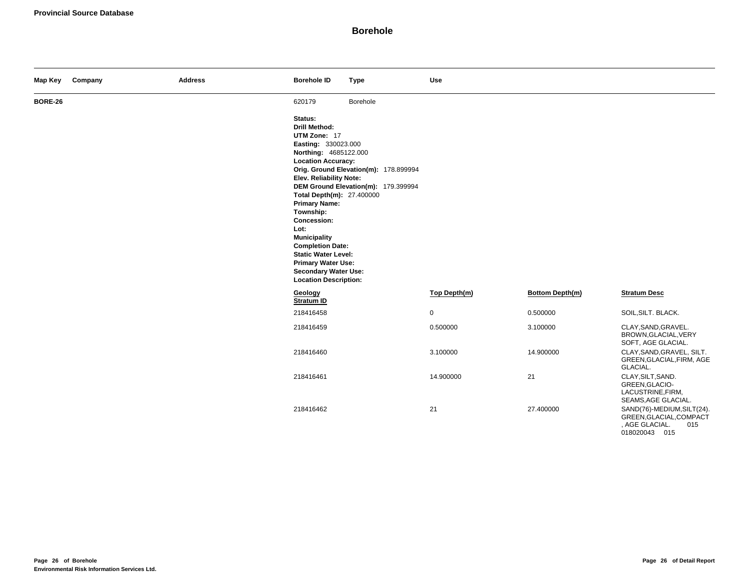## Borehole

| Map Key | Company | Address | Borehole ID | Type | Use |
|---|---|---|---|---|---|
| **BORE-26** | | | 620179 | Borehole | |

**Status:**
**Drill Method:**
**UTM Zone:** 17
**Easting:** 330023.000
**Northing:** 4685122.000
**Location Accuracy:**
**Orig. Ground Elevation(m):** 178.899994
**Elev. Reliability Note:**
**DEM Ground Elevation(m):** 179.399994
**Total Depth(m):** 27.400000
**Primary Name:**
**Township:**
**Concession:**
**Lot:**
**Municipality**
**Completion Date:**
**Static Water Level:**
**Primary Water Use:**
**Secondary Water Use:**
**Location Description:**

| Geology Stratum ID | Top Depth(m) | Bottom Depth(m) | Stratum Desc |
|---|---|---|---|
| 218416458 | 0 | 0.500000 | SOIL,SILT. BLACK. |
| 218416459 | 0.500000 | 3.100000 | CLAY,SAND,GRAVEL. BROWN,GLACIAL,VERY SOFT, AGE GLACIAL. |
| 218416460 | 3.100000 | 14.900000 | CLAY,SAND,GRAVEL, SILT. GREEN,GLACIAL,FIRM, AGE GLACIAL. |
| 218416461 | 14.900000 | 21 | CLAY,SILT,SAND. GREEN,GLACIO-LACUSTRINE,FIRM, SEAMS,AGE GLACIAL. |
| 218416462 | 21 | 27.400000 | SAND(76)-MEDIUM,SILT(24). GREEN,GLACIAL,COMPACT , AGE GLACIAL. 015 018020043 015 |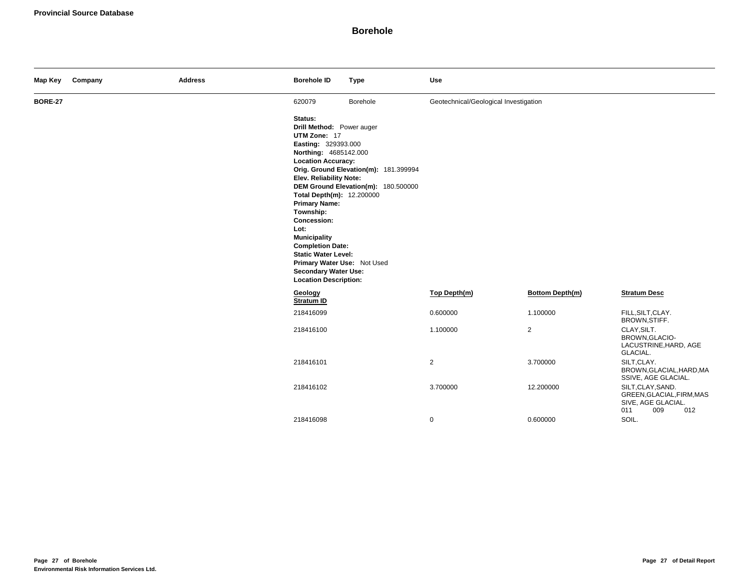**Provincial Source Database**

# Borehole

| Map Key | Company | Address | Borehole ID | Type | Use |
|---|---|---|---|---|---|
| **BORE-27** | | | 620079 | Borehole | Geotechnical/Geological Investigation |

**Status:**
**Drill Method:** Power auger
**UTM Zone:** 17
**Easting:** 329393.000
**Northing:** 4685142.000
**Location Accuracy:**
**Orig. Ground Elevation(m):** 181.399994
**Elev. Reliability Note:**
**DEM Ground Elevation(m):** 180.500000
**Total Depth(m):** 12.200000
**Primary Name:**
**Township:**
**Concession:**
**Lot:**
**Municipality**
**Completion Date:**
**Static Water Level:**
**Primary Water Use:** Not Used
**Secondary Water Use:**
**Location Description:**

| Geology Stratum ID | Top Depth(m) | Bottom Depth(m) | Stratum Desc |
|---|---|---|---|
| 218416099 | 0.600000 | 1.100000 | FILL,SILT,CLAY. BROWN,STIFF. |
| 218416100 | 1.100000 | 2 | CLAY,SILT. BROWN,GLACIO-LACUSTRINE,HARD, AGE GLACIAL. |
| 218416101 | 2 | 3.700000 | SILT,CLAY. BROWN,GLACIAL,HARD,MASSIVE, AGE GLACIAL. |
| 218416102 | 3.700000 | 12.200000 | SILT,CLAY,SAND. GREEN,GLACIAL,FIRM,MASSIVE, AGE GLACIAL. 011 009 012 |
| 218416098 | 0 | 0.600000 | SOIL. |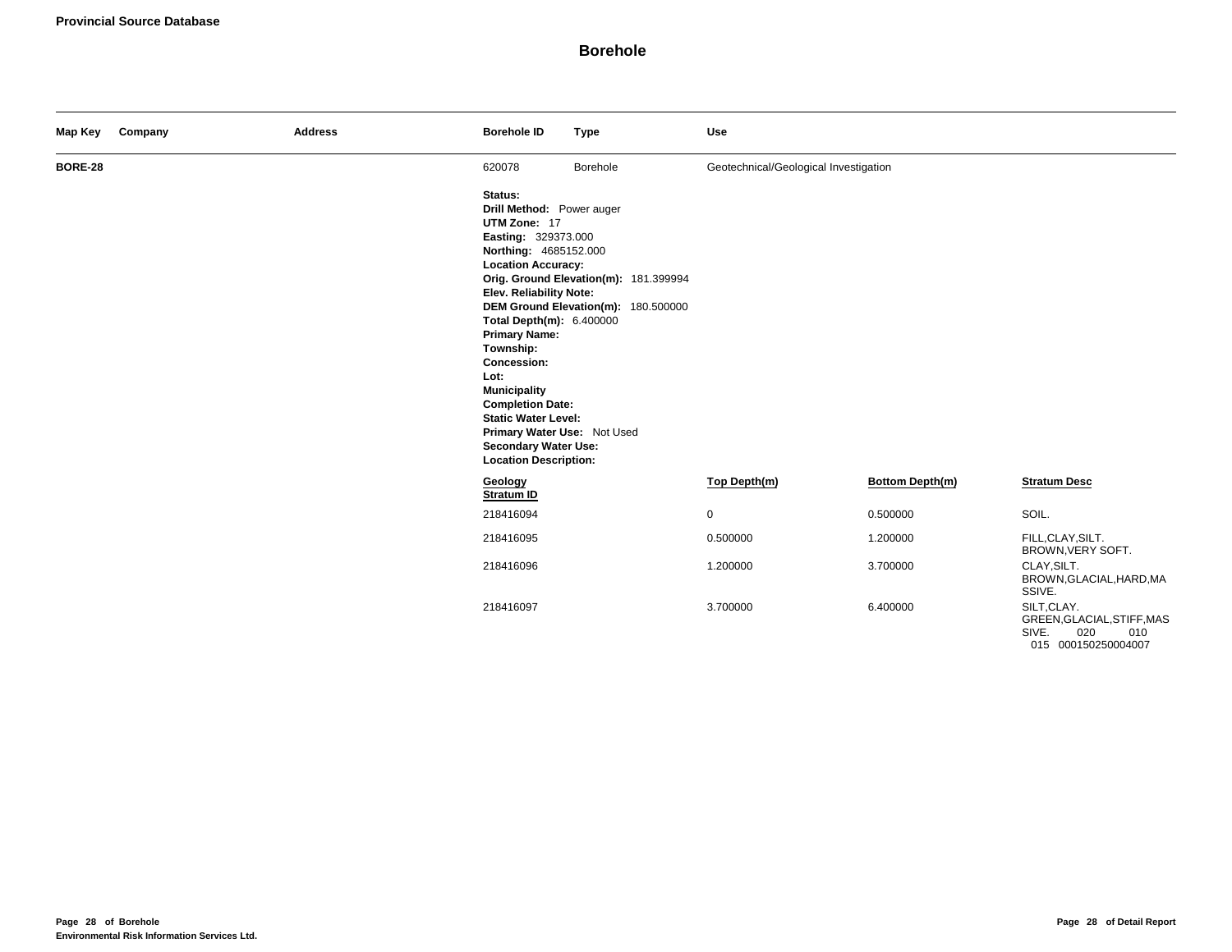**Provincial Source Database**

# Borehole

| Map Key | Company | Address | Borehole ID | Type | Use |
|---|---|---|---|---|---|
| BORE-28 | | | 620078 | Borehole | Geotechnical/Geological Investigation |

**Status:**
**Drill Method:** Power auger
**UTM Zone:** 17
**Easting:** 329373.000
**Northing:** 4685152.000
**Location Accuracy:**
**Orig. Ground Elevation(m):** 181.399994
**Elev. Reliability Note:**
**DEM Ground Elevation(m):** 180.500000
**Total Depth(m):** 6.400000
**Primary Name:**
**Township:**
**Concession:**
**Lot:**
**Municipality**
**Completion Date:**
**Static Water Level:**
**Primary Water Use:** Not Used
**Secondary Water Use:**
**Location Description:**

| Geology Stratum ID | Top Depth(m) | Bottom Depth(m) | Stratum Desc |
|---|---|---|---|
| 218416094 | 0 | 0.500000 | SOIL. |
| 218416095 | 0.500000 | 1.200000 | FILL,CLAY,SILT. BROWN,VERY SOFT. |
| 218416096 | 1.200000 | 3.700000 | CLAY,SILT. BROWN,GLACIAL,HARD,MASSIVE. |
| 218416097 | 3.700000 | 6.400000 | SILT,CLAY. GREEN,GLACIAL,STIFF,MASSIVE. 020 010 015 000150250004007 |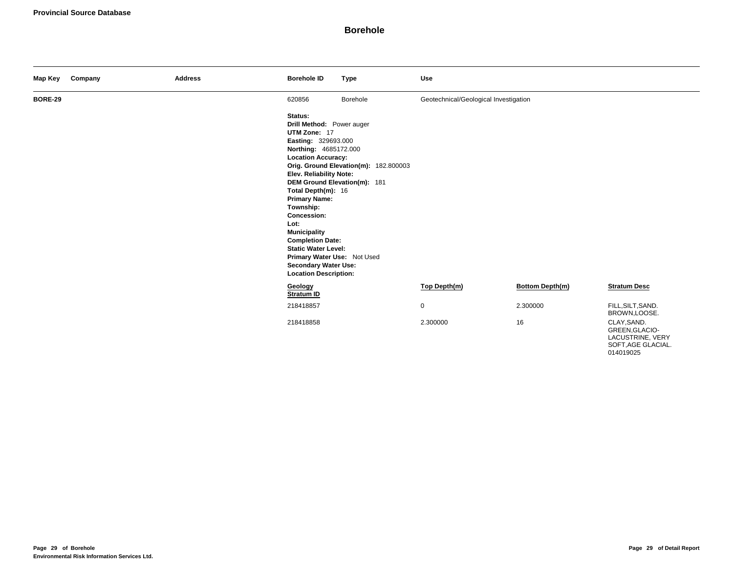**Provincial Source Database**

# Borehole

| Map Key | Company | Address | Borehole ID | Type | Use |
|---|---|---|---|---|---|
| **BORE-29** | | | 620856 | Borehole | Geotechnical/Geological Investigation |

**Status:**
**Drill Method:** Power auger
**UTM Zone:** 17
**Easting:** 329693.000
**Northing:** 4685172.000
**Location Accuracy:**
**Orig. Ground Elevation(m):** 182.800003
**Elev. Reliability Note:**
**DEM Ground Elevation(m):** 181
**Total Depth(m):** 16
**Primary Name:**
**Township:**
**Concession:**
**Lot:**
**Municipality**
**Completion Date:**
**Static Water Level:**
**Primary Water Use:** Not Used
**Secondary Water Use:**
**Location Description:**

| Geology Stratum ID | Top Depth(m) | Bottom Depth(m) | Stratum Desc |
|---|---|---|---|
| 218418857 | 0 | 2.300000 | FILL,SILT,SAND. BROWN,LOOSE. |
| 218418858 | 2.300000 | 16 | CLAY,SAND. GREEN,GLACIO-LACUSTRINE, VERY SOFT,AGE GLACIAL. 014019025 |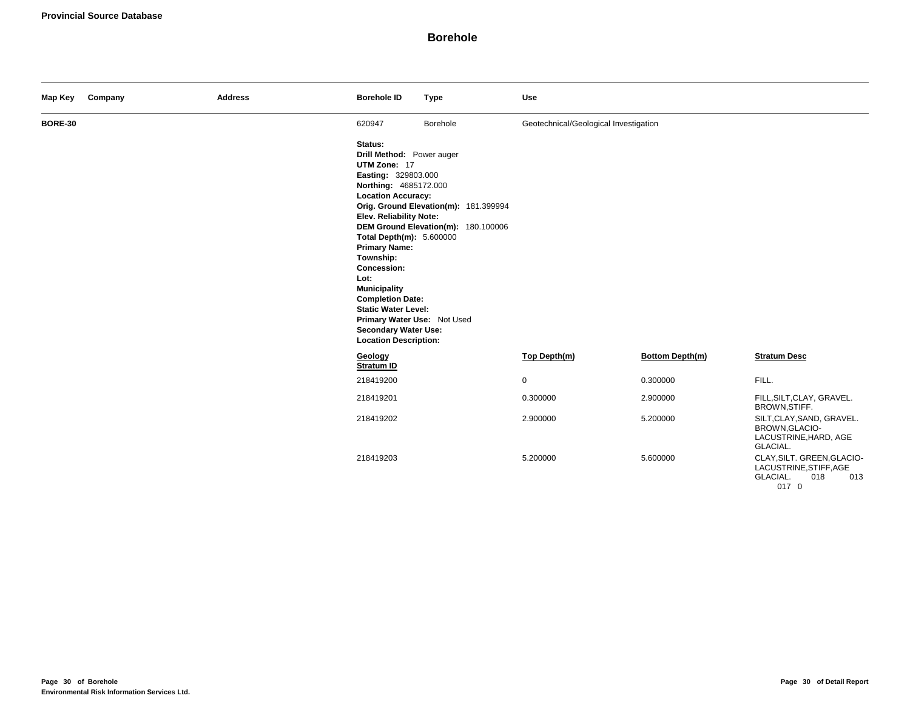**Provincial Source Database**

# Borehole

| Map Key | Company | Address | Borehole ID | Type | Use |
|---|---|---|---|---|---|
| **BORE-30** | | | 620947 | Borehole | Geotechnical/Geological Investigation |

**Status:**
**Drill Method:** Power auger
**UTM Zone:** 17
**Easting:** 329803.000
**Northing:** 4685172.000
**Location Accuracy:**
**Orig. Ground Elevation(m):** 181.399994
**Elev. Reliability Note:**
**DEM Ground Elevation(m):** 180.100006
**Total Depth(m):** 5.600000
**Primary Name:**
**Township:**
**Concession:**
**Lot:**
**Municipality**
**Completion Date:**
**Static Water Level:**
**Primary Water Use:** Not Used
**Secondary Water Use:**
**Location Description:**

| Geology Stratum ID | Top Depth(m) | Bottom Depth(m) | Stratum Desc |
|---|---|---|---|
| 218419200 | 0 | 0.300000 | FILL. |
| 218419201 | 0.300000 | 2.900000 | FILL,SILT,CLAY, GRAVEL. BROWN,STIFF. |
| 218419202 | 2.900000 | 5.200000 | SILT,CLAY,SAND, GRAVEL. BROWN,GLACIO-LACUSTRINE,HARD, AGE GLACIAL. |
| 218419203 | 5.200000 | 5.600000 | CLAY,SILT. GREEN,GLACIO-LACUSTRINE,STIFF,AGE GLACIAL. 018 013 017 0 |

**Environmental Risk Information Services Ltd.**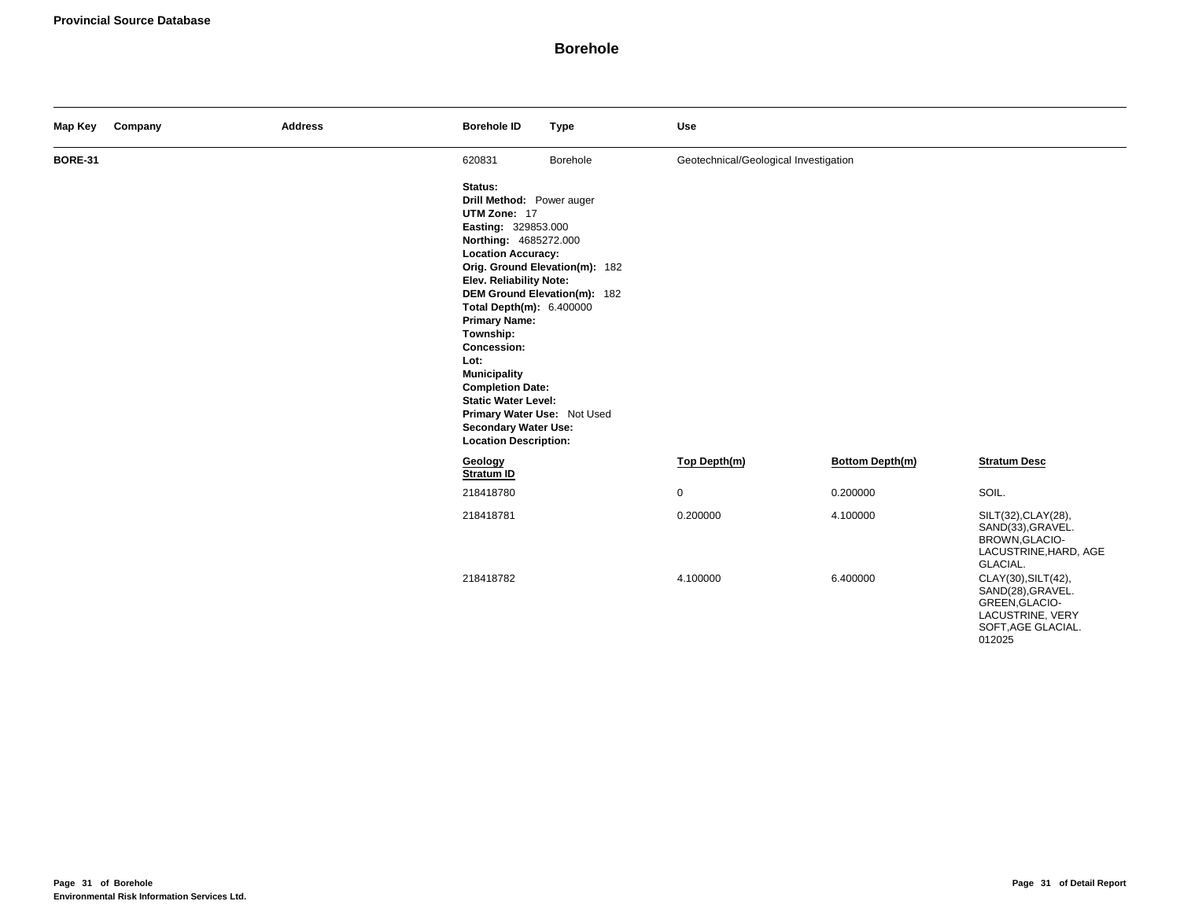**Provincial Source Database**

# Borehole

| Map Key | Company | Address | Borehole ID | Type | Use |
|---|---|---|---|---|---|
| **BORE-31** | | | 620831 | Borehole | Geotechnical/Geological Investigation |

**Status:**
**Drill Method:** Power auger
**UTM Zone:** 17
**Easting:** 329853.000
**Northing:** 4685272.000
**Location Accuracy:**
**Orig. Ground Elevation(m):** 182
**Elev. Reliability Note:**
**DEM Ground Elevation(m):** 182
**Total Depth(m):** 6.400000
**Primary Name:**
**Township:**
**Concession:**
**Lot:**
**Municipality**
**Completion Date:**
**Static Water Level:**
**Primary Water Use:** Not Used
**Secondary Water Use:**
**Location Description:**

| Geology Stratum ID | Top Depth(m) | Bottom Depth(m) | Stratum Desc |
|---|---|---|---|
| 218418780 | 0 | 0.200000 | SOIL. |
| 218418781 | 0.200000 | 4.100000 | SILT(32),CLAY(28), SAND(33),GRAVEL. BROWN,GLACIO-LACUSTRINE,HARD, AGE GLACIAL. |
| 218418782 | 4.100000 | 6.400000 | CLAY(30),SILT(42), SAND(28),GRAVEL. GREEN,GLACIO-LACUSTRINE, VERY SOFT,AGE GLACIAL. 012025 |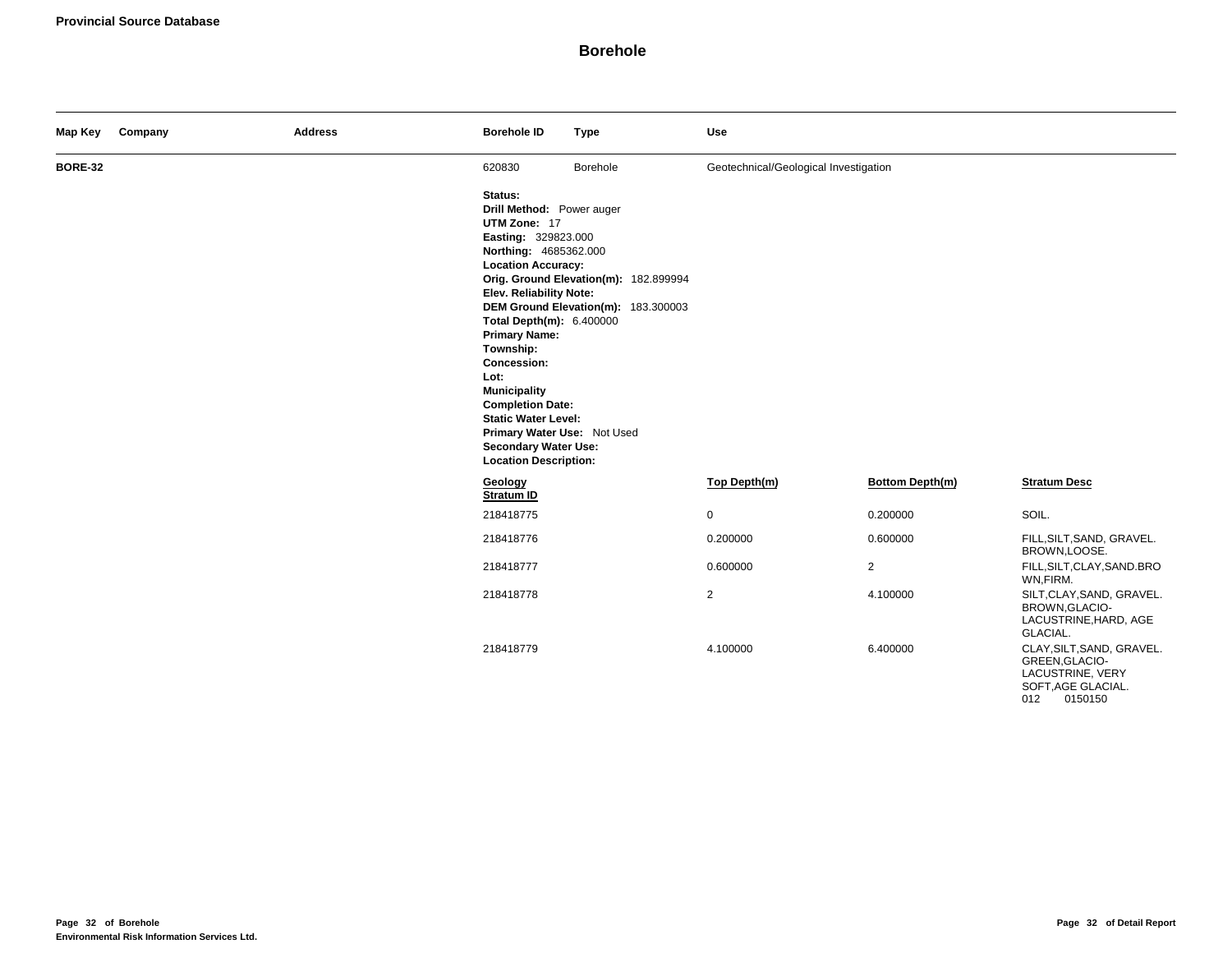**Provincial Source Database**

# Borehole

| Map Key | Company | Address | Borehole ID | Type | Use |
|---|---|---|---|---|---|
| **BORE-32** | | | 620830 | Borehole | Geotechnical/Geological Investigation |

**Status:**
**Drill Method:** Power auger
**UTM Zone:** 17
**Easting:** 329823.000
**Northing:** 4685362.000
**Location Accuracy:**
**Orig. Ground Elevation(m):** 182.899994
**Elev. Reliability Note:**
**DEM Ground Elevation(m):** 183.300003
**Total Depth(m):** 6.400000
**Primary Name:**
**Township:**
**Concession:**
**Lot:**
**Municipality**
**Completion Date:**
**Static Water Level:**
**Primary Water Use:** Not Used
**Secondary Water Use:**
**Location Description:**

| Geology Stratum ID | Top Depth(m) | Bottom Depth(m) | Stratum Desc |
|---|---|---|---|
| 218418775 | 0 | 0.200000 | SOIL. |
| 218418776 | 0.200000 | 0.600000 | FILL,SILT,SAND, GRAVEL. BROWN,LOOSE. |
| 218418777 | 0.600000 | 2 | FILL,SILT,CLAY,SAND.BROWN,FIRM. |
| 218418778 | 2 | 4.100000 | SILT,CLAY,SAND, GRAVEL. BROWN,GLACIO-LACUSTRINE,HARD, AGE GLACIAL. |
| 218418779 | 4.100000 | 6.400000 | CLAY,SILT,SAND, GRAVEL. GREEN,GLACIO-LACUSTRINE, VERY SOFT,AGE GLACIAL. 012 0150150 |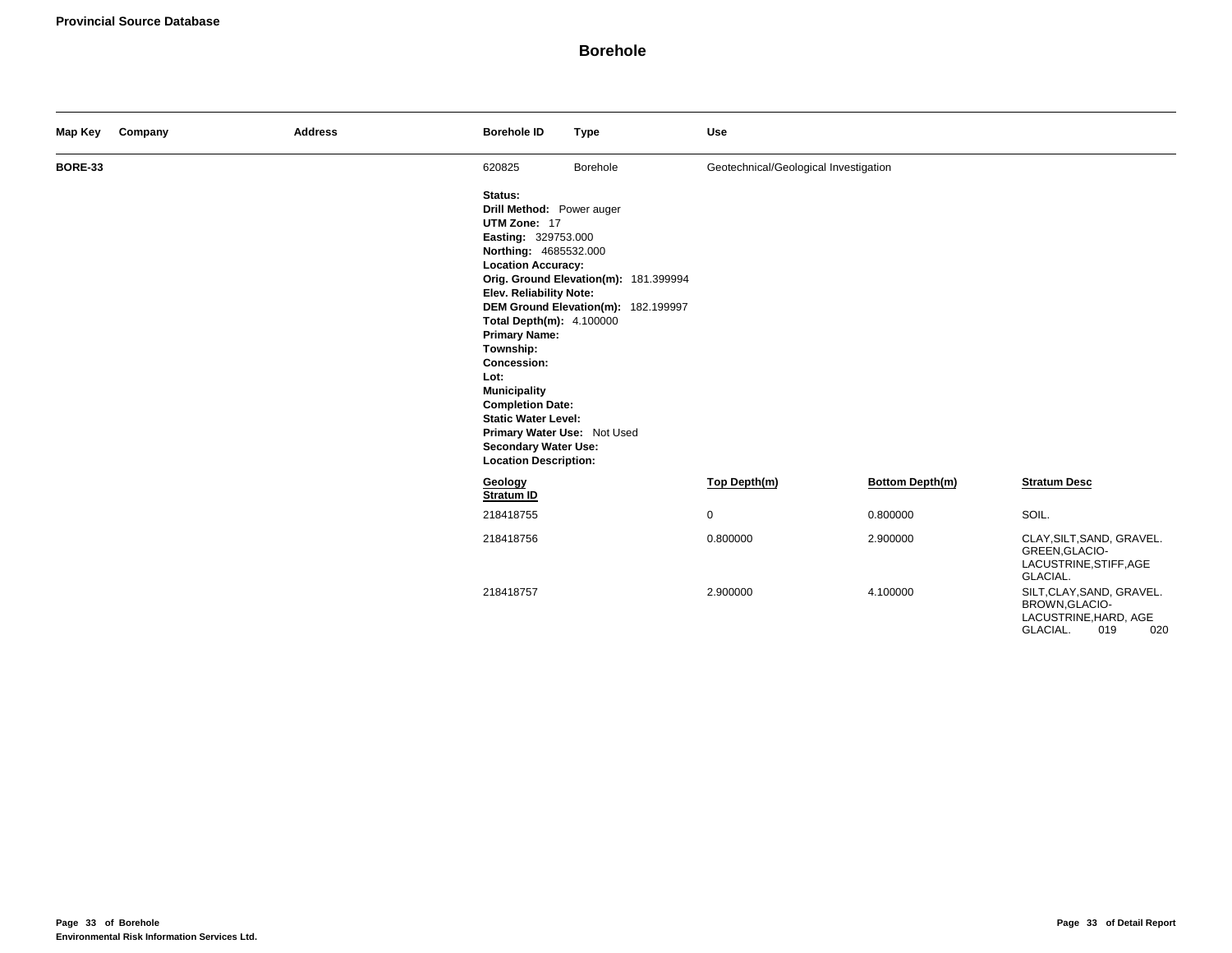**Provincial Source Database**

# Borehole

| Map Key | Company | Address | Borehole ID | Type | Use |
|---|---|---|---|---|---|
| **BORE-33** | | | 620825 | Borehole | Geotechnical/Geological Investigation |

**Status:**
**Drill Method:** Power auger
**UTM Zone:** 17
**Easting:** 329753.000
**Northing:** 4685532.000
**Location Accuracy:**
**Orig. Ground Elevation(m):** 181.399994
**Elev. Reliability Note:**
**DEM Ground Elevation(m):** 182.199997
**Total Depth(m):** 4.100000
**Primary Name:**
**Township:**
**Concession:**
**Lot:**
**Municipality**
**Completion Date:**
**Static Water Level:**
**Primary Water Use:** Not Used
**Secondary Water Use:**
**Location Description:**

| Geology Stratum ID | Top Depth(m) | Bottom Depth(m) | Stratum Desc |
|---|---|---|---|
| 218418755 | 0 | 0.800000 | SOIL. |
| 218418756 | 0.800000 | 2.900000 | CLAY,SILT,SAND, GRAVEL. GREEN,GLACIO-LACUSTRINE,STIFF,AGE GLACIAL. |
| 218418757 | 2.900000 | 4.100000 | SILT,CLAY,SAND, GRAVEL. BROWN,GLACIO-LACUSTRINE,HARD, AGE GLACIAL. 019 020 |

**Environmental Risk Information Services Ltd.**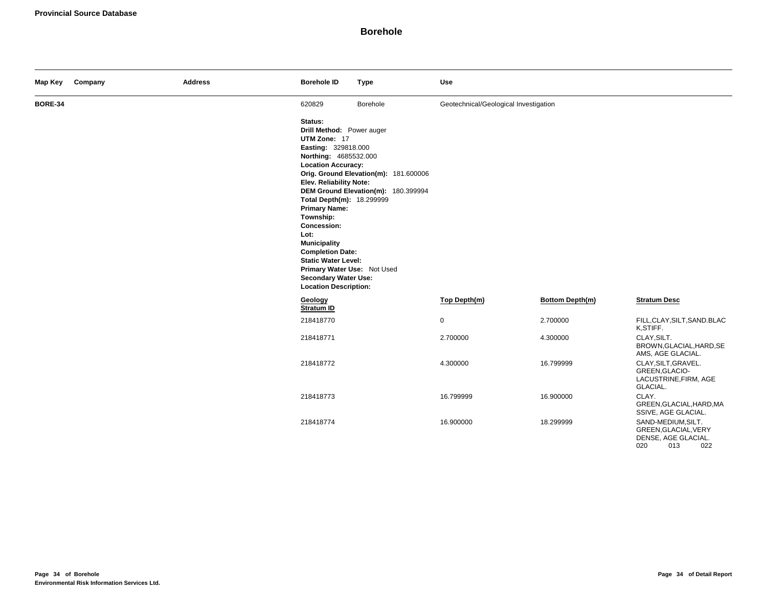**Provincial Source Database**

# Borehole

| Map Key | Company | Address | Borehole ID | Type | Use |
|---|---|---|---|---|---|
| **BORE-34** | | | 620829 | Borehole | Geotechnical/Geological Investigation |

**Status:**
**Drill Method:** Power auger
**UTM Zone:** 17
**Easting:** 329818.000
**Northing:** 4685532.000
**Location Accuracy:**
**Orig. Ground Elevation(m):** 181.600006
**Elev. Reliability Note:**
**DEM Ground Elevation(m):** 180.399994
**Total Depth(m):** 18.299999
**Primary Name:**
**Township:**
**Concession:**
**Lot:**
**Municipality**
**Completion Date:**
**Static Water Level:**
**Primary Water Use:** Not Used
**Secondary Water Use:**
**Location Description:**

| Geology Stratum ID | Top Depth(m) | Bottom Depth(m) | Stratum Desc |
|---|---|---|---|
| 218418770 | 0 | 2.700000 | FILL,CLAY,SILT,SAND.BLACK,STIFF. |
| 218418771 | 2.700000 | 4.300000 | CLAY,SILT. BROWN,GLACIAL,HARD,SEAMS, AGE GLACIAL. |
| 218418772 | 4.300000 | 16.799999 | CLAY,SILT,GRAVEL. GREEN,GLACIO-LACUSTRINE,FIRM, AGE GLACIAL. |
| 218418773 | 16.799999 | 16.900000 | CLAY. GREEN,GLACIAL,HARD,MASSIVE, AGE GLACIAL. |
| 218418774 | 16.900000 | 18.299999 | SAND-MEDIUM,SILT. GREEN,GLACIAL,VERY DENSE, AGE GLACIAL. 020 013 022 |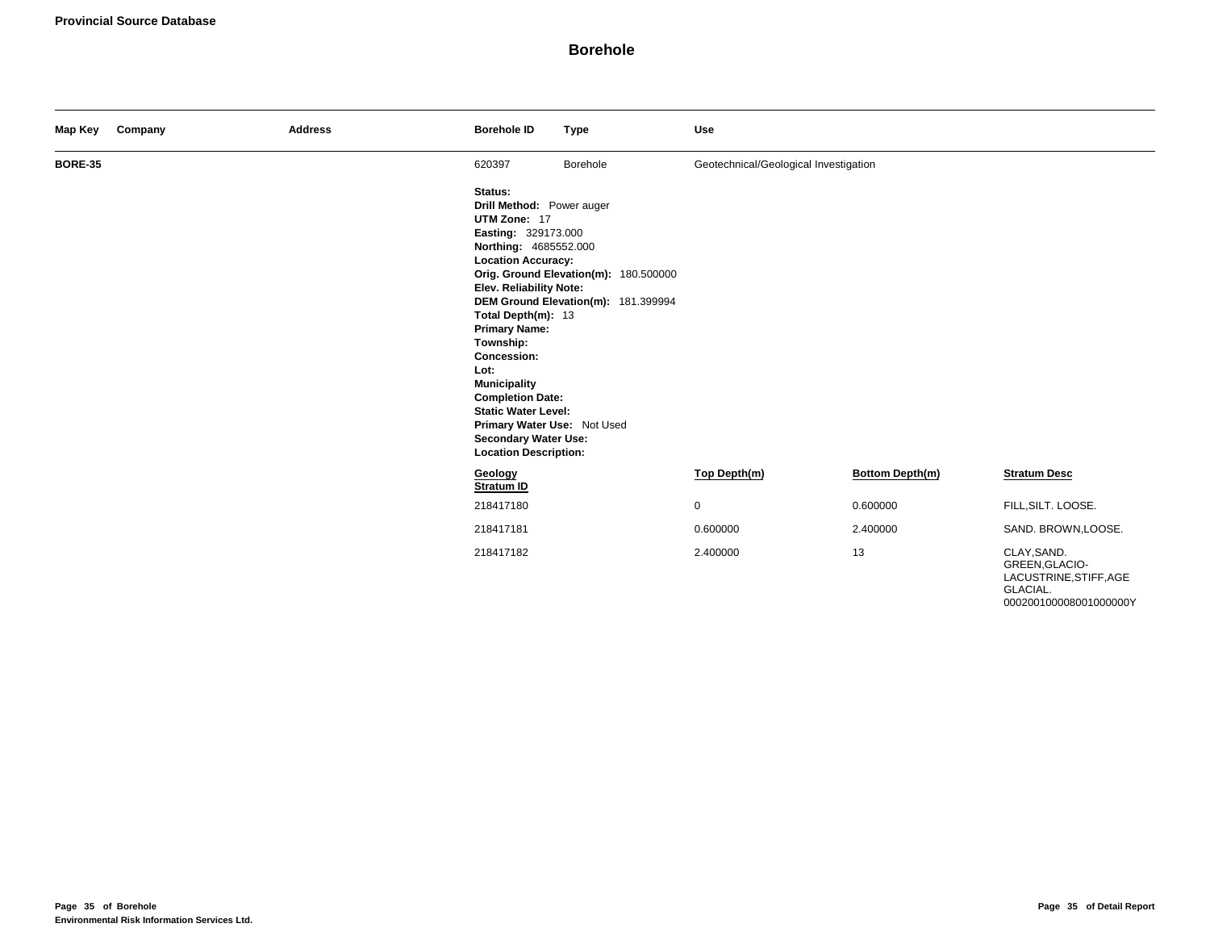**Provincial Source Database**

# Borehole

| Map Key | Company | Address | Borehole ID | Type | Use |
|---|---|---|---|---|---|
| **BORE-35** | | | 620397 | Borehole | Geotechnical/Geological Investigation |

**Status:**
**Drill Method:** Power auger
**UTM Zone:** 17
**Easting:** 329173.000
**Northing:** 4685552.000
**Location Accuracy:**
**Orig. Ground Elevation(m):** 180.500000
**Elev. Reliability Note:**
**DEM Ground Elevation(m):** 181.399994
**Total Depth(m):** 13
**Primary Name:**
**Township:**
**Concession:**
**Lot:**
**Municipality**
**Completion Date:**
**Static Water Level:**
**Primary Water Use:** Not Used
**Secondary Water Use:**
**Location Description:**

| Geology Stratum ID | Top Depth(m) | Bottom Depth(m) | Stratum Desc |
|---|---|---|---|
| 218417180 | 0 | 0.600000 | FILL,SILT. LOOSE. |
| 218417181 | 0.600000 | 2.400000 | SAND. BROWN,LOOSE. |
| 218417182 | 2.400000 | 13 | CLAY,SAND. GREEN,GLACIO-LACUSTRINE,STIFF,AGE GLACIAL. 000200100008001000000Y |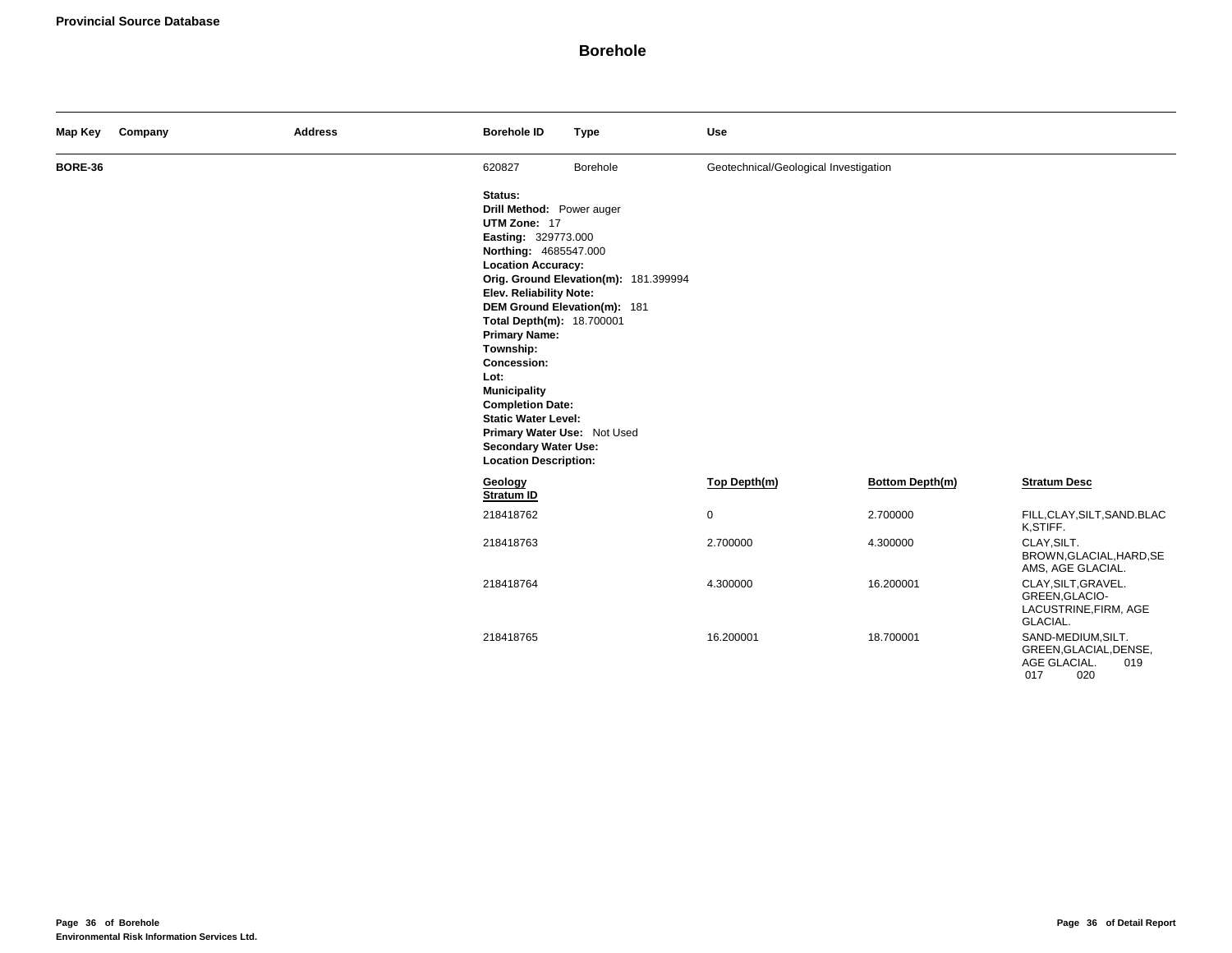**Provincial Source Database**

# Borehole

| Map Key | Company | Address | Borehole ID | Type | Use |
|---|---|---|---|---|---|
| **BORE-36** | | | 620827 | Borehole | Geotechnical/Geological Investigation |

**Status:**
**Drill Method:** Power auger
**UTM Zone:** 17
**Easting:** 329773.000
**Northing:** 4685547.000
**Location Accuracy:**
**Orig. Ground Elevation(m):** 181.399994
**Elev. Reliability Note:**
**DEM Ground Elevation(m):** 181
**Total Depth(m):** 18.700001
**Primary Name:**
**Township:**
**Concession:**
**Lot:**
**Municipality**
**Completion Date:**
**Static Water Level:**
**Primary Water Use:** Not Used
**Secondary Water Use:**
**Location Description:**

| Geology Stratum ID | Top Depth(m) | Bottom Depth(m) | Stratum Desc |
|---|---|---|---|
| 218418762 | 0 | 2.700000 | FILL,CLAY,SILT,SAND.BLACK,STIFF. |
| 218418763 | 2.700000 | 4.300000 | CLAY,SILT. BROWN,GLACIAL,HARD,SEAMS, AGE GLACIAL. |
| 218418764 | 4.300000 | 16.200001 | CLAY,SILT,GRAVEL. GREEN,GLACIO-LACUSTRINE,FIRM, AGE GLACIAL. |
| 218418765 | 16.200001 | 18.700001 | SAND-MEDIUM,SILT. GREEN,GLACIAL,DENSE, AGE GLACIAL. 019 017 020 |

**Environmental Risk Information Services Ltd.**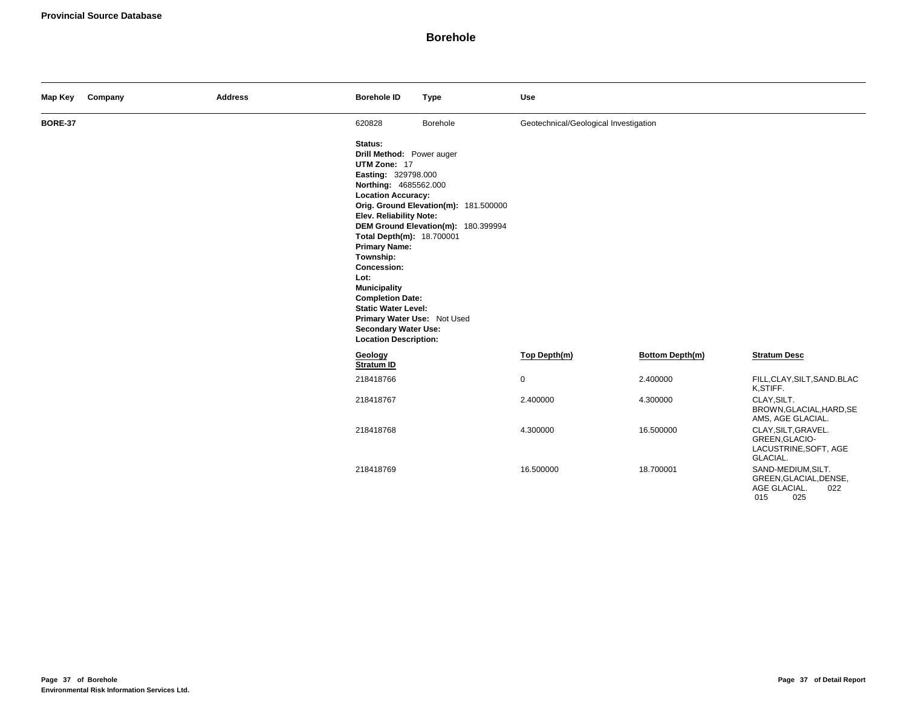**Provincial Source Database**

# Borehole

| Map Key | Company | Address | Borehole ID | Type | Use |
|---|---|---|---|---|---|
| BORE-37 | | | 620828 | Borehole | Geotechnical/Geological Investigation |

**Status:**
**Drill Method:** Power auger
**UTM Zone:** 17
**Easting:** 329798.000
**Northing:** 4685562.000
**Location Accuracy:**
**Orig. Ground Elevation(m):** 181.500000
**Elev. Reliability Note:**
**DEM Ground Elevation(m):** 180.399994
**Total Depth(m):** 18.700001
**Primary Name:**
**Township:**
**Concession:**
**Lot:**
**Municipality**
**Completion Date:**
**Static Water Level:**
**Primary Water Use:** Not Used
**Secondary Water Use:**
**Location Description:**

| Geology Stratum ID | Top Depth(m) | Bottom Depth(m) | Stratum Desc |
|---|---|---|---|
| 218418766 | 0 | 2.400000 | FILL,CLAY,SILT,SAND.BLACK,STIFF. |
| 218418767 | 2.400000 | 4.300000 | CLAY,SILT. BROWN,GLACIAL,HARD,SEAMS, AGE GLACIAL. |
| 218418768 | 4.300000 | 16.500000 | CLAY,SILT,GRAVEL. GREEN,GLACIO-LACUSTRINE,SOFT, AGE GLACIAL. |
| 218418769 | 16.500000 | 18.700001 | SAND-MEDIUM,SILT. GREEN,GLACIAL,DENSE, AGE GLACIAL. 022 015 025 |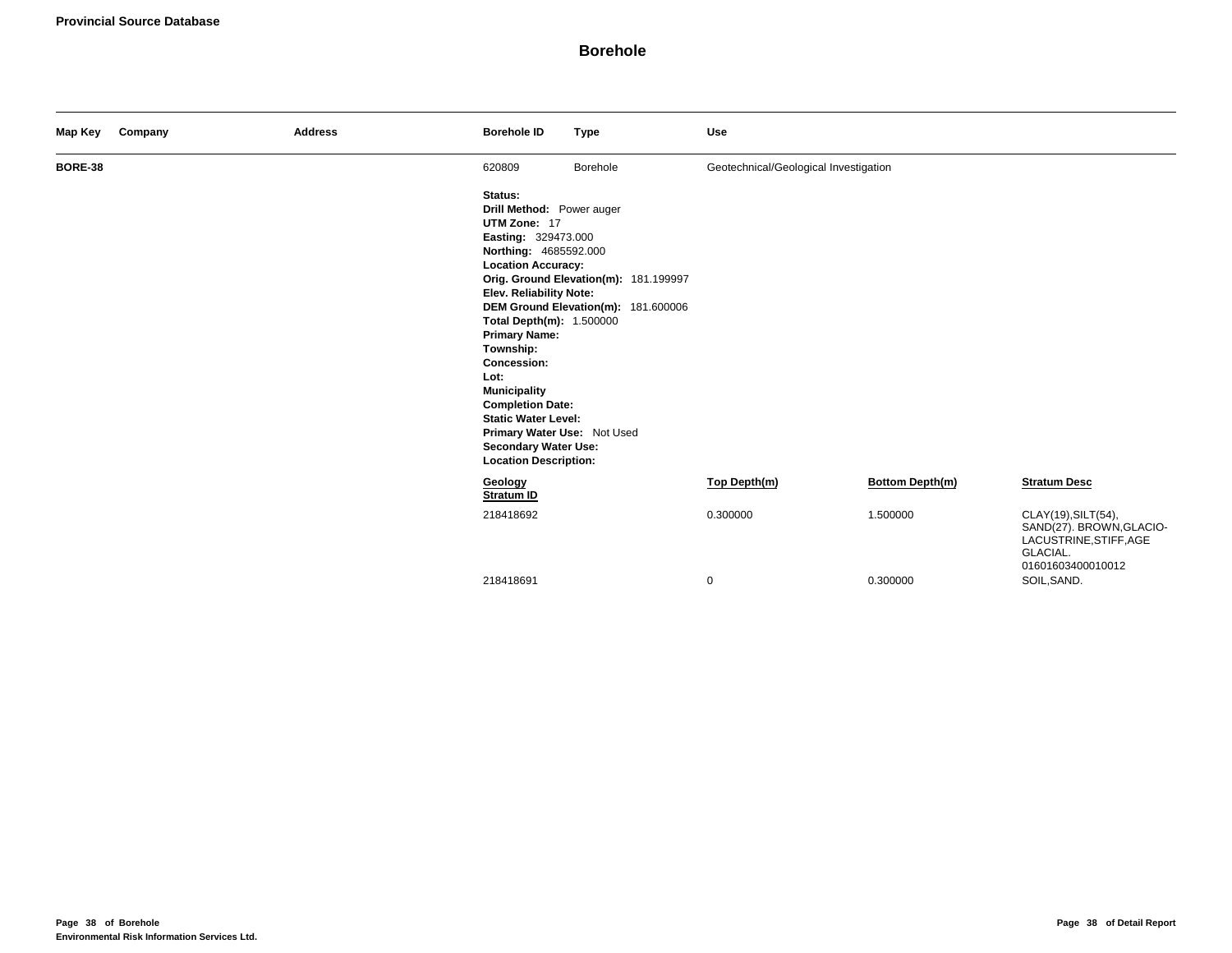## Borehole

| Map Key | Company | Address | Borehole ID | Type | Use |
|---|---|---|---|---|---|
| **BORE-38** | | | 620809 | Borehole | Geotechnical/Geological Investigation |

**Status:**
**Drill Method:** Power auger
**UTM Zone:** 17
**Easting:** 329473.000
**Northing:** 4685592.000
**Location Accuracy:**
**Orig. Ground Elevation(m):** 181.199997
**Elev. Reliability Note:**
**DEM Ground Elevation(m):** 181.600006
**Total Depth(m):** 1.500000
**Primary Name:**
**Township:**
**Concession:**
**Lot:**
**Municipality**
**Completion Date:**
**Static Water Level:**
**Primary Water Use:** Not Used
**Secondary Water Use:**
**Location Description:**

| Geology Stratum ID | Top Depth(m) | Bottom Depth(m) | Stratum Desc |
|---|---|---|---|
| 218418692 | 0.300000 | 1.500000 | CLAY(19),SILT(54), SAND(27). BROWN,GLACIO-LACUSTRINE,STIFF,AGE GLACIAL. 01601603400010012 |
| 218418691 | 0 | 0.300000 | SOIL,SAND. |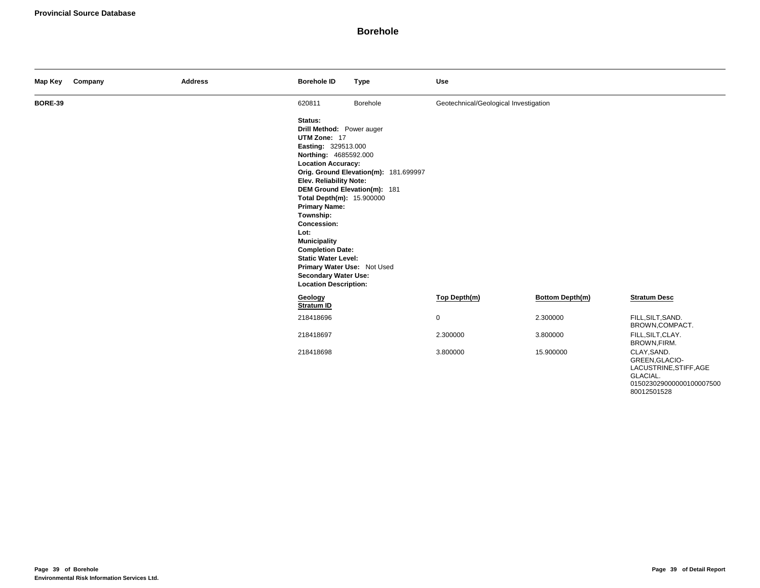**Provincial Source Database**

# Borehole

| Map Key | Company | Address | Borehole ID | Type | Use |
|---|---|---|---|---|---|
| **BORE-39** | | | 620811 | Borehole | Geotechnical/Geological Investigation |

**Status:**
**Drill Method:** Power auger
**UTM Zone:** 17
**Easting:** 329513.000
**Northing:** 4685592.000
**Location Accuracy:**
**Orig. Ground Elevation(m):** 181.699997
**Elev. Reliability Note:**
**DEM Ground Elevation(m):** 181
**Total Depth(m):** 15.900000
**Primary Name:**
**Township:**
**Concession:**
**Lot:**
**Municipality**
**Completion Date:**
**Static Water Level:**
**Primary Water Use:** Not Used
**Secondary Water Use:**
**Location Description:**

| Geology Stratum ID | Top Depth(m) | Bottom Depth(m) | Stratum Desc |
|---|---|---|---|
| 218418696 | 0 | 2.300000 | FILL,SILT,SAND. BROWN,COMPACT. |
| 218418697 | 2.300000 | 3.800000 | FILL,SILT,CLAY. BROWN,FIRM. |
| 218418698 | 3.800000 | 15.900000 | CLAY,SAND. GREEN,GLACIO-LACUSTRINE,STIFF,AGE GLACIAL. 0150230290000001000075008 0012501528 |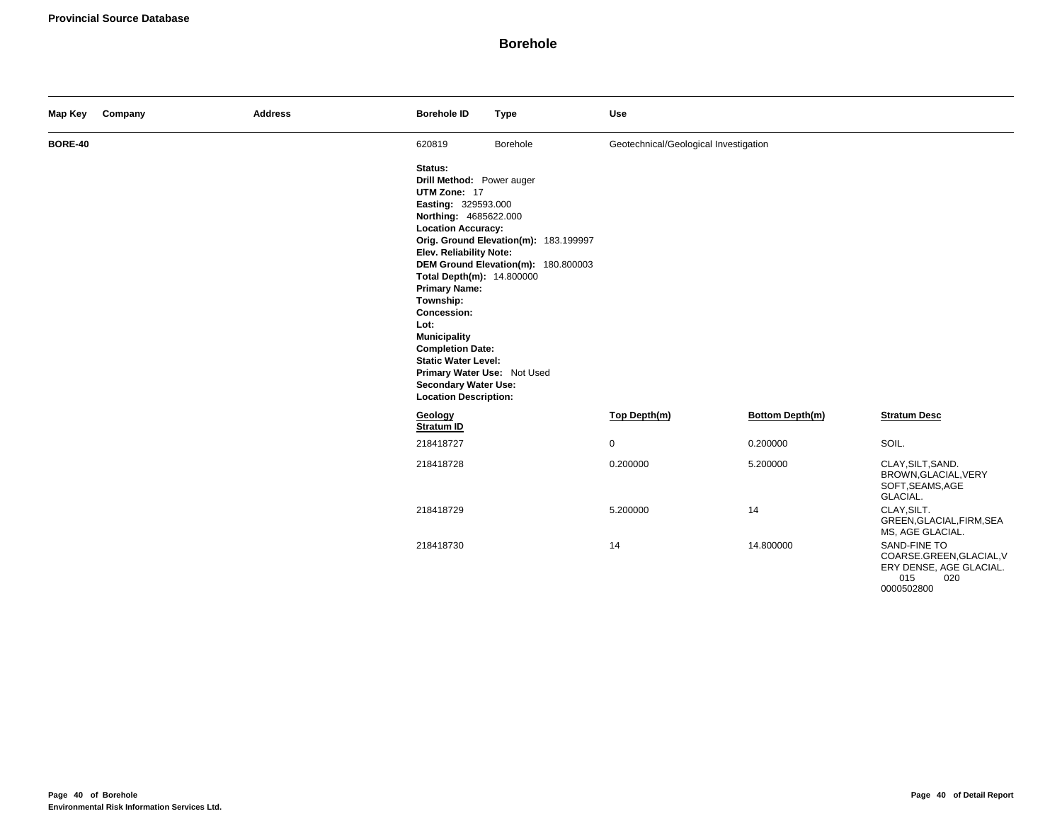**Provincial Source Database**

# Borehole

| Map Key | Company | Address | Borehole ID | Type | Use |
|---|---|---|---|---|---|
| **BORE-40** | | | 620819 | Borehole | Geotechnical/Geological Investigation |

**Status:**
**Drill Method:** Power auger
**UTM Zone:** 17
**Easting:** 329593.000
**Northing:** 4685622.000
**Location Accuracy:**
**Orig. Ground Elevation(m):** 183.199997
**Elev. Reliability Note:**
**DEM Ground Elevation(m):** 180.800003
**Total Depth(m):** 14.800000
**Primary Name:**
**Township:**
**Concession:**
**Lot:**
**Municipality**
**Completion Date:**
**Static Water Level:**
**Primary Water Use:** Not Used
**Secondary Water Use:**
**Location Description:**

| Geology Stratum ID | Top Depth(m) | Bottom Depth(m) | Stratum Desc |
|---|---|---|---|
| 218418727 | 0 | 0.200000 | SOIL. |
| 218418728 | 0.200000 | 5.200000 | CLAY,SILT,SAND. BROWN,GLACIAL,VERY SOFT,SEAMS,AGE GLACIAL. |
| 218418729 | 5.200000 | 14 | CLAY,SILT. GREEN,GLACIAL,FIRM,SEAMS, AGE GLACIAL. |
| 218418730 | 14 | 14.800000 | SAND-FINE TO COARSE.GREEN,GLACIAL,VERY DENSE, AGE GLACIAL. 015 020 0000502800 |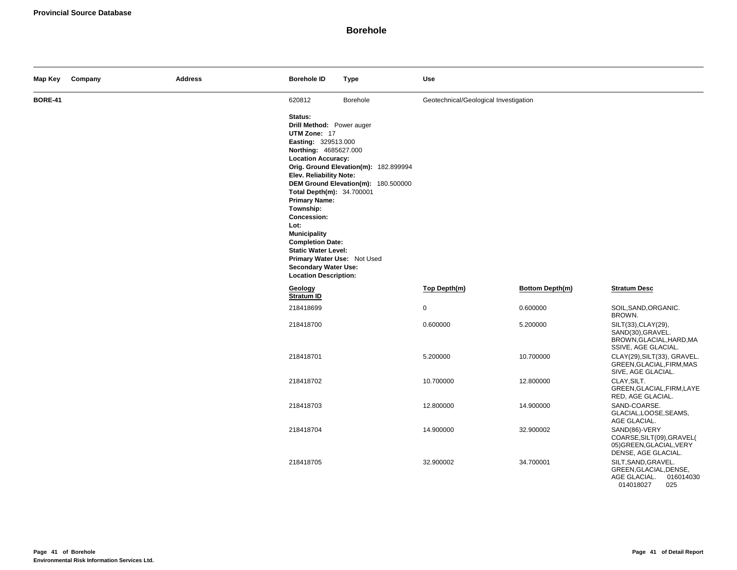**Provincial Source Database**

# Borehole

| Map Key | Company | Address | Borehole ID | Type | Use |
|---|---|---|---|---|---|
| **BORE-41** | | | 620812 | Borehole | Geotechnical/Geological Investigation |

**Status:**
**Drill Method:** Power auger
**UTM Zone:** 17
**Easting:** 329513.000
**Northing:** 4685627.000
**Location Accuracy:**
**Orig. Ground Elevation(m):** 182.899994
**Elev. Reliability Note:**
**DEM Ground Elevation(m):** 180.500000
**Total Depth(m):** 34.700001
**Primary Name:**
**Township:**
**Concession:**
**Lot:**
**Municipality**
**Completion Date:**
**Static Water Level:**
**Primary Water Use:** Not Used
**Secondary Water Use:**
**Location Description:**

| Geology Stratum ID | Top Depth(m) | Bottom Depth(m) | Stratum Desc |
|---|---|---|---|
| 218418699 | 0 | 0.600000 | SOIL,SAND,ORGANIC. BROWN. |
| 218418700 | 0.600000 | 5.200000 | SILT(33),CLAY(29), SAND(30),GRAVEL. BROWN,GLACIAL,HARD,MASSIVE, AGE GLACIAL. |
| 218418701 | 5.200000 | 10.700000 | CLAY(29),SILT(33), GRAVEL. GREEN,GLACIAL,FIRM,MASSIVE, AGE GLACIAL. |
| 218418702 | 10.700000 | 12.800000 | CLAY,SILT. GREEN,GLACIAL,FIRM,LAYERED, AGE GLACIAL. |
| 218418703 | 12.800000 | 14.900000 | SAND-COARSE. GLACIAL,LOOSE,SEAMS, AGE GLACIAL. |
| 218418704 | 14.900000 | 32.900002 | SAND(86)-VERY COARSE,SILT(09),GRAVEL(05)GREEN,GLACIAL,VERY DENSE, AGE GLACIAL. |
| 218418705 | 32.900002 | 34.700001 | SILT,SAND,GRAVEL. GREEN,GLACIAL,DENSE, AGE GLACIAL. 016014030 014018027 025 |

**Environmental Risk Information Services Ltd.**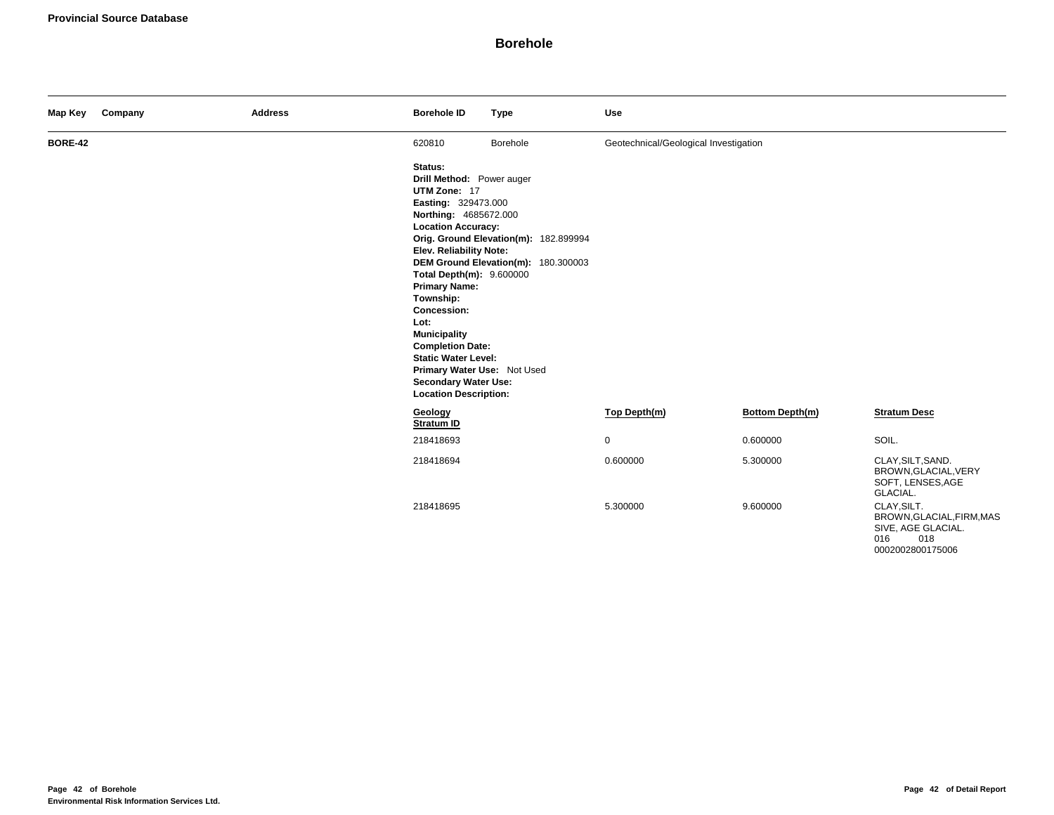**Provincial Source Database**

# Borehole

| Map Key | Company | Address | Borehole ID | Type | Use |
|---|---|---|---|---|---|
| **BORE-42** | | | 620810 | Borehole | Geotechnical/Geological Investigation |

**Status:**
**Drill Method:** Power auger
**UTM Zone:** 17
**Easting:** 329473.000
**Northing:** 4685672.000
**Location Accuracy:**
**Orig. Ground Elevation(m):** 182.899994
**Elev. Reliability Note:**
**DEM Ground Elevation(m):** 180.300003
**Total Depth(m):** 9.600000
**Primary Name:**
**Township:**
**Concession:**
**Lot:**
**Municipality**
**Completion Date:**
**Static Water Level:**
**Primary Water Use:** Not Used
**Secondary Water Use:**
**Location Description:**

| Geology Stratum ID | Top Depth(m) | Bottom Depth(m) | Stratum Desc |
|---|---|---|---|
| 218418693 | 0 | 0.600000 | SOIL. |
| 218418694 | 0.600000 | 5.300000 | CLAY,SILT,SAND. BROWN,GLACIAL,VERY SOFT, LENSES,AGE GLACIAL. |
| 218418695 | 5.300000 | 9.600000 | CLAY,SILT. BROWN,GLACIAL,FIRM,MASSIVE, AGE GLACIAL. 016 018 0002002800175006 |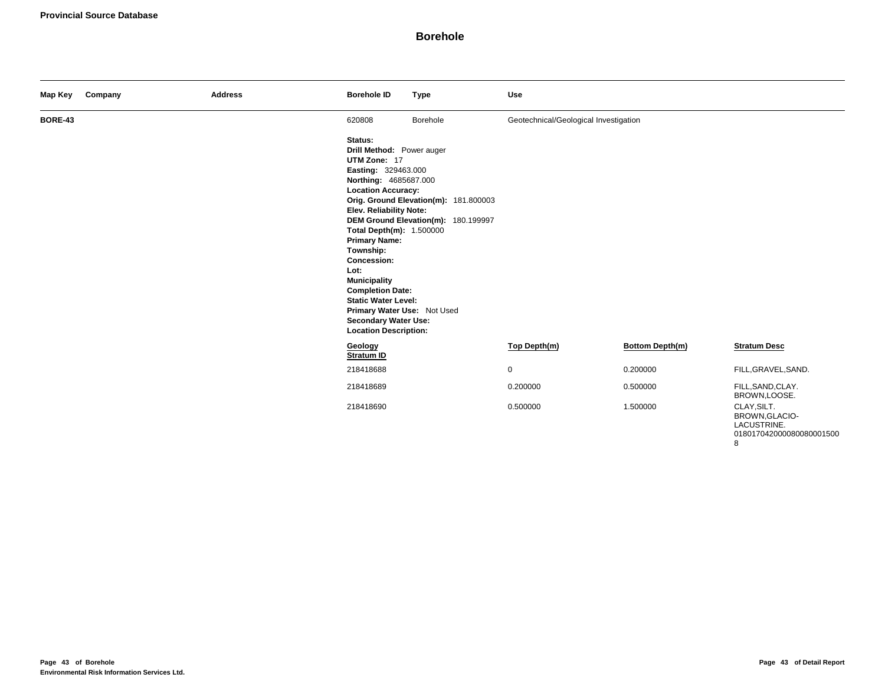**Provincial Source Database**

# Borehole

| Map Key | Company | Address | Borehole ID | Type | Use |
|---|---|---|---|---|---|
| **BORE-43** | | | 620808 | Borehole | Geotechnical/Geological Investigation |

**Status:**
**Drill Method:** Power auger
**UTM Zone:** 17
**Easting:** 329463.000
**Northing:** 4685687.000
**Location Accuracy:**
**Orig. Ground Elevation(m):** 181.800003
**Elev. Reliability Note:**
**DEM Ground Elevation(m):** 180.199997
**Total Depth(m):** 1.500000
**Primary Name:**
**Township:**
**Concession:**
**Lot:**
**Municipality**
**Completion Date:**
**Static Water Level:**
**Primary Water Use:** Not Used
**Secondary Water Use:**
**Location Description:**

| Geology Stratum ID | Top Depth(m) | Bottom Depth(m) | Stratum Desc |
|---|---|---|---|
| 218418688 | 0 | 0.200000 | FILL,GRAVEL,SAND. |
| 218418689 | 0.200000 | 0.500000 | FILL,SAND,CLAY. BROWN,LOOSE. |
| 218418690 | 0.500000 | 1.500000 | CLAY,SILT. BROWN,GLACIO-LACUSTRINE. 018017042000080080001500 8 |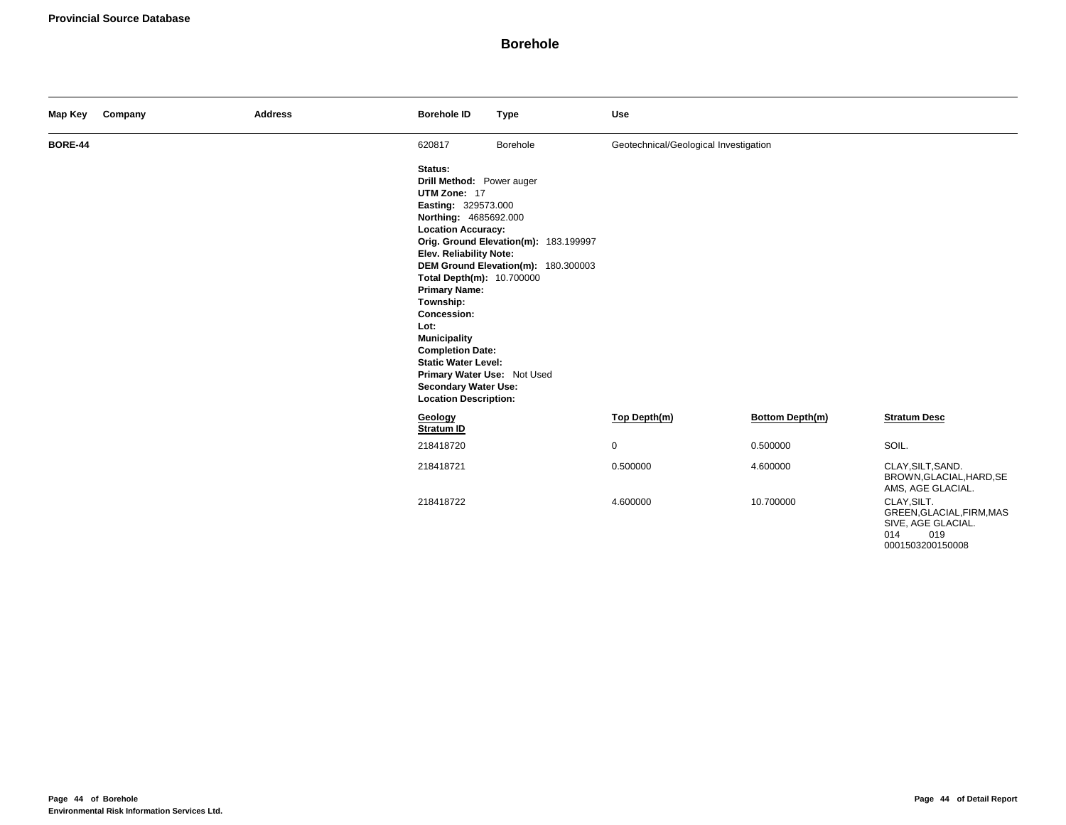# Borehole

| Map Key | Company | Address | Borehole ID | Type | Use |
|---|---|---|---|---|---|
| BORE-44 | | | 620817 | Borehole | Geotechnical/Geological Investigation |

**Status:**
**Drill Method:** Power auger
**UTM Zone:** 17
**Easting:** 329573.000
**Northing:** 4685692.000
**Location Accuracy:**
**Orig. Ground Elevation(m):** 183.199997
**Elev. Reliability Note:**
**DEM Ground Elevation(m):** 180.300003
**Total Depth(m):** 10.700000
**Primary Name:**
**Township:**
**Concession:**
**Lot:**
**Municipality**
**Completion Date:**
**Static Water Level:**
**Primary Water Use:** Not Used
**Secondary Water Use:**
**Location Description:**

| Geology Stratum ID | Top Depth(m) | Bottom Depth(m) | Stratum Desc |
|---|---|---|---|
| 218418720 | 0 | 0.500000 | SOIL. |
| 218418721 | 0.500000 | 4.600000 | CLAY,SILT,SAND. BROWN,GLACIAL,HARD,SEAMS, AGE GLACIAL. |
| 218418722 | 4.600000 | 10.700000 | CLAY,SILT. GREEN,GLACIAL,FIRM,MASSIVE, AGE GLACIAL. 014 019 0001503200150008 |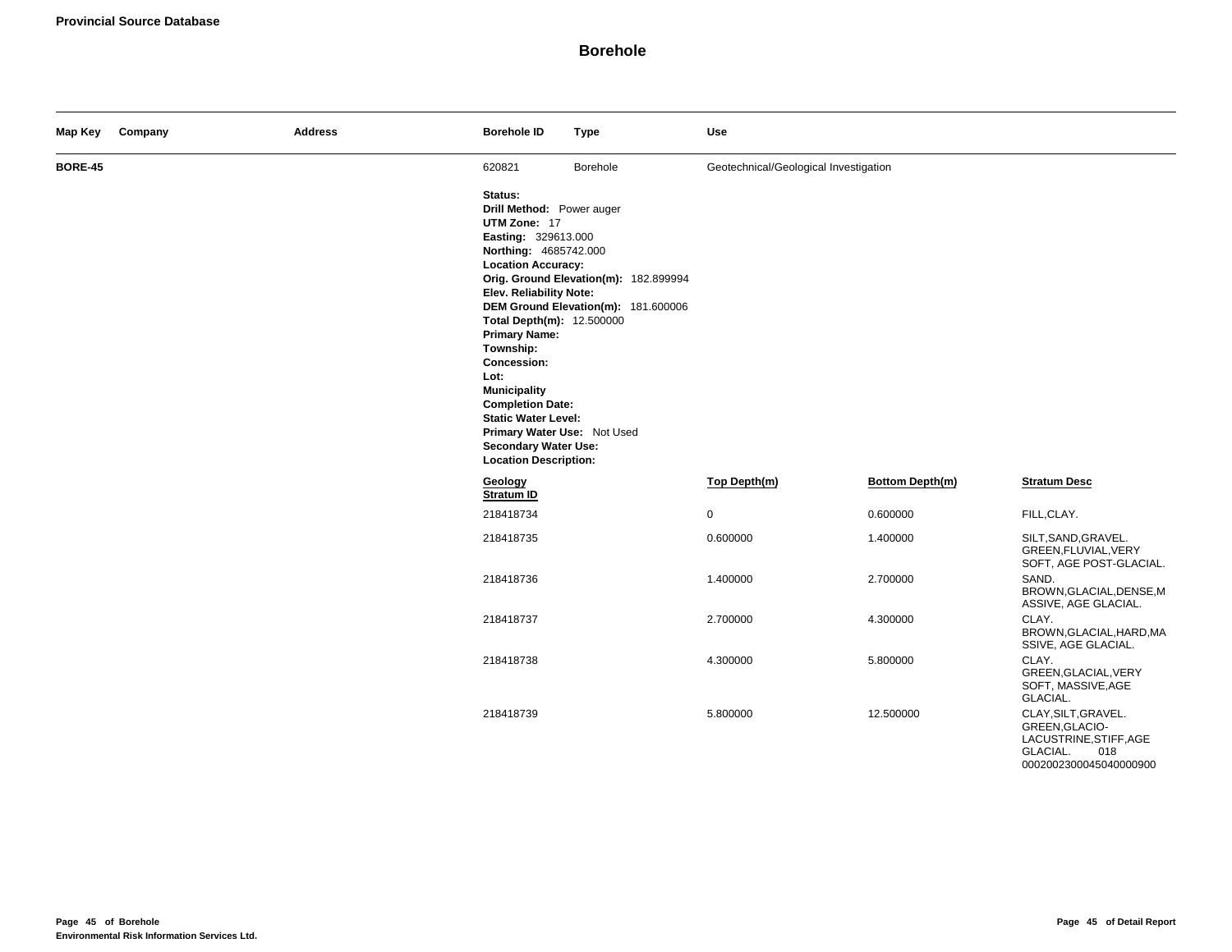**Provincial Source Database**

# Borehole

| Map Key | Company | Address | Borehole ID | Type | Use |
|---|---|---|---|---|---|
| **BORE-45** | | | 620821 | Borehole | Geotechnical/Geological Investigation |

**Status:**
**Drill Method:** Power auger
**UTM Zone:** 17
**Easting:** 329613.000
**Northing:** 4685742.000
**Location Accuracy:**
**Orig. Ground Elevation(m):** 182.899994
**Elev. Reliability Note:**
**DEM Ground Elevation(m):** 181.600006
**Total Depth(m):** 12.500000
**Primary Name:**
**Township:**
**Concession:**
**Lot:**
**Municipality**
**Completion Date:**
**Static Water Level:**
**Primary Water Use:** Not Used
**Secondary Water Use:**
**Location Description:**

| Geology Stratum ID | Top Depth(m) | Bottom Depth(m) | Stratum Desc |
|---|---|---|---|
| 218418734 | 0 | 0.600000 | FILL,CLAY. |
| 218418735 | 0.600000 | 1.400000 | SILT,SAND,GRAVEL. GREEN,FLUVIAL,VERY SOFT, AGE POST-GLACIAL. |
| 218418736 | 1.400000 | 2.700000 | SAND. BROWN,GLACIAL,DENSE,MASSIVE, AGE GLACIAL. |
| 218418737 | 2.700000 | 4.300000 | CLAY. BROWN,GLACIAL,HARD,MASSIVE, AGE GLACIAL. |
| 218418738 | 4.300000 | 5.800000 | CLAY. GREEN,GLACIAL,VERY SOFT, MASSIVE,AGE GLACIAL. |
| 218418739 | 5.800000 | 12.500000 | CLAY,SILT,GRAVEL. GREEN,GLACIO-LACUSTRINE,STIFF,AGE GLACIAL. 018 0002002300045040000900 |

**Page 45 of Borehole**
**Environmental Risk Information Services Ltd.**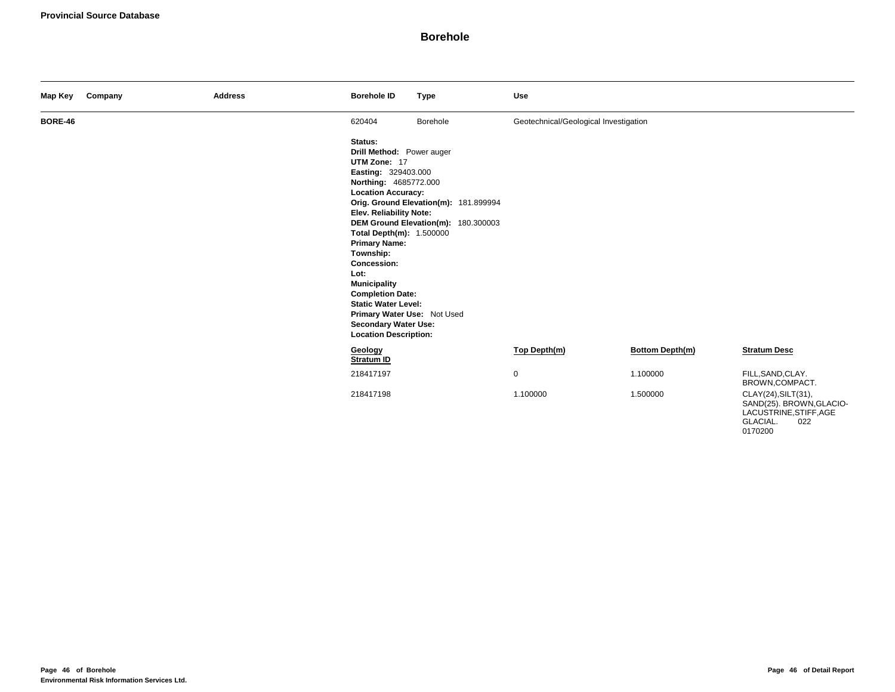**Provincial Source Database**

## Borehole

| Map Key | Company | Address | Borehole ID | Type | Use |
|---|---|---|---|---|---|
| **BORE-46** | | | 620404 | Borehole | Geotechnical/Geological Investigation |

**Status:**
**Drill Method:** Power auger
**UTM Zone:** 17
**Easting:** 329403.000
**Northing:** 4685772.000
**Location Accuracy:**
**Orig. Ground Elevation(m):** 181.899994
**Elev. Reliability Note:**
**DEM Ground Elevation(m):** 180.300003
**Total Depth(m):** 1.500000
**Primary Name:**
**Township:**
**Concession:**
**Lot:**
**Municipality**
**Completion Date:**
**Static Water Level:**
**Primary Water Use:** Not Used
**Secondary Water Use:**
**Location Description:**

| Geology Stratum ID | Top Depth(m) | Bottom Depth(m) | Stratum Desc |
|---|---|---|---|
| 218417197 | 0 | 1.100000 | FILL,SAND,CLAY. BROWN,COMPACT. |
| 218417198 | 1.100000 | 1.500000 | CLAY(24),SILT(31), SAND(25). BROWN,GLACIO-LACUSTRINE,STIFF,AGE GLACIAL. 022 0170200 |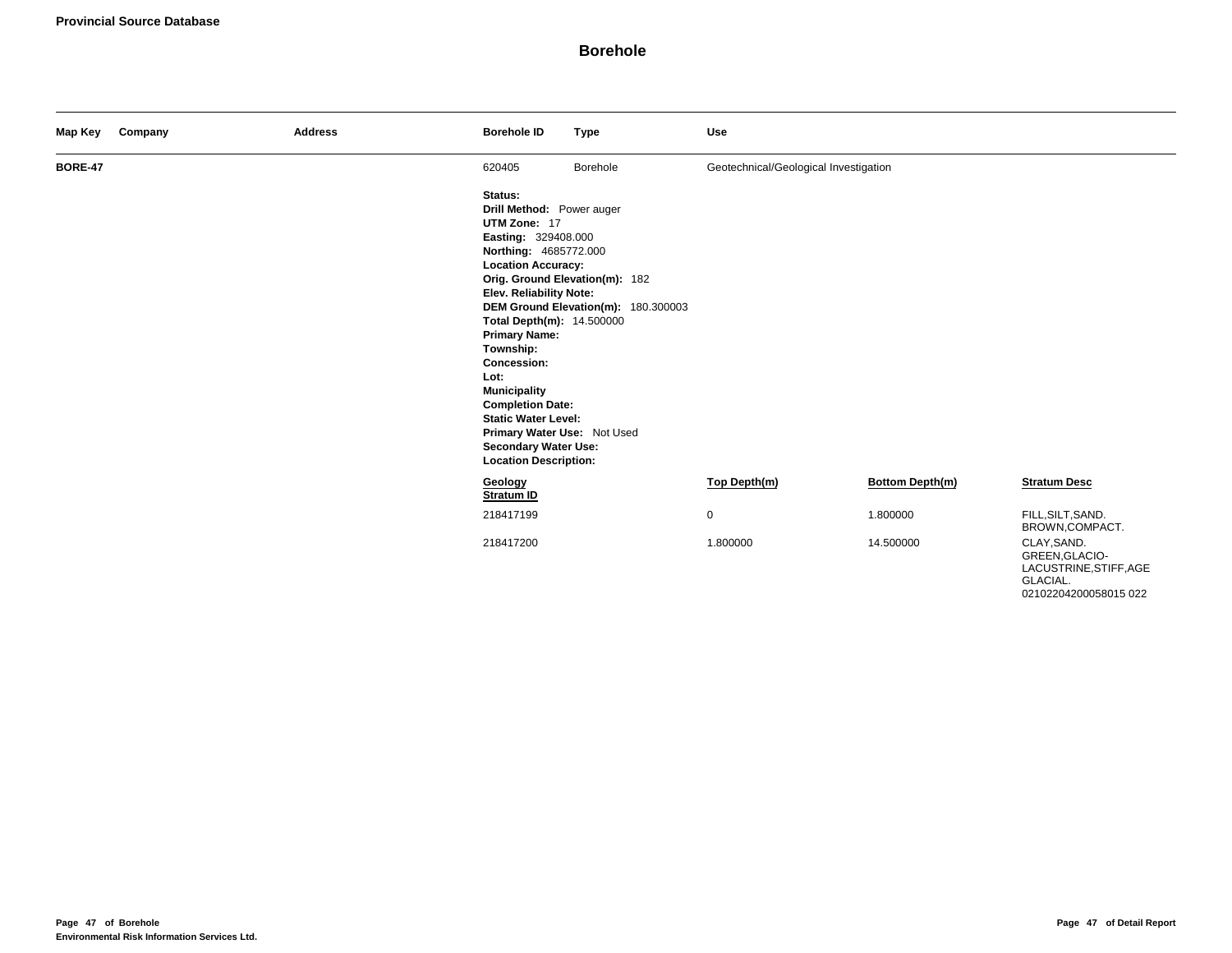**Provincial Source Database**

# Borehole

| Map Key | Company | Address | Borehole ID | Type | Use |
|---|---|---|---|---|---|
| **BORE-47** | | | 620405 | Borehole | Geotechnical/Geological Investigation |

**Status:**
**Drill Method:** Power auger
**UTM Zone:** 17
**Easting:** 329408.000
**Northing:** 4685772.000
**Location Accuracy:**
**Orig. Ground Elevation(m):** 182
**Elev. Reliability Note:**
**DEM Ground Elevation(m):** 180.300003
**Total Depth(m):** 14.500000
**Primary Name:**
**Township:**
**Concession:**
**Lot:**
**Municipality**
**Completion Date:**
**Static Water Level:**
**Primary Water Use:** Not Used
**Secondary Water Use:**
**Location Description:**

| Geology Stratum ID | Top Depth(m) | Bottom Depth(m) | Stratum Desc |
|---|---|---|---|
| 218417199 | 0 | 1.800000 | FILL,SILT,SAND. BROWN,COMPACT. |
| 218417200 | 1.800000 | 14.500000 | CLAY,SAND. GREEN,GLACIO-LACUSTRINE,STIFF,AGE GLACIAL. 02102204200058015 022 |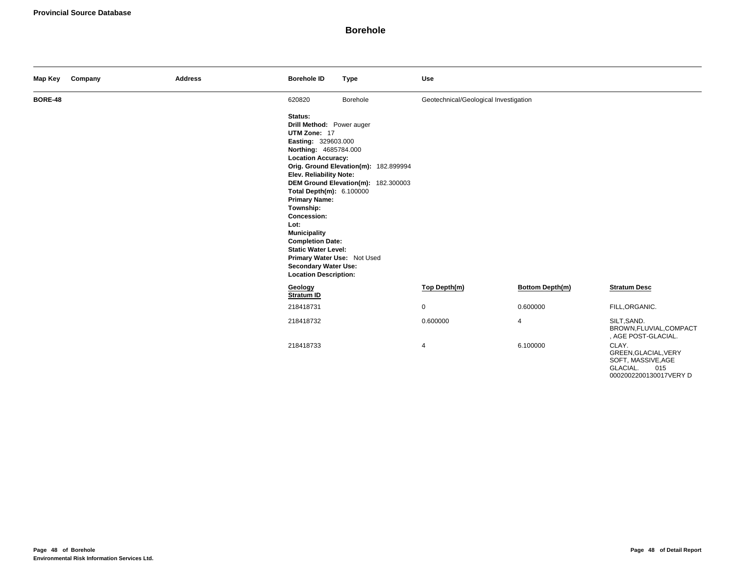**Provincial Source Database**

## Borehole

| Map Key | Company | Address | Borehole ID | Type | Use |
|---|---|---|---|---|---|
| **BORE-48** | | | 620820 | Borehole | Geotechnical/Geological Investigation |

**Status:**
**Drill Method:** Power auger
**UTM Zone:** 17
**Easting:** 329603.000
**Northing:** 4685784.000
**Location Accuracy:**
**Orig. Ground Elevation(m):** 182.899994
**Elev. Reliability Note:**
**DEM Ground Elevation(m):** 182.300003
**Total Depth(m):** 6.100000
**Primary Name:**
**Township:**
**Concession:**
**Lot:**
**Municipality**
**Completion Date:**
**Static Water Level:**
**Primary Water Use:** Not Used
**Secondary Water Use:**
**Location Description:**

| Geology Stratum ID | Top Depth(m) | Bottom Depth(m) | Stratum Desc |
|---|---|---|---|
| 218418731 | 0 | 0.600000 | FILL,ORGANIC. |
| 218418732 | 0.600000 | 4 | SILT,SAND. BROWN,FLUVIAL,COMPACT , AGE POST-GLACIAL. |
| 218418733 | 4 | 6.100000 | CLAY. GREEN,GLACIAL,VERY SOFT, MASSIVE,AGE GLACIAL. 015 0002002200130017VERY D |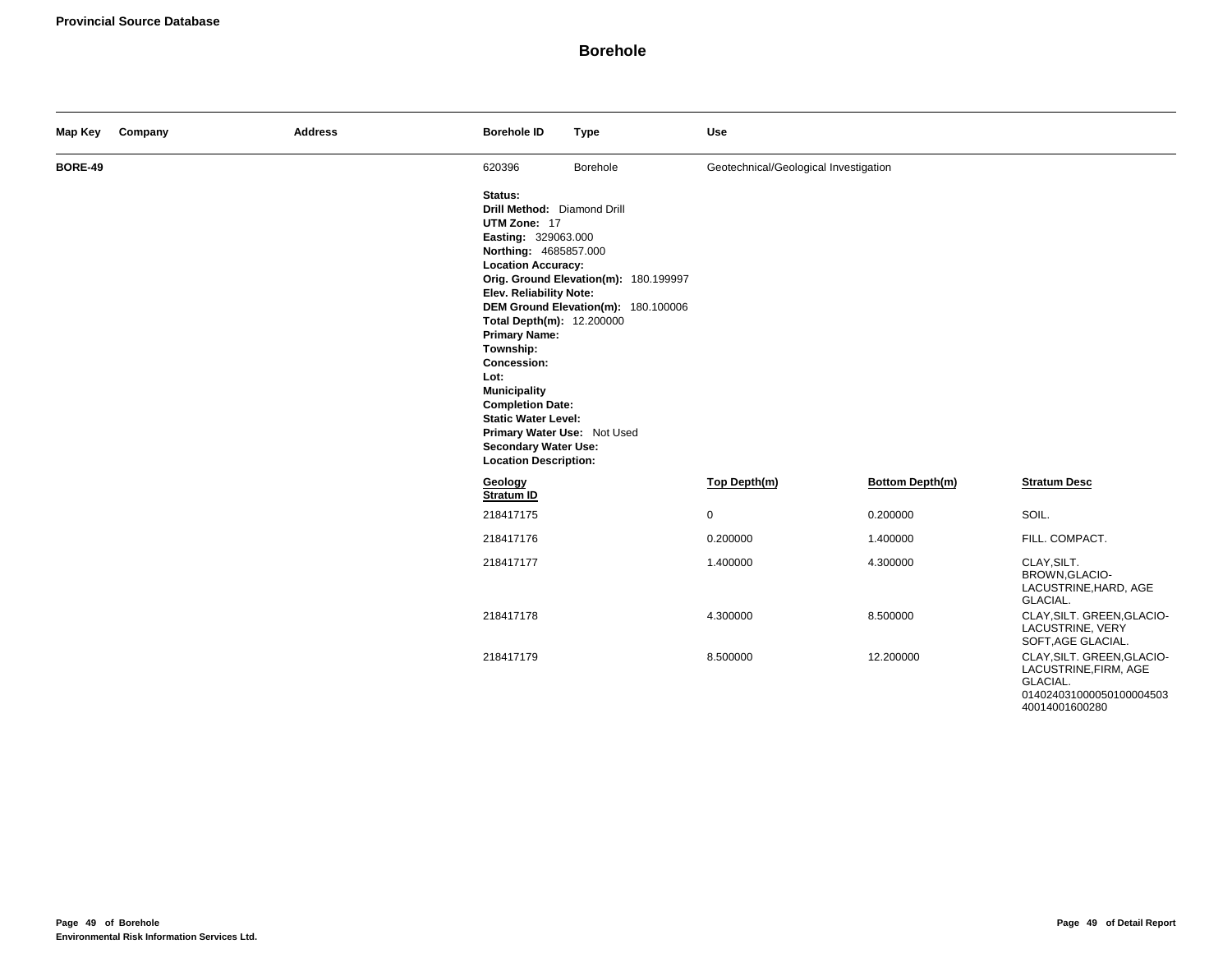**Provincial Source Database**

# Borehole

| Map Key | Company | Address | Borehole ID | Type | Use |
|---|---|---|---|---|---|
| BORE-49 | | | 620396 | Borehole | Geotechnical/Geological Investigation |

**Status:**
**Drill Method:** Diamond Drill
**UTM Zone:** 17
**Easting:** 329063.000
**Northing:** 4685857.000
**Location Accuracy:**
**Orig. Ground Elevation(m):** 180.199997
**Elev. Reliability Note:**
**DEM Ground Elevation(m):** 180.100006
**Total Depth(m):** 12.200000
**Primary Name:**
**Township:**
**Concession:**
**Lot:**
**Municipality**
**Completion Date:**
**Static Water Level:**
**Primary Water Use:** Not Used
**Secondary Water Use:**
**Location Description:**

| Geology Stratum ID | Top Depth(m) | Bottom Depth(m) | Stratum Desc |
|---|---|---|---|
| 218417175 | 0 | 0.200000 | SOIL. |
| 218417176 | 0.200000 | 1.400000 | FILL. COMPACT. |
| 218417177 | 1.400000 | 4.300000 | CLAY,SILT. BROWN,GLACIO-LACUSTRINE,HARD, AGE GLACIAL. |
| 218417178 | 4.300000 | 8.500000 | CLAY,SILT. GREEN,GLACIO-LACUSTRINE, VERY SOFT,AGE GLACIAL. |
| 218417179 | 8.500000 | 12.200000 | CLAY,SILT. GREEN,GLACIO-LACUSTRINE,FIRM, AGE GLACIAL. 0140240310000501000045034 0014001600280 |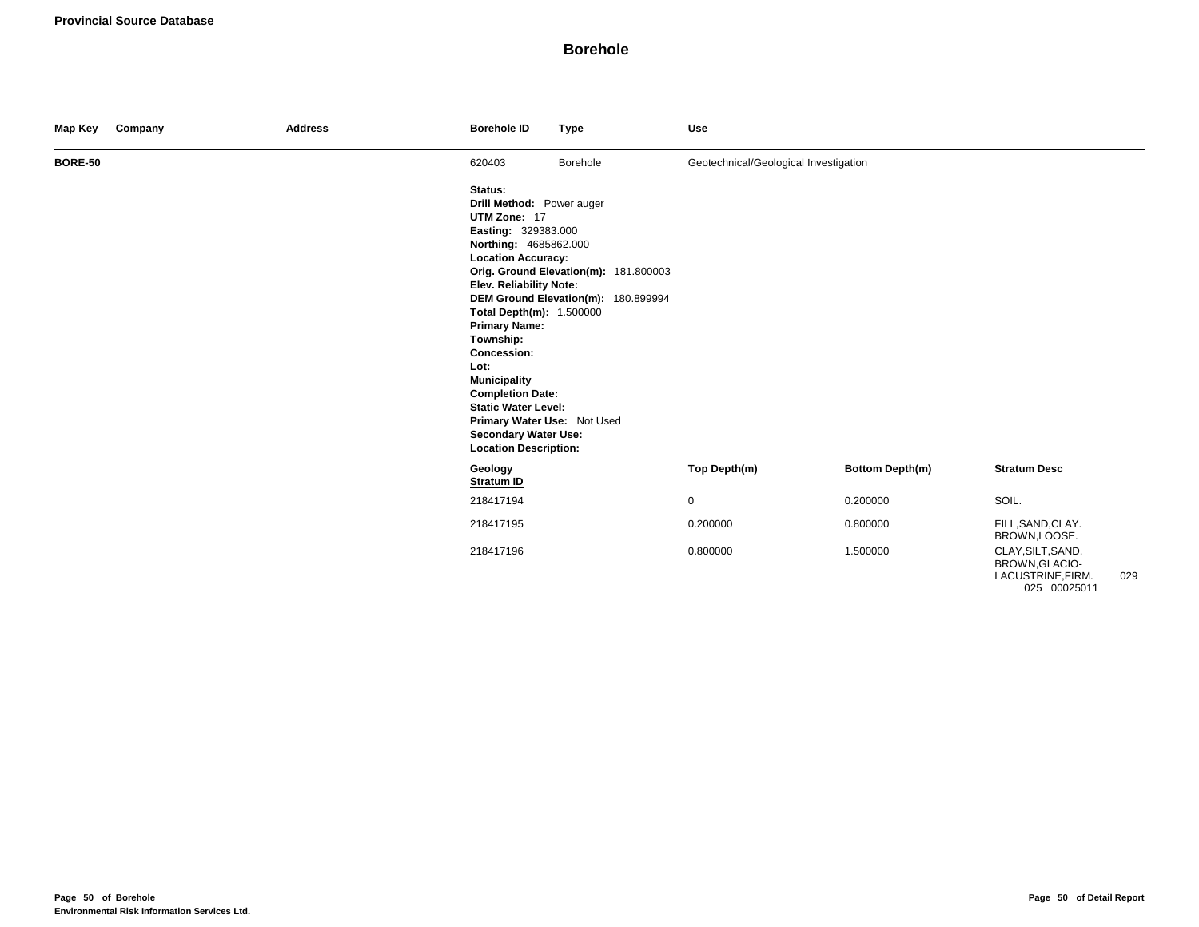**Provincial Source Database**

# Borehole

| Map Key | Company | Address | Borehole ID | Type | Use |
|---|---|---|---|---|---|
| **BORE-50** | | | 620403 | Borehole | Geotechnical/Geological Investigation |

**Status:**
**Drill Method:** Power auger
**UTM Zone:** 17
**Easting:** 329383.000
**Northing:** 4685862.000
**Location Accuracy:**
**Orig. Ground Elevation(m):** 181.800003
**Elev. Reliability Note:**
**DEM Ground Elevation(m):** 180.899994
**Total Depth(m):** 1.500000
**Primary Name:**
**Township:**
**Concession:**
**Lot:**
**Municipality**
**Completion Date:**
**Static Water Level:**
**Primary Water Use:** Not Used
**Secondary Water Use:**
**Location Description:**

| Geology Stratum ID | Top Depth(m) | Bottom Depth(m) | Stratum Desc |
|---|---|---|---|
| 218417194 | 0 | 0.200000 | SOIL. |
| 218417195 | 0.200000 | 0.800000 | FILL,SAND,CLAY. BROWN,LOOSE. |
| 218417196 | 0.800000 | 1.500000 | CLAY,SILT,SAND. BROWN,GLACIO-LACUSTRINE,FIRM. 029 025 00025011 |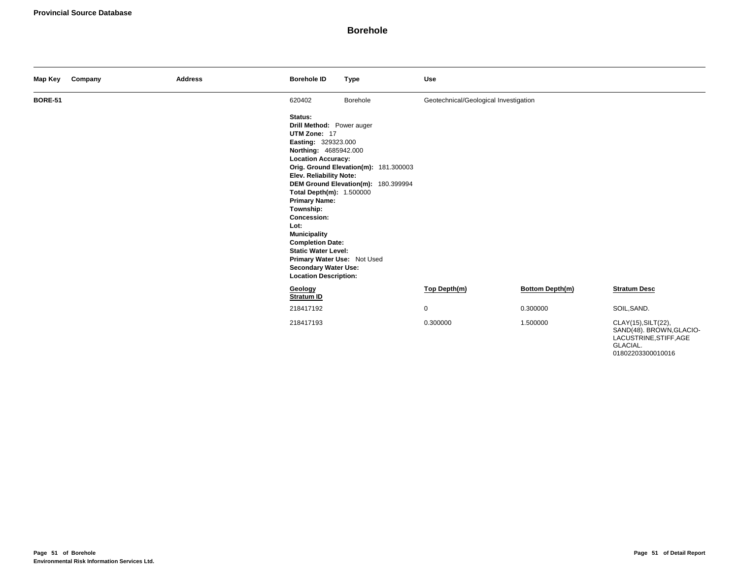**Provincial Source Database**

# Borehole

| Map Key | Company | Address | Borehole ID | Type | Use |
|---|---|---|---|---|---|
| **BORE-51** | | | 620402 | Borehole | Geotechnical/Geological Investigation |

**Status:**
**Drill Method:** Power auger
**UTM Zone:** 17
**Easting:** 329323.000
**Northing:** 4685942.000
**Location Accuracy:**
**Orig. Ground Elevation(m):** 181.300003
**Elev. Reliability Note:**
**DEM Ground Elevation(m):** 180.399994
**Total Depth(m):** 1.500000
**Primary Name:**
**Township:**
**Concession:**
**Lot:**
**Municipality**
**Completion Date:**
**Static Water Level:**
**Primary Water Use:** Not Used
**Secondary Water Use:**
**Location Description:**

| Geology Stratum ID | Top Depth(m) | Bottom Depth(m) | Stratum Desc |
|---|---|---|---|
| 218417192 | 0 | 0.300000 | SOIL,SAND. |
| 218417193 | 0.300000 | 1.500000 | CLAY(15),SILT(22), SAND(48). BROWN,GLACIO-LACUSTRINE,STIFF,AGE GLACIAL. 01802203300010016 |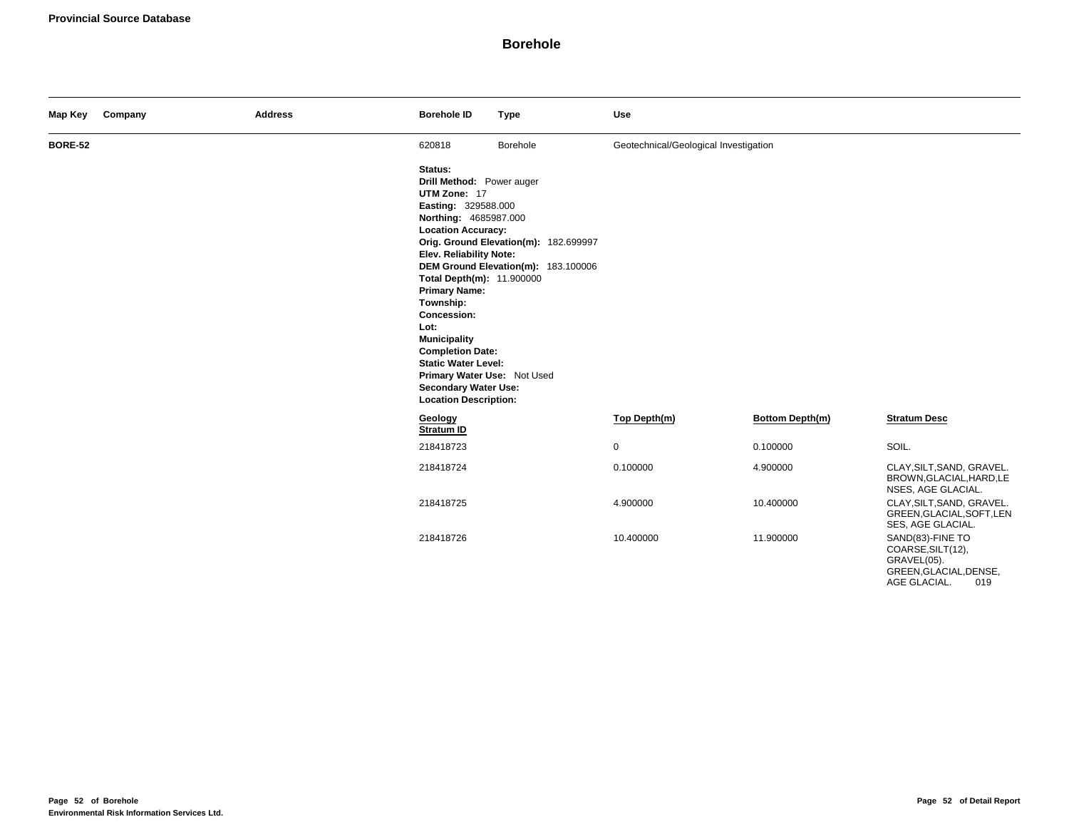**Provincial Source Database**

# Borehole

| Map Key | Company | Address | Borehole ID | Type | Use |
|---|---|---|---|---|---|
| **BORE-52** | | | 620818 | Borehole | Geotechnical/Geological Investigation |

**Status:**
**Drill Method:** Power auger
**UTM Zone:** 17
**Easting:** 329588.000
**Northing:** 4685987.000
**Location Accuracy:**
**Orig. Ground Elevation(m):** 182.699997
**Elev. Reliability Note:**
**DEM Ground Elevation(m):** 183.100006
**Total Depth(m):** 11.900000
**Primary Name:**
**Township:**
**Concession:**
**Lot:**
**Municipality**
**Completion Date:**
**Static Water Level:**
**Primary Water Use:** Not Used
**Secondary Water Use:**
**Location Description:**

| Geology Stratum ID | Top Depth(m) | Bottom Depth(m) | Stratum Desc |
|---|---|---|---|
| 218418723 | 0 | 0.100000 | SOIL. |
| 218418724 | 0.100000 | 4.900000 | CLAY,SILT,SAND, GRAVEL. BROWN,GLACIAL,HARD,LENSES, AGE GLACIAL. |
| 218418725 | 4.900000 | 10.400000 | CLAY,SILT,SAND, GRAVEL. GREEN,GLACIAL,SOFT,LENSES, AGE GLACIAL. |
| 218418726 | 10.400000 | 11.900000 | SAND(83)-FINE TO COARSE,SILT(12), GRAVEL(05). GREEN,GLACIAL,DENSE, AGE GLACIAL. 019 |

**Environmental Risk Information Services Ltd.**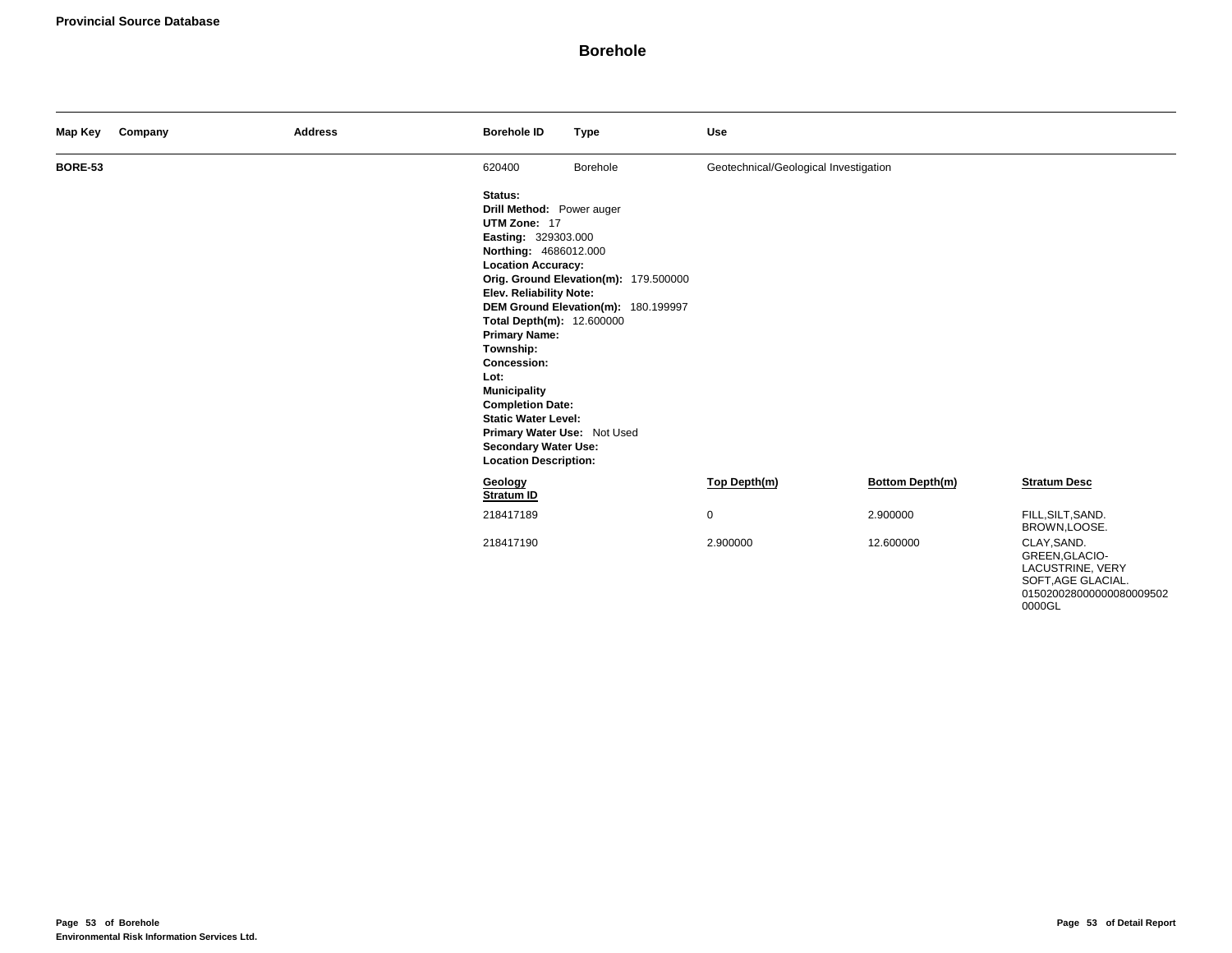**Provincial Source Database**

# Borehole

| Map Key | Company | Address | Borehole ID | Type | Use |
|---|---|---|---|---|---|
| **BORE-53** | | | 620400 | Borehole | Geotechnical/Geological Investigation |

**Status:**
**Drill Method:** Power auger
**UTM Zone:** 17
**Easting:** 329303.000
**Northing:** 4686012.000
**Location Accuracy:**
**Orig. Ground Elevation(m):** 179.500000
**Elev. Reliability Note:**
**DEM Ground Elevation(m):** 180.199997
**Total Depth(m):** 12.600000
**Primary Name:**
**Township:**
**Concession:**
**Lot:**
**Municipality**
**Completion Date:**
**Static Water Level:**
**Primary Water Use:** Not Used
**Secondary Water Use:**
**Location Description:**

| Geology Stratum ID | Top Depth(m) | Bottom Depth(m) | Stratum Desc |
|---|---|---|---|
| 218417189 | 0 | 2.900000 | FILL,SILT,SAND. BROWN,LOOSE. |
| 218417190 | 2.900000 | 12.600000 | CLAY,SAND. GREEN,GLACIO-LACUSTRINE, VERY SOFT,AGE GLACIAL. 015020028000000080009502 0000GL |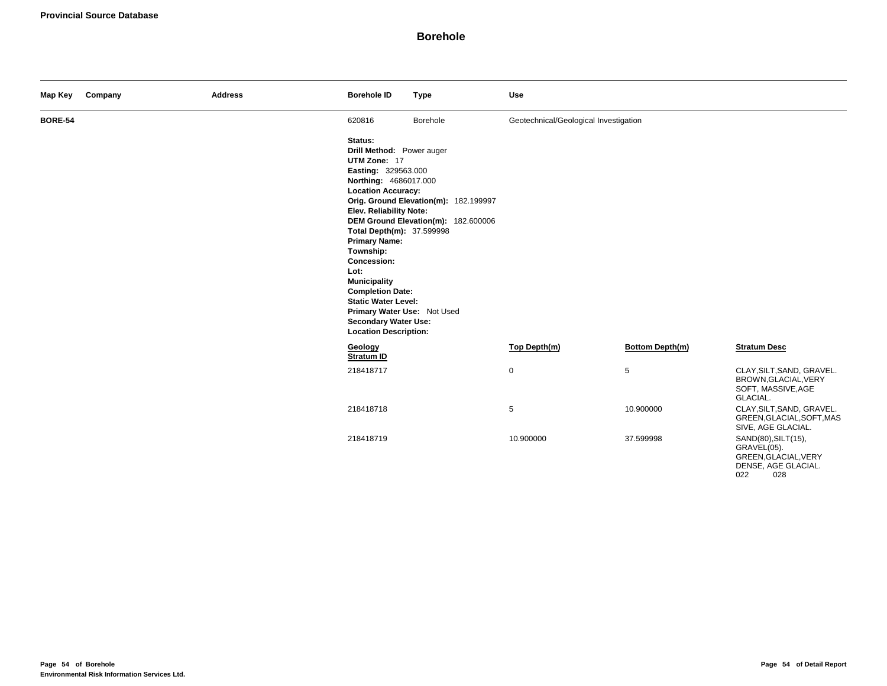**Provincial Source Database**

# Borehole

| Map Key | Company | Address | Borehole ID | Type | Use |
|---|---|---|---|---|---|
| **BORE-54** | | | 620816 | Borehole | Geotechnical/Geological Investigation |

**Status:**
**Drill Method:** Power auger
**UTM Zone:** 17
**Easting:** 329563.000
**Northing:** 4686017.000
**Location Accuracy:**
**Orig. Ground Elevation(m):** 182.199997
**Elev. Reliability Note:**
**DEM Ground Elevation(m):** 182.600006
**Total Depth(m):** 37.599998
**Primary Name:**
**Township:**
**Concession:**
**Lot:**
**Municipality**
**Completion Date:**
**Static Water Level:**
**Primary Water Use:** Not Used
**Secondary Water Use:**
**Location Description:**

| Geology Stratum ID | Top Depth(m) | Bottom Depth(m) | Stratum Desc |
|---|---|---|---|
| 218418717 | 0 | 5 | CLAY,SILT,SAND, GRAVEL. BROWN,GLACIAL,VERY SOFT, MASSIVE,AGE GLACIAL. |
| 218418718 | 5 | 10.900000 | CLAY,SILT,SAND, GRAVEL. GREEN,GLACIAL,SOFT,MASSIVE, AGE GLACIAL. |
| 218418719 | 10.900000 | 37.599998 | SAND(80),SILT(15), GRAVEL(05). GREEN,GLACIAL,VERY DENSE, AGE GLACIAL. 022 028 |

Environmental Risk Information Services Ltd.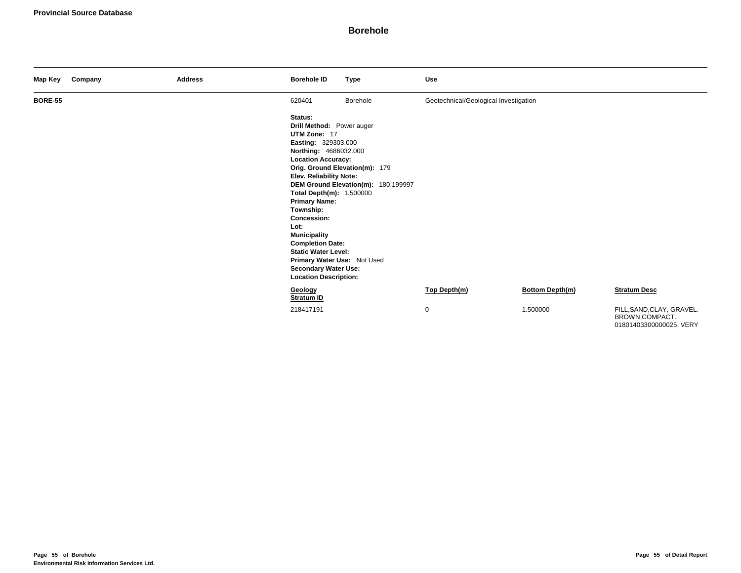## Borehole

| Map Key | Company | Address | Borehole ID | Type | Use |
|---|---|---|---|---|---|
| **BORE-55** | | | 620401 | Borehole | Geotechnical/Geological Investigation |

**Status:**
**Drill Method:** Power auger
**UTM Zone:** 17
**Easting:** 329303.000
**Northing:** 4686032.000
**Location Accuracy:**
**Orig. Ground Elevation(m):** 179
**Elev. Reliability Note:**
**DEM Ground Elevation(m):** 180.199997
**Total Depth(m):** 1.500000
**Primary Name:**
**Township:**
**Concession:**
**Lot:**
**Municipality**
**Completion Date:**
**Static Water Level:**
**Primary Water Use:** Not Used
**Secondary Water Use:**
**Location Description:**

| Geology Stratum ID | Top Depth(m) | Bottom Depth(m) | Stratum Desc |
|---|---|---|---|
| 218417191 | 0 | 1.500000 | FILL,SAND,CLAY, GRAVEL. BROWN,COMPACT. 01801403300000025, VERY |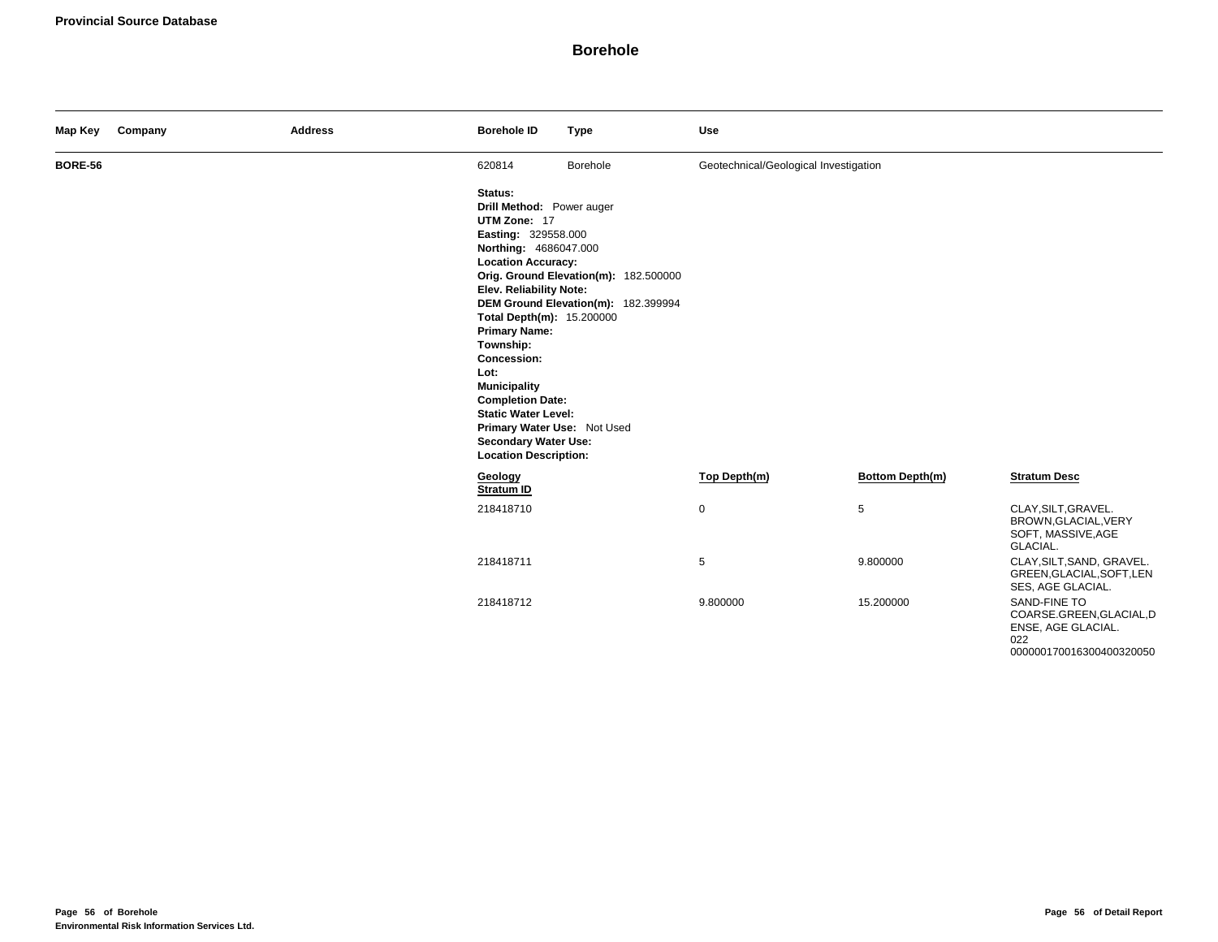**Provincial Source Database**

# Borehole

| Map Key | Company | Address | Borehole ID | Type | Use |
|---|---|---|---|---|---|
| **BORE-56** | | | 620814 | Borehole | Geotechnical/Geological Investigation |

**Status:**
**Drill Method:** Power auger
**UTM Zone:** 17
**Easting:** 329558.000
**Northing:** 4686047.000
**Location Accuracy:**
**Orig. Ground Elevation(m):** 182.500000
**Elev. Reliability Note:**
**DEM Ground Elevation(m):** 182.399994
**Total Depth(m):** 15.200000
**Primary Name:**
**Township:**
**Concession:**
**Lot:**
**Municipality**
**Completion Date:**
**Static Water Level:**
**Primary Water Use:** Not Used
**Secondary Water Use:**
**Location Description:**

| Geology Stratum ID | Top Depth(m) | Bottom Depth(m) | Stratum Desc |
|---|---|---|---|
| 218418710 | 0 | 5 | CLAY,SILT,GRAVEL. BROWN,GLACIAL,VERY SOFT, MASSIVE,AGE GLACIAL. |
| 218418711 | 5 | 9.800000 | CLAY,SILT,SAND, GRAVEL. GREEN,GLACIAL,SOFT,LENSES, AGE GLACIAL. |
| 218418712 | 9.800000 | 15.200000 | SAND-FINE TO COARSE.GREEN,GLACIAL,DENSE, AGE GLACIAL. 022 00000017001630040032005 0 |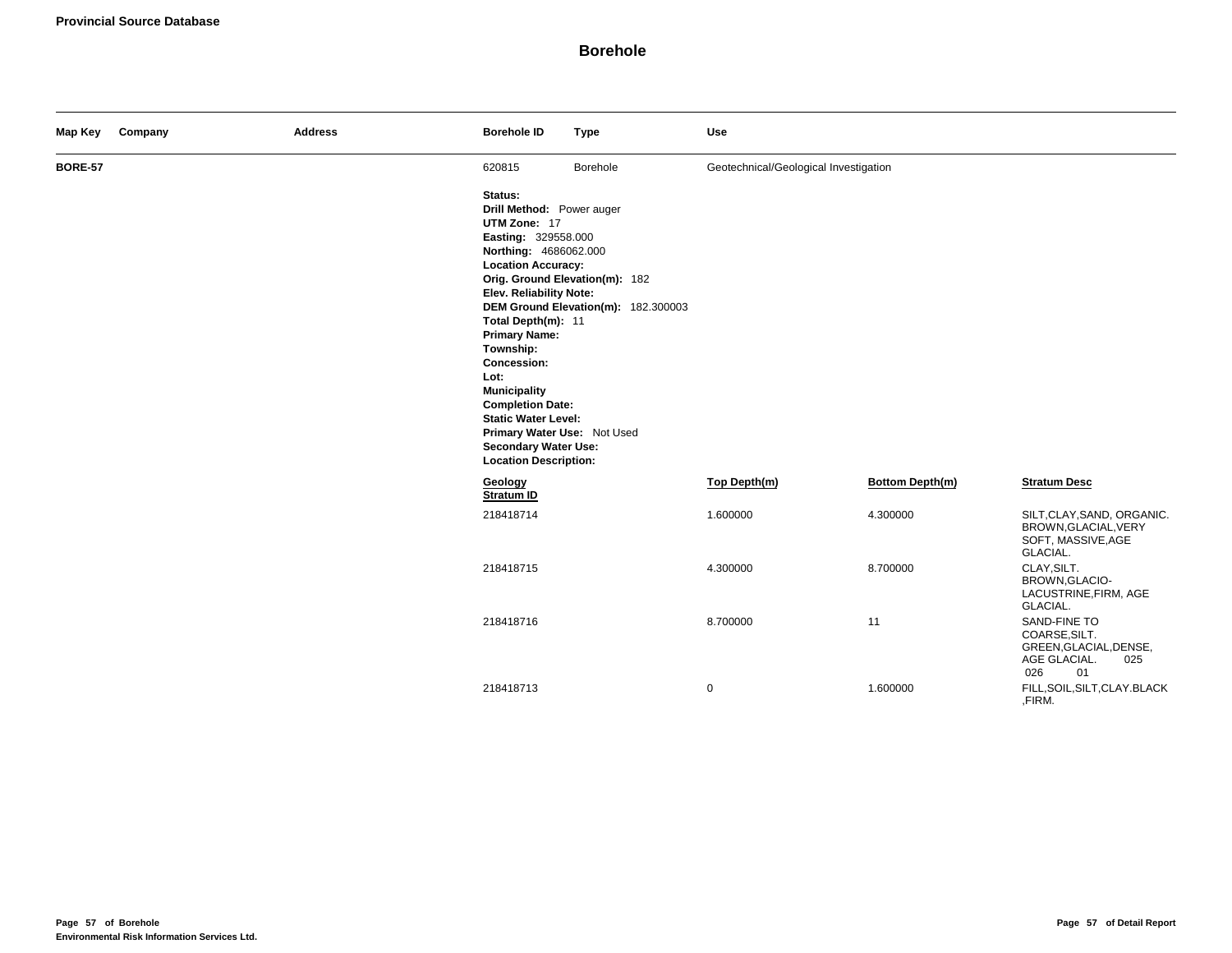**Provincial Source Database**

# Borehole

| Map Key | Company | Address | Borehole ID | Type | Use |
|---|---|---|---|---|---|
| **BORE-57** | | | 620815 | Borehole | Geotechnical/Geological Investigation |

**Status:**
**Drill Method:** Power auger
**UTM Zone:** 17
**Easting:** 329558.000
**Northing:** 4686062.000
**Location Accuracy:**
**Orig. Ground Elevation(m):** 182
**Elev. Reliability Note:**
**DEM Ground Elevation(m):** 182.300003
**Total Depth(m):** 11
**Primary Name:**
**Township:**
**Concession:**
**Lot:**
**Municipality**
**Completion Date:**
**Static Water Level:**
**Primary Water Use:** Not Used
**Secondary Water Use:**
**Location Description:**

| Geology Stratum ID | Top Depth(m) | Bottom Depth(m) | Stratum Desc |
|---|---|---|---|
| 218418714 | 1.600000 | 4.300000 | SILT,CLAY,SAND, ORGANIC. BROWN,GLACIAL,VERY SOFT, MASSIVE,AGE GLACIAL. |
| 218418715 | 4.300000 | 8.700000 | CLAY,SILT. BROWN,GLACIO-LACUSTRINE,FIRM, AGE GLACIAL. |
| 218418716 | 8.700000 | 11 | SAND-FINE TO COARSE,SILT. GREEN,GLACIAL,DENSE, AGE GLACIAL. 025 026 01 |
| 218418713 | 0 | 1.600000 | FILL,SOIL,SILT,CLAY.BLACK ,FIRM. |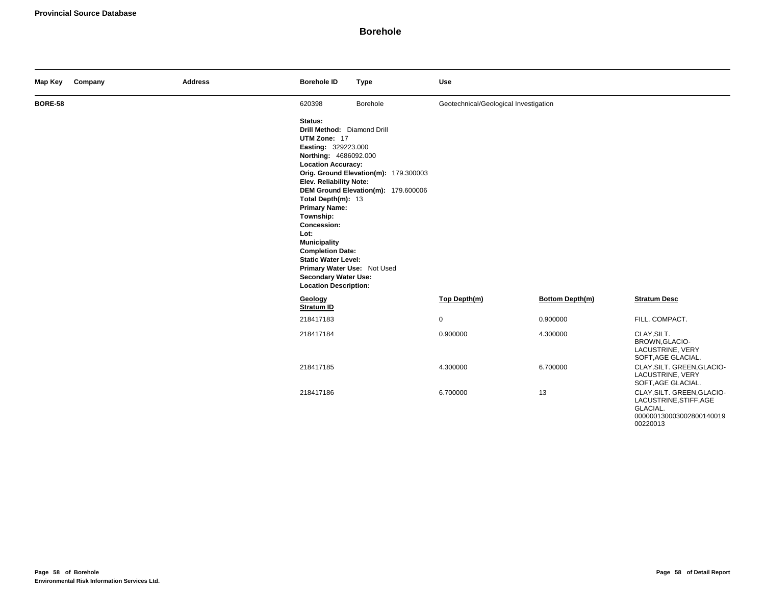**Provincial Source Database**

# Borehole

| Map Key | Company | Address | Borehole ID | Type | Use |
|---|---|---|---|---|---|
| **BORE-58** | | | 620398 | Borehole | Geotechnical/Geological Investigation |

**Status:**
**Drill Method:** Diamond Drill
**UTM Zone:** 17
**Easting:** 329223.000
**Northing:** 4686092.000
**Location Accuracy:**
**Orig. Ground Elevation(m):** 179.300003
**Elev. Reliability Note:**
**DEM Ground Elevation(m):** 179.600006
**Total Depth(m):** 13
**Primary Name:**
**Township:**
**Concession:**
**Lot:**
**Municipality**
**Completion Date:**
**Static Water Level:**
**Primary Water Use:** Not Used
**Secondary Water Use:**
**Location Description:**

| Geology Stratum ID | Top Depth(m) | Bottom Depth(m) | Stratum Desc |
|---|---|---|---|
| 218417183 | 0 | 0.900000 | FILL. COMPACT. |
| 218417184 | 0.900000 | 4.300000 | CLAY,SILT. BROWN,GLACIO-LACUSTRINE, VERY SOFT,AGE GLACIAL. |
| 218417185 | 4.300000 | 6.700000 | CLAY,SILT. GREEN,GLACIO-LACUSTRINE, VERY SOFT,AGE GLACIAL. |
| 218417186 | 6.700000 | 13 | CLAY,SILT. GREEN,GLACIO-LACUSTRINE,STIFF,AGE GLACIAL. 0000001300030028001400190 0220013 |

Environmental Risk Information Services Ltd.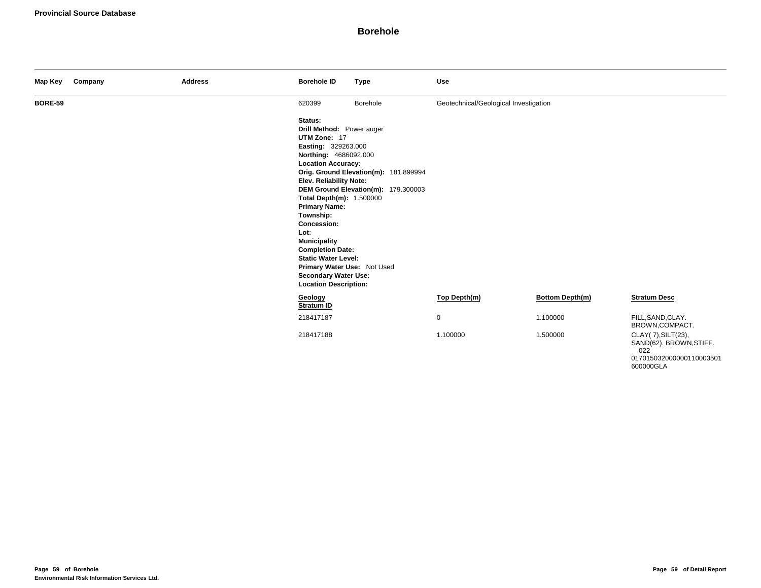**Provincial Source Database**

# Borehole

| Map Key | Company | Address | Borehole ID | Type | Use |
|---|---|---|---|---|---|
| **BORE-59** | | | 620399 | Borehole | Geotechnical/Geological Investigation |

**Status:**
**Drill Method:** Power auger
**UTM Zone:** 17
**Easting:** 329263.000
**Northing:** 4686092.000
**Location Accuracy:**
**Orig. Ground Elevation(m):** 181.899994
**Elev. Reliability Note:**
**DEM Ground Elevation(m):** 179.300003
**Total Depth(m):** 1.500000
**Primary Name:**
**Township:**
**Concession:**
**Lot:**
**Municipality**
**Completion Date:**
**Static Water Level:**
**Primary Water Use:** Not Used
**Secondary Water Use:**
**Location Description:**

| Geology Stratum ID | Top Depth(m) | Bottom Depth(m) | Stratum Desc |
|---|---|---|---|
| 218417187 | 0 | 1.100000 | FILL,SAND,CLAY. BROWN,COMPACT. |
| 218417188 | 1.100000 | 1.500000 | CLAY( 7),SILT(23), SAND(62). BROWN,STIFF. 022 0170150320000001100035016 00000GLA |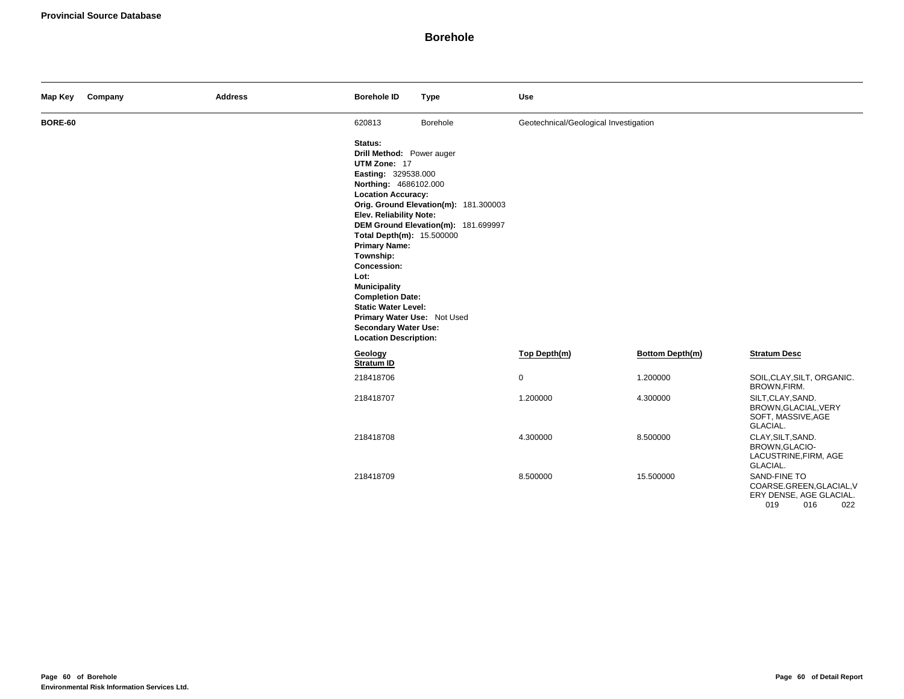**Provincial Source Database**

# Borehole

| Map Key | Company | Address | Borehole ID | Type | Use |
|---|---|---|---|---|---|
| **BORE-60** | | | 620813 | Borehole | Geotechnical/Geological Investigation |

**Status:**
**Drill Method:** Power auger
**UTM Zone:** 17
**Easting:** 329538.000
**Northing:** 4686102.000
**Location Accuracy:**
**Orig. Ground Elevation(m):** 181.300003
**Elev. Reliability Note:**
**DEM Ground Elevation(m):** 181.699997
**Total Depth(m):** 15.500000
**Primary Name:**
**Township:**
**Concession:**
**Lot:**
**Municipality**
**Completion Date:**
**Static Water Level:**
**Primary Water Use:** Not Used
**Secondary Water Use:**
**Location Description:**

| Geology Stratum ID | Top Depth(m) | Bottom Depth(m) | Stratum Desc |
|---|---|---|---|
| 218418706 | 0 | 1.200000 | SOIL,CLAY,SILT, ORGANIC. BROWN,FIRM. |
| 218418707 | 1.200000 | 4.300000 | SILT,CLAY,SAND. BROWN,GLACIAL,VERY SOFT, MASSIVE,AGE GLACIAL. |
| 218418708 | 4.300000 | 8.500000 | CLAY,SILT,SAND. BROWN,GLACIO-LACUSTRINE,FIRM, AGE GLACIAL. |
| 218418709 | 8.500000 | 15.500000 | SAND-FINE TO COARSE.GREEN,GLACIAL,VERY DENSE, AGE GLACIAL. 019 016 022 |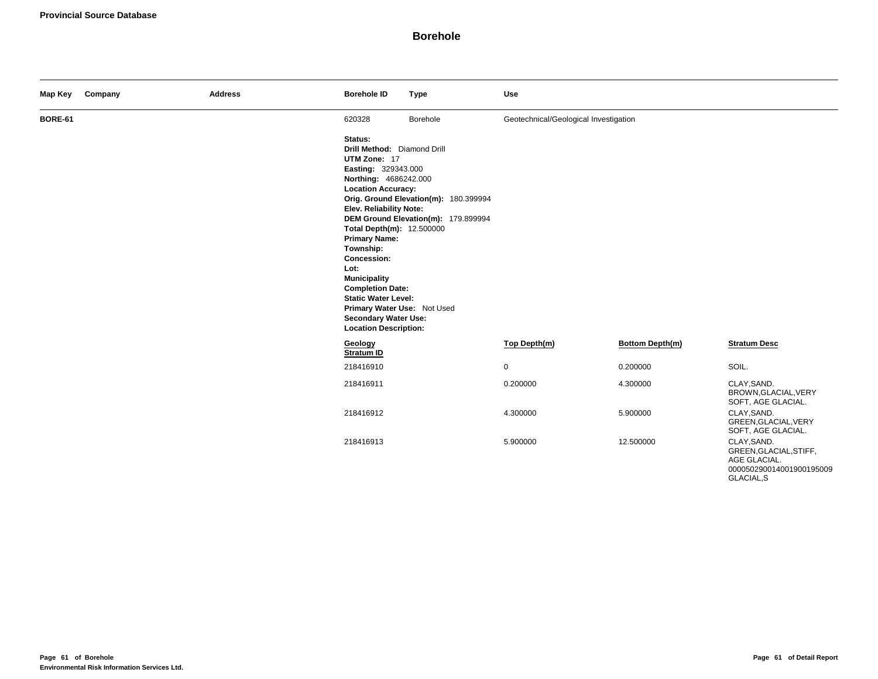**Provincial Source Database**

# Borehole

| Map Key | Company | Address | Borehole ID | Type | Use |
|---|---|---|---|---|---|
| BORE-61 | | | 620328 | Borehole | Geotechnical/Geological Investigation |

**Status:**
**Drill Method:** Diamond Drill
**UTM Zone:** 17
**Easting:** 329343.000
**Northing:** 4686242.000
**Location Accuracy:**
**Orig. Ground Elevation(m):** 180.399994
**Elev. Reliability Note:**
**DEM Ground Elevation(m):** 179.899994
**Total Depth(m):** 12.500000
**Primary Name:**
**Township:**
**Concession:**
**Lot:**
**Municipality**
**Completion Date:**
**Static Water Level:**
**Primary Water Use:** Not Used
**Secondary Water Use:**
**Location Description:**

| Geology Stratum ID | Top Depth(m) | Bottom Depth(m) | Stratum Desc |
|---|---|---|---|
| 218416910 | 0 | 0.200000 | SOIL. |
| 218416911 | 0.200000 | 4.300000 | CLAY,SAND. BROWN,GLACIAL,VERY SOFT, AGE GLACIAL. |
| 218416912 | 4.300000 | 5.900000 | CLAY,SAND. GREEN,GLACIAL,VERY SOFT, AGE GLACIAL. |
| 218416913 | 5.900000 | 12.500000 | CLAY,SAND. GREEN,GLACIAL,STIFF, AGE GLACIAL. 00005029001400190019500​9 GLACIAL,S |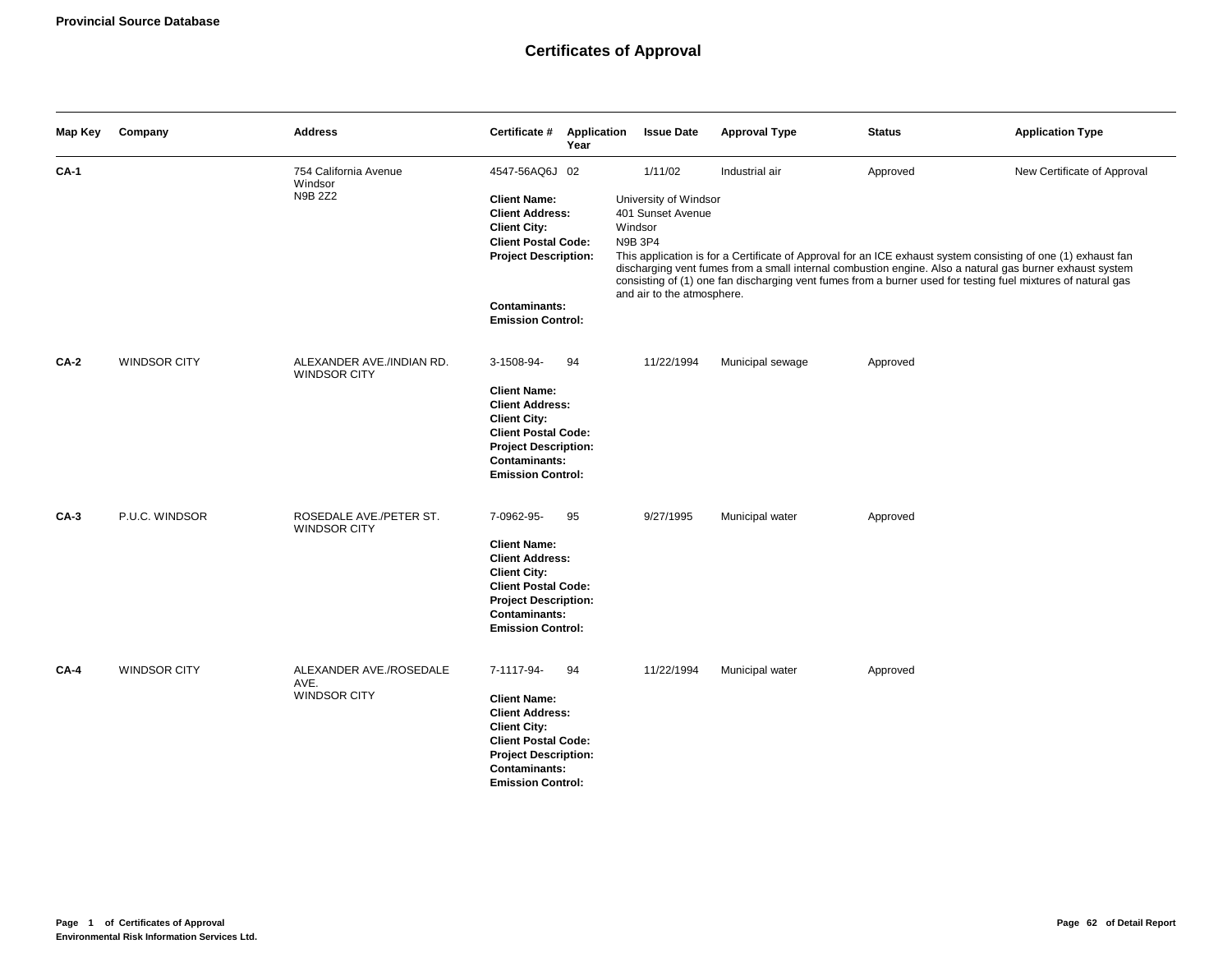**Provincial Source Database**

# Certificates of Approval

| Map Key | Company | Address | Certificate # | Application Year | Issue Date | Approval Type | Status | Application Type |
|---|---|---|---|---|---|---|---|---|
| **CA-1** | | 754 California Avenue Windsor N9B 2Z2 | 4547-56AQ6J | 02 | 1/11/02 | Industrial air | Approved | New Certificate of Approval |

**Client Name:** University of Windsor
**Client Address:** 401 Sunset Avenue
**Client City:** Windsor
**Client Postal Code:** N9B 3P4
**Project Description:** This application is for a Certificate of Approval for an ICE exhaust system consisting of one (1) exhaust fan discharging vent fumes from a small internal combustion engine. Also a natural gas burner exhaust system consisting of (1) one fan discharging vent fumes from a burner used for testing fuel mixtures of natural gas and air to the atmosphere.
**Contaminants:**
**Emission Control:**

| Map Key | Company | Address | Certificate # | Application Year | Issue Date | Approval Type | Status | Application Type |
|---|---|---|---|---|---|---|---|---|
| **CA-2** | WINDSOR CITY | ALEXANDER AVE./INDIAN RD. WINDSOR CITY | 3-1508-94- | 94 | 11/22/1994 | Municipal sewage | Approved | |

**Client Name:**
**Client Address:**
**Client City:**
**Client Postal Code:**
**Project Description:**
**Contaminants:**
**Emission Control:**

| Map Key | Company | Address | Certificate # | Application Year | Issue Date | Approval Type | Status | Application Type |
|---|---|---|---|---|---|---|---|---|
| **CA-3** | P.U.C. WINDSOR | ROSEDALE AVE./PETER ST. WINDSOR CITY | 7-0962-95- | 95 | 9/27/1995 | Municipal water | Approved | |

**Client Name:**
**Client Address:**
**Client City:**
**Client Postal Code:**
**Project Description:**
**Contaminants:**
**Emission Control:**

| Map Key | Company | Address | Certificate # | Application Year | Issue Date | Approval Type | Status | Application Type |
|---|---|---|---|---|---|---|---|---|
| **CA-4** | WINDSOR CITY | ALEXANDER AVE./ROSEDALE AVE. WINDSOR CITY | 7-1117-94- | 94 | 11/22/1994 | Municipal water | Approved | |

**Client Name:**
**Client Address:**
**Client City:**
**Client Postal Code:**
**Project Description:**
**Contaminants:**
**Emission Control:**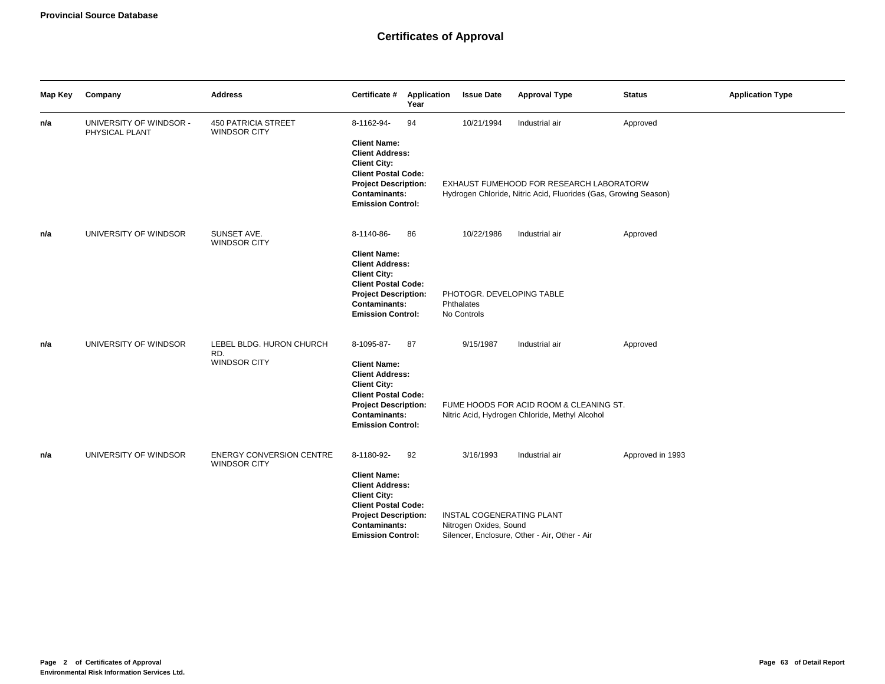**Provincial Source Database**

# Certificates of Approval

| Map Key | Company | Address | Certificate # | Application Year | Issue Date | Approval Type | Status | Application Type |
|---|---|---|---|---|---|---|---|---|
| **n/a** | UNIVERSITY OF WINDSOR - PHYSICAL PLANT | 450 PATRICIA STREET WINDSOR CITY | 8-1162-94- | 94 | 10/21/1994 | Industrial air | Approved | |

**Client Name:**
**Client Address:**
**Client City:**
**Client Postal Code:**
**Project Description:** EXHAUST FUMEHOOD FOR RESEARCH LABORATORW
**Contaminants:** Hydrogen Chloride, Nitric Acid, Fluorides (Gas, Growing Season)
**Emission Control:**

| Map Key | Company | Address | Certificate # | Application Year | Issue Date | Approval Type | Status | Application Type |
|---|---|---|---|---|---|---|---|---|
| **n/a** | UNIVERSITY OF WINDSOR | SUNSET AVE. WINDSOR CITY | 8-1140-86- | 86 | 10/22/1986 | Industrial air | Approved | |

**Client Name:**
**Client Address:**
**Client City:**
**Client Postal Code:**
**Project Description:** PHOTOGR. DEVELOPING TABLE
**Contaminants:** Phthalates
**Emission Control:** No Controls

| Map Key | Company | Address | Certificate # | Application Year | Issue Date | Approval Type | Status | Application Type |
|---|---|---|---|---|---|---|---|---|
| **n/a** | UNIVERSITY OF WINDSOR | LEBEL BLDG. HURON CHURCH RD. WINDSOR CITY | 8-1095-87- | 87 | 9/15/1987 | Industrial air | Approved | |

**Client Name:**
**Client Address:**
**Client City:**
**Client Postal Code:**
**Project Description:** FUME HOODS FOR ACID ROOM & CLEANING ST.
**Contaminants:** Nitric Acid, Hydrogen Chloride, Methyl Alcohol
**Emission Control:**

| Map Key | Company | Address | Certificate # | Application Year | Issue Date | Approval Type | Status | Application Type |
|---|---|---|---|---|---|---|---|---|
| **n/a** | UNIVERSITY OF WINDSOR | ENERGY CONVERSION CENTRE WINDSOR CITY | 8-1180-92- | 92 | 3/16/1993 | Industrial air | Approved in 1993 | |

**Client Name:**
**Client Address:**
**Client City:**
**Client Postal Code:**
**Project Description:** INSTAL COGENERATING PLANT
**Contaminants:** Nitrogen Oxides, Sound
**Emission Control:** Silencer, Enclosure, Other - Air, Other - Air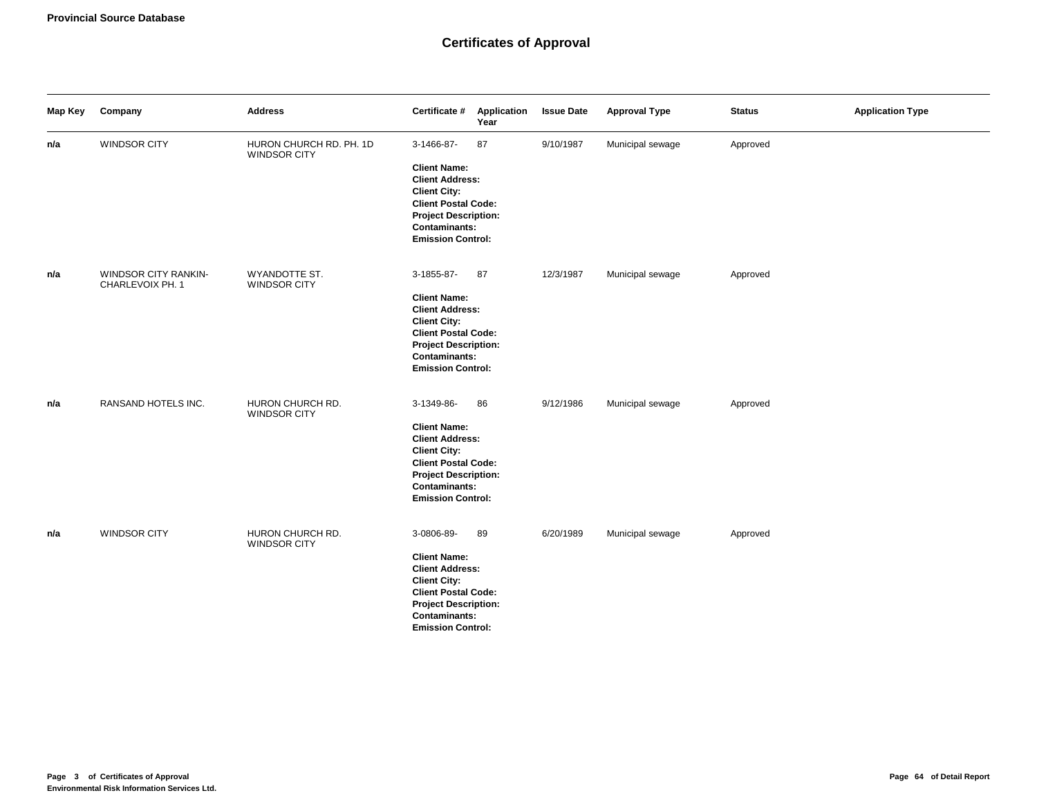**Provincial Source Database**

# Certificates of Approval

| Map Key | Company | Address | Certificate # | Application Year | Issue Date | Approval Type | Status | Application Type |
|---|---|---|---|---|---|---|---|---|
| **n/a** | WINDSOR CITY | HURON CHURCH RD. PH. 1D WINDSOR CITY | 3-1466-87- | 87 | 9/10/1987 | Municipal sewage | Approved | |
| | | | **Client Name:** **Client Address:** **Client City:** **Client Postal Code:** **Project Description:** **Contaminants:** **Emission Control:** | | | | | |
| **n/a** | WINDSOR CITY RANKIN-CHARLEVOIX PH. 1 | WYANDOTTE ST. WINDSOR CITY | 3-1855-87- | 87 | 12/3/1987 | Municipal sewage | Approved | |
| | | | **Client Name:** **Client Address:** **Client City:** **Client Postal Code:** **Project Description:** **Contaminants:** **Emission Control:** | | | | | |
| **n/a** | RANSAND HOTELS INC. | HURON CHURCH RD. WINDSOR CITY | 3-1349-86- | 86 | 9/12/1986 | Municipal sewage | Approved | |
| | | | **Client Name:** **Client Address:** **Client City:** **Client Postal Code:** **Project Description:** **Contaminants:** **Emission Control:** | | | | | |
| **n/a** | WINDSOR CITY | HURON CHURCH RD. WINDSOR CITY | 3-0806-89- | 89 | 6/20/1989 | Municipal sewage | Approved | |
| | | | **Client Name:** **Client Address:** **Client City:** **Client Postal Code:** **Project Description:** **Contaminants:** **Emission Control:** | | | | | |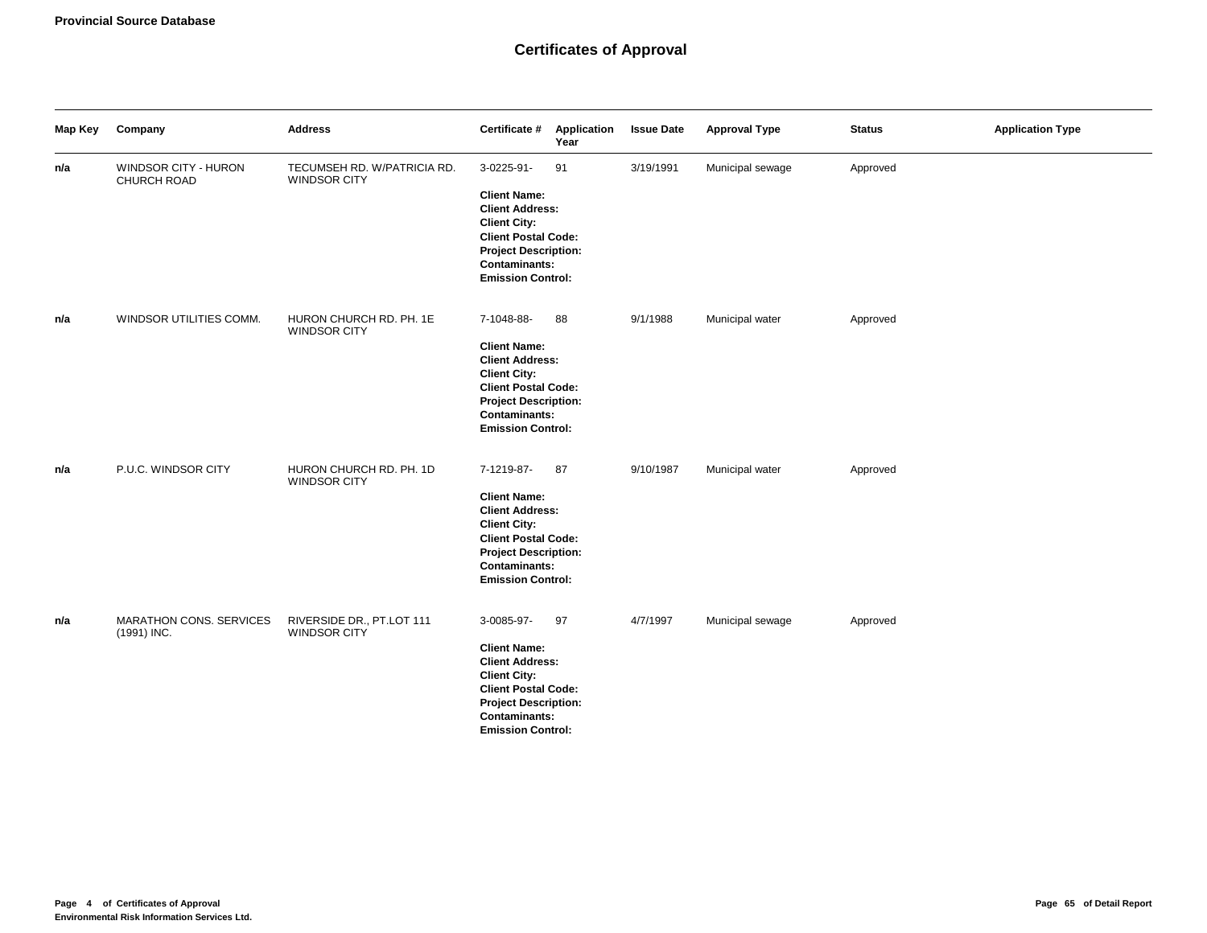## Certificates of Approval

| Map Key | Company | Address | Certificate # | Application Year | Issue Date | Approval Type | Status | Application Type |
|---|---|---|---|---|---|---|---|---|
| n/a | WINDSOR CITY - HURON CHURCH ROAD | TECUMSEH RD. W/PATRICIA RD. WINDSOR CITY | 3-0225-91- | 91 | 3/19/1991 | Municipal sewage | Approved | |
| | | | **Client Name:** **Client Address:** **Client City:** **Client Postal Code:** **Project Description:** **Contaminants:** **Emission Control:** | | | | | |
| n/a | WINDSOR UTILITIES COMM. | HURON CHURCH RD. PH. 1E WINDSOR CITY | 7-1048-88- | 88 | 9/1/1988 | Municipal water | Approved | |
| | | | **Client Name:** **Client Address:** **Client City:** **Client Postal Code:** **Project Description:** **Contaminants:** **Emission Control:** | | | | | |
| n/a | P.U.C. WINDSOR CITY | HURON CHURCH RD. PH. 1D WINDSOR CITY | 7-1219-87- | 87 | 9/10/1987 | Municipal water | Approved | |
| | | | **Client Name:** **Client Address:** **Client City:** **Client Postal Code:** **Project Description:** **Contaminants:** **Emission Control:** | | | | | |
| n/a | MARATHON CONS. SERVICES (1991) INC. | RIVERSIDE DR., PT.LOT 111 WINDSOR CITY | 3-0085-97- | 97 | 4/7/1997 | Municipal sewage | Approved | |
| | | | **Client Name:** **Client Address:** **Client City:** **Client Postal Code:** **Project Description:** **Contaminants:** **Emission Control:** | | | | | |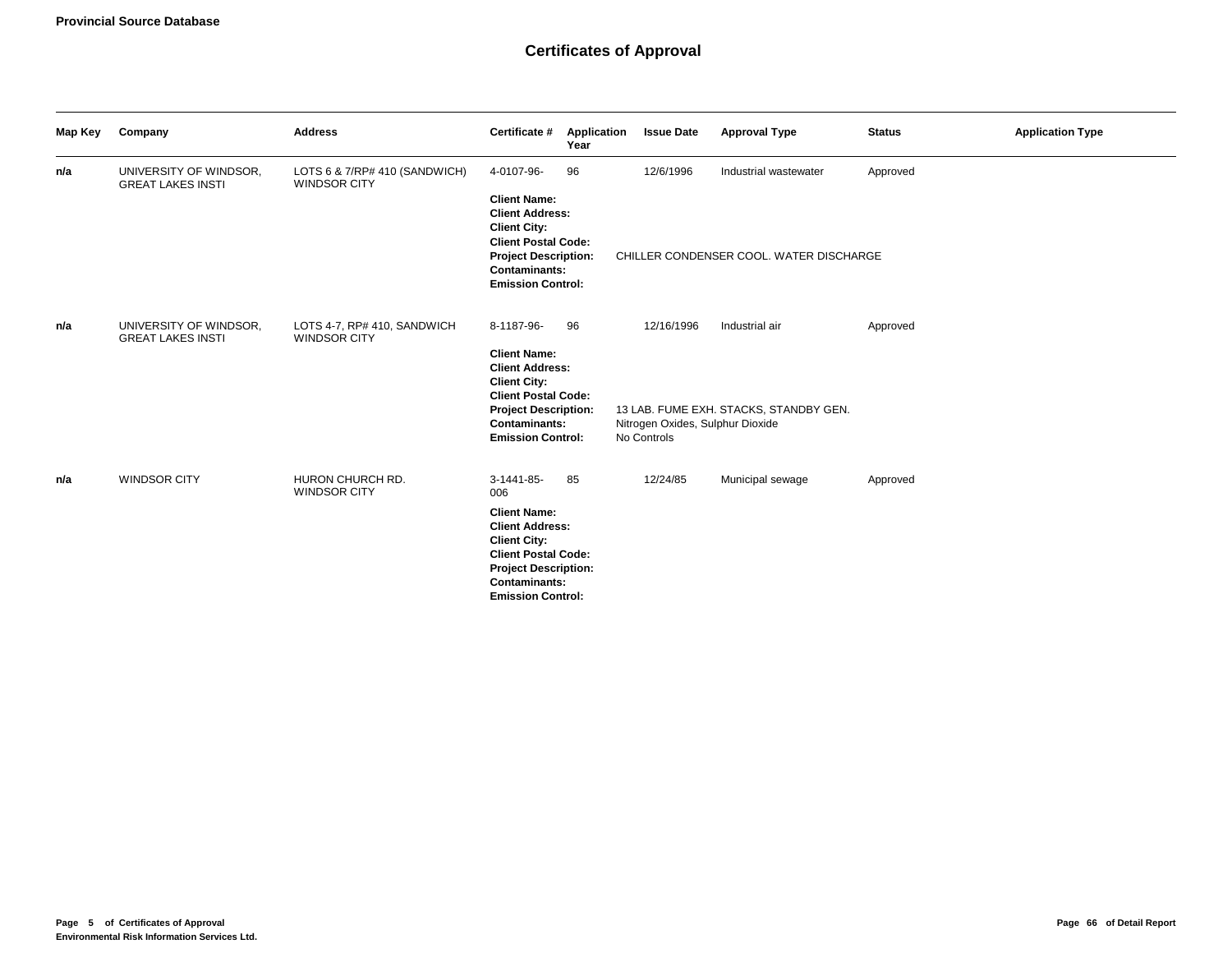**Provincial Source Database**

# Certificates of Approval

| Map Key | Company | Address | Certificate # | Application Year | Issue Date | Approval Type | Status | Application Type |
|---|---|---|---|---|---|---|---|---|
| n/a | UNIVERSITY OF WINDSOR, GREAT LAKES INSTI | LOTS 6 & 7/RP# 410 (SANDWICH) WINDSOR CITY | 4-0107-96- | 96 | 12/6/1996 | Industrial wastewater | Approved | |
| | | | **Client Name:** | | | | | |
| | | | **Client Address:** | | | | | |
| | | | **Client City:** | | | | | |
| | | | **Client Postal Code:** | | | | | |
| | | | **Project Description:** | CHILLER CONDENSER COOL. WATER DISCHARGE | | | | |
| | | | **Contaminants:** | | | | | |
| | | | **Emission Control:** | | | | | |
| n/a | UNIVERSITY OF WINDSOR, GREAT LAKES INSTI | LOTS 4-7, RP# 410, SANDWICH WINDSOR CITY | 8-1187-96- | 96 | 12/16/1996 | Industrial air | Approved | |
| | | | **Client Name:** | | | | | |
| | | | **Client Address:** | | | | | |
| | | | **Client City:** | | | | | |
| | | | **Client Postal Code:** | | | | | |
| | | | **Project Description:** | 13 LAB. FUME EXH. STACKS, STANDBY GEN. | | | | |
| | | | **Contaminants:** | Nitrogen Oxides, Sulphur Dioxide | | | | |
| | | | **Emission Control:** | No Controls | | | | |
| n/a | WINDSOR CITY | HURON CHURCH RD. WINDSOR CITY | 3-1441-85-006 | 85 | 12/24/85 | Municipal sewage | Approved | |
| | | | **Client Name:** | | | | | |
| | | | **Client Address:** | | | | | |
| | | | **Client City:** | | | | | |
| | | | **Client Postal Code:** | | | | | |
| | | | **Project Description:** | | | | | |
| | | | **Contaminants:** | | | | | |
| | | | **Emission Control:** | | | | | |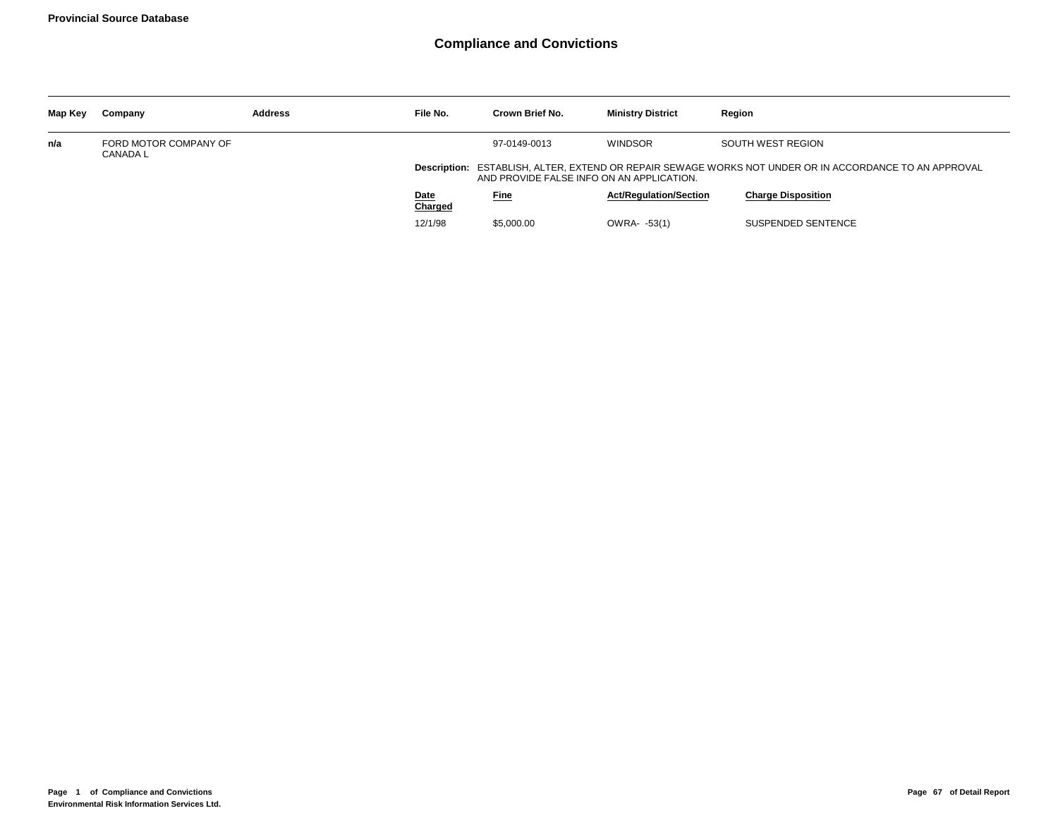## Provincial Source Database

# Compliance and Convictions

| Map Key | Company | Address | File No. | Crown Brief No. | Ministry District | Region |
|---|---|---|---|---|---|---|
| n/a | FORD MOTOR COMPANY OF CANADA L | | | 97-0149-0013 | WINDSOR | SOUTH WEST REGION |

**Description:** ESTABLISH, ALTER, EXTEND OR REPAIR SEWAGE WORKS NOT UNDER OR IN ACCORDANCE TO AN APPROVAL AND PROVIDE FALSE INFO ON AN APPLICATION.

| Date Charged | Fine | Act/Regulation/Section | Charge Disposition |
|---|---|---|---|
| 12/1/98 | $5,000.00 | OWRA- -53(1) | SUSPENDED SENTENCE |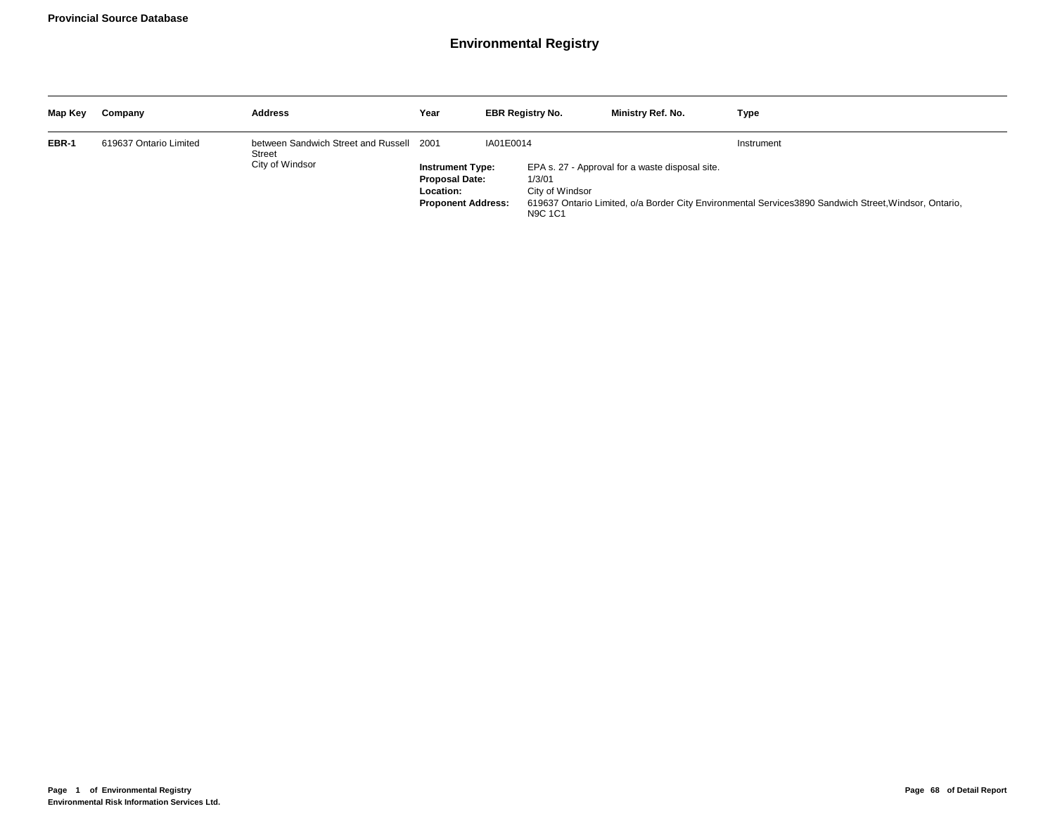## Environmental Registry

| Map Key | Company | Address | Year | EBR Registry No. | Ministry Ref. No. | Type |
|---|---|---|---|---|---|---|
| **EBR-1** | 619637 Ontario Limited | between Sandwich Street and Russell Street<br>City of Windsor | 2001 | IA01E0014 | | Instrument |

**Instrument Type:** EPA s. 27 - Approval for a waste disposal site.
**Proposal Date:** 1/3/01
**Location:** City of Windsor
**Proponent Address:** 619637 Ontario Limited, o/a Border City Environmental Services3890 Sandwich Street,Windsor, Ontario, N9C 1C1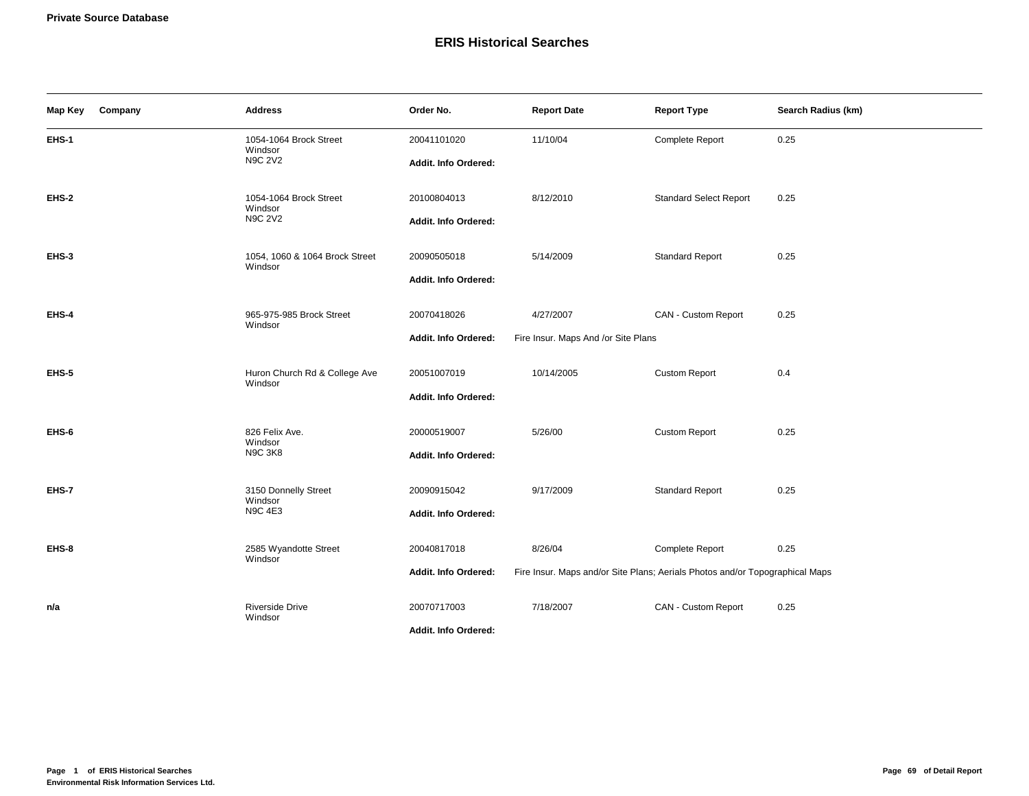**Private Source Database**

# ERIS Historical Searches

| Map Key | Company | Address | Order No. | Report Date | Report Type | Search Radius (km) |
|---|---|---|---|---|---|---|
| **EHS-1** | | 1054-1064 Brock Street<br>Windsor<br>N9C 2V2 | 20041101020<br>**Addit. Info Ordered:** | 11/10/04 | Complete Report | 0.25 |
| **EHS-2** | | 1054-1064 Brock Street<br>Windsor<br>N9C 2V2 | 20100804013<br>**Addit. Info Ordered:** | 8/12/2010 | Standard Select Report | 0.25 |
| **EHS-3** | | 1054, 1060 & 1064 Brock Street<br>Windsor | 20090505018<br>**Addit. Info Ordered:** | 5/14/2009 | Standard Report | 0.25 |
| **EHS-4** | | 965-975-985 Brock Street<br>Windsor | 20070418026<br>**Addit. Info Ordered:** Fire Insur. Maps And /or Site Plans | 4/27/2007 | CAN - Custom Report | 0.25 |
| **EHS-5** | | Huron Church Rd & College Ave<br>Windsor | 20051007019<br>**Addit. Info Ordered:** | 10/14/2005 | Custom Report | 0.4 |
| **EHS-6** | | 826 Felix Ave.<br>Windsor<br>N9C 3K8 | 20000519007<br>**Addit. Info Ordered:** | 5/26/00 | Custom Report | 0.25 |
| **EHS-7** | | 3150 Donnelly Street<br>Windsor<br>N9C 4E3 | 20090915042<br>**Addit. Info Ordered:** | 9/17/2009 | Standard Report | 0.25 |
| **EHS-8** | | 2585 Wyandotte Street<br>Windsor | 20040817018<br>**Addit. Info Ordered:** Fire Insur. Maps and/or Site Plans; Aerials Photos and/or Topographical Maps | 8/26/04 | Complete Report | 0.25 |
| **n/a** | | Riverside Drive<br>Windsor | 20070717003<br>**Addit. Info Ordered:** | 7/18/2007 | CAN - Custom Report | 0.25 |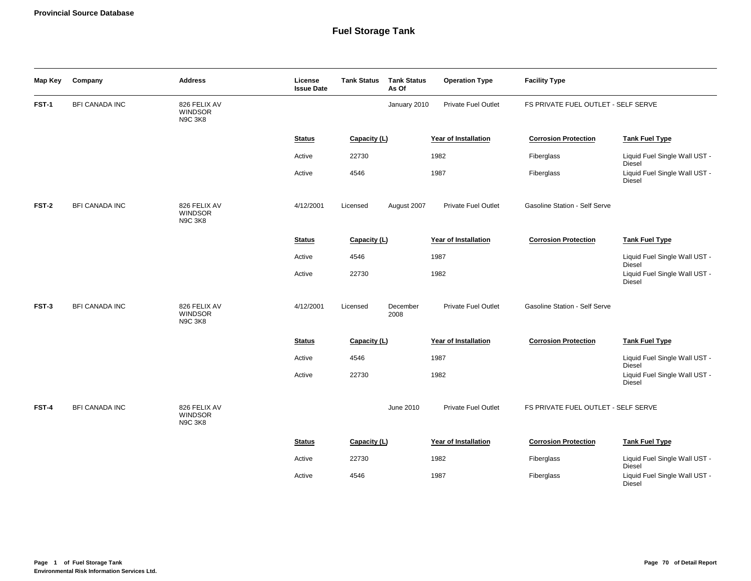**Provincial Source Database**

# Fuel Storage Tank

| Map Key | Company | Address | License Issue Date | Tank Status | Tank Status As Of | Operation Type | Facility Type |
|---|---|---|---|---|---|---|---|
| FST-1 | BFI CANADA INC | 826 FELIX AV WINDSOR N9C 3K8 | | | January 2010 | Private Fuel Outlet | FS PRIVATE FUEL OUTLET - SELF SERVE |

| Status | Capacity (L) | Year of Installation | Corrosion Protection | Tank Fuel Type |
|---|---|---|---|---|
| Active | 22730 | 1982 | Fiberglass | Liquid Fuel Single Wall UST - Diesel |
| Active | 4546 | 1987 | Fiberglass | Liquid Fuel Single Wall UST - Diesel |

| Map Key | Company | Address | License Issue Date | Tank Status | Tank Status As Of | Operation Type | Facility Type |
|---|---|---|---|---|---|---|---|
| FST-2 | BFI CANADA INC | 826 FELIX AV WINDSOR N9C 3K8 | 4/12/2001 | Licensed | August 2007 | Private Fuel Outlet | Gasoline Station - Self Serve |

| Status | Capacity (L) | Year of Installation | Corrosion Protection | Tank Fuel Type |
|---|---|---|---|---|
| Active | 4546 | 1987 | | Liquid Fuel Single Wall UST - Diesel |
| Active | 22730 | 1982 | | Liquid Fuel Single Wall UST - Diesel |

| Map Key | Company | Address | License Issue Date | Tank Status | Tank Status As Of | Operation Type | Facility Type |
|---|---|---|---|---|---|---|---|
| FST-3 | BFI CANADA INC | 826 FELIX AV WINDSOR N9C 3K8 | 4/12/2001 | Licensed | December 2008 | Private Fuel Outlet | Gasoline Station - Self Serve |

| Status | Capacity (L) | Year of Installation | Corrosion Protection | Tank Fuel Type |
|---|---|---|---|---|
| Active | 4546 | 1987 | | Liquid Fuel Single Wall UST - Diesel |
| Active | 22730 | 1982 | | Liquid Fuel Single Wall UST - Diesel |

| Map Key | Company | Address | License Issue Date | Tank Status | Tank Status As Of | Operation Type | Facility Type |
|---|---|---|---|---|---|---|---|
| FST-4 | BFI CANADA INC | 826 FELIX AV WINDSOR N9C 3K8 | | | June 2010 | Private Fuel Outlet | FS PRIVATE FUEL OUTLET - SELF SERVE |

| Status | Capacity (L) | Year of Installation | Corrosion Protection | Tank Fuel Type |
|---|---|---|---|---|
| Active | 22730 | 1982 | Fiberglass | Liquid Fuel Single Wall UST - Diesel |
| Active | 4546 | 1987 | Fiberglass | Liquid Fuel Single Wall UST - Diesel |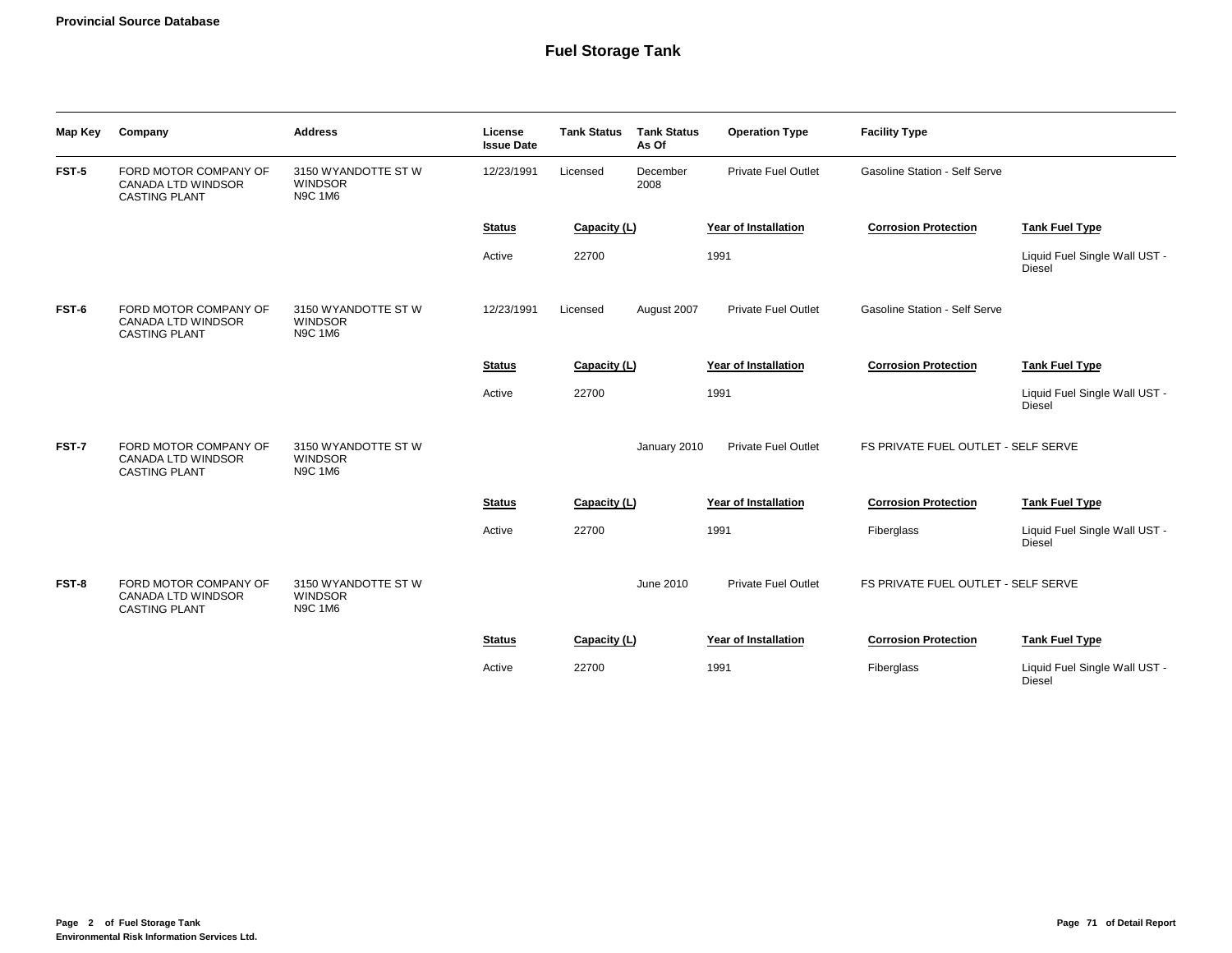**Provincial Source Database**

# Fuel Storage Tank

| Map Key | Company | Address | License Issue Date | Tank Status | Tank Status As Of | Operation Type | Facility Type |
|---|---|---|---|---|---|---|---|
| FST-5 | FORD MOTOR COMPANY OF CANADA LTD WINDSOR CASTING PLANT | 3150 WYANDOTTE ST W WINDSOR N9C 1M6 | 12/23/1991 | Licensed | December 2008 | Private Fuel Outlet | Gasoline Station - Self Serve |

| Status | Capacity (L) | Year of Installation | Corrosion Protection | Tank Fuel Type |
|---|---|---|---|---|
| Active | 22700 | 1991 | | Liquid Fuel Single Wall UST - Diesel |

| Map Key | Company | Address | License Issue Date | Tank Status | Tank Status As Of | Operation Type | Facility Type |
|---|---|---|---|---|---|---|---|
| FST-6 | FORD MOTOR COMPANY OF CANADA LTD WINDSOR CASTING PLANT | 3150 WYANDOTTE ST W WINDSOR N9C 1M6 | 12/23/1991 | Licensed | August 2007 | Private Fuel Outlet | Gasoline Station - Self Serve |

| Status | Capacity (L) | Year of Installation | Corrosion Protection | Tank Fuel Type |
|---|---|---|---|---|
| Active | 22700 | 1991 | | Liquid Fuel Single Wall UST - Diesel |

| Map Key | Company | Address | License Issue Date | Tank Status | Tank Status As Of | Operation Type | Facility Type |
|---|---|---|---|---|---|---|---|
| FST-7 | FORD MOTOR COMPANY OF CANADA LTD WINDSOR CASTING PLANT | 3150 WYANDOTTE ST W WINDSOR N9C 1M6 | | | January 2010 | Private Fuel Outlet | FS PRIVATE FUEL OUTLET - SELF SERVE |

| Status | Capacity (L) | Year of Installation | Corrosion Protection | Tank Fuel Type |
|---|---|---|---|---|
| Active | 22700 | 1991 | Fiberglass | Liquid Fuel Single Wall UST - Diesel |

| Map Key | Company | Address | License Issue Date | Tank Status | Tank Status As Of | Operation Type | Facility Type |
|---|---|---|---|---|---|---|---|
| FST-8 | FORD MOTOR COMPANY OF CANADA LTD WINDSOR CASTING PLANT | 3150 WYANDOTTE ST W WINDSOR N9C 1M6 | | | June 2010 | Private Fuel Outlet | FS PRIVATE FUEL OUTLET - SELF SERVE |

| Status | Capacity (L) | Year of Installation | Corrosion Protection | Tank Fuel Type |
|---|---|---|---|---|
| Active | 22700 | 1991 | Fiberglass | Liquid Fuel Single Wall UST - Diesel |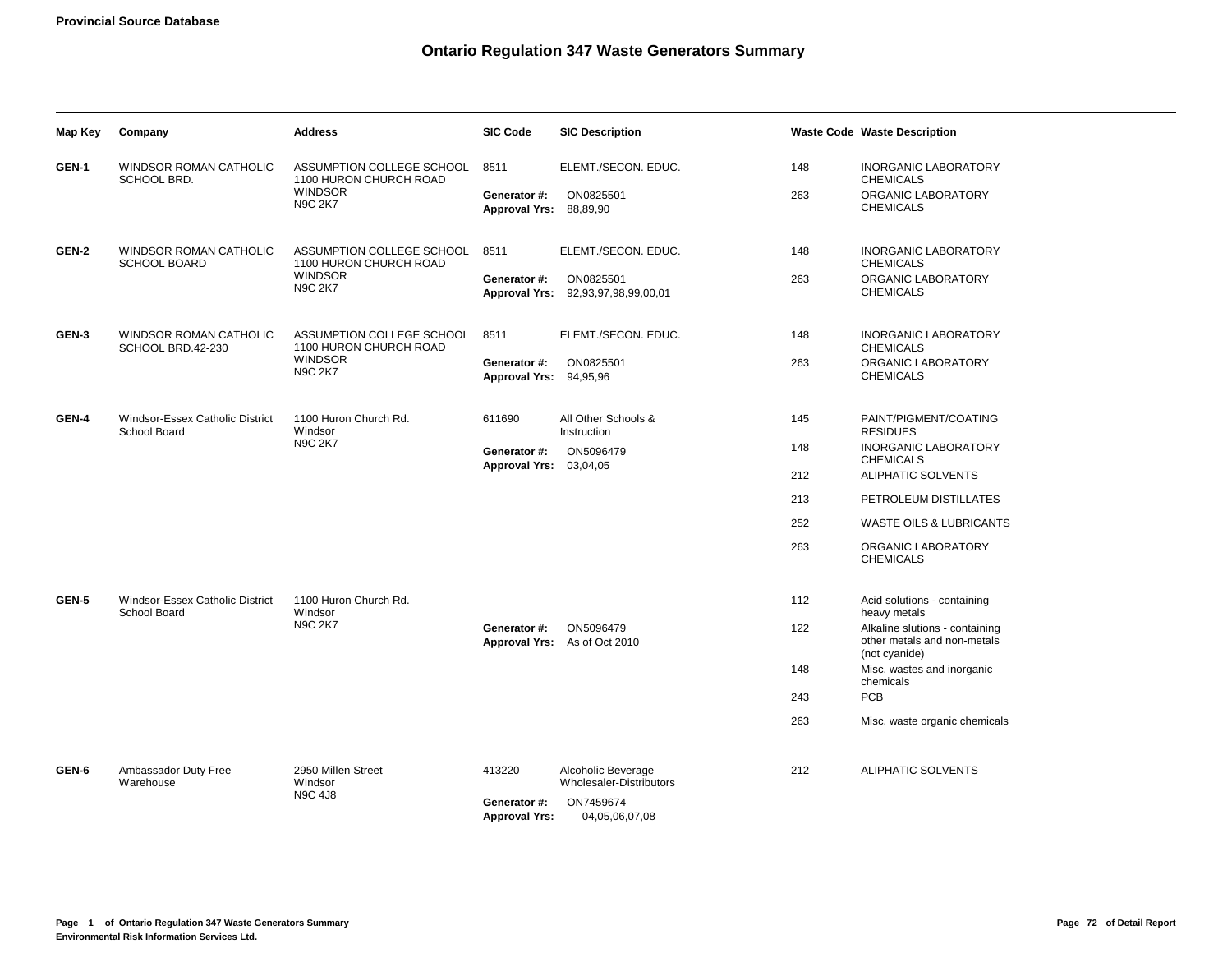**Provincial Source Database**

# Ontario Regulation 347 Waste Generators Summary

| Map Key | Company | Address | SIC Code | SIC Description | Waste Code | Waste Description |
|---|---|---|---|---|---|---|
| GEN-1 | WINDSOR ROMAN CATHOLIC SCHOOL BRD. | ASSUMPTION COLLEGE SCHOOL 1100 HURON CHURCH ROAD WINDSOR N9C 2K7 | 8511 | ELEMT./SECON. EDUC. | 148 | INORGANIC LABORATORY CHEMICALS |
| | | | **Generator #:** ON0825501 **Approval Yrs:** 88,89,90 | | 263 | ORGANIC LABORATORY CHEMICALS |
| GEN-2 | WINDSOR ROMAN CATHOLIC SCHOOL BOARD | ASSUMPTION COLLEGE SCHOOL 1100 HURON CHURCH ROAD WINDSOR N9C 2K7 | 8511 | ELEMT./SECON. EDUC. | 148 | INORGANIC LABORATORY CHEMICALS |
| | | | **Generator #:** ON0825501 **Approval Yrs:** 92,93,97,98,99,00,01 | | 263 | ORGANIC LABORATORY CHEMICALS |
| GEN-3 | WINDSOR ROMAN CATHOLIC SCHOOL BRD.42-230 | ASSUMPTION COLLEGE SCHOOL 1100 HURON CHURCH ROAD WINDSOR N9C 2K7 | 8511 | ELEMT./SECON. EDUC. | 148 | INORGANIC LABORATORY CHEMICALS |
| | | | **Generator #:** ON0825501 **Approval Yrs:** 94,95,96 | | 263 | ORGANIC LABORATORY CHEMICALS |
| GEN-4 | Windsor-Essex Catholic District School Board | 1100 Huron Church Rd. Windsor N9C 2K7 | 611690 | All Other Schools & Instruction | 145 | PAINT/PIGMENT/COATING RESIDUES |
| | | | **Generator #:** ON5096479 **Approval Yrs:** 03,04,05 | | 148 | INORGANIC LABORATORY CHEMICALS |
| | | | | | 212 | ALIPHATIC SOLVENTS |
| | | | | | 213 | PETROLEUM DISTILLATES |
| | | | | | 252 | WASTE OILS & LUBRICANTS |
| | | | | | 263 | ORGANIC LABORATORY CHEMICALS |
| GEN-5 | Windsor-Essex Catholic District School Board | 1100 Huron Church Rd. Windsor N9C 2K7 | | | 112 | Acid solutions - containing heavy metals |
| | | | **Generator #:** ON5096479 **Approval Yrs:** As of Oct 2010 | | 122 | Alkaline slutions - containing other metals and non-metals (not cyanide) |
| | | | | | 148 | Misc. wastes and inorganic chemicals |
| | | | | | 243 | PCB |
| | | | | | 263 | Misc. waste organic chemicals |
| GEN-6 | Ambassador Duty Free Warehouse | 2950 Millen Street Windsor N9C 4J8 | 413220 | Alcoholic Beverage Wholesaler-Distributors | 212 | ALIPHATIC SOLVENTS |
| | | | **Generator #:** ON7459674 **Approval Yrs:** 04,05,06,07,08 | | | |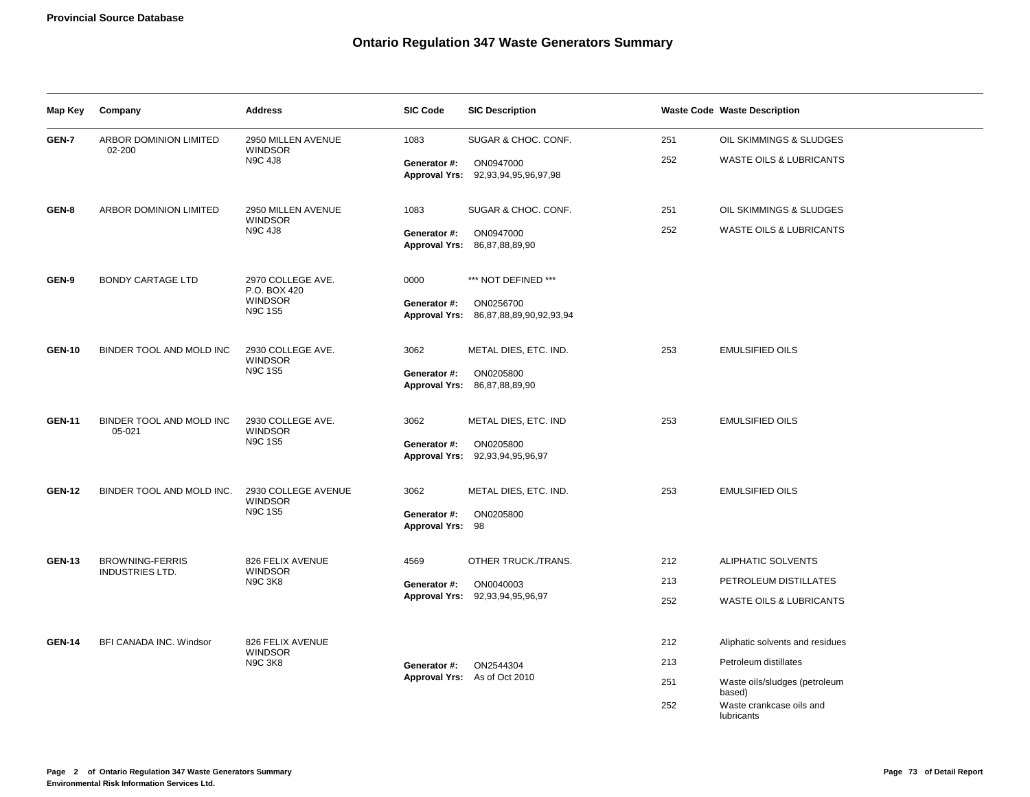**Provincial Source Database**

# Ontario Regulation 347 Waste Generators Summary

| Map Key | Company | Address | SIC Code | SIC Description | Waste Code | Waste Description |
|---|---|---|---|---|---|---|
| **GEN-7** | ARBOR DOMINION LIMITED 02-200 | 2950 MILLEN AVENUE WINDSOR N9C 4J8 | 1083 | SUGAR & CHOC. CONF. | 251 | OIL SKIMMINGS & SLUDGES |
| | | | **Generator #:** | ON0947000 | 252 | WASTE OILS & LUBRICANTS |
| | | | **Approval Yrs:** | 92,93,94,95,96,97,98 | | |
| **GEN-8** | ARBOR DOMINION LIMITED | 2950 MILLEN AVENUE WINDSOR N9C 4J8 | 1083 | SUGAR & CHOC. CONF. | 251 | OIL SKIMMINGS & SLUDGES |
| | | | **Generator #:** | ON0947000 | 252 | WASTE OILS & LUBRICANTS |
| | | | **Approval Yrs:** | 86,87,88,89,90 | | |
| **GEN-9** | BONDY CARTAGE LTD | 2970 COLLEGE AVE. P.O. BOX 420 WINDSOR N9C 1S5 | 0000 | *** NOT DEFINED *** | | |
| | | | **Generator #:** | ON0256700 | | |
| | | | **Approval Yrs:** | 86,87,88,89,90,92,93,94 | | |
| **GEN-10** | BINDER TOOL AND MOLD INC | 2930 COLLEGE AVE. WINDSOR N9C 1S5 | 3062 | METAL DIES, ETC. IND. | 253 | EMULSIFIED OILS |
| | | | **Generator #:** | ON0205800 | | |
| | | | **Approval Yrs:** | 86,87,88,89,90 | | |
| **GEN-11** | BINDER TOOL AND MOLD INC 05-021 | 2930 COLLEGE AVE. WINDSOR N9C 1S5 | 3062 | METAL DIES, ETC. IND | 253 | EMULSIFIED OILS |
| | | | **Generator #:** | ON0205800 | | |
| | | | **Approval Yrs:** | 92,93,94,95,96,97 | | |
| **GEN-12** | BINDER TOOL AND MOLD INC. | 2930 COLLEGE AVENUE WINDSOR N9C 1S5 | 3062 | METAL DIES, ETC. IND. | 253 | EMULSIFIED OILS |
| | | | **Generator #:** | ON0205800 | | |
| | | | **Approval Yrs:** | 98 | | |
| **GEN-13** | BROWNING-FERRIS INDUSTRIES LTD. | 826 FELIX AVENUE WINDSOR N9C 3K8 | 4569 | OTHER TRUCK./TRANS. | 212 | ALIPHATIC SOLVENTS |
| | | | **Generator #:** | ON0040003 | 213 | PETROLEUM DISTILLATES |
| | | | **Approval Yrs:** | 92,93,94,95,96,97 | 252 | WASTE OILS & LUBRICANTS |
| **GEN-14** | BFI CANADA INC. Windsor | 826 FELIX AVENUE WINDSOR N9C 3K8 | | | 212 | Aliphatic solvents and residues |
| | | | **Generator #:** | ON2544304 | 213 | Petroleum distillates |
| | | | **Approval Yrs:** | As of Oct 2010 | 251 | Waste oils/sludges (petroleum based) |
| | | | | | 252 | Waste crankcase oils and lubricants |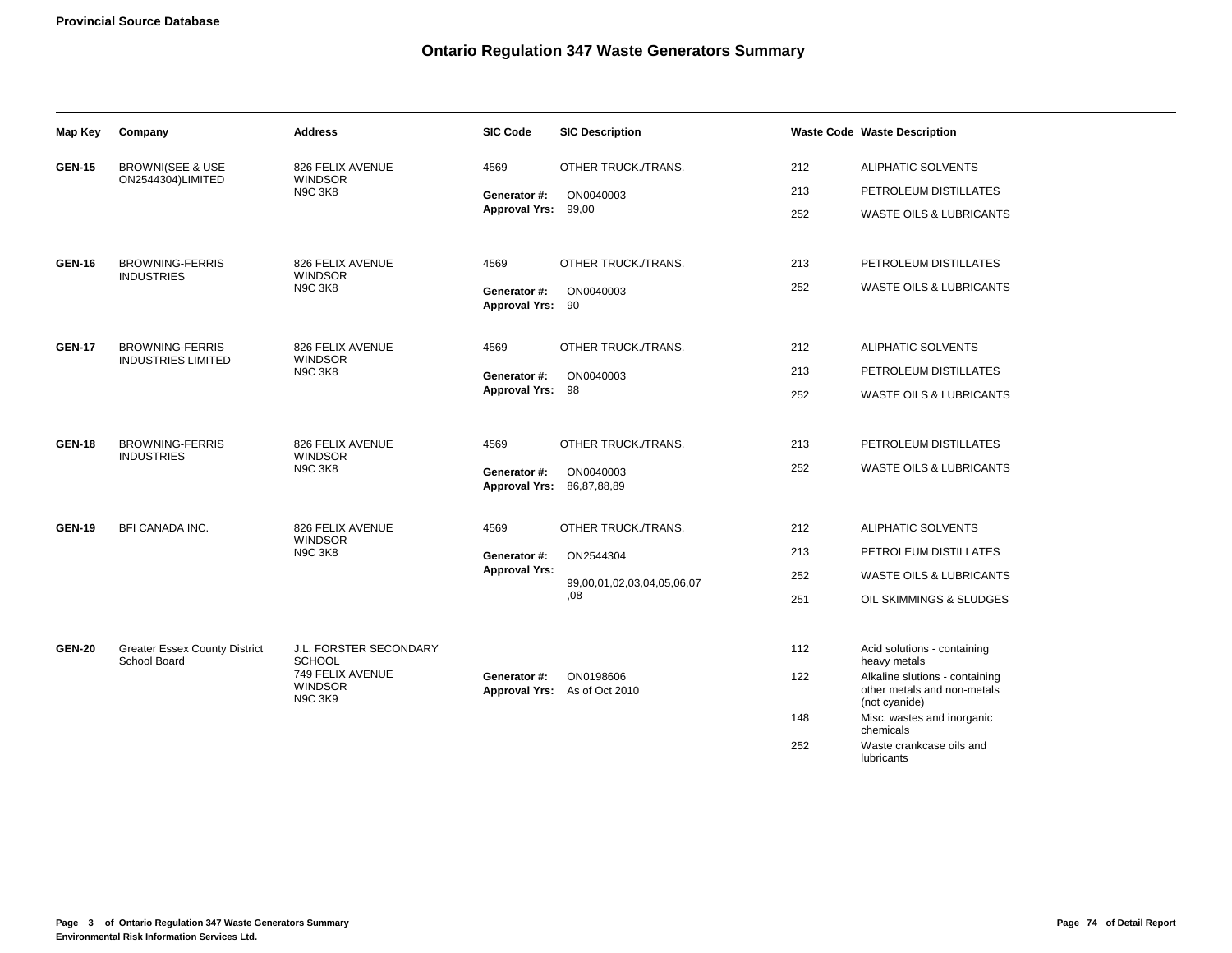**Provincial Source Database**

# Ontario Regulation 347 Waste Generators Summary

| Map Key | Company | Address | SIC Code | SIC Description | Waste Code | Waste Description |
|---|---|---|---|---|---|---|
| **GEN-15** | BROWNI(SEE & USE ON2544304)LIMITED | 826 FELIX AVENUE WINDSOR N9C 3K8 | 4569 | OTHER TRUCK./TRANS. | 212 | ALIPHATIC SOLVENTS |
| | | | **Generator #:** | ON0040003 | 213 | PETROLEUM DISTILLATES |
| | | | **Approval Yrs:** | 99,00 | 252 | WASTE OILS & LUBRICANTS |
| **GEN-16** | BROWNING-FERRIS INDUSTRIES | 826 FELIX AVENUE WINDSOR N9C 3K8 | 4569 | OTHER TRUCK./TRANS. | 213 | PETROLEUM DISTILLATES |
| | | | **Generator #:** | ON0040003 | 252 | WASTE OILS & LUBRICANTS |
| | | | **Approval Yrs:** | 90 | | |
| **GEN-17** | BROWNING-FERRIS INDUSTRIES LIMITED | 826 FELIX AVENUE WINDSOR N9C 3K8 | 4569 | OTHER TRUCK./TRANS. | 212 | ALIPHATIC SOLVENTS |
| | | | **Generator #:** | ON0040003 | 213 | PETROLEUM DISTILLATES |
| | | | **Approval Yrs:** | 98 | 252 | WASTE OILS & LUBRICANTS |
| **GEN-18** | BROWNING-FERRIS INDUSTRIES | 826 FELIX AVENUE WINDSOR N9C 3K8 | 4569 | OTHER TRUCK./TRANS. | 213 | PETROLEUM DISTILLATES |
| | | | **Generator #:** | ON0040003 | 252 | WASTE OILS & LUBRICANTS |
| | | | **Approval Yrs:** | 86,87,88,89 | | |
| **GEN-19** | BFI CANADA INC. | 826 FELIX AVENUE WINDSOR N9C 3K8 | 4569 | OTHER TRUCK./TRANS. | 212 | ALIPHATIC SOLVENTS |
| | | | **Generator #:** | ON2544304 | 213 | PETROLEUM DISTILLATES |
| | | | **Approval Yrs:** | 99,00,01,02,03,04,05,06,07 ,08 | 252 | WASTE OILS & LUBRICANTS |
| | | | | | 251 | OIL SKIMMINGS & SLUDGES |
| **GEN-20** | Greater Essex County District School Board | J.L. FORSTER SECONDARY SCHOOL 749 FELIX AVENUE WINDSOR N9C 3K9 | | | 112 | Acid solutions - containing heavy metals |
| | | | **Generator #:** | ON0198606 | 122 | Alkaline slutions - containing other metals and non-metals (not cyanide) |
| | | | **Approval Yrs:** | As of Oct 2010 | 148 | Misc. wastes and inorganic chemicals |
| | | | | | 252 | Waste crankcase oils and lubricants |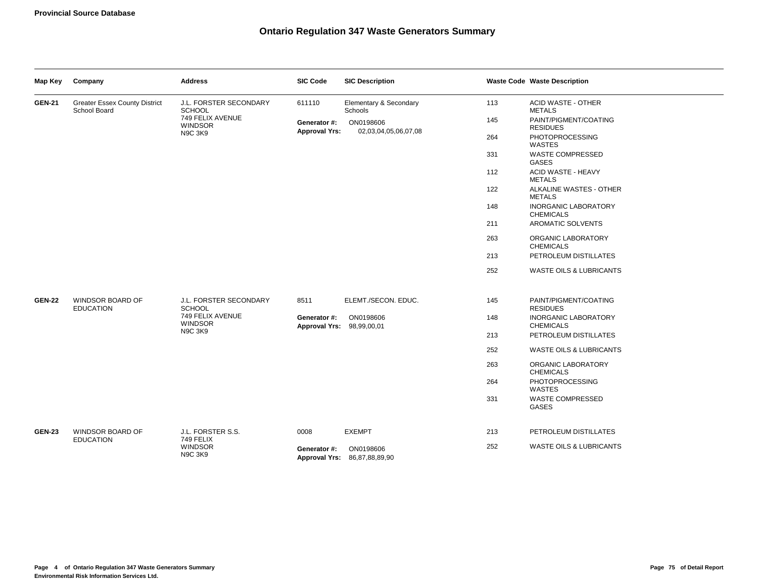**Provincial Source Database**

# Ontario Regulation 347 Waste Generators Summary

| Map Key | Company | Address | SIC Code | SIC Description | Waste Code | Waste Description |
|---|---|---|---|---|---|---|
| **GEN-21** | Greater Essex County District School Board | J.L. FORSTER SECONDARY SCHOOL 749 FELIX AVENUE WINDSOR N9C 3K9 | 611110 | Elementary & Secondary Schools | 113 | ACID WASTE - OTHER METALS |
| | | | **Generator #:** | ON0198606 | 145 | PAINT/PIGMENT/COATING RESIDUES |
| | | | **Approval Yrs:** | 02,03,04,05,06,07,08 | 264 | PHOTOPROCESSING WASTES |
| | | | | | 331 | WASTE COMPRESSED GASES |
| | | | | | 112 | ACID WASTE - HEAVY METALS |
| | | | | | 122 | ALKALINE WASTES - OTHER METALS |
| | | | | | 148 | INORGANIC LABORATORY CHEMICALS |
| | | | | | 211 | AROMATIC SOLVENTS |
| | | | | | 263 | ORGANIC LABORATORY CHEMICALS |
| | | | | | 213 | PETROLEUM DISTILLATES |
| | | | | | 252 | WASTE OILS & LUBRICANTS |
| **GEN-22** | WINDSOR BOARD OF EDUCATION | J.L. FORSTER SECONDARY SCHOOL 749 FELIX AVENUE WINDSOR N9C 3K9 | 8511 | ELEMT./SECON. EDUC. | 145 | PAINT/PIGMENT/COATING RESIDUES |
| | | | **Generator #:** | ON0198606 | 148 | INORGANIC LABORATORY CHEMICALS |
| | | | **Approval Yrs:** | 98,99,00,01 | 213 | PETROLEUM DISTILLATES |
| | | | | | 252 | WASTE OILS & LUBRICANTS |
| | | | | | 263 | ORGANIC LABORATORY CHEMICALS |
| | | | | | 264 | PHOTOPROCESSING WASTES |
| | | | | | 331 | WASTE COMPRESSED GASES |
| **GEN-23** | WINDSOR BOARD OF EDUCATION | J.L. FORSTER S.S. 749 FELIX WINDSOR N9C 3K9 | 0008 | EXEMPT | 213 | PETROLEUM DISTILLATES |
| | | | **Generator #:** | ON0198606 | 252 | WASTE OILS & LUBRICANTS |
| | | | **Approval Yrs:** | 86,87,88,89,90 | | |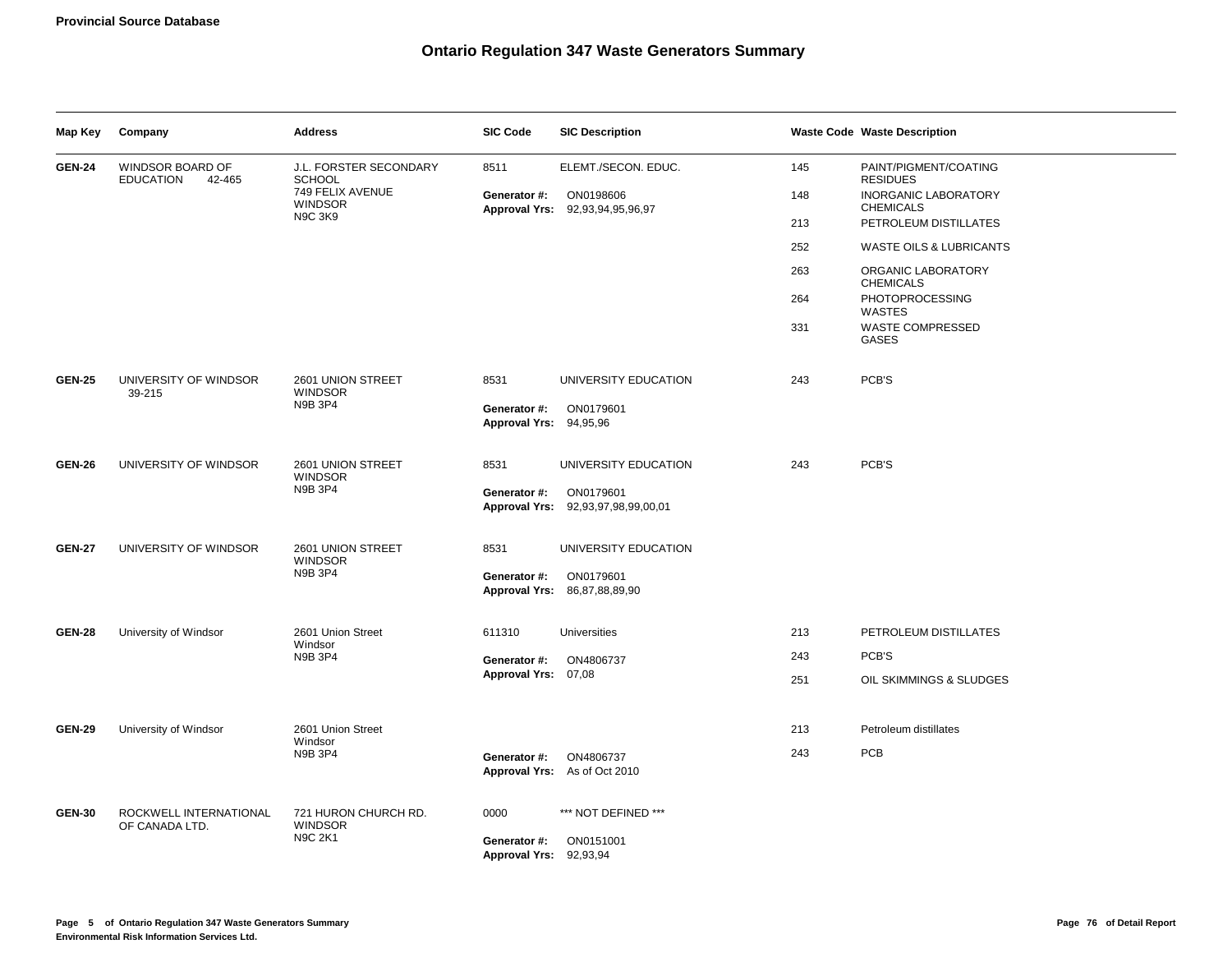# Ontario Regulation 347 Waste Generators Summary

| Map Key | Company | Address | SIC Code | SIC Description | Waste Code | Waste Description |
|---|---|---|---|---|---|---|
| **GEN-24** | WINDSOR BOARD OF EDUCATION 42-465 | J.L. FORSTER SECONDARY SCHOOL 749 FELIX AVENUE WINDSOR N9C 3K9 | 8511 | ELEMT./SECON. EDUC. | 145 | PAINT/PIGMENT/COATING RESIDUES |
| | | | **Generator #:** | ON0198606 | 148 | INORGANIC LABORATORY CHEMICALS |
| | | | **Approval Yrs:** | 92,93,94,95,96,97 | 213 | PETROLEUM DISTILLATES |
| | | | | | 252 | WASTE OILS & LUBRICANTS |
| | | | | | 263 | ORGANIC LABORATORY CHEMICALS |
| | | | | | 264 | PHOTOPROCESSING WASTES |
| | | | | | 331 | WASTE COMPRESSED GASES |
| **GEN-25** | UNIVERSITY OF WINDSOR 39-215 | 2601 UNION STREET WINDSOR N9B 3P4 | 8531 | UNIVERSITY EDUCATION | 243 | PCB'S |
| | | | **Generator #:** | ON0179601 | | |
| | | | **Approval Yrs:** | 94,95,96 | | |
| **GEN-26** | UNIVERSITY OF WINDSOR | 2601 UNION STREET WINDSOR N9B 3P4 | 8531 | UNIVERSITY EDUCATION | 243 | PCB'S |
| | | | **Generator #:** | ON0179601 | | |
| | | | **Approval Yrs:** | 92,93,97,98,99,00,01 | | |
| **GEN-27** | UNIVERSITY OF WINDSOR | 2601 UNION STREET WINDSOR N9B 3P4 | 8531 | UNIVERSITY EDUCATION | | |
| | | | **Generator #:** | ON0179601 | | |
| | | | **Approval Yrs:** | 86,87,88,89,90 | | |
| **GEN-28** | University of Windsor | 2601 Union Street Windsor N9B 3P4 | 611310 | Universities | 213 | PETROLEUM DISTILLATES |
| | | | **Generator #:** | ON4806737 | 243 | PCB'S |
| | | | **Approval Yrs:** | 07,08 | 251 | OIL SKIMMINGS & SLUDGES |
| **GEN-29** | University of Windsor | 2601 Union Street Windsor N9B 3P4 | | | 213 | Petroleum distillates |
| | | | **Generator #:** | ON4806737 | 243 | PCB |
| | | | **Approval Yrs:** | As of Oct 2010 | | |
| **GEN-30** | ROCKWELL INTERNATIONAL OF CANADA LTD. | 721 HURON CHURCH RD. WINDSOR N9C 2K1 | 0000 | \*\*\* NOT DEFINED \*\*\* | | |
| | | | **Generator #:** | ON0151001 | | |
| | | | **Approval Yrs:** | 92,93,94 | | |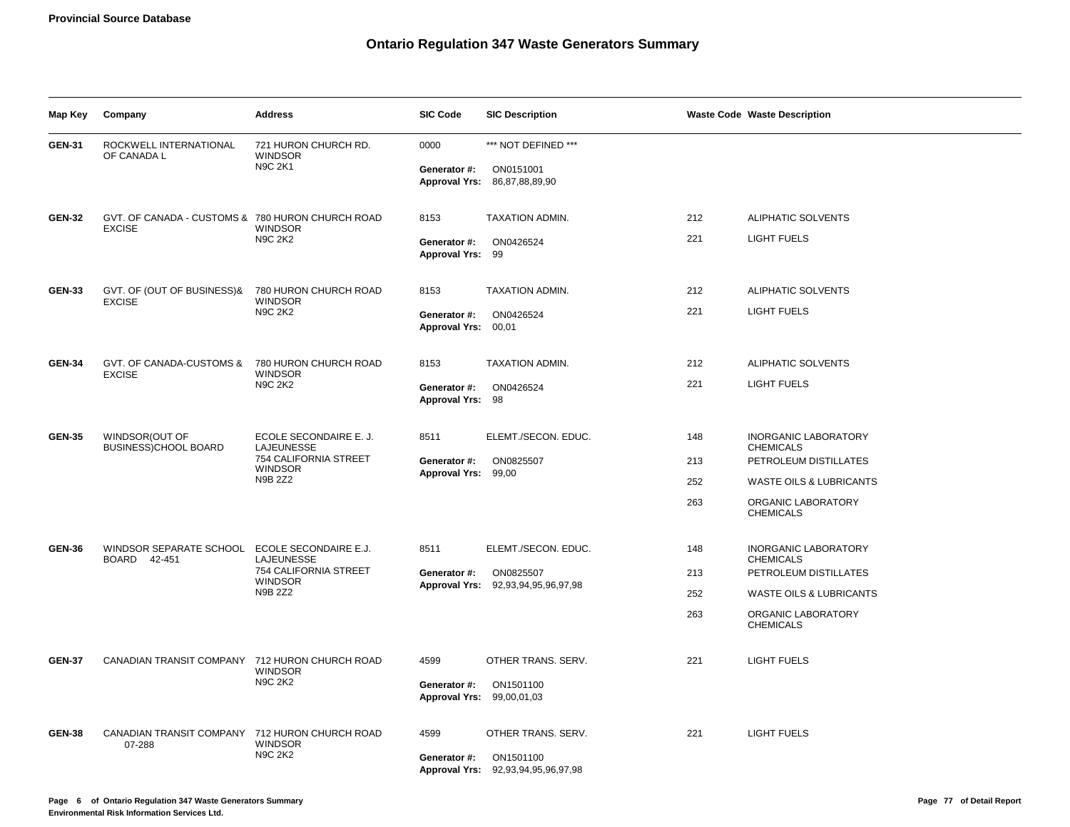**Provincial Source Database**

# Ontario Regulation 347 Waste Generators Summary

| Map Key | Company | Address | SIC Code | SIC Description | Waste Code | Waste Description |
|---|---|---|---|---|---|---|
| **GEN-31** | ROCKWELL INTERNATIONAL OF CANADA L | 721 HURON CHURCH RD. WINDSOR N9C 2K1 | 0000 | *** NOT DEFINED *** | | |
| | | | **Generator #:** | ON0151001 | | |
| | | | **Approval Yrs:** | 86,87,88,89,90 | | |
| **GEN-32** | GVT. OF CANADA - CUSTOMS & EXCISE | 780 HURON CHURCH ROAD WINDSOR N9C 2K2 | 8153 | TAXATION ADMIN. | 212 | ALIPHATIC SOLVENTS |
| | | | **Generator #:** | ON0426524 | 221 | LIGHT FUELS |
| | | | **Approval Yrs:** | 99 | | |
| **GEN-33** | GVT. OF (OUT OF BUSINESS)& EXCISE | 780 HURON CHURCH ROAD WINDSOR N9C 2K2 | 8153 | TAXATION ADMIN. | 212 | ALIPHATIC SOLVENTS |
| | | | **Generator #:** | ON0426524 | 221 | LIGHT FUELS |
| | | | **Approval Yrs:** | 00,01 | | |
| **GEN-34** | GVT. OF CANADA-CUSTOMS & EXCISE | 780 HURON CHURCH ROAD WINDSOR N9C 2K2 | 8153 | TAXATION ADMIN. | 212 | ALIPHATIC SOLVENTS |
| | | | **Generator #:** | ON0426524 | 221 | LIGHT FUELS |
| | | | **Approval Yrs:** | 98 | | |
| **GEN-35** | WINDSOR(OUT OF BUSINESS)CHOOL BOARD | ECOLE SECONDAIRE E. J. LAJEUNESSE 754 CALIFORNIA STREET WINDSOR N9B 2Z2 | 8511 | ELEMT./SECON. EDUC. | 148 | INORGANIC LABORATORY CHEMICALS |
| | | | **Generator #:** | ON0825507 | 213 | PETROLEUM DISTILLATES |
| | | | **Approval Yrs:** | 99,00 | 252 | WASTE OILS & LUBRICANTS |
| | | | | | 263 | ORGANIC LABORATORY CHEMICALS |
| **GEN-36** | WINDSOR SEPARATE SCHOOL BOARD 42-451 | ECOLE SECONDAIRE E.J. LAJEUNESSE 754 CALIFORNIA STREET WINDSOR N9B 2Z2 | 8511 | ELEMT./SECON. EDUC. | 148 | INORGANIC LABORATORY CHEMICALS |
| | | | **Generator #:** | ON0825507 | 213 | PETROLEUM DISTILLATES |
| | | | **Approval Yrs:** | 92,93,94,95,96,97,98 | 252 | WASTE OILS & LUBRICANTS |
| | | | | | 263 | ORGANIC LABORATORY CHEMICALS |
| **GEN-37** | CANADIAN TRANSIT COMPANY | 712 HURON CHURCH ROAD WINDSOR N9C 2K2 | 4599 | OTHER TRANS. SERV. | 221 | LIGHT FUELS |
| | | | **Generator #:** | ON1501100 | | |
| | | | **Approval Yrs:** | 99,00,01,03 | | |
| **GEN-38** | CANADIAN TRANSIT COMPANY 07-288 | 712 HURON CHURCH ROAD WINDSOR N9C 2K2 | 4599 | OTHER TRANS. SERV. | 221 | LIGHT FUELS |
| | | | **Generator #:** | ON1501100 | | |
| | | | **Approval Yrs:** | 92,93,94,95,96,97,98 | | |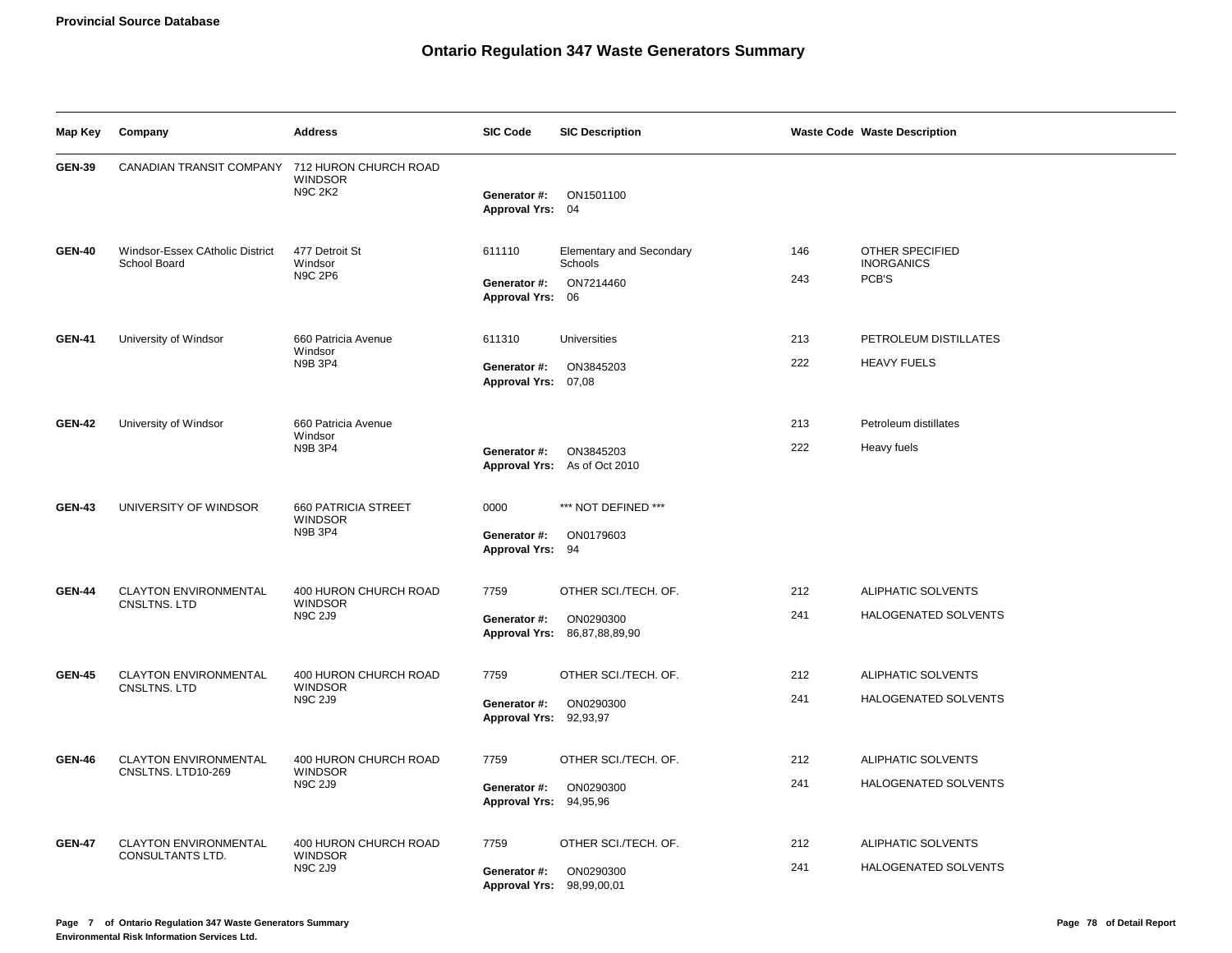## Ontario Regulation 347 Waste Generators Summary

| Map Key | Company | Address | SIC Code | SIC Description | Waste Code | Waste Description |
|---|---|---|---|---|---|---|
| GEN-39 | CANADIAN TRANSIT COMPANY | 712 HURON CHURCH ROAD WINDSOR N9C 2K2 | | | | |
| | | | **Generator #:** | ON1501100 | | |
| | | | **Approval Yrs:** | 04 | | |
| GEN-40 | Windsor-Essex CAtholic District School Board | 477 Detroit St Windsor N9C 2P6 | 611110 | Elementary and Secondary Schools | 146 | OTHER SPECIFIED INORGANICS |
| | | | **Generator #:** | ON7214460 | 243 | PCB'S |
| | | | **Approval Yrs:** | 06 | | |
| GEN-41 | University of Windsor | 660 Patricia Avenue Windsor N9B 3P4 | 611310 | Universities | 213 | PETROLEUM DISTILLATES |
| | | | **Generator #:** | ON3845203 | 222 | HEAVY FUELS |
| | | | **Approval Yrs:** | 07,08 | | |
| GEN-42 | University of Windsor | 660 Patricia Avenue Windsor N9B 3P4 | | | 213 | Petroleum distillates |
| | | | **Generator #:** | ON3845203 | 222 | Heavy fuels |
| | | | **Approval Yrs:** | As of Oct 2010 | | |
| GEN-43 | UNIVERSITY OF WINDSOR | 660 PATRICIA STREET WINDSOR N9B 3P4 | 0000 | *** NOT DEFINED *** | | |
| | | | **Generator #:** | ON0179603 | | |
| | | | **Approval Yrs:** | 94 | | |
| GEN-44 | CLAYTON ENVIRONMENTAL CNSLTNS. LTD | 400 HURON CHURCH ROAD WINDSOR N9C 2J9 | 7759 | OTHER SCI./TECH. OF. | 212 | ALIPHATIC SOLVENTS |
| | | | **Generator #:** | ON0290300 | 241 | HALOGENATED SOLVENTS |
| | | | **Approval Yrs:** | 86,87,88,89,90 | | |
| GEN-45 | CLAYTON ENVIRONMENTAL CNSLTNS. LTD | 400 HURON CHURCH ROAD WINDSOR N9C 2J9 | 7759 | OTHER SCI./TECH. OF. | 212 | ALIPHATIC SOLVENTS |
| | | | **Generator #:** | ON0290300 | 241 | HALOGENATED SOLVENTS |
| | | | **Approval Yrs:** | 92,93,97 | | |
| GEN-46 | CLAYTON ENVIRONMENTAL CNSLTNS. LTD10-269 | 400 HURON CHURCH ROAD WINDSOR N9C 2J9 | 7759 | OTHER SCI./TECH. OF. | 212 | ALIPHATIC SOLVENTS |
| | | | **Generator #:** | ON0290300 | 241 | HALOGENATED SOLVENTS |
| | | | **Approval Yrs:** | 94,95,96 | | |
| GEN-47 | CLAYTON ENVIRONMENTAL CONSULTANTS LTD. | 400 HURON CHURCH ROAD WINDSOR N9C 2J9 | 7759 | OTHER SCI./TECH. OF. | 212 | ALIPHATIC SOLVENTS |
| | | | **Generator #:** | ON0290300 | 241 | HALOGENATED SOLVENTS |
| | | | **Approval Yrs:** | 98,99,00,01 | | |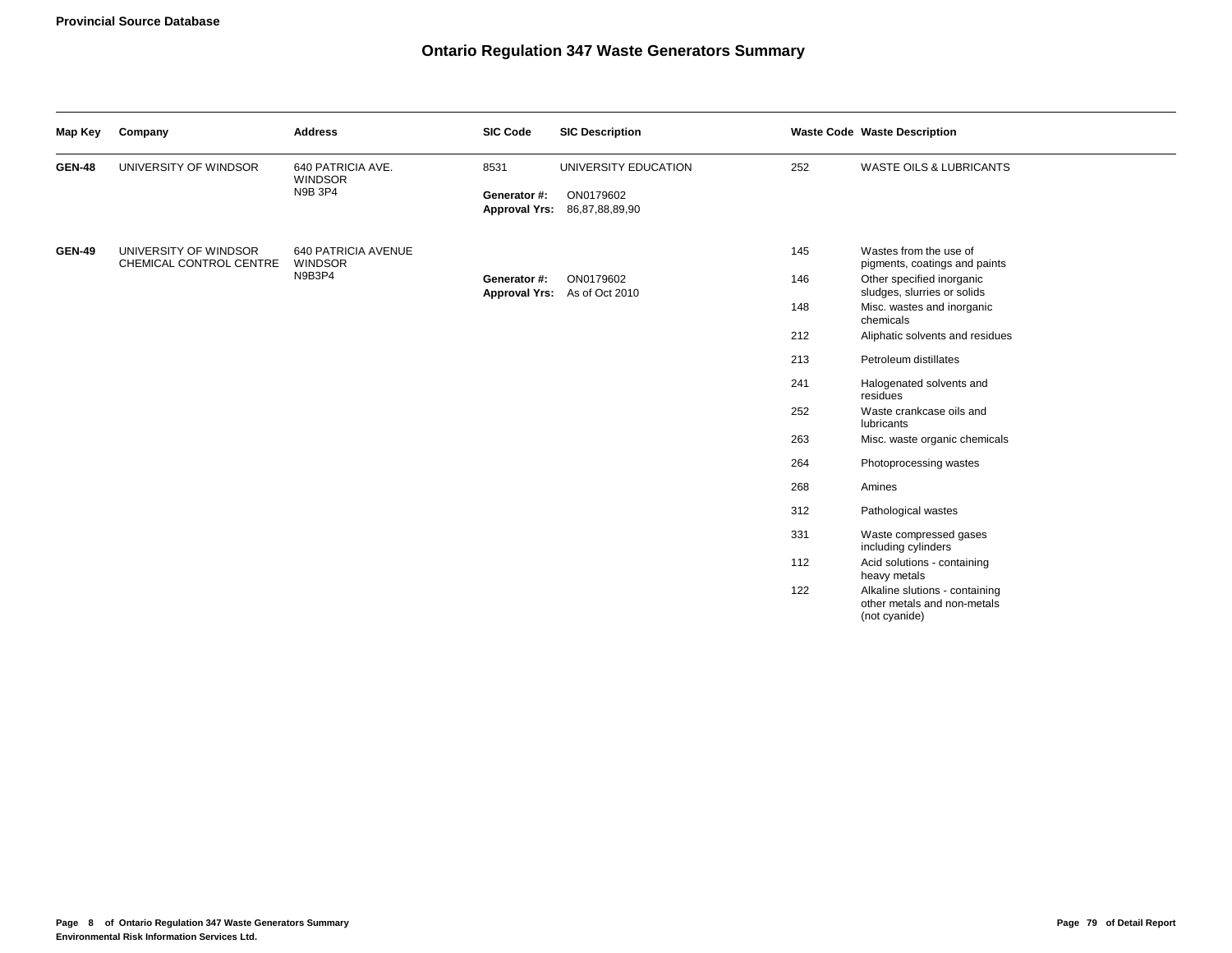**Provincial Source Database**

# Ontario Regulation 347 Waste Generators Summary

| Map Key | Company | Address | SIC Code | SIC Description | Waste Code | Waste Description |
|---|---|---|---|---|---|---|
| **GEN-48** | UNIVERSITY OF WINDSOR | 640 PATRICIA AVE. WINDSOR N9B 3P4 | 8531 | UNIVERSITY EDUCATION | 252 | WASTE OILS & LUBRICANTS |
| | | | **Generator #:** | ON0179602 | | |
| | | | **Approval Yrs:** | 86,87,88,89,90 | | |
| **GEN-49** | UNIVERSITY OF WINDSOR CHEMICAL CONTROL CENTRE | 640 PATRICIA AVENUE WINDSOR N9B3P4 | | | 145 | Wastes from the use of pigments, coatings and paints |
| | | | **Generator #:** | ON0179602 | 146 | Other specified inorganic sludges, slurries or solids |
| | | | **Approval Yrs:** | As of Oct 2010 | 148 | Misc. wastes and inorganic chemicals |
| | | | | | 212 | Aliphatic solvents and residues |
| | | | | | 213 | Petroleum distillates |
| | | | | | 241 | Halogenated solvents and residues |
| | | | | | 252 | Waste crankcase oils and lubricants |
| | | | | | 263 | Misc. waste organic chemicals |
| | | | | | 264 | Photoprocessing wastes |
| | | | | | 268 | Amines |
| | | | | | 312 | Pathological wastes |
| | | | | | 331 | Waste compressed gases including cylinders |
| | | | | | 112 | Acid solutions - containing heavy metals |
| | | | | | 122 | Alkaline slutions - containing other metals and non-metals (not cyanide) |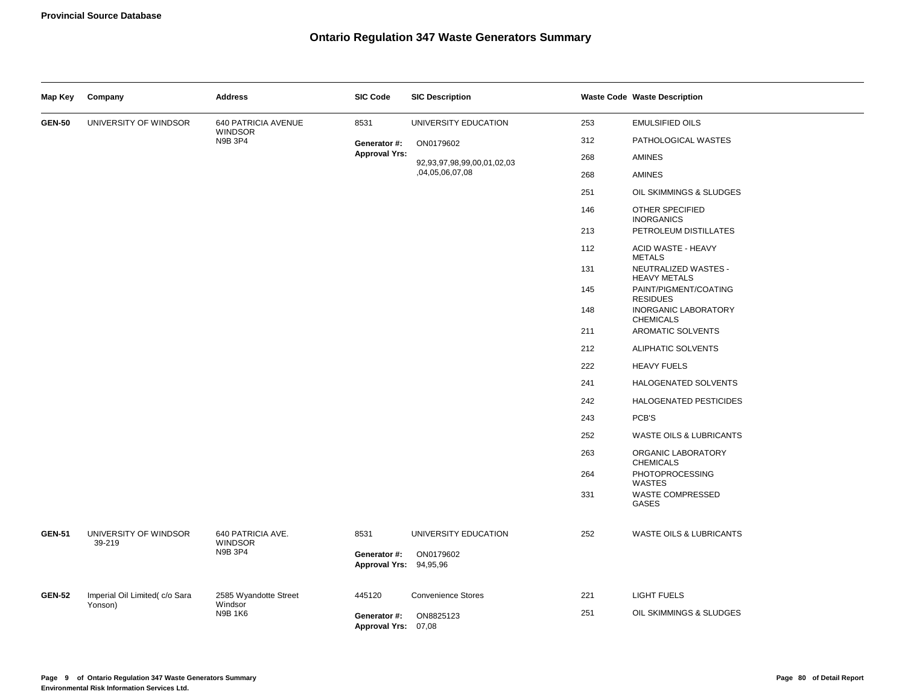**Provincial Source Database**

# Ontario Regulation 347 Waste Generators Summary

| Map Key | Company | Address | SIC Code | SIC Description | Waste Code | Waste Description |
|---|---|---|---|---|---|---|
| **GEN-50** | UNIVERSITY OF WINDSOR | 640 PATRICIA AVENUE WINDSOR N9B 3P4 | 8531 | UNIVERSITY EDUCATION | 253 | EMULSIFIED OILS |
| | | | **Generator #:** | ON0179602 | 312 | PATHOLOGICAL WASTES |
| | | | **Approval Yrs:** | 92,93,97,98,99,00,01,02,03 ,04,05,06,07,08 | 268 | AMINES |
| | | | | | 268 | AMINES |
| | | | | | 251 | OIL SKIMMINGS & SLUDGES |
| | | | | | 146 | OTHER SPECIFIED INORGANICS |
| | | | | | 213 | PETROLEUM DISTILLATES |
| | | | | | 112 | ACID WASTE - HEAVY METALS |
| | | | | | 131 | NEUTRALIZED WASTES - HEAVY METALS |
| | | | | | 145 | PAINT/PIGMENT/COATING RESIDUES |
| | | | | | 148 | INORGANIC LABORATORY CHEMICALS |
| | | | | | 211 | AROMATIC SOLVENTS |
| | | | | | 212 | ALIPHATIC SOLVENTS |
| | | | | | 222 | HEAVY FUELS |
| | | | | | 241 | HALOGENATED SOLVENTS |
| | | | | | 242 | HALOGENATED PESTICIDES |
| | | | | | 243 | PCB'S |
| | | | | | 252 | WASTE OILS & LUBRICANTS |
| | | | | | 263 | ORGANIC LABORATORY CHEMICALS |
| | | | | | 264 | PHOTOPROCESSING WASTES |
| | | | | | 331 | WASTE COMPRESSED GASES |
| **GEN-51** | UNIVERSITY OF WINDSOR 39-219 | 640 PATRICIA AVE. WINDSOR N9B 3P4 | 8531 | UNIVERSITY EDUCATION | 252 | WASTE OILS & LUBRICANTS |
| | | | **Generator #:** | ON0179602 | | |
| | | | **Approval Yrs:** | 94,95,96 | | |
| **GEN-52** | Imperial Oil Limited( c/o Sara Yonson) | 2585 Wyandotte Street Windsor N9B 1K6 | 445120 | Convenience Stores | 221 | LIGHT FUELS |
| | | | **Generator #:** | ON8825123 | 251 | OIL SKIMMINGS & SLUDGES |
| | | | **Approval Yrs:** | 07,08 | | |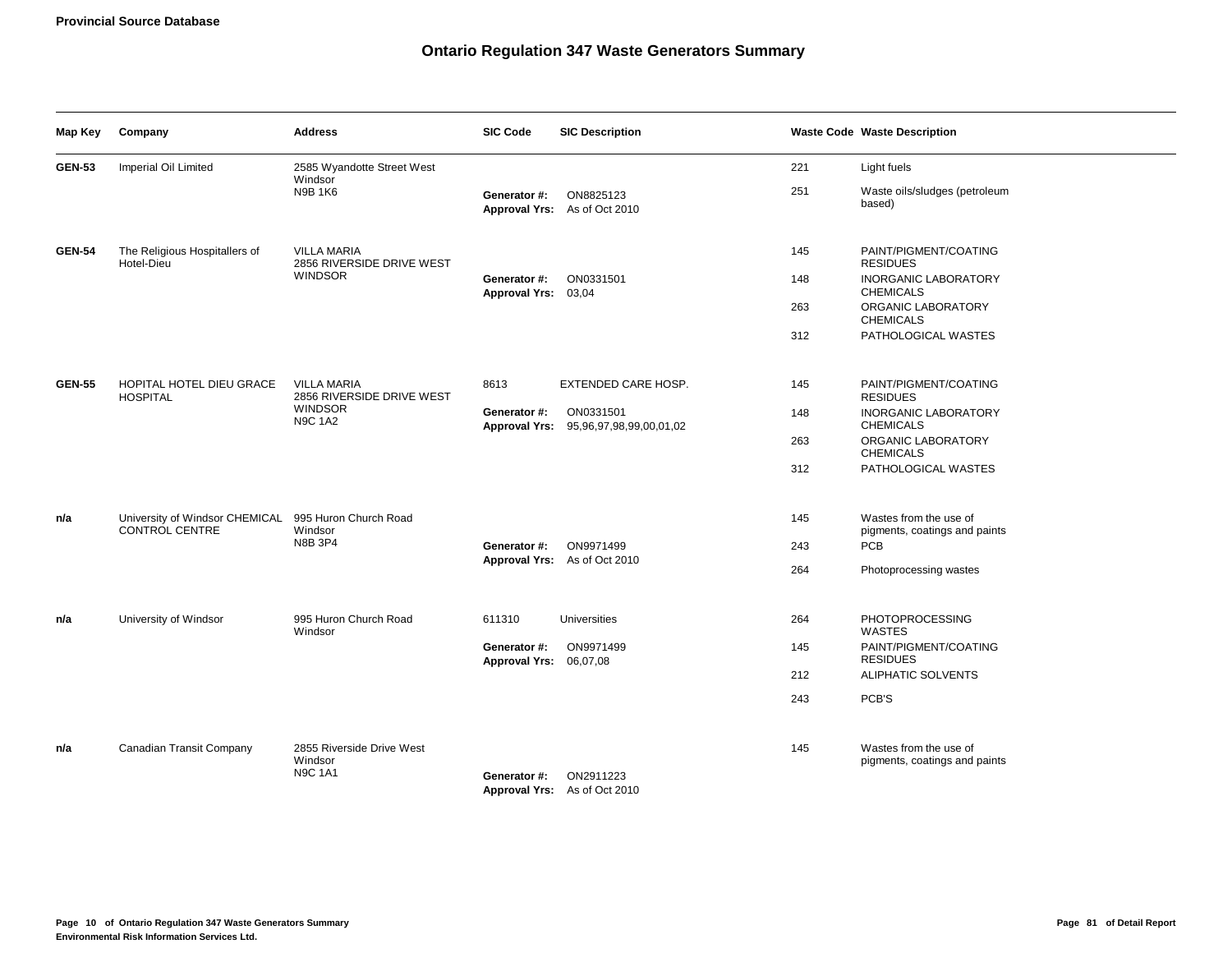**Provincial Source Database**

# Ontario Regulation 347 Waste Generators Summary

| Map Key | Company | Address | SIC Code | SIC Description | Waste Code | Waste Description |
|---|---|---|---|---|---|---|
| **GEN-53** | Imperial Oil Limited | 2585 Wyandotte Street West Windsor N9B 1K6 | **Generator #:** | ON8825123 | 221 | Light fuels |
| | | | **Approval Yrs:** | As of Oct 2010 | 251 | Waste oils/sludges (petroleum based) |
| **GEN-54** | The Religious Hospitallers of Hotel-Dieu | VILLA MARIA 2856 RIVERSIDE DRIVE WEST WINDSOR | **Generator #:** | ON0331501 | 145 | PAINT/PIGMENT/COATING RESIDUES |
| | | | **Approval Yrs:** | 03,04 | 148 | INORGANIC LABORATORY CHEMICALS |
| | | | | | 263 | ORGANIC LABORATORY CHEMICALS |
| | | | | | 312 | PATHOLOGICAL WASTES |
| **GEN-55** | HOPITAL HOTEL DIEU GRACE HOSPITAL | VILLA MARIA 2856 RIVERSIDE DRIVE WEST WINDSOR N9C 1A2 | 8613 | EXTENDED CARE HOSP. | 145 | PAINT/PIGMENT/COATING RESIDUES |
| | | | **Generator #:** | ON0331501 | 148 | INORGANIC LABORATORY CHEMICALS |
| | | | **Approval Yrs:** | 95,96,97,98,99,00,01,02 | 263 | ORGANIC LABORATORY CHEMICALS |
| | | | | | 312 | PATHOLOGICAL WASTES |
| **n/a** | University of Windsor CHEMICAL CONTROL CENTRE | 995 Huron Church Road Windsor N8B 3P4 | **Generator #:** | ON9971499 | 145 | Wastes from the use of pigments, coatings and paints |
| | | | **Approval Yrs:** | As of Oct 2010 | 243 | PCB |
| | | | | | 264 | Photoprocessing wastes |
| **n/a** | University of Windsor | 995 Huron Church Road Windsor | 611310 | Universities | 264 | PHOTOPROCESSING WASTES |
| | | | **Generator #:** | ON9971499 | 145 | PAINT/PIGMENT/COATING RESIDUES |
| | | | **Approval Yrs:** | 06,07,08 | 212 | ALIPHATIC SOLVENTS |
| | | | | | 243 | PCB'S |
| **n/a** | Canadian Transit Company | 2855 Riverside Drive West Windsor N9C 1A1 | **Generator #:** | ON2911223 | 145 | Wastes from the use of pigments, coatings and paints |
| | | | **Approval Yrs:** | As of Oct 2010 | | |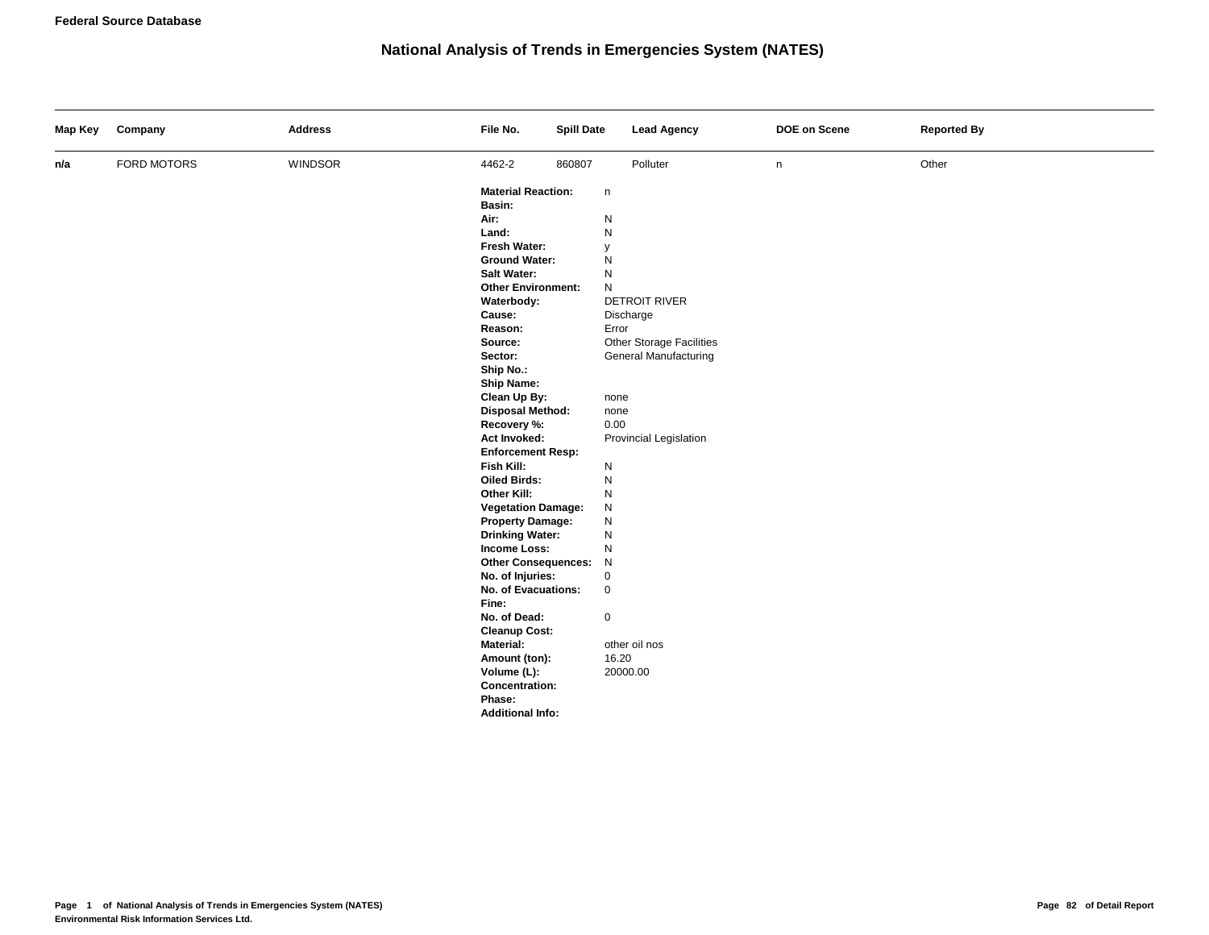**Federal Source Database**

# National Analysis of Trends in Emergencies System (NATES)

| Map Key | Company | Address | File No. | Spill Date | Lead Agency | DOE on Scene | Reported By |
|---|---|---|---|---|---|---|---|
| **n/a** | FORD MOTORS | WINDSOR | 4462-2 | 860807 | Polluter | n | Other |

**Material Reaction:** n
**Basin:**
**Air:** N
**Land:** N
**Fresh Water:** y
**Ground Water:** N
**Salt Water:** N
**Other Environment:** N
**Waterbody:** DETROIT RIVER
**Cause:** Discharge
**Reason:** Error
**Source:** Other Storage Facilities
**Sector:** General Manufacturing
**Ship No.:**
**Ship Name:**
**Clean Up By:** none
**Disposal Method:** none
**Recovery %:** 0.00
**Act Invoked:** Provincial Legislation
**Enforcement Resp:**
**Fish Kill:** N
**Oiled Birds:** N
**Other Kill:** N
**Vegetation Damage:** N
**Property Damage:** N
**Drinking Water:** N
**Income Loss:** N
**Other Consequences:** N
**No. of Injuries:** 0
**No. of Evacuations:** 0
**Fine:**
**No. of Dead:** 0
**Cleanup Cost:**
**Material:** other oil nos
**Amount (ton):** 16.20
**Volume (L):** 20000.00
**Concentration:**
**Phase:**
**Additional Info:**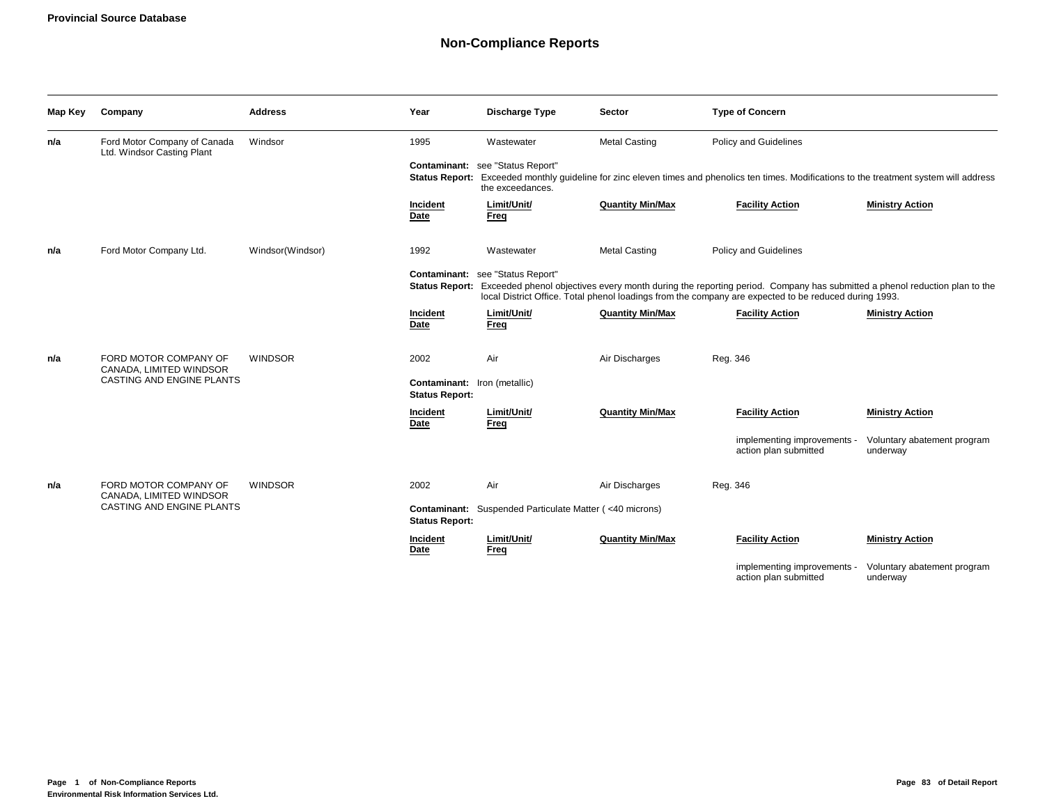# Non-Compliance Reports

| Map Key | Company | Address | Year | Discharge Type | Sector | Type of Concern |
|---|---|---|---|---|---|---|
| n/a | Ford Motor Company of Canada Ltd. Windsor Casting Plant | Windsor | 1995 | Wastewater | Metal Casting | Policy and Guidelines |

**Contaminant:** see "Status Report"
**Status Report:** Exceeded monthly guideline for zinc eleven times and phenolics ten times. Modifications to the treatment system will address the exceedances.

| Incident Date | Limit/Unit/ Freq | Quantity Min/Max | Facility Action | Ministry Action |
|---|---|---|---|---|
| | | | | |

| Map Key | Company | Address | Year | Discharge Type | Sector | Type of Concern |
|---|---|---|---|---|---|---|
| n/a | Ford Motor Company Ltd. | Windsor(Windsor) | 1992 | Wastewater | Metal Casting | Policy and Guidelines |

**Contaminant:** see "Status Report"
**Status Report:** Exceeded phenol objectives every month during the reporting period. Company has submitted a phenol reduction plan to the local District Office. Total phenol loadings from the company are expected to be reduced during 1993.

| Incident Date | Limit/Unit/ Freq | Quantity Min/Max | Facility Action | Ministry Action |
|---|---|---|---|---|
| | | | | |

| Map Key | Company | Address | Year | Discharge Type | Sector | Type of Concern |
|---|---|---|---|---|---|---|
| n/a | FORD MOTOR COMPANY OF CANADA, LIMITED WINDSOR CASTING AND ENGINE PLANTS | WINDSOR | 2002 | Air | Air Discharges | Reg. 346 |

**Contaminant:** Iron (metallic)
**Status Report:**

| Incident Date | Limit/Unit/ Freq | Quantity Min/Max | Facility Action | Ministry Action |
|---|---|---|---|---|
| | | | implementing improvements - action plan submitted | Voluntary abatement program underway |

| Map Key | Company | Address | Year | Discharge Type | Sector | Type of Concern |
|---|---|---|---|---|---|---|
| n/a | FORD MOTOR COMPANY OF CANADA, LIMITED WINDSOR CASTING AND ENGINE PLANTS | WINDSOR | 2002 | Air | Air Discharges | Reg. 346 |

**Contaminant:** Suspended Particulate Matter ( <40 microns)
**Status Report:**

| Incident Date | Limit/Unit/ Freq | Quantity Min/Max | Facility Action | Ministry Action |
|---|---|---|---|---|
| | | | implementing improvements - action plan submitted | Voluntary abatement program underway |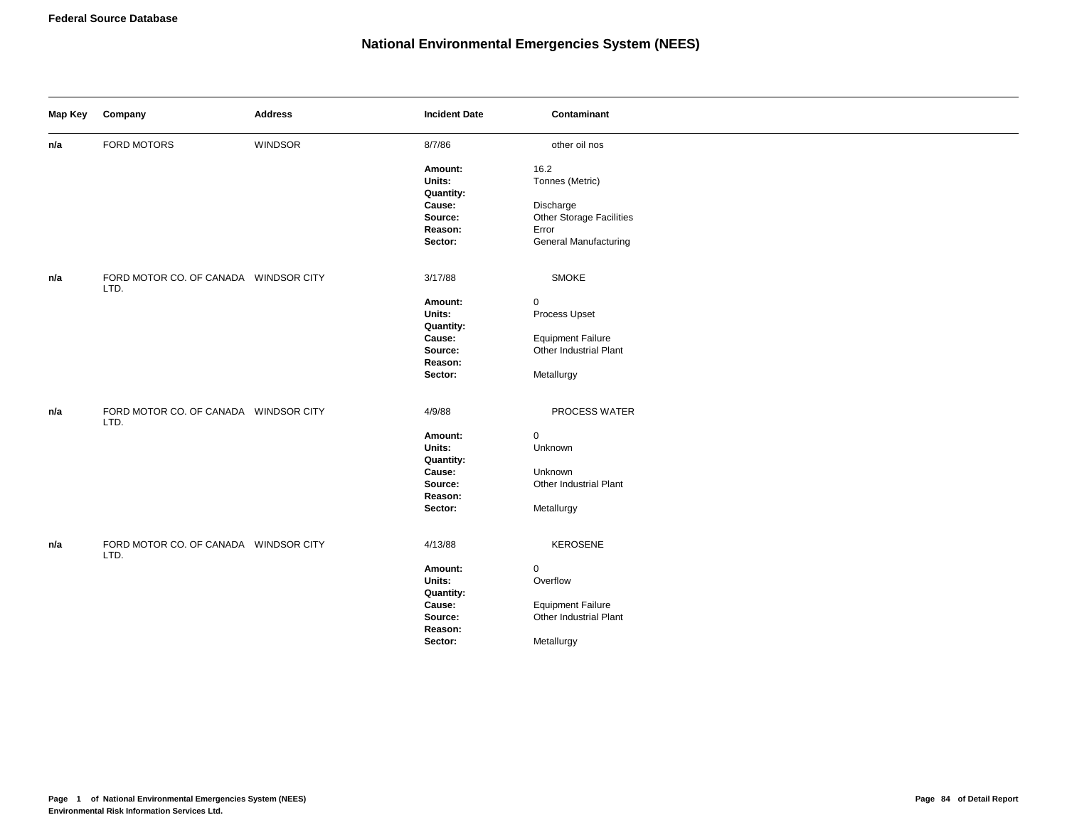**Federal Source Database**

# National Environmental Emergencies System (NEES)

| Map Key | Company | Address | Incident Date | Contaminant |
|---|---|---|---|---|
| **n/a** | FORD MOTORS | WINDSOR | 8/7/86 | other oil nos |
| | | | **Amount:** | 16.2 |
| | | | **Units:** | Tonnes (Metric) |
| | | | **Quantity:** | |
| | | | **Cause:** | Discharge |
| | | | **Source:** | Other Storage Facilities |
| | | | **Reason:** | Error |
| | | | **Sector:** | General Manufacturing |
| **n/a** | FORD MOTOR CO. OF CANADA LTD. | WINDSOR CITY | 3/17/88 | SMOKE |
| | | | **Amount:** | 0 |
| | | | **Units:** | Process Upset |
| | | | **Quantity:** | |
| | | | **Cause:** | Equipment Failure |
| | | | **Source:** | Other Industrial Plant |
| | | | **Reason:** | |
| | | | **Sector:** | Metallurgy |
| **n/a** | FORD MOTOR CO. OF CANADA LTD. | WINDSOR CITY | 4/9/88 | PROCESS WATER |
| | | | **Amount:** | 0 |
| | | | **Units:** | Unknown |
| | | | **Quantity:** | |
| | | | **Cause:** | Unknown |
| | | | **Source:** | Other Industrial Plant |
| | | | **Reason:** | |
| | | | **Sector:** | Metallurgy |
| **n/a** | FORD MOTOR CO. OF CANADA LTD. | WINDSOR CITY | 4/13/88 | KEROSENE |
| | | | **Amount:** | 0 |
| | | | **Units:** | Overflow |
| | | | **Quantity:** | |
| | | | **Cause:** | Equipment Failure |
| | | | **Source:** | Other Industrial Plant |
| | | | **Reason:** | |
| | | | **Sector:** | Metallurgy |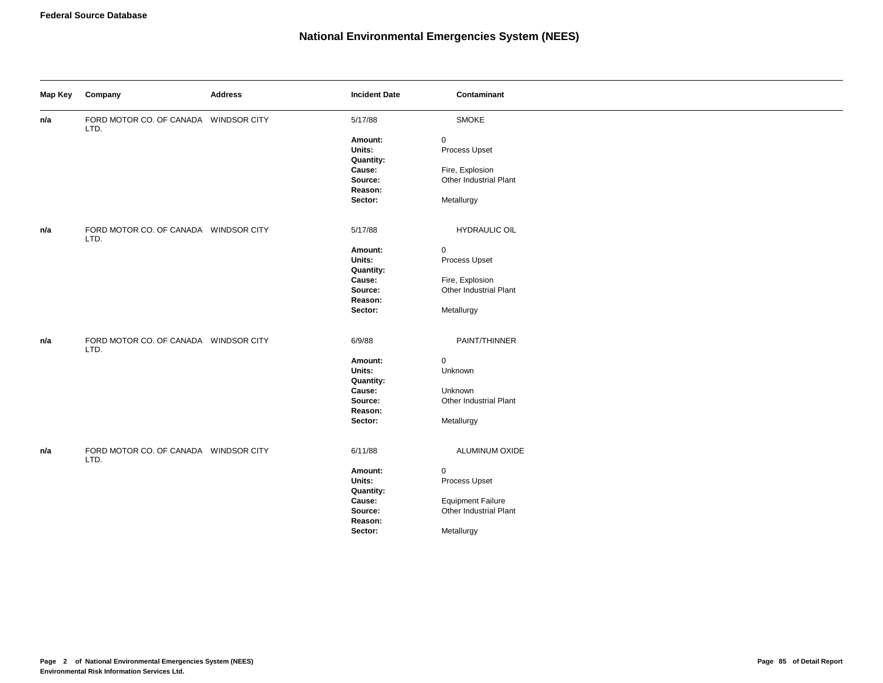**Federal Source Database**

# National Environmental Emergencies System (NEES)

| Map Key | Company | Address | Incident Date | Contaminant |
|---|---|---|---|---|
| n/a | FORD MOTOR CO. OF CANADA LTD. | WINDSOR CITY | 5/17/88 | SMOKE |

**Amount:** 0
**Units:** Process Upset
**Quantity:**
**Cause:** Fire, Explosion
**Source:** Other Industrial Plant
**Reason:**
**Sector:** Metallurgy

| Map Key | Company | Address | Incident Date | Contaminant |
|---|---|---|---|---|
| n/a | FORD MOTOR CO. OF CANADA LTD. | WINDSOR CITY | 5/17/88 | HYDRAULIC OIL |

**Amount:** 0
**Units:** Process Upset
**Quantity:**
**Cause:** Fire, Explosion
**Source:** Other Industrial Plant
**Reason:**
**Sector:** Metallurgy

| Map Key | Company | Address | Incident Date | Contaminant |
|---|---|---|---|---|
| n/a | FORD MOTOR CO. OF CANADA LTD. | WINDSOR CITY | 6/9/88 | PAINT/THINNER |

**Amount:** 0
**Units:** Unknown
**Quantity:**
**Cause:** Unknown
**Source:** Other Industrial Plant
**Reason:**
**Sector:** Metallurgy

| Map Key | Company | Address | Incident Date | Contaminant |
|---|---|---|---|---|
| n/a | FORD MOTOR CO. OF CANADA LTD. | WINDSOR CITY | 6/11/88 | ALUMINUM OXIDE |

**Amount:** 0
**Units:** Process Upset
**Quantity:**
**Cause:** Equipment Failure
**Source:** Other Industrial Plant
**Reason:**
**Sector:** Metallurgy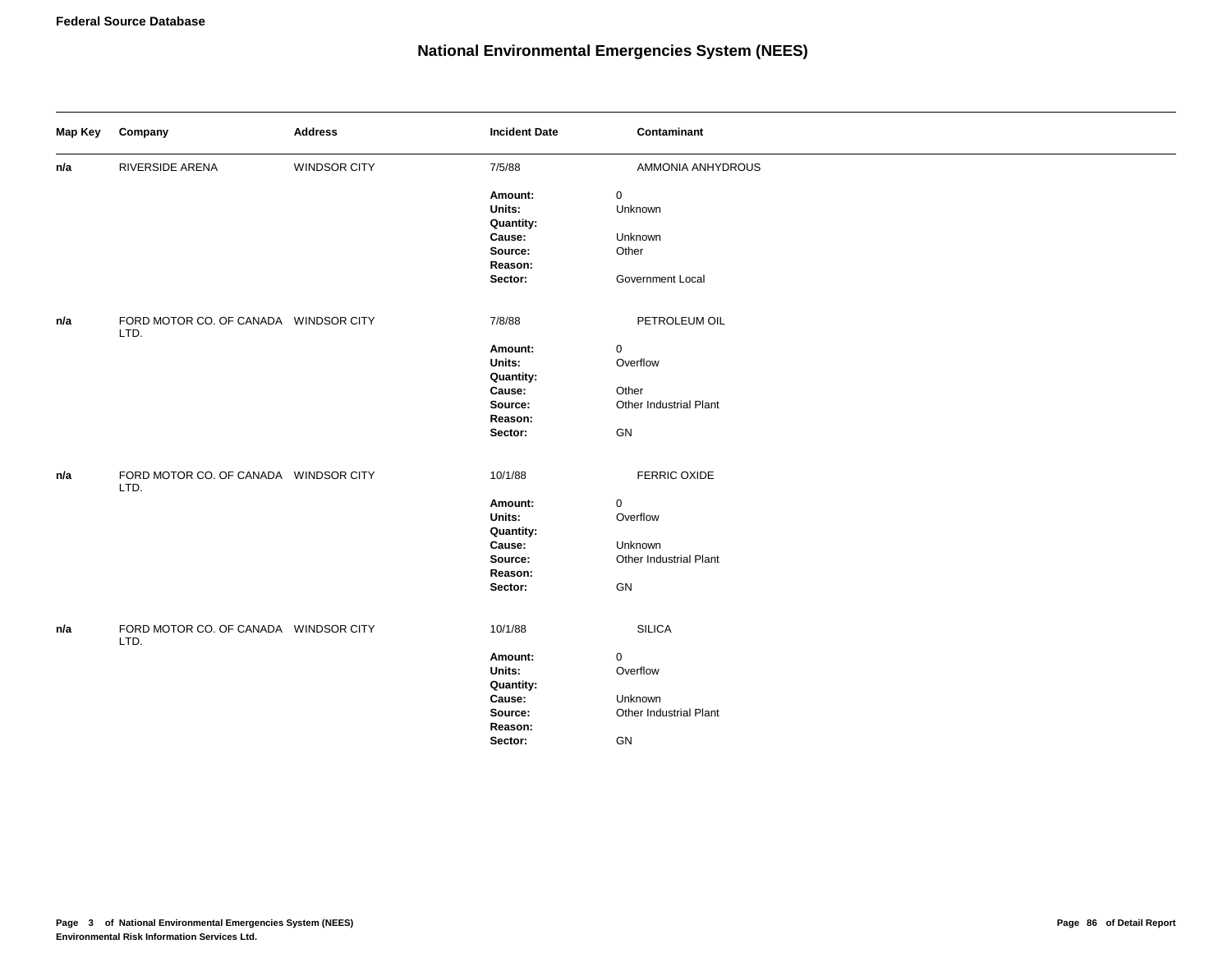**Federal Source Database**

# National Environmental Emergencies System (NEES)

| Map Key | Company | Address | Incident Date | Contaminant |
|---|---|---|---|---|
| **n/a** | RIVERSIDE ARENA | WINDSOR CITY | 7/5/88 | AMMONIA ANHYDROUS |
| | | | **Amount:** | 0 |
| | | | **Units:** | Unknown |
| | | | **Quantity:** | |
| | | | **Cause:** | Unknown |
| | | | **Source:** | Other |
| | | | **Reason:** | |
| | | | **Sector:** | Government Local |
| **n/a** | FORD MOTOR CO. OF CANADA LTD. | WINDSOR CITY | 7/8/88 | PETROLEUM OIL |
| | | | **Amount:** | 0 |
| | | | **Units:** | Overflow |
| | | | **Quantity:** | |
| | | | **Cause:** | Other |
| | | | **Source:** | Other Industrial Plant |
| | | | **Reason:** | |
| | | | **Sector:** | GN |
| **n/a** | FORD MOTOR CO. OF CANADA LTD. | WINDSOR CITY | 10/1/88 | FERRIC OXIDE |
| | | | **Amount:** | 0 |
| | | | **Units:** | Overflow |
| | | | **Quantity:** | |
| | | | **Cause:** | Unknown |
| | | | **Source:** | Other Industrial Plant |
| | | | **Reason:** | |
| | | | **Sector:** | GN |
| **n/a** | FORD MOTOR CO. OF CANADA LTD. | WINDSOR CITY | 10/1/88 | SILICA |
| | | | **Amount:** | 0 |
| | | | **Units:** | Overflow |
| | | | **Quantity:** | |
| | | | **Cause:** | Unknown |
| | | | **Source:** | Other Industrial Plant |
| | | | **Reason:** | |
| | | | **Sector:** | GN |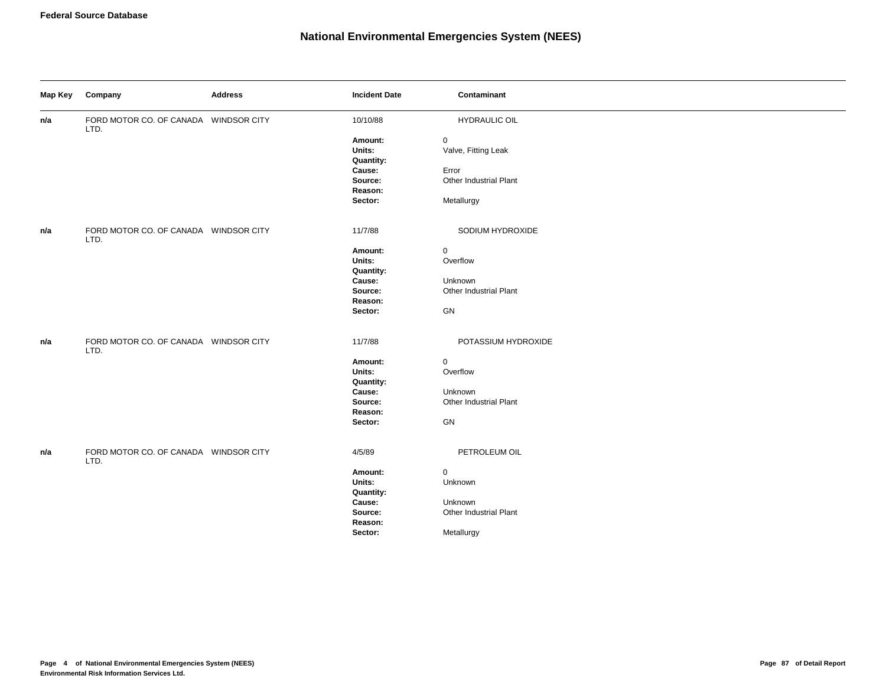**Federal Source Database**

# National Environmental Emergencies System (NEES)

| Map Key | Company | Address | Incident Date | Contaminant |
|---|---|---|---|---|
| n/a | FORD MOTOR CO. OF CANADA LTD. | WINDSOR CITY | 10/10/88 | HYDRAULIC OIL |

**Amount:** 0
**Units:** Valve, Fitting Leak
**Quantity:**
**Cause:** Error
**Source:** Other Industrial Plant
**Reason:**
**Sector:** Metallurgy

| Map Key | Company | Address | Incident Date | Contaminant |
|---|---|---|---|---|
| n/a | FORD MOTOR CO. OF CANADA LTD. | WINDSOR CITY | 11/7/88 | SODIUM HYDROXIDE |

**Amount:** 0
**Units:** Overflow
**Quantity:**
**Cause:** Unknown
**Source:** Other Industrial Plant
**Reason:**
**Sector:** GN

| Map Key | Company | Address | Incident Date | Contaminant |
|---|---|---|---|---|
| n/a | FORD MOTOR CO. OF CANADA LTD. | WINDSOR CITY | 11/7/88 | POTASSIUM HYDROXIDE |

**Amount:** 0
**Units:** Overflow
**Quantity:**
**Cause:** Unknown
**Source:** Other Industrial Plant
**Reason:**
**Sector:** GN

| Map Key | Company | Address | Incident Date | Contaminant |
|---|---|---|---|---|
| n/a | FORD MOTOR CO. OF CANADA LTD. | WINDSOR CITY | 4/5/89 | PETROLEUM OIL |

**Amount:** 0
**Units:** Unknown
**Quantity:**
**Cause:** Unknown
**Source:** Other Industrial Plant
**Reason:**
**Sector:** Metallurgy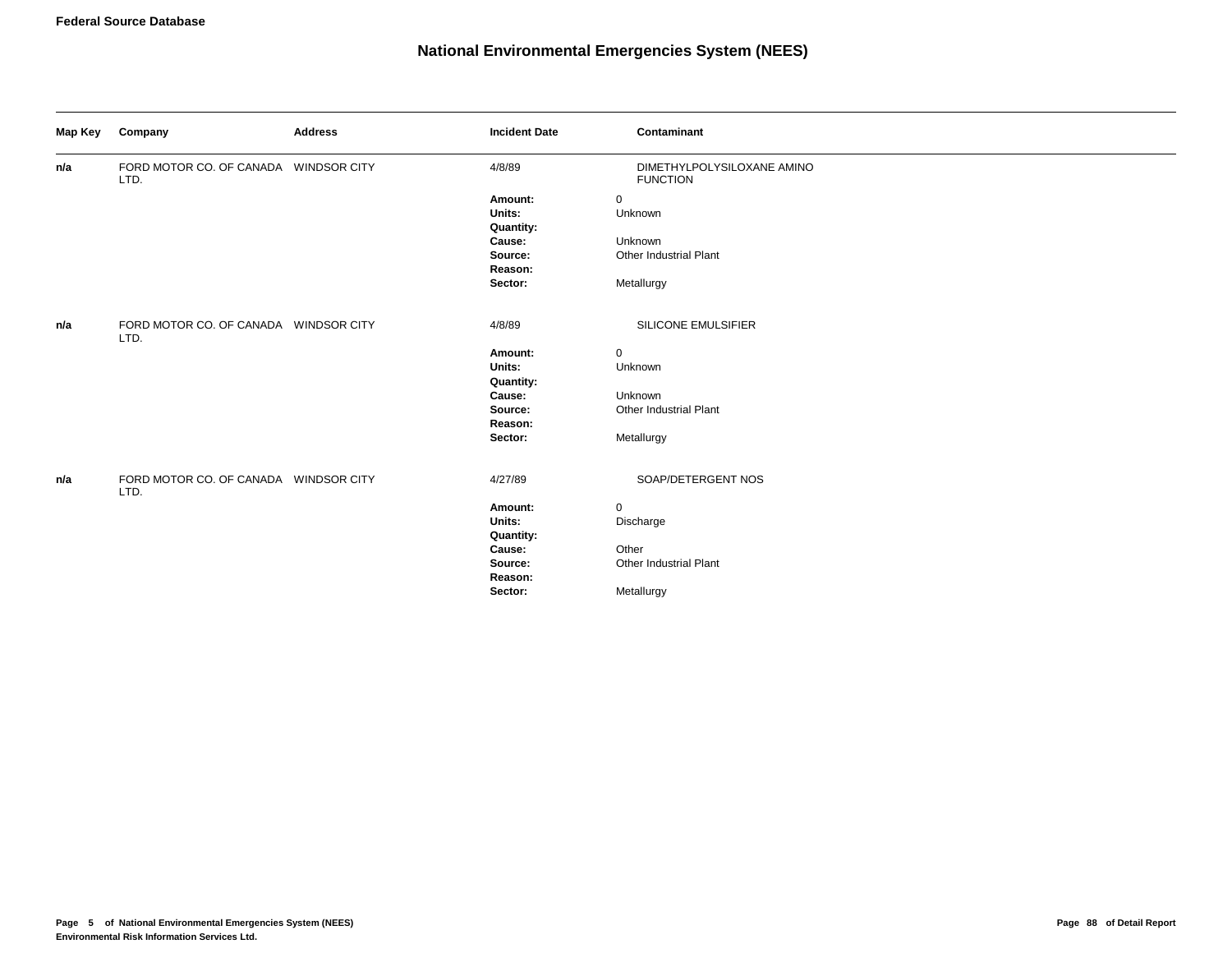## National Environmental Emergencies System (NEES)

| Map Key | Company | Address | Incident Date | Contaminant |
|---|---|---|---|---|
| n/a | FORD MOTOR CO. OF CANADA LTD. | WINDSOR CITY | 4/8/89 | DIMETHYLPOLYSILOXANE AMINO FUNCTION |

**Amount:** 0
**Units:** Unknown
**Quantity:**
**Cause:** Unknown
**Source:** Other Industrial Plant
**Reason:**
**Sector:** Metallurgy

| Map Key | Company | Address | Incident Date | Contaminant |
|---|---|---|---|---|
| n/a | FORD MOTOR CO. OF CANADA LTD. | WINDSOR CITY | 4/8/89 | SILICONE EMULSIFIER |

**Amount:** 0
**Units:** Unknown
**Quantity:**
**Cause:** Unknown
**Source:** Other Industrial Plant
**Reason:**
**Sector:** Metallurgy

| Map Key | Company | Address | Incident Date | Contaminant |
|---|---|---|---|---|
| n/a | FORD MOTOR CO. OF CANADA LTD. | WINDSOR CITY | 4/27/89 | SOAP/DETERGENT NOS |

**Amount:** 0
**Units:** Discharge
**Quantity:**
**Cause:** Other
**Source:** Other Industrial Plant
**Reason:**
**Sector:** Metallurgy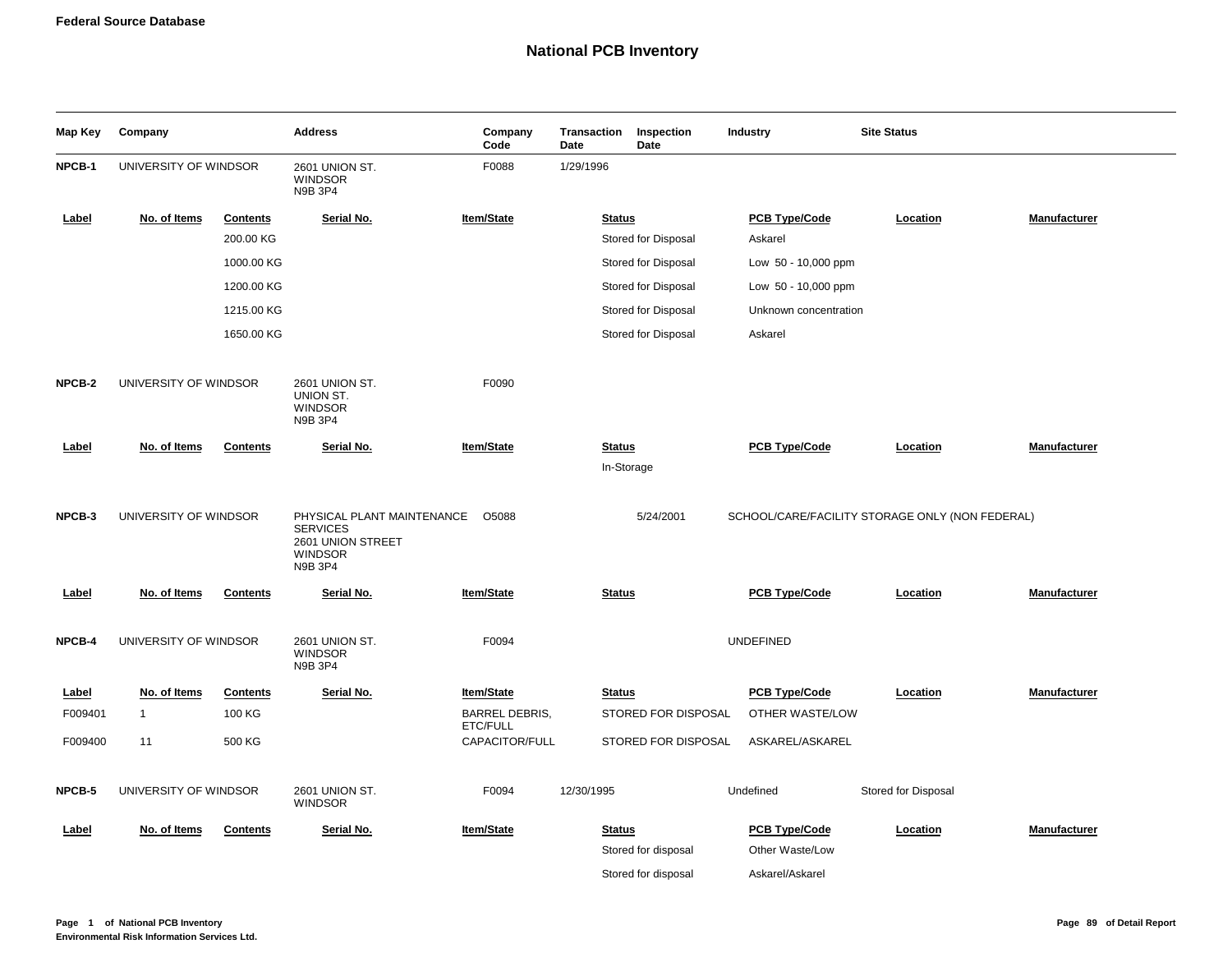**Federal Source Database**

# National PCB Inventory

| Map Key | Company | Address | Company Code | Transaction Date | Inspection Date | Industry | Site Status |
|---|---|---|---|---|---|---|---|
| **NPCB-1** | UNIVERSITY OF WINDSOR | 2601 UNION ST. WINDSOR N9B 3P4 | F0088 | 1/29/1996 | | | |

| Label | No. of Items | Contents | Serial No. | Item/State | Status | PCB Type/Code | Location | Manufacturer |
|---|---|---|---|---|---|---|---|---|
| | | 200.00 KG | | | Stored for Disposal | Askarel | | |
| | | 1000.00 KG | | | Stored for Disposal | Low 50 - 10,000 ppm | | |
| | | 1200.00 KG | | | Stored for Disposal | Low 50 - 10,000 ppm | | |
| | | 1215.00 KG | | | Stored for Disposal | Unknown concentration | | |
| | | 1650.00 KG | | | Stored for Disposal | Askarel | | |

| Map Key | Company | Address | Company Code | Transaction Date | Inspection Date | Industry | Site Status |
|---|---|---|---|---|---|---|---|
| **NPCB-2** | UNIVERSITY OF WINDSOR | 2601 UNION ST. UNION ST. WINDSOR N9B 3P4 | F0090 | | | | |

| Label | No. of Items | Contents | Serial No. | Item/State | Status | PCB Type/Code | Location | Manufacturer |
|---|---|---|---|---|---|---|---|---|
| | | | | | In-Storage | | | |

| Map Key | Company | Address | Company Code | Transaction Date | Inspection Date | Industry | Site Status |
|---|---|---|---|---|---|---|---|
| **NPCB-3** | UNIVERSITY OF WINDSOR | PHYSICAL PLANT MAINTENANCE SERVICES 2601 UNION STREET WINDSOR N9B 3P4 | O5088 | | 5/24/2001 | SCHOOL/CARE/FACILITY STORAGE ONLY (NON FEDERAL) | |

| Label | No. of Items | Contents | Serial No. | Item/State | Status | PCB Type/Code | Location | Manufacturer |
|---|---|---|---|---|---|---|---|---|

| Map Key | Company | Address | Company Code | Transaction Date | Inspection Date | Industry | Site Status |
|---|---|---|---|---|---|---|---|
| **NPCB-4** | UNIVERSITY OF WINDSOR | 2601 UNION ST. WINDSOR N9B 3P4 | F0094 | | | UNDEFINED | |

| Label | No. of Items | Contents | Serial No. | Item/State | Status | PCB Type/Code | Location | Manufacturer |
|---|---|---|---|---|---|---|---|---|
| F009401 | 1 | 100 KG | | BARREL DEBRIS, ETC/FULL | STORED FOR DISPOSAL | OTHER WASTE/LOW | | |
| F009400 | 11 | 500 KG | | CAPACITOR/FULL | STORED FOR DISPOSAL | ASKAREL/ASKAREL | | |

| Map Key | Company | Address | Company Code | Transaction Date | Inspection Date | Industry | Site Status |
|---|---|---|---|---|---|---|---|
| **NPCB-5** | UNIVERSITY OF WINDSOR | 2601 UNION ST. WINDSOR | F0094 | 12/30/1995 | | Undefined | Stored for Disposal |

| Label | No. of Items | Contents | Serial No. | Item/State | Status | PCB Type/Code | Location | Manufacturer |
|---|---|---|---|---|---|---|---|---|
| | | | | | Stored for disposal | Other Waste/Low | | |
| | | | | | Stored for disposal | Askarel/Askarel | | |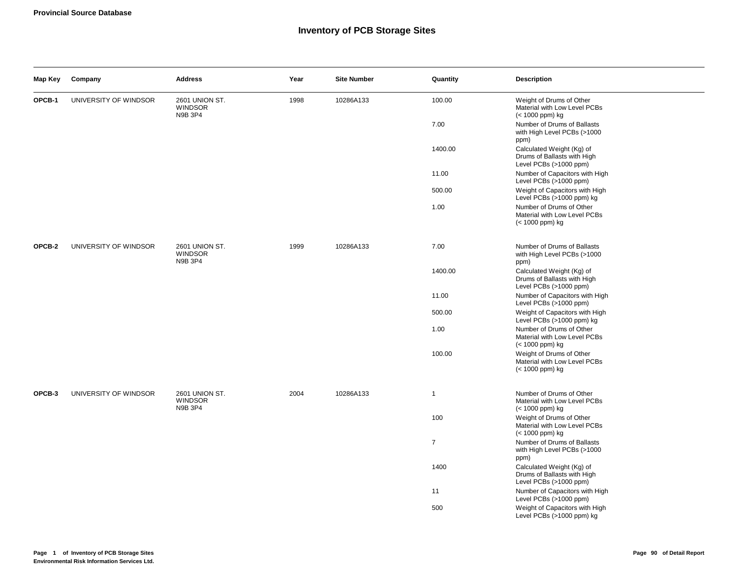**Provincial Source Database**

# Inventory of PCB Storage Sites

| Map Key | Company | Address | Year | Site Number | Quantity | Description |
|---|---|---|---|---|---|---|
| **OPCB-1** | UNIVERSITY OF WINDSOR | 2601 UNION ST. WINDSOR N9B 3P4 | 1998 | 10286A133 | 100.00 | Weight of Drums of Other Material with Low Level PCBs (< 1000 ppm) kg |
| | | | | | 7.00 | Number of Drums of Ballasts with High Level PCBs (>1000 ppm) |
| | | | | | 1400.00 | Calculated Weight (Kg) of Drums of Ballasts with High Level PCBs (>1000 ppm) |
| | | | | | 11.00 | Number of Capacitors with High Level PCBs (>1000 ppm) |
| | | | | | 500.00 | Weight of Capacitors with High Level PCBs (>1000 ppm) kg |
| | | | | | 1.00 | Number of Drums of Other Material with Low Level PCBs (< 1000 ppm) kg |
| **OPCB-2** | UNIVERSITY OF WINDSOR | 2601 UNION ST. WINDSOR N9B 3P4 | 1999 | 10286A133 | 7.00 | Number of Drums of Ballasts with High Level PCBs (>1000 ppm) |
| | | | | | 1400.00 | Calculated Weight (Kg) of Drums of Ballasts with High Level PCBs (>1000 ppm) |
| | | | | | 11.00 | Number of Capacitors with High Level PCBs (>1000 ppm) |
| | | | | | 500.00 | Weight of Capacitors with High Level PCBs (>1000 ppm) kg |
| | | | | | 1.00 | Number of Drums of Other Material with Low Level PCBs (< 1000 ppm) kg |
| | | | | | 100.00 | Weight of Drums of Other Material with Low Level PCBs (< 1000 ppm) kg |
| **OPCB-3** | UNIVERSITY OF WINDSOR | 2601 UNION ST. WINDSOR N9B 3P4 | 2004 | 10286A133 | 1 | Number of Drums of Other Material with Low Level PCBs (< 1000 ppm) kg |
| | | | | | 100 | Weight of Drums of Other Material with Low Level PCBs (< 1000 ppm) kg |
| | | | | | 7 | Number of Drums of Ballasts with High Level PCBs (>1000 ppm) |
| | | | | | 1400 | Calculated Weight (Kg) of Drums of Ballasts with High Level PCBs (>1000 ppm) |
| | | | | | 11 | Number of Capacitors with High Level PCBs (>1000 ppm) |
| | | | | | 500 | Weight of Capacitors with High Level PCBs (>1000 ppm) kg |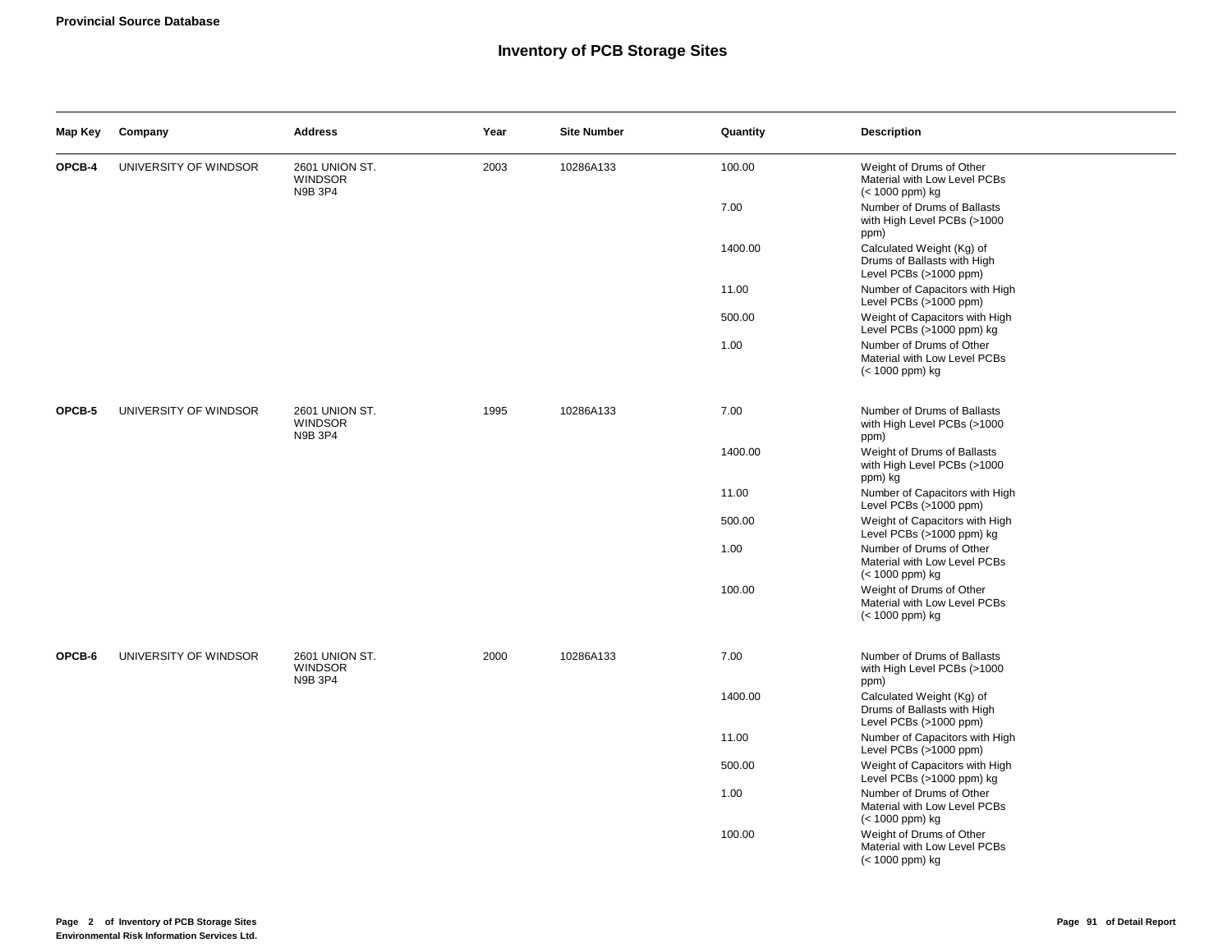**Provincial Source Database**

# Inventory of PCB Storage Sites

| Map Key | Company | Address | Year | Site Number | Quantity | Description |
|---|---|---|---|---|---|---|
| **OPCB-4** | UNIVERSITY OF WINDSOR | 2601 UNION ST. WINDSOR N9B 3P4 | 2003 | 10286A133 | 100.00 | Weight of Drums of Other Material with Low Level PCBs (< 1000 ppm) kg |
| | | | | | 7.00 | Number of Drums of Ballasts with High Level PCBs (>1000 ppm) |
| | | | | | 1400.00 | Calculated Weight (Kg) of Drums of Ballasts with High Level PCBs (>1000 ppm) |
| | | | | | 11.00 | Number of Capacitors with High Level PCBs (>1000 ppm) |
| | | | | | 500.00 | Weight of Capacitors with High Level PCBs (>1000 ppm) kg |
| | | | | | 1.00 | Number of Drums of Other Material with Low Level PCBs (< 1000 ppm) kg |
| **OPCB-5** | UNIVERSITY OF WINDSOR | 2601 UNION ST. WINDSOR N9B 3P4 | 1995 | 10286A133 | 7.00 | Number of Drums of Ballasts with High Level PCBs (>1000 ppm) |
| | | | | | 1400.00 | Weight of Drums of Ballasts with High Level PCBs (>1000 ppm) kg |
| | | | | | 11.00 | Number of Capacitors with High Level PCBs (>1000 ppm) |
| | | | | | 500.00 | Weight of Capacitors with High Level PCBs (>1000 ppm) kg |
| | | | | | 1.00 | Number of Drums of Other Material with Low Level PCBs (< 1000 ppm) kg |
| | | | | | 100.00 | Weight of Drums of Other Material with Low Level PCBs (< 1000 ppm) kg |
| **OPCB-6** | UNIVERSITY OF WINDSOR | 2601 UNION ST. WINDSOR N9B 3P4 | 2000 | 10286A133 | 7.00 | Number of Drums of Ballasts with High Level PCBs (>1000 ppm) |
| | | | | | 1400.00 | Calculated Weight (Kg) of Drums of Ballasts with High Level PCBs (>1000 ppm) |
| | | | | | 11.00 | Number of Capacitors with High Level PCBs (>1000 ppm) |
| | | | | | 500.00 | Weight of Capacitors with High Level PCBs (>1000 ppm) kg |
| | | | | | 1.00 | Number of Drums of Other Material with Low Level PCBs (< 1000 ppm) kg |
| | | | | | 100.00 | Weight of Drums of Other Material with Low Level PCBs (< 1000 ppm) kg |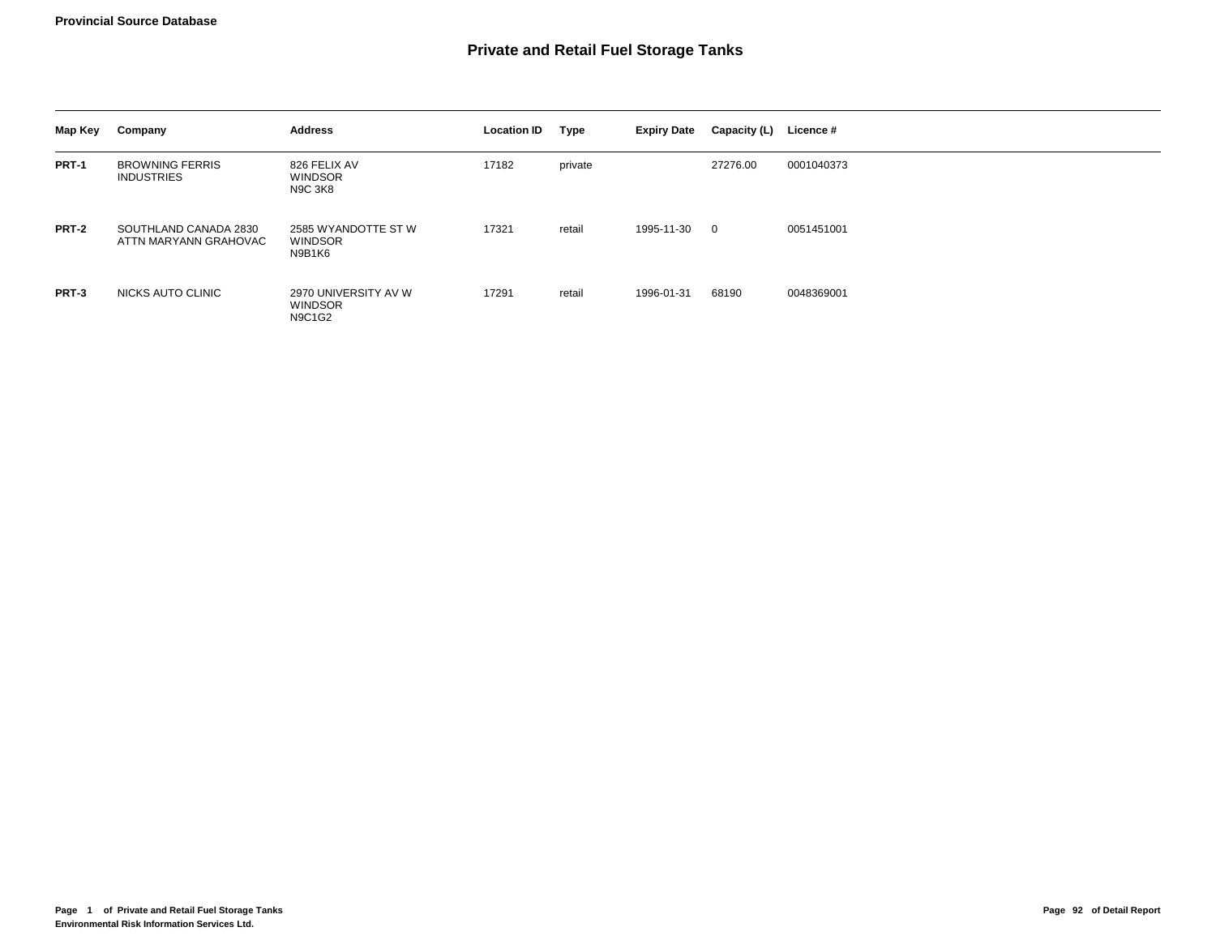**Provincial Source Database**

# Private and Retail Fuel Storage Tanks

| Map Key | Company | Address | Location ID | Type | Expiry Date | Capacity (L) | Licence # |
|---|---|---|---|---|---|---|---|
| **PRT-1** | BROWNING FERRIS INDUSTRIES | 826 FELIX AV WINDSOR N9C 3K8 | 17182 | private | | 27276.00 | 0001040373 |
| **PRT-2** | SOUTHLAND CANADA 2830 ATTN MARYANN GRAHOVAC | 2585 WYANDOTTE ST W WINDSOR N9B1K6 | 17321 | retail | 1995-11-30 | 0 | 0051451001 |
| **PRT-3** | NICKS AUTO CLINIC | 2970 UNIVERSITY AV W WINDSOR N9C1G2 | 17291 | retail | 1996-01-31 | 68190 | 0048369001 |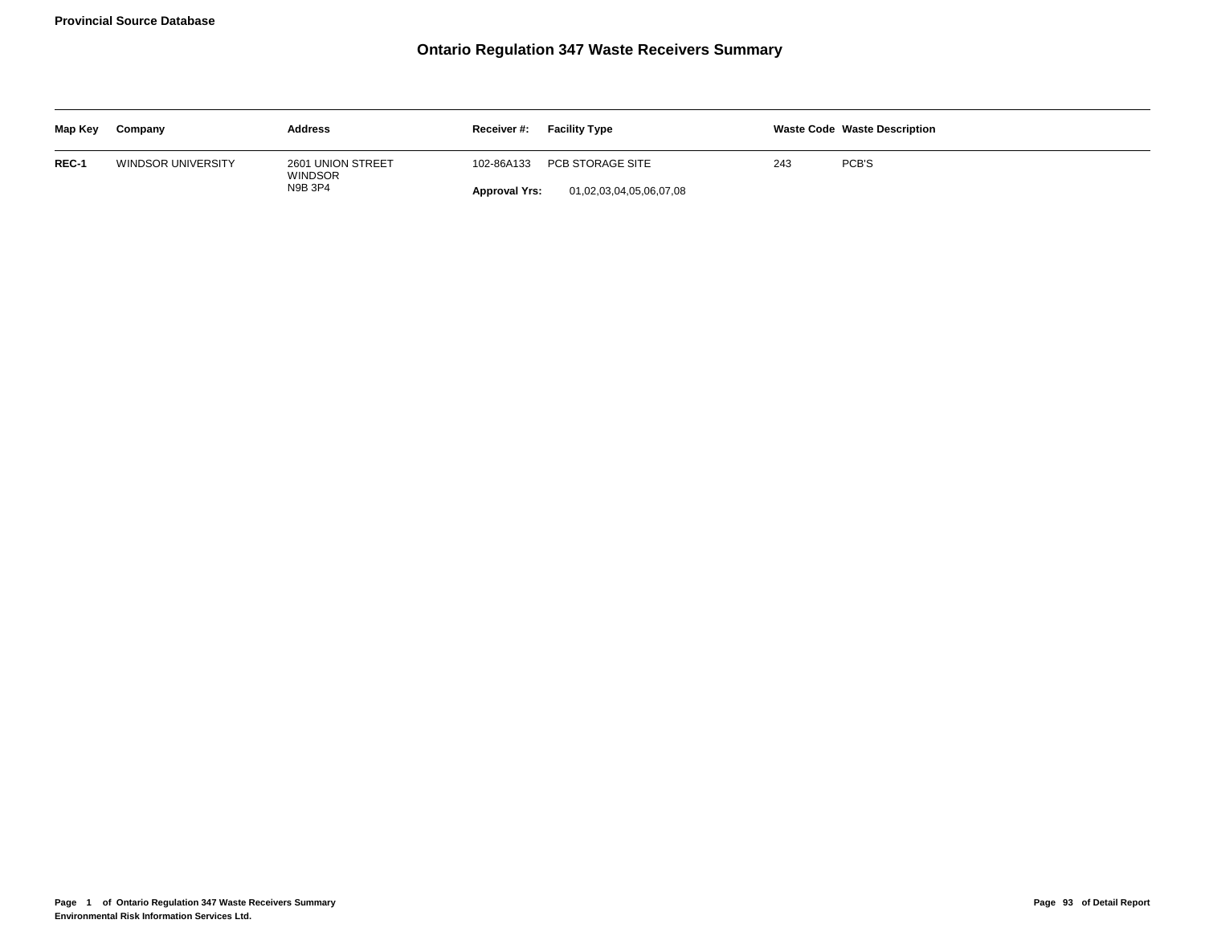**Provincial Source Database**

# Ontario Regulation 347 Waste Receivers Summary

| Map Key | Company | Address | Receiver #: | Facility Type | Waste Code | Waste Description |
|---|---|---|---|---|---|---|
| **REC-1** | WINDSOR UNIVERSITY | 2601 UNION STREET<br>WINDSOR<br>N9B 3P4 | 102-86A133 | PCB STORAGE SITE | 243 | PCB'S |
| | | | **Approval Yrs:** | 01,02,03,04,05,06,07,08 | | |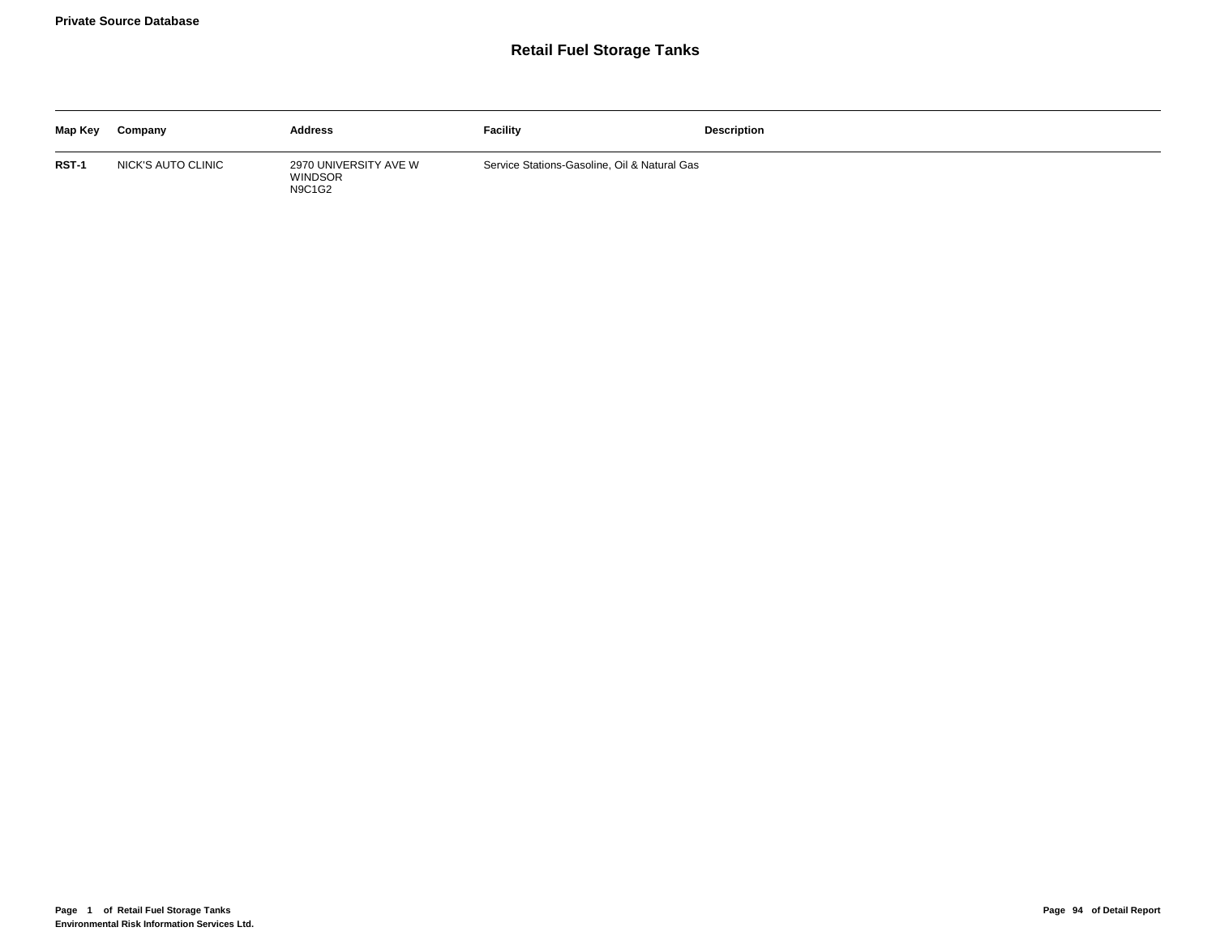**Private Source Database**

## Retail Fuel Storage Tanks

| Map Key | Company | Address | Facility | Description |
| --- | --- | --- | --- | --- |
| **RST-1** | NICK'S AUTO CLINIC | 2970 UNIVERSITY AVE W<br>WINDSOR<br>N9C1G2 | Service Stations-Gasoline, Oil & Natural Gas | |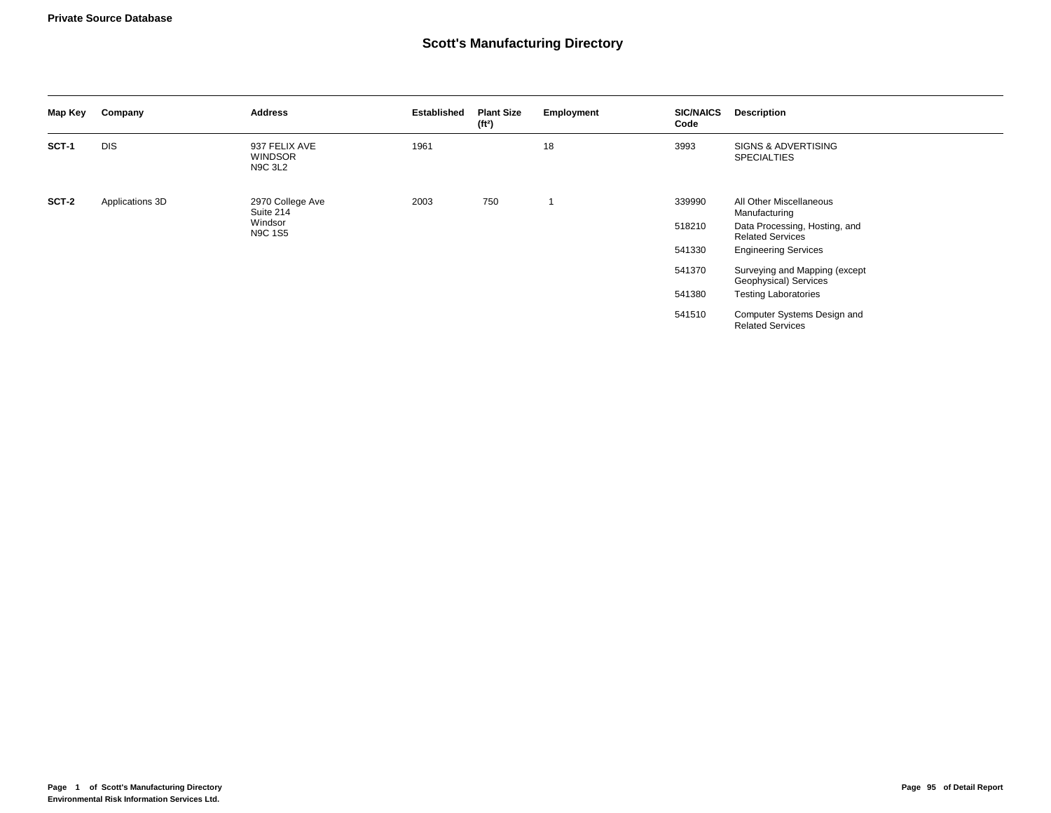**Private Source Database**

## Scott's Manufacturing Directory

| Map Key | Company | Address | Established | Plant Size (ft²) | Employment | SIC/NAICS Code | Description |
|---|---|---|---|---|---|---|---|
| **SCT-1** | DIS | 937 FELIX AVE WINDSOR N9C 3L2 | 1961 | | 18 | 3993 | SIGNS & ADVERTISING SPECIALTIES |
| **SCT-2** | Applications 3D | 2970 College Ave Suite 214 Windsor N9C 1S5 | 2003 | 750 | 1 | 339990 | All Other Miscellaneous Manufacturing |
| | | | | | | 518210 | Data Processing, Hosting, and Related Services |
| | | | | | | 541330 | Engineering Services |
| | | | | | | 541370 | Surveying and Mapping (except Geophysical) Services |
| | | | | | | 541380 | Testing Laboratories |
| | | | | | | 541510 | Computer Systems Design and Related Services |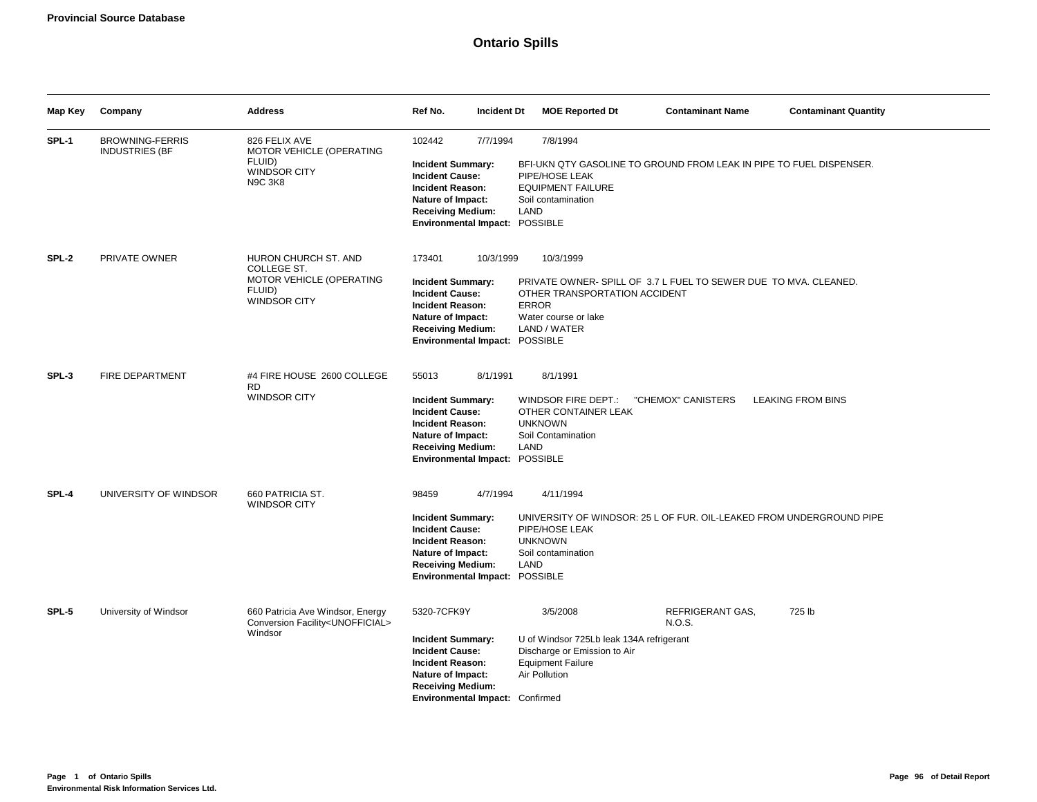**Provincial Source Database**

# Ontario Spills

| Map Key | Company | Address | Ref No. | Incident Dt | MOE Reported Dt | Contaminant Name | Contaminant Quantity |
|---|---|---|---|---|---|---|---|
| SPL-1 | BROWNING-FERRIS INDUSTRIES (BF | 826 FELIX AVE MOTOR VEHICLE (OPERATING FLUID) WINDSOR CITY N9C 3K8 | 102442 | 7/7/1994 | 7/8/1994 | | |

**Incident Summary:** BFI-UKN QTY GASOLINE TO GROUND FROM LEAK IN PIPE TO FUEL DISPENSER.
**Incident Cause:** PIPE/HOSE LEAK
**Incident Reason:** EQUIPMENT FAILURE
**Nature of Impact:** Soil contamination
**Receiving Medium:** LAND
**Environmental Impact:** POSSIBLE

| Map Key | Company | Address | Ref No. | Incident Dt | MOE Reported Dt | Contaminant Name | Contaminant Quantity |
|---|---|---|---|---|---|---|---|
| SPL-2 | PRIVATE OWNER | HURON CHURCH ST. AND COLLEGE ST. MOTOR VEHICLE (OPERATING FLUID) WINDSOR CITY | 173401 | 10/3/1999 | 10/3/1999 | | |

**Incident Summary:** PRIVATE OWNER- SPILL OF 3.7 L FUEL TO SEWER DUE TO MVA. CLEANED.
**Incident Cause:** OTHER TRANSPORTATION ACCIDENT
**Incident Reason:** ERROR
**Nature of Impact:** Water course or lake
**Receiving Medium:** LAND / WATER
**Environmental Impact:** POSSIBLE

| Map Key | Company | Address | Ref No. | Incident Dt | MOE Reported Dt | Contaminant Name | Contaminant Quantity |
|---|---|---|---|---|---|---|---|
| SPL-3 | FIRE DEPARTMENT | #4 FIRE HOUSE 2600 COLLEGE RD WINDSOR CITY | 55013 | 8/1/1991 | 8/1/1991 | | |

**Incident Summary:** WINDSOR FIRE DEPT.: "CHEMOX" CANISTERS LEAKING FROM BINS
**Incident Cause:** OTHER CONTAINER LEAK
**Incident Reason:** UNKNOWN
**Nature of Impact:** Soil Contamination
**Receiving Medium:** LAND
**Environmental Impact:** POSSIBLE

| Map Key | Company | Address | Ref No. | Incident Dt | MOE Reported Dt | Contaminant Name | Contaminant Quantity |
|---|---|---|---|---|---|---|---|
| SPL-4 | UNIVERSITY OF WINDSOR | 660 PATRICIA ST. WINDSOR CITY | 98459 | 4/7/1994 | 4/11/1994 | | |

**Incident Summary:** UNIVERSITY OF WINDSOR: 25 L OF FUR. OIL-LEAKED FROM UNDERGROUND PIPE
**Incident Cause:** PIPE/HOSE LEAK
**Incident Reason:** UNKNOWN
**Nature of Impact:** Soil contamination
**Receiving Medium:** LAND
**Environmental Impact:** POSSIBLE

| Map Key | Company | Address | Ref No. | Incident Dt | MOE Reported Dt | Contaminant Name | Contaminant Quantity |
|---|---|---|---|---|---|---|---|
| SPL-5 | University of Windsor | 660 Patricia Ave Windsor, Energy Conversion Facility<UNOFFICIAL> Windsor | 5320-7CFK9Y | | 3/5/2008 | REFRIGERANT GAS, N.O.S. | 725 lb |

**Incident Summary:** U of Windsor 725Lb leak 134A refrigerant
**Incident Cause:** Discharge or Emission to Air
**Incident Reason:** Equipment Failure
**Nature of Impact:** Air Pollution
**Receiving Medium:**
**Environmental Impact:** Confirmed

Environmental Risk Information Services Ltd.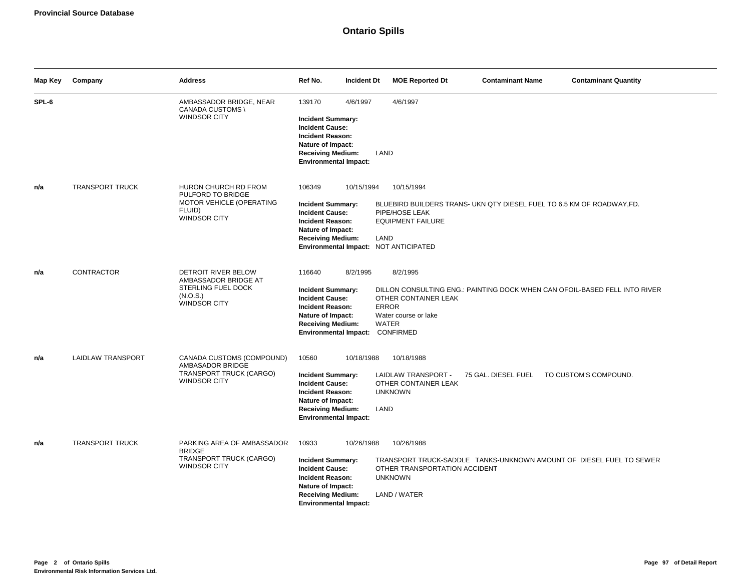## Ontario Spills

| Map Key | Company | Address | Ref No. | Incident Dt | MOE Reported Dt | Contaminant Name | Contaminant Quantity |
|---|---|---|---|---|---|---|---|
| SPL-6 | | AMBASSADOR BRIDGE, NEAR CANADA CUSTOMS \ WINDSOR CITY | 139170 | 4/6/1997 | 4/6/1997 | | |

**Incident Summary:**
**Incident Cause:**
**Incident Reason:**
**Nature of Impact:**
**Receiving Medium:** LAND
**Environmental Impact:**

| Map Key | Company | Address | Ref No. | Incident Dt | MOE Reported Dt | Contaminant Name | Contaminant Quantity |
|---|---|---|---|---|---|---|---|
| n/a | TRANSPORT TRUCK | HURON CHURCH RD FROM PULFORD TO BRIDGE MOTOR VEHICLE (OPERATING FLUID) WINDSOR CITY | 106349 | 10/15/1994 | 10/15/1994 | | |

**Incident Summary:** BLUEBIRD BUILDERS TRANS- UKN QTY DIESEL FUEL TO 6.5 KM OF ROADWAY,FD.
**Incident Cause:** PIPE/HOSE LEAK
**Incident Reason:** EQUIPMENT FAILURE
**Nature of Impact:**
**Receiving Medium:** LAND
**Environmental Impact:** NOT ANTICIPATED

| Map Key | Company | Address | Ref No. | Incident Dt | MOE Reported Dt | Contaminant Name | Contaminant Quantity |
|---|---|---|---|---|---|---|---|
| n/a | CONTRACTOR | DETROIT RIVER BELOW AMBASSADOR BRIDGE AT STERLING FUEL DOCK (N.O.S.) WINDSOR CITY | 116640 | 8/2/1995 | 8/2/1995 | | |

**Incident Summary:** DILLON CONSULTING ENG.: PAINTING DOCK WHEN CAN OFOIL-BASED FELL INTO RIVER
**Incident Cause:** OTHER CONTAINER LEAK
**Incident Reason:** ERROR
**Nature of Impact:** Water course or lake
**Receiving Medium:** WATER
**Environmental Impact:** CONFIRMED

| Map Key | Company | Address | Ref No. | Incident Dt | MOE Reported Dt | Contaminant Name | Contaminant Quantity |
|---|---|---|---|---|---|---|---|
| n/a | LAIDLAW TRANSPORT | CANADA CUSTOMS (COMPOUND) AMBASADOR BRIDGE TRANSPORT TRUCK (CARGO) WINDSOR CITY | 10560 | 10/18/1988 | 10/18/1988 | | |

**Incident Summary:** LAIDLAW TRANSPORT - 75 GAL. DIESEL FUEL TO CUSTOM'S COMPOUND.
**Incident Cause:** OTHER CONTAINER LEAK
**Incident Reason:** UNKNOWN
**Nature of Impact:**
**Receiving Medium:** LAND
**Environmental Impact:**

| Map Key | Company | Address | Ref No. | Incident Dt | MOE Reported Dt | Contaminant Name | Contaminant Quantity |
|---|---|---|---|---|---|---|---|
| n/a | TRANSPORT TRUCK | PARKING AREA OF AMBASSADOR BRIDGE TRANSPORT TRUCK (CARGO) WINDSOR CITY | 10933 | 10/26/1988 | 10/26/1988 | | |

**Incident Summary:** TRANSPORT TRUCK-SADDLE TANKS-UNKNOWN AMOUNT OF DIESEL FUEL TO SEWER
**Incident Cause:** OTHER TRANSPORTATION ACCIDENT
**Incident Reason:** UNKNOWN
**Nature of Impact:**
**Receiving Medium:** LAND / WATER
**Environmental Impact:**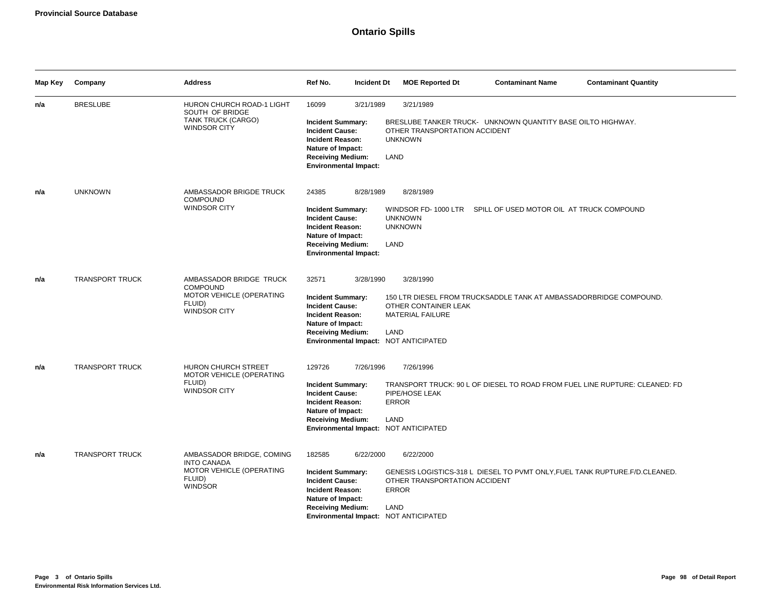**Provincial Source Database**

# Ontario Spills

| Map Key | Company | Address | Ref No. | Incident Dt | MOE Reported Dt | Contaminant Name | Contaminant Quantity |
|---|---|---|---|---|---|---|---|
| n/a | BRESLUBE | HURON CHURCH ROAD-1 LIGHT SOUTH OF BRIDGE<br>TANK TRUCK (CARGO)<br>WINDSOR CITY | 16099 | 3/21/1989 | 3/21/1989 | | |

**Incident Summary:** BRESLUBE TANKER TRUCK- UNKNOWN QUANTITY BASE OILTO HIGHWAY.
**Incident Cause:** OTHER TRANSPORTATION ACCIDENT
**Incident Reason:** UNKNOWN
**Nature of Impact:**
**Receiving Medium:** LAND
**Environmental Impact:**

| Map Key | Company | Address | Ref No. | Incident Dt | MOE Reported Dt | Contaminant Name | Contaminant Quantity |
|---|---|---|---|---|---|---|---|
| n/a | UNKNOWN | AMBASSADOR BRIGDE TRUCK COMPOUND<br>WINDSOR CITY | 24385 | 8/28/1989 | 8/28/1989 | | |

**Incident Summary:** WINDSOR FD- 1000 LTR SPILL OF USED MOTOR OIL AT TRUCK COMPOUND
**Incident Cause:** UNKNOWN
**Incident Reason:** UNKNOWN
**Nature of Impact:**
**Receiving Medium:** LAND
**Environmental Impact:**

| Map Key | Company | Address | Ref No. | Incident Dt | MOE Reported Dt | Contaminant Name | Contaminant Quantity |
|---|---|---|---|---|---|---|---|
| n/a | TRANSPORT TRUCK | AMBASSADOR BRIDGE TRUCK COMPOUND<br>MOTOR VEHICLE (OPERATING FLUID)<br>WINDSOR CITY | 32571 | 3/28/1990 | 3/28/1990 | | |

**Incident Summary:** 150 LTR DIESEL FROM TRUCKSADDLE TANK AT AMBASSADORBRIDGE COMPOUND.
**Incident Cause:** OTHER CONTAINER LEAK
**Incident Reason:** MATERIAL FAILURE
**Nature of Impact:**
**Receiving Medium:** LAND
**Environmental Impact:** NOT ANTICIPATED

| Map Key | Company | Address | Ref No. | Incident Dt | MOE Reported Dt | Contaminant Name | Contaminant Quantity |
|---|---|---|---|---|---|---|---|
| n/a | TRANSPORT TRUCK | HURON CHURCH STREET<br>MOTOR VEHICLE (OPERATING FLUID)<br>WINDSOR CITY | 129726 | 7/26/1996 | 7/26/1996 | | |

**Incident Summary:** TRANSPORT TRUCK: 90 L OF DIESEL TO ROAD FROM FUEL LINE RUPTURE: CLEANED: FD
**Incident Cause:** PIPE/HOSE LEAK
**Incident Reason:** ERROR
**Nature of Impact:**
**Receiving Medium:** LAND
**Environmental Impact:** NOT ANTICIPATED

| Map Key | Company | Address | Ref No. | Incident Dt | MOE Reported Dt | Contaminant Name | Contaminant Quantity |
|---|---|---|---|---|---|---|---|
| n/a | TRANSPORT TRUCK | AMBASSADOR BRIDGE, COMING INTO CANADA<br>MOTOR VEHICLE (OPERATING FLUID)<br>WINDSOR | 182585 | 6/22/2000 | 6/22/2000 | | |

**Incident Summary:** GENESIS LOGISTICS-318 L DIESEL TO PVMT ONLY,FUEL TANK RUPTURE.F/D.CLEANED.
**Incident Cause:** OTHER TRANSPORTATION ACCIDENT
**Incident Reason:** ERROR
**Nature of Impact:**
**Receiving Medium:** LAND
**Environmental Impact:** NOT ANTICIPATED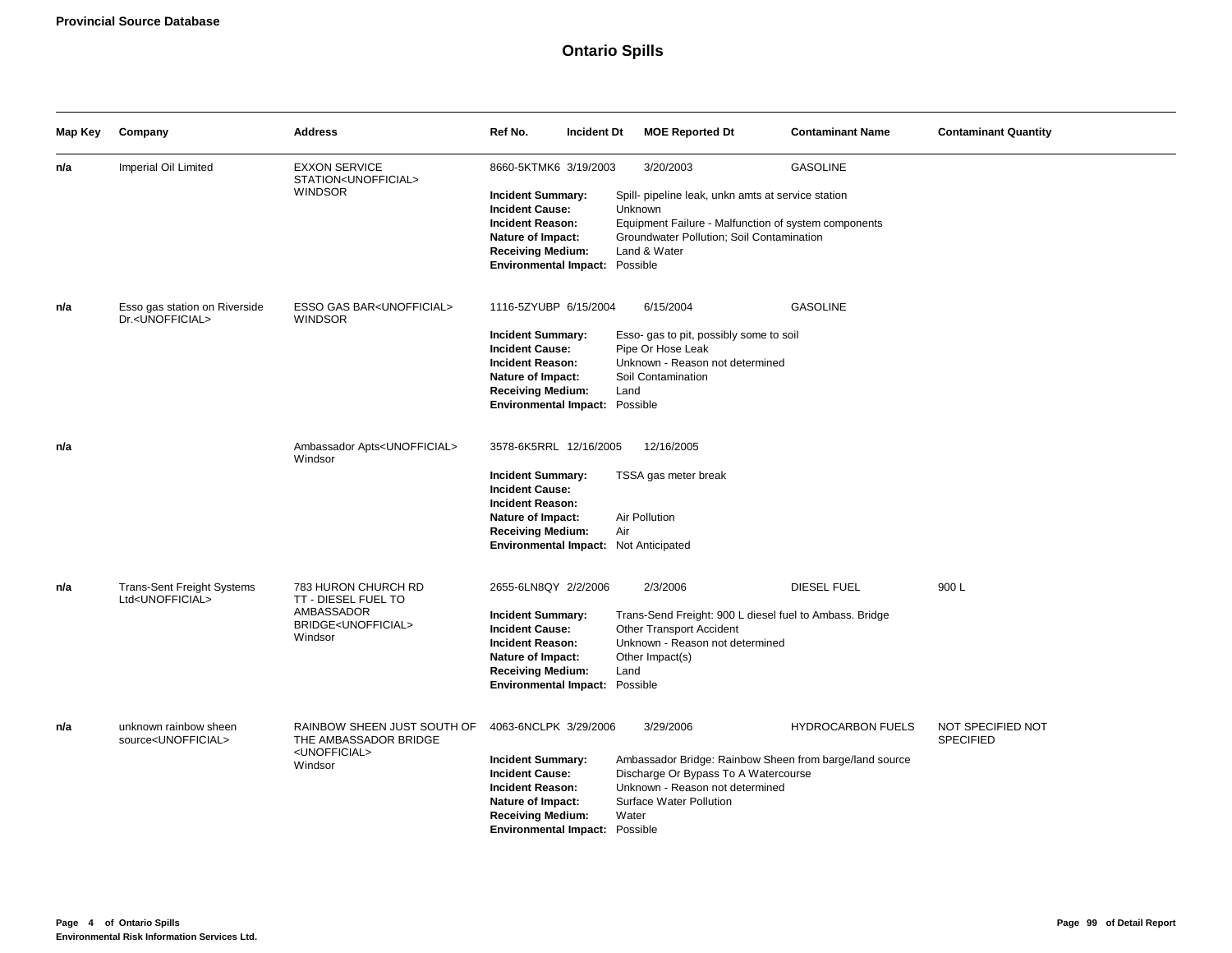**Provincial Source Database**

## Ontario Spills

| Map Key | Company | Address | Ref No. | Incident Dt | MOE Reported Dt | Contaminant Name | Contaminant Quantity |
|---|---|---|---|---|---|---|---|
| n/a | Imperial Oil Limited | EXXON SERVICE STATION<UNOFFICIAL> WINDSOR | 8660-5KTMK6 | 3/19/2003 | 3/20/2003 | GASOLINE | |

**Incident Summary:** Spill- pipeline leak, unkn amts at service station
**Incident Cause:** Unknown
**Incident Reason:** Equipment Failure - Malfunction of system components
**Nature of Impact:** Groundwater Pollution; Soil Contamination
**Receiving Medium:** Land & Water
**Environmental Impact:** Possible

| Map Key | Company | Address | Ref No. | Incident Dt | MOE Reported Dt | Contaminant Name | Contaminant Quantity |
|---|---|---|---|---|---|---|---|
| n/a | Esso gas station on Riverside Dr.<UNOFFICIAL> | ESSO GAS BAR<UNOFFICIAL> WINDSOR | 1116-5ZYUBP | 6/15/2004 | 6/15/2004 | GASOLINE | |

**Incident Summary:** Esso- gas to pit, possibly some to soil
**Incident Cause:** Pipe Or Hose Leak
**Incident Reason:** Unknown - Reason not determined
**Nature of Impact:** Soil Contamination
**Receiving Medium:** Land
**Environmental Impact:** Possible

| Map Key | Company | Address | Ref No. | Incident Dt | MOE Reported Dt | Contaminant Name | Contaminant Quantity |
|---|---|---|---|---|---|---|---|
| n/a | | Ambassador Apts<UNOFFICIAL> Windsor | 3578-6K5RRL | 12/16/2005 | 12/16/2005 | | |

**Incident Summary:** TSSA gas meter break
**Incident Cause:**
**Incident Reason:**
**Nature of Impact:** Air Pollution
**Receiving Medium:** Air
**Environmental Impact:** Not Anticipated

| Map Key | Company | Address | Ref No. | Incident Dt | MOE Reported Dt | Contaminant Name | Contaminant Quantity |
|---|---|---|---|---|---|---|---|
| n/a | Trans-Sent Freight Systems Ltd<UNOFFICIAL> | 783 HURON CHURCH RD TT - DIESEL FUEL TO AMBASSADOR BRIDGE<UNOFFICIAL> Windsor | 2655-6LN8QY | 2/2/2006 | 2/3/2006 | DIESEL FUEL | 900 L |

**Incident Summary:** Trans-Send Freight: 900 L diesel fuel to Ambass. Bridge
**Incident Cause:** Other Transport Accident
**Incident Reason:** Unknown - Reason not determined
**Nature of Impact:** Other Impact(s)
**Receiving Medium:** Land
**Environmental Impact:** Possible

| Map Key | Company | Address | Ref No. | Incident Dt | MOE Reported Dt | Contaminant Name | Contaminant Quantity |
|---|---|---|---|---|---|---|---|
| n/a | unknown rainbow sheen source<UNOFFICIAL> | RAINBOW SHEEN JUST SOUTH OF THE AMBASSADOR BRIDGE <UNOFFICIAL> Windsor | 4063-6NCLPK | 3/29/2006 | 3/29/2006 | HYDROCARBON FUELS | NOT SPECIFIED NOT SPECIFIED |

**Incident Summary:** Ambassador Bridge: Rainbow Sheen from barge/land source
**Incident Cause:** Discharge Or Bypass To A Watercourse
**Incident Reason:** Unknown - Reason not determined
**Nature of Impact:** Surface Water Pollution
**Receiving Medium:** Water
**Environmental Impact:** Possible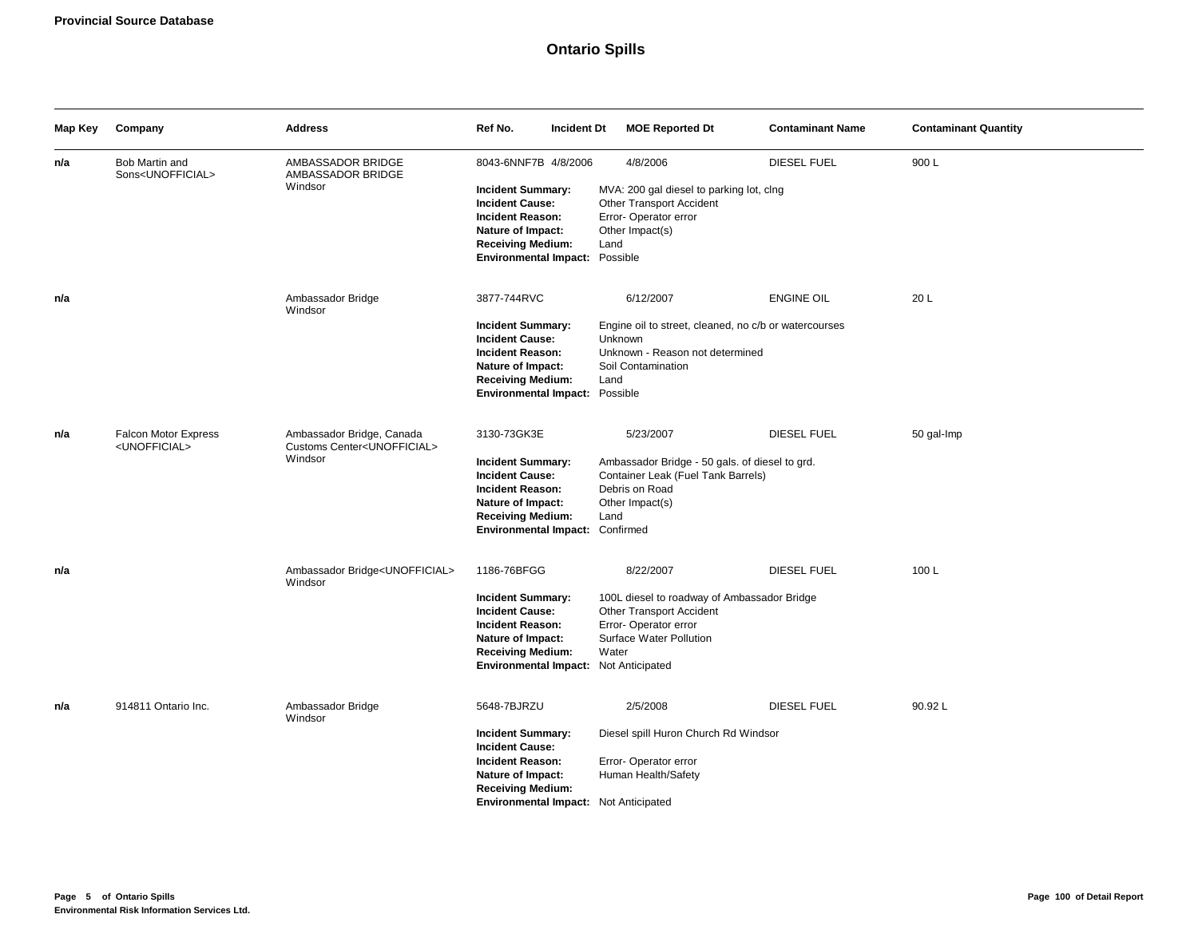**Provincial Source Database**

# Ontario Spills

| Map Key | Company | Address | Ref No. | Incident Dt | MOE Reported Dt | Contaminant Name | Contaminant Quantity |
|---|---|---|---|---|---|---|---|
| n/a | Bob Martin and Sons<UNOFFICIAL> | AMBASSADOR BRIDGE AMBASSADOR BRIDGE Windsor | 8043-6NNF7B | 4/8/2006 | 4/8/2006 | DIESEL FUEL | 900 L |

**Incident Summary:** MVA: 200 gal diesel to parking lot, clng
**Incident Cause:** Other Transport Accident
**Incident Reason:** Error- Operator error
**Nature of Impact:** Other Impact(s)
**Receiving Medium:** Land
**Environmental Impact:** Possible

| Map Key | Company | Address | Ref No. | Incident Dt | MOE Reported Dt | Contaminant Name | Contaminant Quantity |
|---|---|---|---|---|---|---|---|
| n/a | | Ambassador Bridge Windsor | 3877-744RVC | | 6/12/2007 | ENGINE OIL | 20 L |

**Incident Summary:** Engine oil to street, cleaned, no c/b or watercourses
**Incident Cause:** Unknown
**Incident Reason:** Unknown - Reason not determined
**Nature of Impact:** Soil Contamination
**Receiving Medium:** Land
**Environmental Impact:** Possible

| Map Key | Company | Address | Ref No. | Incident Dt | MOE Reported Dt | Contaminant Name | Contaminant Quantity |
|---|---|---|---|---|---|---|---|
| n/a | Falcon Motor Express <UNOFFICIAL> | Ambassador Bridge, Canada Customs Center<UNOFFICIAL> Windsor | 3130-73GK3E | | 5/23/2007 | DIESEL FUEL | 50 gal-Imp |

**Incident Summary:** Ambassador Bridge - 50 gals. of diesel to grd.
**Incident Cause:** Container Leak (Fuel Tank Barrels)
**Incident Reason:** Debris on Road
**Nature of Impact:** Other Impact(s)
**Receiving Medium:** Land
**Environmental Impact:** Confirmed

| Map Key | Company | Address | Ref No. | Incident Dt | MOE Reported Dt | Contaminant Name | Contaminant Quantity |
|---|---|---|---|---|---|---|---|
| n/a | | Ambassador Bridge<UNOFFICIAL> Windsor | 1186-76BFGG | | 8/22/2007 | DIESEL FUEL | 100 L |

**Incident Summary:** 100L diesel to roadway of Ambassador Bridge
**Incident Cause:** Other Transport Accident
**Incident Reason:** Error- Operator error
**Nature of Impact:** Surface Water Pollution
**Receiving Medium:** Water
**Environmental Impact:** Not Anticipated

| Map Key | Company | Address | Ref No. | Incident Dt | MOE Reported Dt | Contaminant Name | Contaminant Quantity |
|---|---|---|---|---|---|---|---|
| n/a | 914811 Ontario Inc. | Ambassador Bridge Windsor | 5648-7BJRZU | | 2/5/2008 | DIESEL FUEL | 90.92 L |

**Incident Summary:** Diesel spill Huron Church Rd Windsor
**Incident Cause:**
**Incident Reason:** Error- Operator error
**Nature of Impact:** Human Health/Safety
**Receiving Medium:**
**Environmental Impact:** Not Anticipated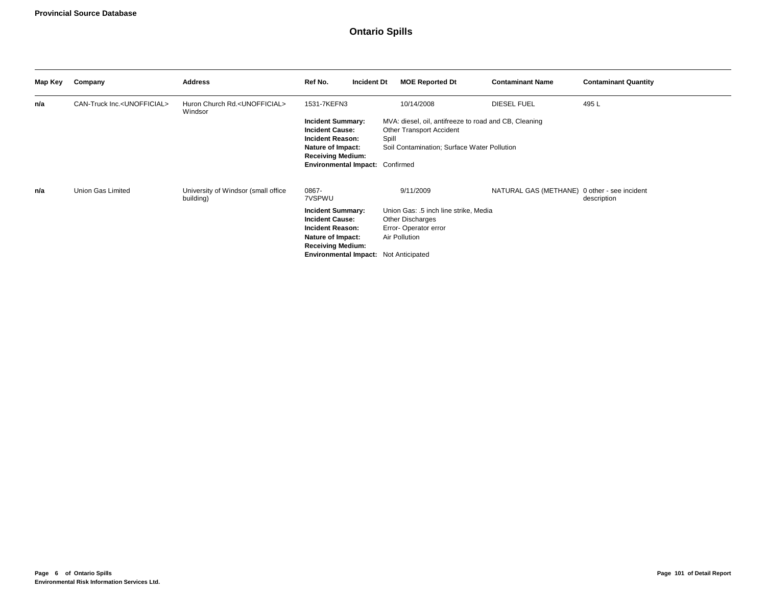**Provincial Source Database**

# Ontario Spills

| Map Key | Company | Address | Ref No. | Incident Dt | MOE Reported Dt | Contaminant Name | Contaminant Quantity |
|---|---|---|---|---|---|---|---|
| **n/a** | CAN-Truck Inc.<UNOFFICIAL> | Huron Church Rd.<UNOFFICIAL> Windsor | 1531-7KEFN3 | | 10/14/2008 | DIESEL FUEL | 495 L |

**Incident Summary:** MVA: diesel, oil, antifreeze to road and CB, Cleaning
**Incident Cause:** Other Transport Accident
**Incident Reason:** Spill
**Nature of Impact:** Soil Contamination; Surface Water Pollution
**Receiving Medium:**
**Environmental Impact:** Confirmed

| Map Key | Company | Address | Ref No. | Incident Dt | MOE Reported Dt | Contaminant Name | Contaminant Quantity |
|---|---|---|---|---|---|---|---|
| **n/a** | Union Gas Limited | University of Windsor (small office building) | 0867-7VSPWU | | 9/11/2009 | NATURAL GAS (METHANE) | 0 other - see incident description |

**Incident Summary:** Union Gas: .5 inch line strike, Media
**Incident Cause:** Other Discharges
**Incident Reason:** Error- Operator error
**Nature of Impact:** Air Pollution
**Receiving Medium:**
**Environmental Impact:** Not Anticipated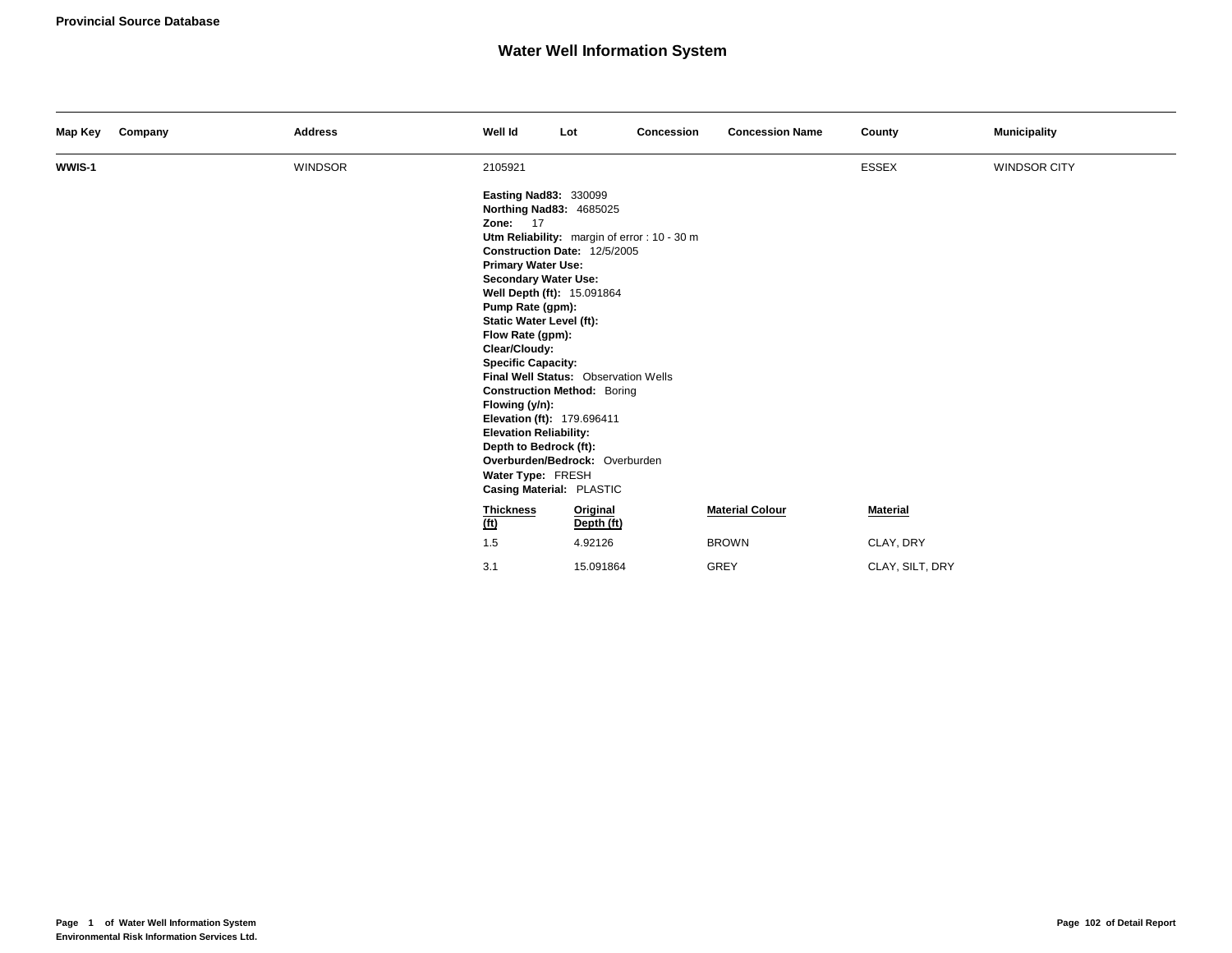**Provincial Source Database**

# Water Well Information System

| Map Key | Company | Address | Well Id | Lot | Concession | Concession Name | County | Municipality |
|---|---|---|---|---|---|---|---|---|
| **WWIS-1** | | WINDSOR | 2105921 | | | | ESSEX | WINDSOR CITY |

**Easting Nad83:** 330099
**Northing Nad83:** 4685025
**Zone:** 17
**Utm Reliability:** margin of error : 10 - 30 m
**Construction Date:** 12/5/2005
**Primary Water Use:**
**Secondary Water Use:**
**Well Depth (ft):** 15.091864
**Pump Rate (gpm):**
**Static Water Level (ft):**
**Flow Rate (gpm):**
**Clear/Cloudy:**
**Specific Capacity:**
**Final Well Status:** Observation Wells
**Construction Method:** Boring
**Flowing (y/n):**
**Elevation (ft):** 179.696411
**Elevation Reliability:**
**Depth to Bedrock (ft):**
**Overburden/Bedrock:** Overburden
**Water Type:** FRESH
**Casing Material:** PLASTIC

| Thickness (ft) | Original Depth (ft) | Material Colour | Material |
|---|---|---|---|
| 1.5 | 4.92126 | BROWN | CLAY, DRY |
| 3.1 | 15.091864 | GREY | CLAY, SILT, DRY |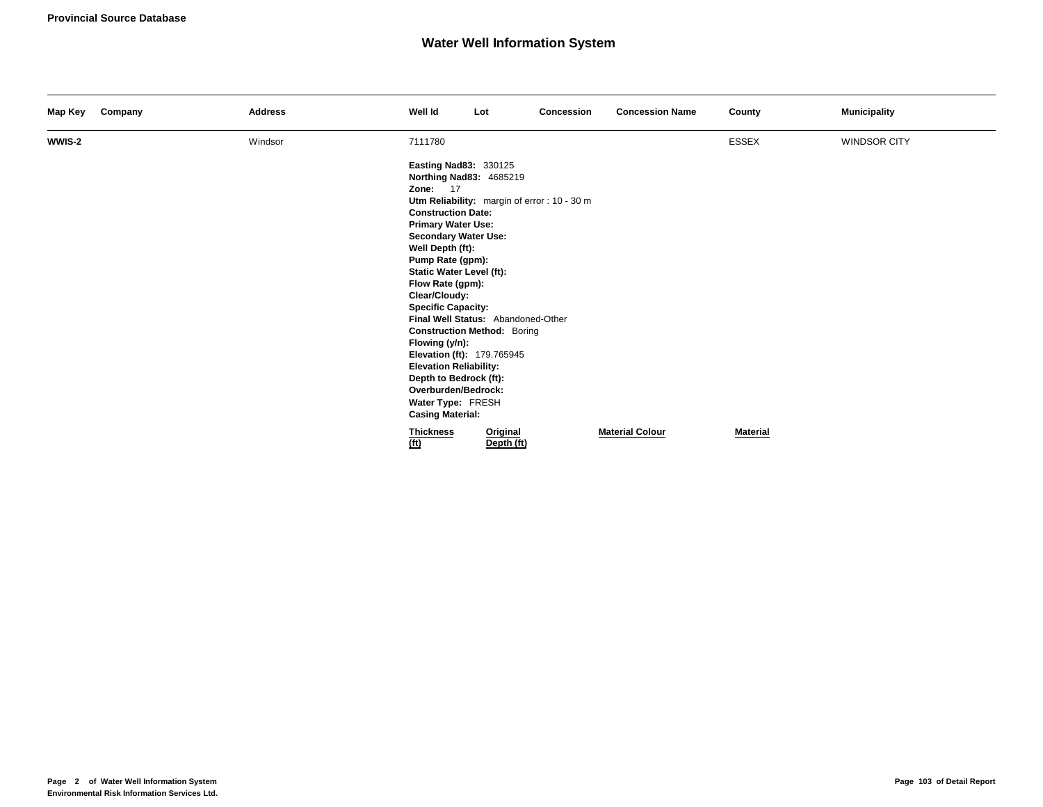**Provincial Source Database**

## Water Well Information System

| Map Key | Company | Address | Well Id | Lot | Concession | Concession Name | County | Municipality |
|---|---|---|---|---|---|---|---|---|
| **WWIS-2** | | Windsor | 7111780 | | | | ESSEX | WINDSOR CITY |

**Easting Nad83:** 330125
**Northing Nad83:** 4685219
**Zone:** 17
**Utm Reliability:** margin of error : 10 - 30 m
**Construction Date:**
**Primary Water Use:**
**Secondary Water Use:**
**Well Depth (ft):**
**Pump Rate (gpm):**
**Static Water Level (ft):**
**Flow Rate (gpm):**
**Clear/Cloudy:**
**Specific Capacity:**
**Final Well Status:** Abandoned-Other
**Construction Method:** Boring
**Flowing (y/n):**
**Elevation (ft):** 179.765945
**Elevation Reliability:**
**Depth to Bedrock (ft):**
**Overburden/Bedrock:**
**Water Type:** FRESH
**Casing Material:**

| Thickness (ft) | Original Depth (ft) | Material Colour | Material |
|---|---|---|---|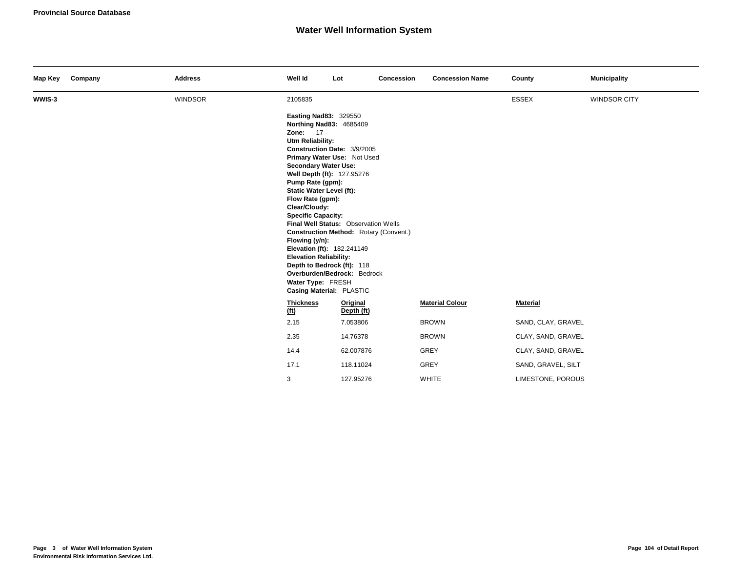**Provincial Source Database**

# Water Well Information System

| Map Key | Company | Address | Well Id | Lot | Concession | Concession Name | County | Municipality |
|---|---|---|---|---|---|---|---|---|
| **WWIS-3** | | WINDSOR | 2105835 | | | | ESSEX | WINDSOR CITY |

**Easting Nad83:** 329550
**Northing Nad83:** 4685409
**Zone:** 17
**Utm Reliability:**
**Construction Date:** 3/9/2005
**Primary Water Use:** Not Used
**Secondary Water Use:**
**Well Depth (ft):** 127.95276
**Pump Rate (gpm):**
**Static Water Level (ft):**
**Flow Rate (gpm):**
**Clear/Cloudy:**
**Specific Capacity:**
**Final Well Status:** Observation Wells
**Construction Method:** Rotary (Convent.)
**Flowing (y/n):**
**Elevation (ft):** 182.241149
**Elevation Reliability:**
**Depth to Bedrock (ft):** 118
**Overburden/Bedrock:** Bedrock
**Water Type:** FRESH
**Casing Material:** PLASTIC

| Thickness (ft) | Original Depth (ft) | Material Colour | Material |
|---|---|---|---|
| 2.15 | 7.053806 | BROWN | SAND, CLAY, GRAVEL |
| 2.35 | 14.76378 | BROWN | CLAY, SAND, GRAVEL |
| 14.4 | 62.007876 | GREY | CLAY, SAND, GRAVEL |
| 17.1 | 118.11024 | GREY | SAND, GRAVEL, SILT |
| 3 | 127.95276 | WHITE | LIMESTONE, POROUS |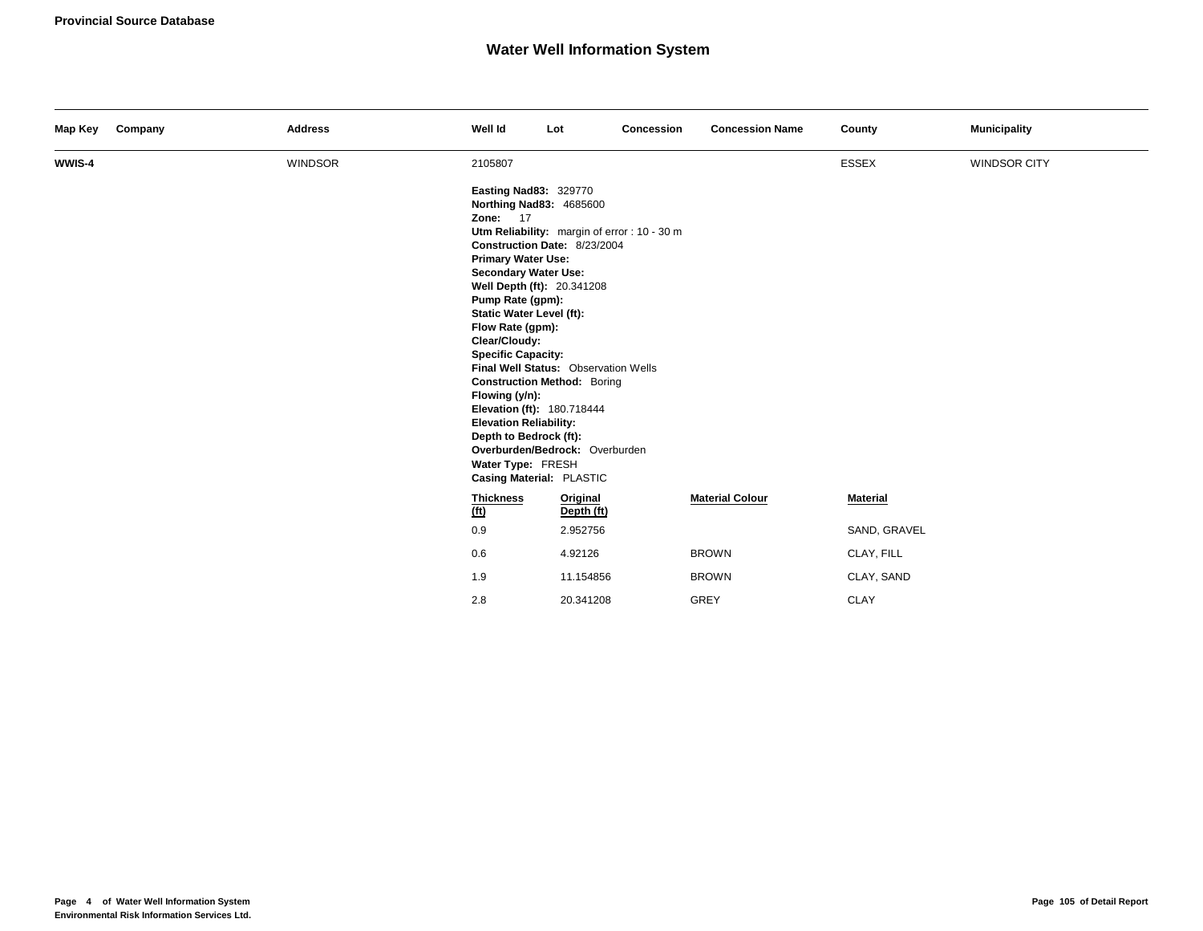**Provincial Source Database**

## Water Well Information System

| Map Key | Company | Address | Well Id | Lot | Concession | Concession Name | County | Municipality |
|---|---|---|---|---|---|---|---|---|
| **WWIS-4** | | WINDSOR | 2105807 | | | | ESSEX | WINDSOR CITY |

**Easting Nad83:** 329770
**Northing Nad83:** 4685600
**Zone:** 17
**Utm Reliability:** margin of error : 10 - 30 m
**Construction Date:** 8/23/2004
**Primary Water Use:**
**Secondary Water Use:**
**Well Depth (ft):** 20.341208
**Pump Rate (gpm):**
**Static Water Level (ft):**
**Flow Rate (gpm):**
**Clear/Cloudy:**
**Specific Capacity:**
**Final Well Status:** Observation Wells
**Construction Method:** Boring
**Flowing (y/n):**
**Elevation (ft):** 180.718444
**Elevation Reliability:**
**Depth to Bedrock (ft):**
**Overburden/Bedrock:** Overburden
**Water Type:** FRESH
**Casing Material:** PLASTIC

| Thickness (ft) | Original Depth (ft) | Material Colour | Material |
|---|---|---|---|
| 0.9 | 2.952756 | | SAND, GRAVEL |
| 0.6 | 4.92126 | BROWN | CLAY, FILL |
| 1.9 | 11.154856 | BROWN | CLAY, SAND |
| 2.8 | 20.341208 | GREY | CLAY |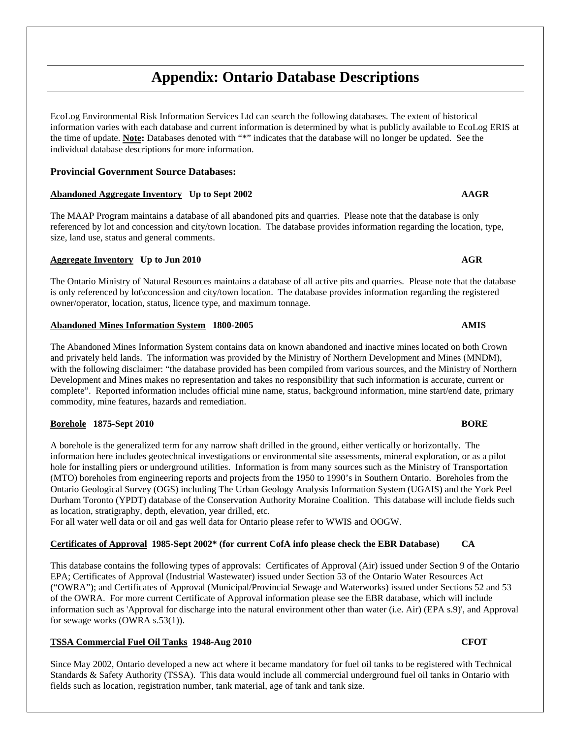# Appendix: Ontario Database Descriptions

EcoLog Environmental Risk Information Services Ltd can search the following databases. The extent of historical information varies with each database and current information is determined by what is publicly available to EcoLog ERIS at the time of update. **Note:** Databases denoted with "*" indicates that the database will no longer be updated. See the individual database descriptions for more information.

### Provincial Government Source Databases:

**Abandoned Aggregate Inventory Up to Sept 2002** **AAGR**

The MAAP Program maintains a database of all abandoned pits and quarries. Please note that the database is only referenced by lot and concession and city/town location. The database provides information regarding the location, type, size, land use, status and general comments.

**Aggregate Inventory Up to Jun 2010** **AGR**

The Ontario Ministry of Natural Resources maintains a database of all active pits and quarries. Please note that the database is only referenced by lot\concession and city/town location. The database provides information regarding the registered owner/operator, location, status, licence type, and maximum tonnage.

**Abandoned Mines Information System 1800-2005** **AMIS**

The Abandoned Mines Information System contains data on known abandoned and inactive mines located on both Crown and privately held lands. The information was provided by the Ministry of Northern Development and Mines (MNDM), with the following disclaimer: "the database provided has been compiled from various sources, and the Ministry of Northern Development and Mines makes no representation and takes no responsibility that such information is accurate, current or complete". Reported information includes official mine name, status, background information, mine start/end date, primary commodity, mine features, hazards and remediation.

**Borehole 1875-Sept 2010** **BORE**

A borehole is the generalized term for any narrow shaft drilled in the ground, either vertically or horizontally. The information here includes geotechnical investigations or environmental site assessments, mineral exploration, or as a pilot hole for installing piers or underground utilities. Information is from many sources such as the Ministry of Transportation (MTO) boreholes from engineering reports and projects from the 1950 to 1990's in Southern Ontario. Boreholes from the Ontario Geological Survey (OGS) including The Urban Geology Analysis Information System (UGAIS) and the York Peel Durham Toronto (YPDT) database of the Conservation Authority Moraine Coalition. This database will include fields such as location, stratigraphy, depth, elevation, year drilled, etc.
For all water well data or oil and gas well data for Ontario please refer to WWIS and OOGW.

**Certificates of Approval 1985-Sept 2002* (for current CofA info please check the EBR Database)** **CA**

This database contains the following types of approvals: Certificates of Approval (Air) issued under Section 9 of the Ontario EPA; Certificates of Approval (Industrial Wastewater) issued under Section 53 of the Ontario Water Resources Act ("OWRA"); and Certificates of Approval (Municipal/Provincial Sewage and Waterworks) issued under Sections 52 and 53 of the OWRA. For more current Certificate of Approval information please see the EBR database, which will include information such as 'Approval for discharge into the natural environment other than water (i.e. Air) (EPA s.9)', and Approval for sewage works (OWRA s.53(1)).

**TSSA Commercial Fuel Oil Tanks 1948-Aug 2010** **CFOT**

Since May 2002, Ontario developed a new act where it became mandatory for fuel oil tanks to be registered with Technical Standards & Safety Authority (TSSA). This data would include all commercial underground fuel oil tanks in Ontario with fields such as location, registration number, tank material, age of tank and tank size.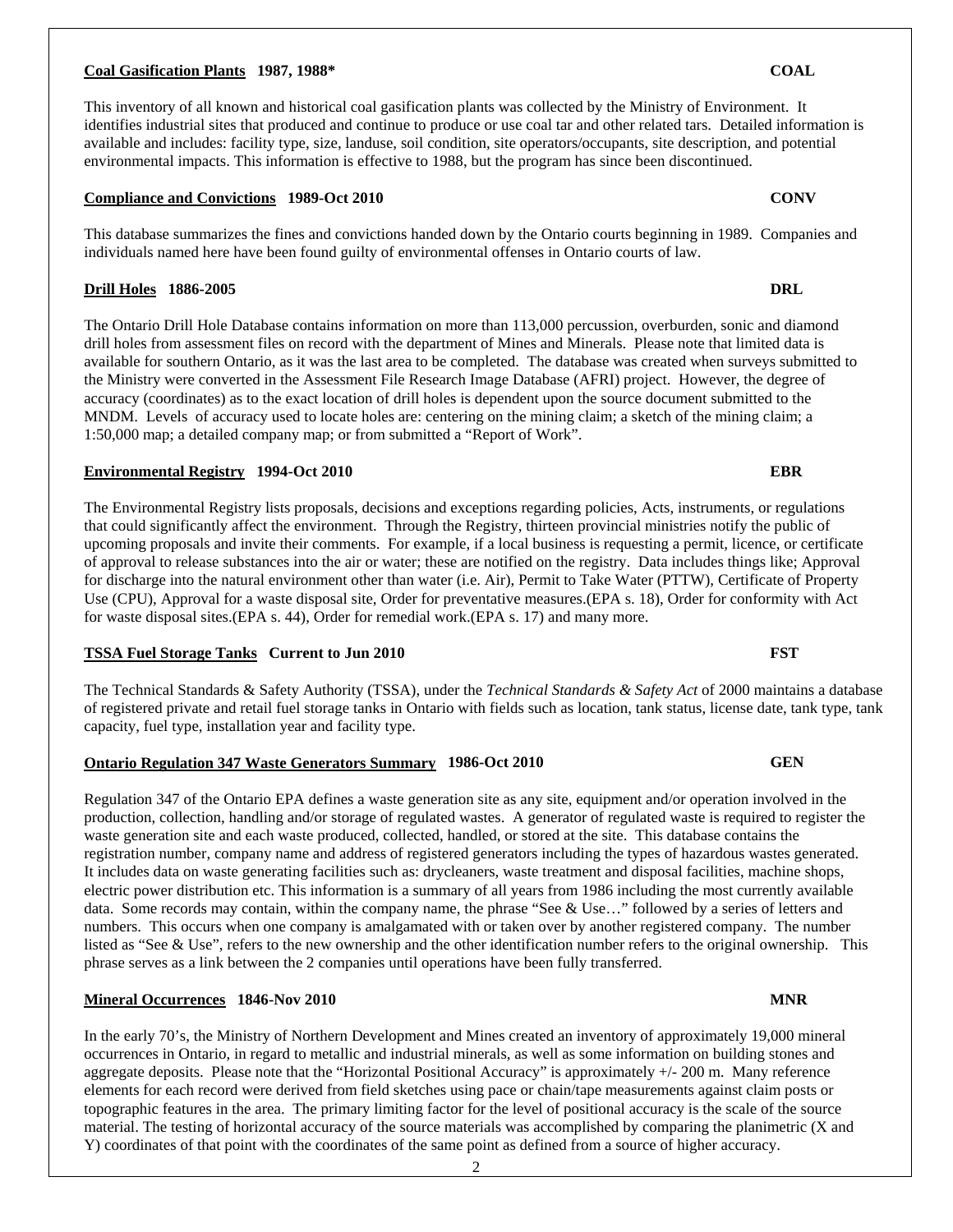**Coal Gasification Plants 1987, 1988*** **COAL**

This inventory of all known and historical coal gasification plants was collected by the Ministry of Environment. It identifies industrial sites that produced and continue to produce or use coal tar and other related tars. Detailed information is available and includes: facility type, size, landuse, soil condition, site operators/occupants, site description, and potential environmental impacts. This information is effective to 1988, but the program has since been discontinued.

**Compliance and Convictions 1989-Oct 2010** **CONV**

This database summarizes the fines and convictions handed down by the Ontario courts beginning in 1989. Companies and individuals named here have been found guilty of environmental offenses in Ontario courts of law.

**Drill Holes 1886-2005** **DRL**

The Ontario Drill Hole Database contains information on more than 113,000 percussion, overburden, sonic and diamond drill holes from assessment files on record with the department of Mines and Minerals. Please note that limited data is available for southern Ontario, as it was the last area to be completed. The database was created when surveys submitted to the Ministry were converted in the Assessment File Research Image Database (AFRI) project. However, the degree of accuracy (coordinates) as to the exact location of drill holes is dependent upon the source document submitted to the MNDM. Levels of accuracy used to locate holes are: centering on the mining claim; a sketch of the mining claim; a 1:50,000 map; a detailed company map; or from submitted a "Report of Work".

**Environmental Registry 1994-Oct 2010** **EBR**

The Environmental Registry lists proposals, decisions and exceptions regarding policies, Acts, instruments, or regulations that could significantly affect the environment. Through the Registry, thirteen provincial ministries notify the public of upcoming proposals and invite their comments. For example, if a local business is requesting a permit, licence, or certificate of approval to release substances into the air or water; these are notified on the registry. Data includes things like; Approval for discharge into the natural environment other than water (i.e. Air), Permit to Take Water (PTTW), Certificate of Property Use (CPU), Approval for a waste disposal site, Order for preventative measures.(EPA s. 18), Order for conformity with Act for waste disposal sites.(EPA s. 44), Order for remedial work.(EPA s. 17) and many more.

**TSSA Fuel Storage Tanks Current to Jun 2010** **FST**

The Technical Standards & Safety Authority (TSSA), under the *Technical Standards & Safety Act* of 2000 maintains a database of registered private and retail fuel storage tanks in Ontario with fields such as location, tank status, license date, tank type, tank capacity, fuel type, installation year and facility type.

**Ontario Regulation 347 Waste Generators Summary 1986-Oct 2010** **GEN**

Regulation 347 of the Ontario EPA defines a waste generation site as any site, equipment and/or operation involved in the production, collection, handling and/or storage of regulated wastes. A generator of regulated waste is required to register the waste generation site and each waste produced, collected, handled, or stored at the site. This database contains the registration number, company name and address of registered generators including the types of hazardous wastes generated. It includes data on waste generating facilities such as: drycleaners, waste treatment and disposal facilities, machine shops, electric power distribution etc. This information is a summary of all years from 1986 including the most currently available data. Some records may contain, within the company name, the phrase "See & Use…" followed by a series of letters and numbers. This occurs when one company is amalgamated with or taken over by another registered company. The number listed as "See & Use", refers to the new ownership and the other identification number refers to the original ownership. This phrase serves as a link between the 2 companies until operations have been fully transferred.

**Mineral Occurrences 1846-Nov 2010** **MNR**

In the early 70's, the Ministry of Northern Development and Mines created an inventory of approximately 19,000 mineral occurrences in Ontario, in regard to metallic and industrial minerals, as well as some information on building stones and aggregate deposits. Please note that the "Horizontal Positional Accuracy" is approximately +/- 200 m. Many reference elements for each record were derived from field sketches using pace or chain/tape measurements against claim posts or topographic features in the area. The primary limiting factor for the level of positional accuracy is the scale of the source material. The testing of horizontal accuracy of the source materials was accomplished by comparing the planimetric (X and Y) coordinates of that point with the coordinates of the same point as defined from a source of higher accuracy.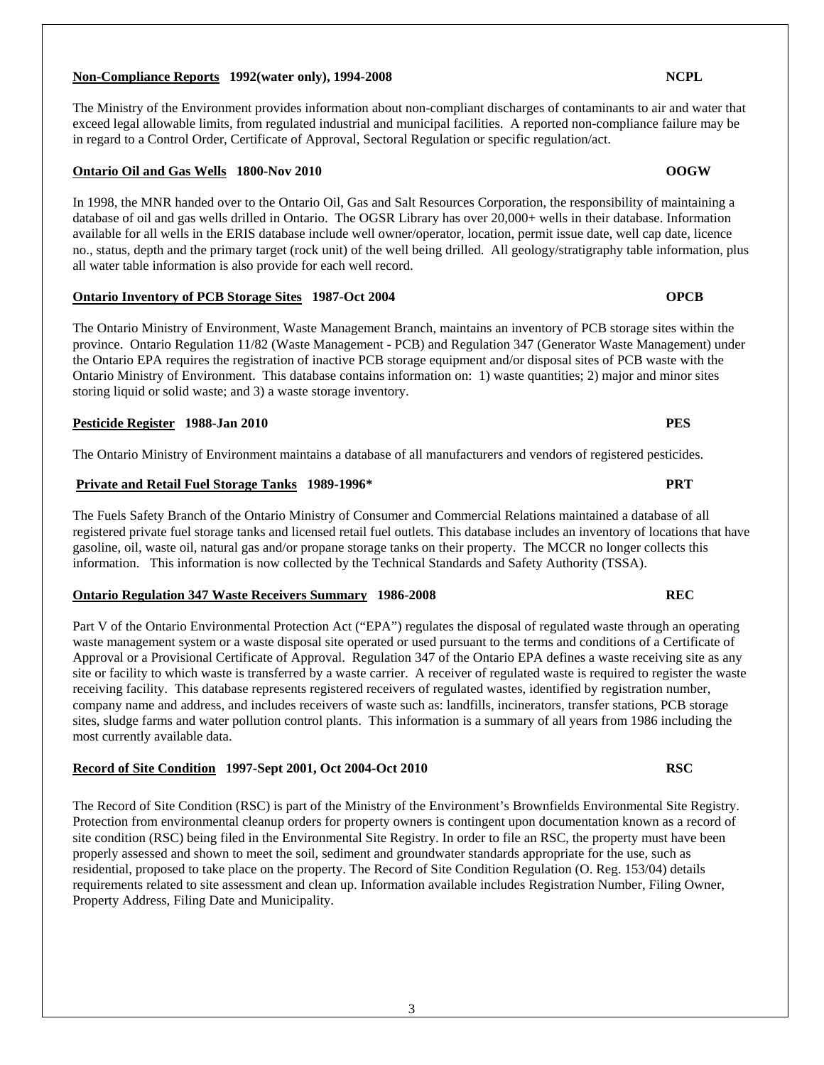**Non-Compliance Reports 1992(water only), 1994-2008** **NCPL**

The Ministry of the Environment provides information about non-compliant discharges of contaminants to air and water that exceed legal allowable limits, from regulated industrial and municipal facilities. A reported non-compliance failure may be in regard to a Control Order, Certificate of Approval, Sectoral Regulation or specific regulation/act.

**Ontario Oil and Gas Wells 1800-Nov 2010** **OOGW**

In 1998, the MNR handed over to the Ontario Oil, Gas and Salt Resources Corporation, the responsibility of maintaining a database of oil and gas wells drilled in Ontario. The OGSR Library has over 20,000+ wells in their database. Information available for all wells in the ERIS database include well owner/operator, location, permit issue date, well cap date, licence no., status, depth and the primary target (rock unit) of the well being drilled. All geology/stratigraphy table information, plus all water table information is also provide for each well record.

**Ontario Inventory of PCB Storage Sites 1987-Oct 2004** **OPCB**

The Ontario Ministry of Environment, Waste Management Branch, maintains an inventory of PCB storage sites within the province. Ontario Regulation 11/82 (Waste Management - PCB) and Regulation 347 (Generator Waste Management) under the Ontario EPA requires the registration of inactive PCB storage equipment and/or disposal sites of PCB waste with the Ontario Ministry of Environment. This database contains information on: 1) waste quantities; 2) major and minor sites storing liquid or solid waste; and 3) a waste storage inventory.

**Pesticide Register 1988-Jan 2010** **PES**

The Ontario Ministry of Environment maintains a database of all manufacturers and vendors of registered pesticides.

**Private and Retail Fuel Storage Tanks 1989-1996*** **PRT**

The Fuels Safety Branch of the Ontario Ministry of Consumer and Commercial Relations maintained a database of all registered private fuel storage tanks and licensed retail fuel outlets. This database includes an inventory of locations that have gasoline, oil, waste oil, natural gas and/or propane storage tanks on their property. The MCCR no longer collects this information. This information is now collected by the Technical Standards and Safety Authority (TSSA).

**Ontario Regulation 347 Waste Receivers Summary 1986-2008** **REC**

Part V of the Ontario Environmental Protection Act ("EPA") regulates the disposal of regulated waste through an operating waste management system or a waste disposal site operated or used pursuant to the terms and conditions of a Certificate of Approval or a Provisional Certificate of Approval. Regulation 347 of the Ontario EPA defines a waste receiving site as any site or facility to which waste is transferred by a waste carrier. A receiver of regulated waste is required to register the waste receiving facility. This database represents registered receivers of regulated wastes, identified by registration number, company name and address, and includes receivers of waste such as: landfills, incinerators, transfer stations, PCB storage sites, sludge farms and water pollution control plants. This information is a summary of all years from 1986 including the most currently available data.

**Record of Site Condition 1997-Sept 2001, Oct 2004-Oct 2010** **RSC**

The Record of Site Condition (RSC) is part of the Ministry of the Environment's Brownfields Environmental Site Registry. Protection from environmental cleanup orders for property owners is contingent upon documentation known as a record of site condition (RSC) being filed in the Environmental Site Registry. In order to file an RSC, the property must have been properly assessed and shown to meet the soil, sediment and groundwater standards appropriate for the use, such as residential, proposed to take place on the property. The Record of Site Condition Regulation (O. Reg. 153/04) details requirements related to site assessment and clean up. Information available includes Registration Number, Filing Owner, Property Address, Filing Date and Municipality.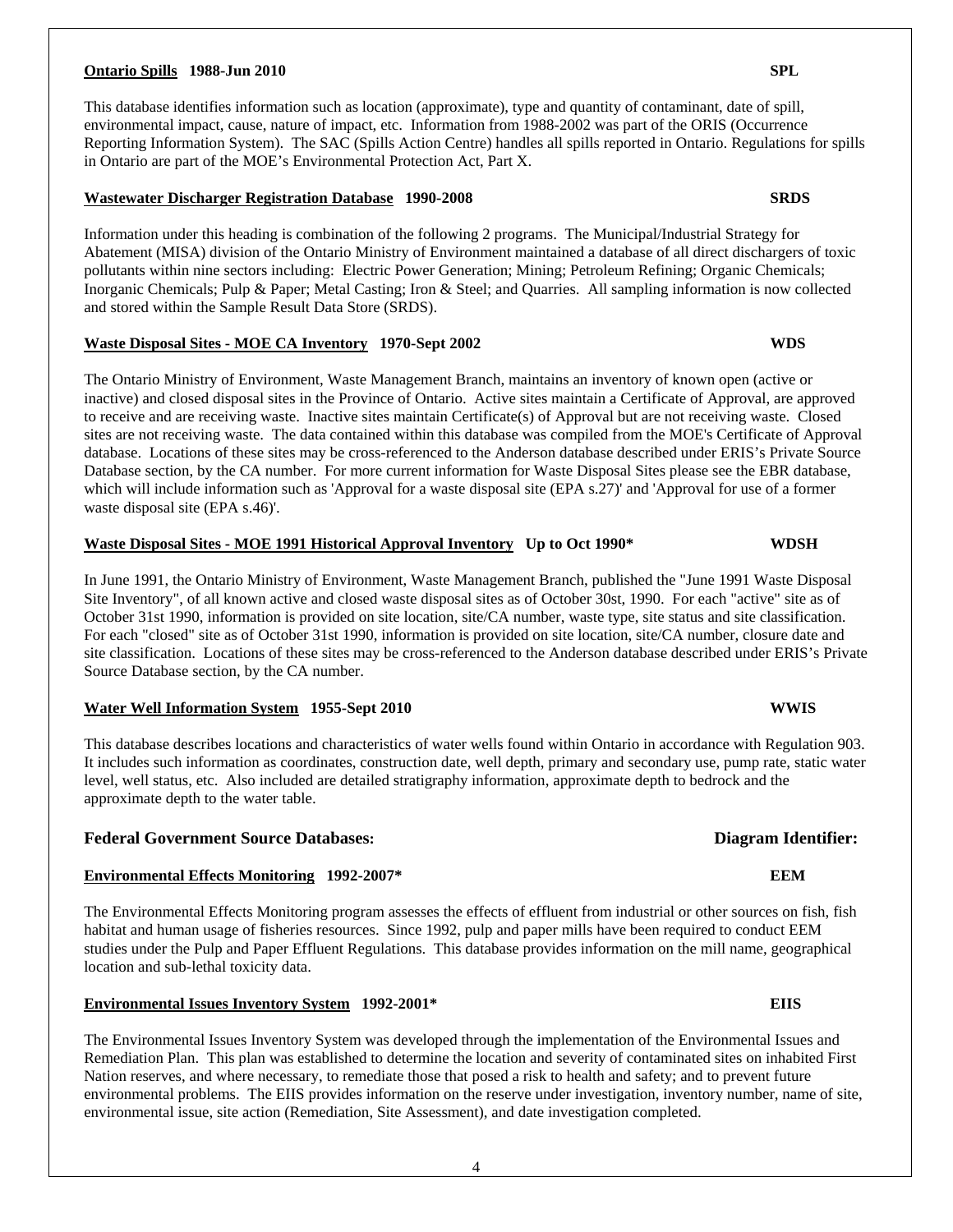**Ontario Spills 1988-Jun 2010** **SPL**

This database identifies information such as location (approximate), type and quantity of contaminant, date of spill, environmental impact, cause, nature of impact, etc. Information from 1988-2002 was part of the ORIS (Occurrence Reporting Information System). The SAC (Spills Action Centre) handles all spills reported in Ontario. Regulations for spills in Ontario are part of the MOE's Environmental Protection Act, Part X.

**Wastewater Discharger Registration Database 1990-2008** **SRDS**

Information under this heading is combination of the following 2 programs. The Municipal/Industrial Strategy for Abatement (MISA) division of the Ontario Ministry of Environment maintained a database of all direct dischargers of toxic pollutants within nine sectors including: Electric Power Generation; Mining; Petroleum Refining; Organic Chemicals; Inorganic Chemicals; Pulp & Paper; Metal Casting; Iron & Steel; and Quarries. All sampling information is now collected and stored within the Sample Result Data Store (SRDS).

**Waste Disposal Sites - MOE CA Inventory 1970-Sept 2002** **WDS**

The Ontario Ministry of Environment, Waste Management Branch, maintains an inventory of known open (active or inactive) and closed disposal sites in the Province of Ontario. Active sites maintain a Certificate of Approval, are approved to receive and are receiving waste. Inactive sites maintain Certificate(s) of Approval but are not receiving waste. Closed sites are not receiving waste. The data contained within this database was compiled from the MOE's Certificate of Approval database. Locations of these sites may be cross-referenced to the Anderson database described under ERIS's Private Source Database section, by the CA number. For more current information for Waste Disposal Sites please see the EBR database, which will include information such as 'Approval for a waste disposal site (EPA s.27)' and 'Approval for use of a former waste disposal site (EPA s.46)'.

**Waste Disposal Sites - MOE 1991 Historical Approval Inventory Up to Oct 1990*** **WDSH**

In June 1991, the Ontario Ministry of Environment, Waste Management Branch, published the "June 1991 Waste Disposal Site Inventory", of all known active and closed waste disposal sites as of October 30st, 1990. For each "active" site as of October 31st 1990, information is provided on site location, site/CA number, waste type, site status and site classification. For each "closed" site as of October 31st 1990, information is provided on site location, site/CA number, closure date and site classification. Locations of these sites may be cross-referenced to the Anderson database described under ERIS's Private Source Database section, by the CA number.

**Water Well Information System 1955-Sept 2010** **WWIS**

This database describes locations and characteristics of water wells found within Ontario in accordance with Regulation 903. It includes such information as coordinates, construction date, well depth, primary and secondary use, pump rate, static water level, well status, etc. Also included are detailed stratigraphy information, approximate depth to bedrock and the approximate depth to the water table.

## Federal Government Source Databases: Diagram Identifier:

**Environmental Effects Monitoring 1992-2007*** **EEM**

The Environmental Effects Monitoring program assesses the effects of effluent from industrial or other sources on fish, fish habitat and human usage of fisheries resources. Since 1992, pulp and paper mills have been required to conduct EEM studies under the Pulp and Paper Effluent Regulations. This database provides information on the mill name, geographical location and sub-lethal toxicity data.

**Environmental Issues Inventory System 1992-2001*** **EIIS**

The Environmental Issues Inventory System was developed through the implementation of the Environmental Issues and Remediation Plan. This plan was established to determine the location and severity of contaminated sites on inhabited First Nation reserves, and where necessary, to remediate those that posed a risk to health and safety; and to prevent future environmental problems. The EIIS provides information on the reserve under investigation, inventory number, name of site, environmental issue, site action (Remediation, Site Assessment), and date investigation completed.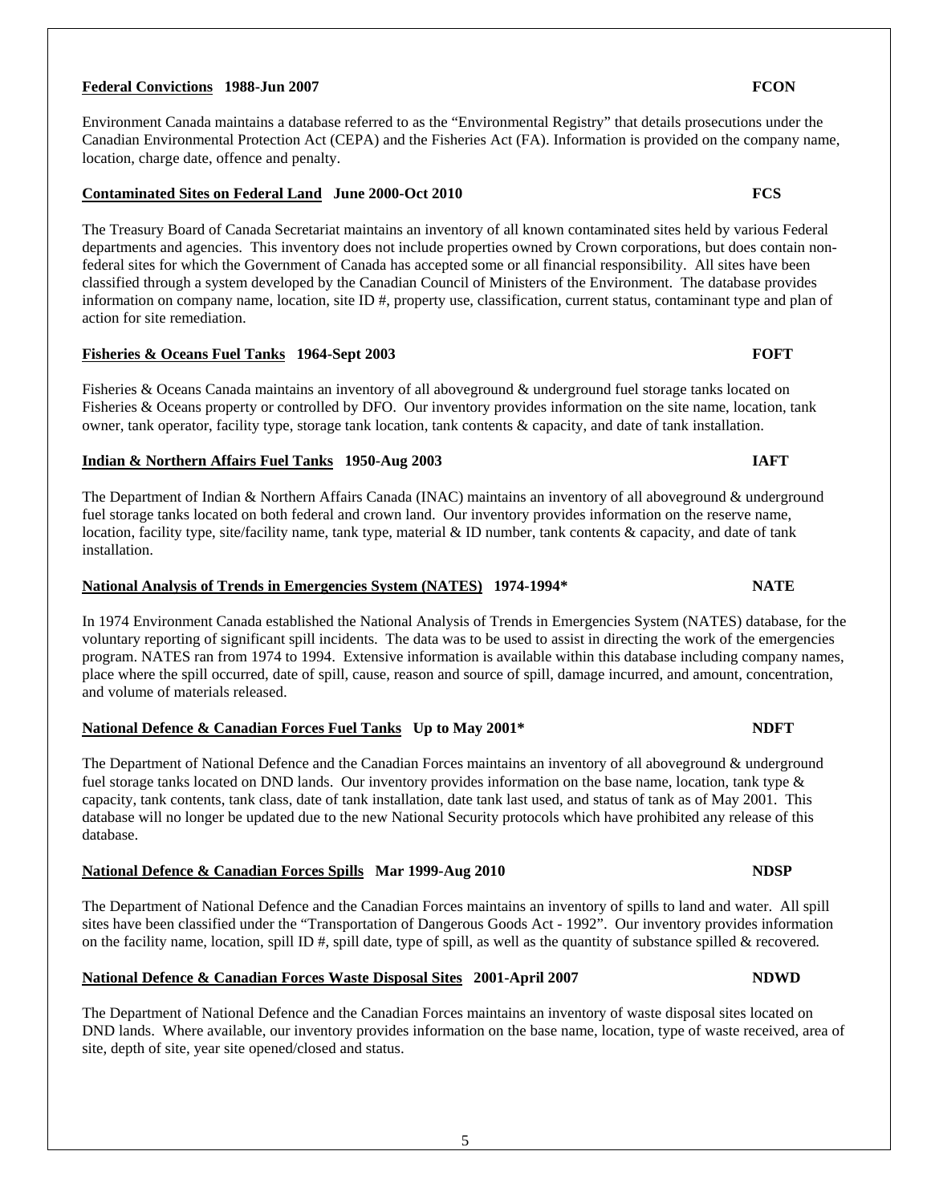**Federal Convictions 1988-Jun 2007** **FCON**

Environment Canada maintains a database referred to as the "Environmental Registry" that details prosecutions under the Canadian Environmental Protection Act (CEPA) and the Fisheries Act (FA). Information is provided on the company name, location, charge date, offence and penalty.

**Contaminated Sites on Federal Land June 2000-Oct 2010** **FCS**

The Treasury Board of Canada Secretariat maintains an inventory of all known contaminated sites held by various Federal departments and agencies. This inventory does not include properties owned by Crown corporations, but does contain non-federal sites for which the Government of Canada has accepted some or all financial responsibility. All sites have been classified through a system developed by the Canadian Council of Ministers of the Environment. The database provides information on company name, location, site ID #, property use, classification, current status, contaminant type and plan of action for site remediation.

**Fisheries & Oceans Fuel Tanks 1964-Sept 2003** **FOFT**

Fisheries & Oceans Canada maintains an inventory of all aboveground & underground fuel storage tanks located on Fisheries & Oceans property or controlled by DFO. Our inventory provides information on the site name, location, tank owner, tank operator, facility type, storage tank location, tank contents & capacity, and date of tank installation.

**Indian & Northern Affairs Fuel Tanks 1950-Aug 2003** **IAFT**

The Department of Indian & Northern Affairs Canada (INAC) maintains an inventory of all aboveground & underground fuel storage tanks located on both federal and crown land. Our inventory provides information on the reserve name, location, facility type, site/facility name, tank type, material & ID number, tank contents & capacity, and date of tank installation.

**National Analysis of Trends in Emergencies System (NATES) 1974-1994*** **NATE**

In 1974 Environment Canada established the National Analysis of Trends in Emergencies System (NATES) database, for the voluntary reporting of significant spill incidents. The data was to be used to assist in directing the work of the emergencies program. NATES ran from 1974 to 1994. Extensive information is available within this database including company names, place where the spill occurred, date of spill, cause, reason and source of spill, damage incurred, and amount, concentration, and volume of materials released.

**National Defence & Canadian Forces Fuel Tanks Up to May 2001*** **NDFT**

The Department of National Defence and the Canadian Forces maintains an inventory of all aboveground & underground fuel storage tanks located on DND lands. Our inventory provides information on the base name, location, tank type & capacity, tank contents, tank class, date of tank installation, date tank last used, and status of tank as of May 2001. This database will no longer be updated due to the new National Security protocols which have prohibited any release of this database.

**National Defence & Canadian Forces Spills Mar 1999-Aug 2010** **NDSP**

The Department of National Defence and the Canadian Forces maintains an inventory of spills to land and water. All spill sites have been classified under the "Transportation of Dangerous Goods Act - 1992". Our inventory provides information on the facility name, location, spill ID #, spill date, type of spill, as well as the quantity of substance spilled & recovered.

**National Defence & Canadian Forces Waste Disposal Sites 2001-April 2007** **NDWD**

The Department of National Defence and the Canadian Forces maintains an inventory of waste disposal sites located on DND lands. Where available, our inventory provides information on the base name, location, type of waste received, area of site, depth of site, year site opened/closed and status.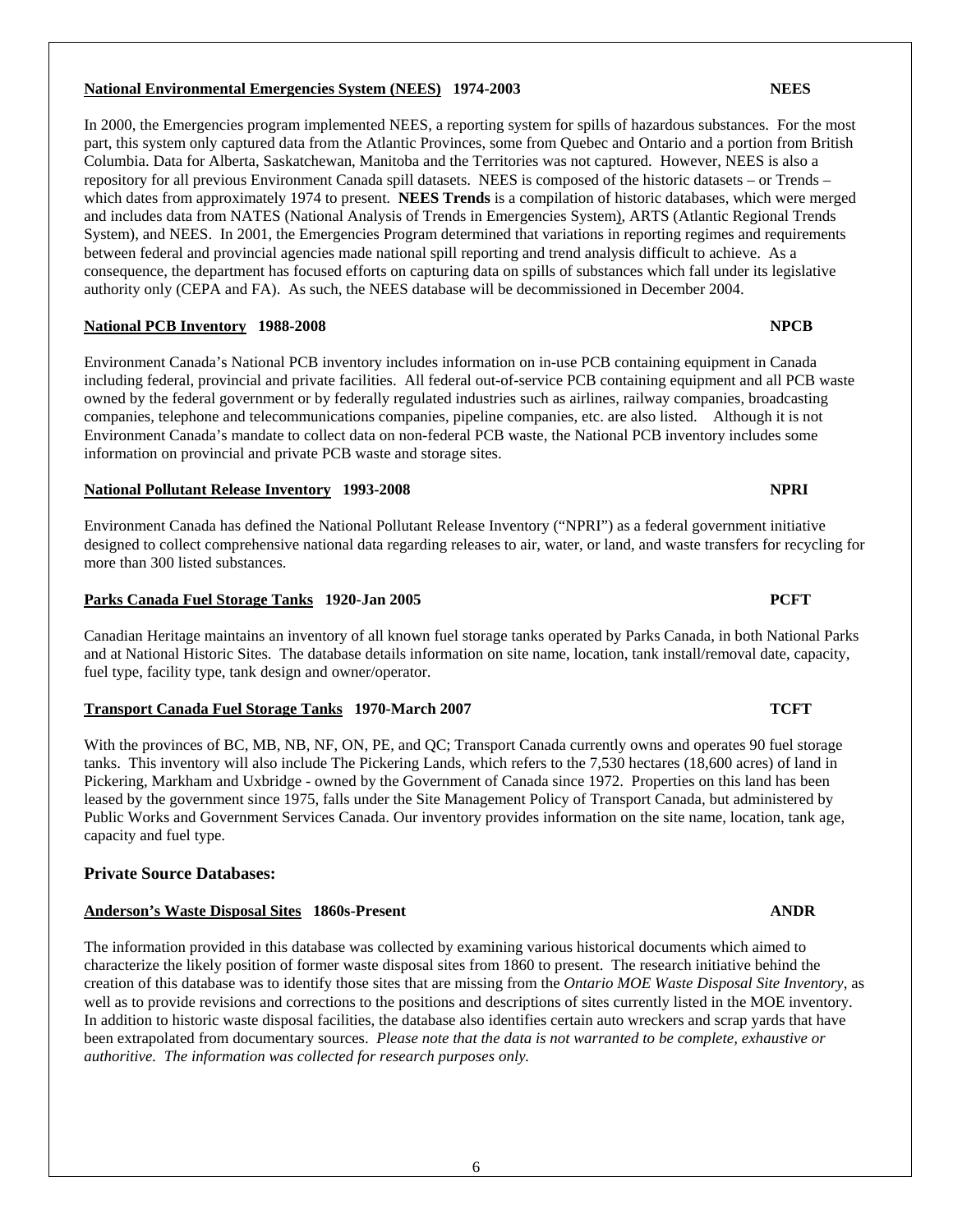**National Environmental Emergencies System (NEES) 1974-2003** **NEES**

In 2000, the Emergencies program implemented NEES, a reporting system for spills of hazardous substances. For the most part, this system only captured data from the Atlantic Provinces, some from Quebec and Ontario and a portion from British Columbia. Data for Alberta, Saskatchewan, Manitoba and the Territories was not captured. However, NEES is also a repository for all previous Environment Canada spill datasets. NEES is composed of the historic datasets – or Trends – which dates from approximately 1974 to present. **NEES Trends** is a compilation of historic databases, which were merged and includes data from NATES (National Analysis of Trends in Emergencies System), ARTS (Atlantic Regional Trends System), and NEES. In 2001, the Emergencies Program determined that variations in reporting regimes and requirements between federal and provincial agencies made national spill reporting and trend analysis difficult to achieve. As a consequence, the department has focused efforts on capturing data on spills of substances which fall under its legislative authority only (CEPA and FA). As such, the NEES database will be decommissioned in December 2004.

**National PCB Inventory 1988-2008** **NPCB**

Environment Canada's National PCB inventory includes information on in-use PCB containing equipment in Canada including federal, provincial and private facilities. All federal out-of-service PCB containing equipment and all PCB waste owned by the federal government or by federally regulated industries such as airlines, railway companies, broadcasting companies, telephone and telecommunications companies, pipeline companies, etc. are also listed. Although it is not Environment Canada's mandate to collect data on non-federal PCB waste, the National PCB inventory includes some information on provincial and private PCB waste and storage sites.

**National Pollutant Release Inventory 1993-2008** **NPRI**

Environment Canada has defined the National Pollutant Release Inventory ("NPRI") as a federal government initiative designed to collect comprehensive national data regarding releases to air, water, or land, and waste transfers for recycling for more than 300 listed substances.

**Parks Canada Fuel Storage Tanks 1920-Jan 2005** **PCFT**

Canadian Heritage maintains an inventory of all known fuel storage tanks operated by Parks Canada, in both National Parks and at National Historic Sites. The database details information on site name, location, tank install/removal date, capacity, fuel type, facility type, tank design and owner/operator.

**Transport Canada Fuel Storage Tanks 1970-March 2007** **TCFT**

With the provinces of BC, MB, NB, NF, ON, PE, and QC; Transport Canada currently owns and operates 90 fuel storage tanks. This inventory will also include The Pickering Lands, which refers to the 7,530 hectares (18,600 acres) of land in Pickering, Markham and Uxbridge - owned by the Government of Canada since 1972. Properties on this land has been leased by the government since 1975, falls under the Site Management Policy of Transport Canada, but administered by Public Works and Government Services Canada. Our inventory provides information on the site name, location, tank age, capacity and fuel type.

## Private Source Databases:

**Anderson's Waste Disposal Sites 1860s-Present** **ANDR**

The information provided in this database was collected by examining various historical documents which aimed to characterize the likely position of former waste disposal sites from 1860 to present. The research initiative behind the creation of this database was to identify those sites that are missing from the *Ontario MOE Waste Disposal Site Inventory*, as well as to provide revisions and corrections to the positions and descriptions of sites currently listed in the MOE inventory. In addition to historic waste disposal facilities, the database also identifies certain auto wreckers and scrap yards that have been extrapolated from documentary sources. *Please note that the data is not warranted to be complete, exhaustive or authoritive. The information was collected for research purposes only.*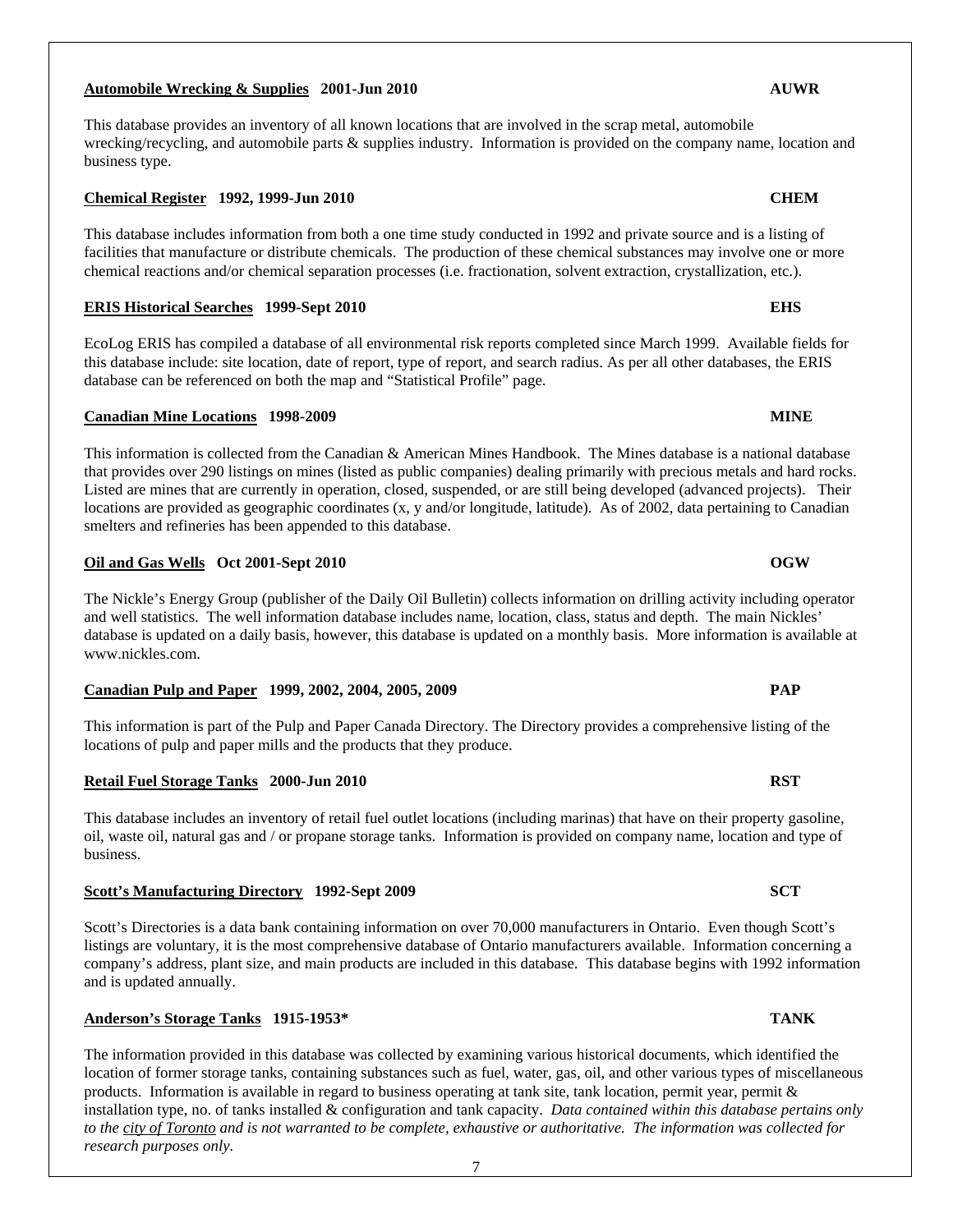**Automobile Wrecking & Supplies 2001-Jun 2010** **AUWR**

This database provides an inventory of all known locations that are involved in the scrap metal, automobile wrecking/recycling, and automobile parts & supplies industry. Information is provided on the company name, location and business type.

**Chemical Register 1992, 1999-Jun 2010** **CHEM**

This database includes information from both a one time study conducted in 1992 and private source and is a listing of facilities that manufacture or distribute chemicals. The production of these chemical substances may involve one or more chemical reactions and/or chemical separation processes (i.e. fractionation, solvent extraction, crystallization, etc.).

**ERIS Historical Searches 1999-Sept 2010** **EHS**

EcoLog ERIS has compiled a database of all environmental risk reports completed since March 1999. Available fields for this database include: site location, date of report, type of report, and search radius. As per all other databases, the ERIS database can be referenced on both the map and "Statistical Profile" page.

**Canadian Mine Locations 1998-2009** **MINE**

This information is collected from the Canadian & American Mines Handbook. The Mines database is a national database that provides over 290 listings on mines (listed as public companies) dealing primarily with precious metals and hard rocks. Listed are mines that are currently in operation, closed, suspended, or are still being developed (advanced projects). Their locations are provided as geographic coordinates (x, y and/or longitude, latitude). As of 2002, data pertaining to Canadian smelters and refineries has been appended to this database.

**Oil and Gas Wells Oct 2001-Sept 2010** **OGW**

The Nickle's Energy Group (publisher of the Daily Oil Bulletin) collects information on drilling activity including operator and well statistics. The well information database includes name, location, class, status and depth. The main Nickles' database is updated on a daily basis, however, this database is updated on a monthly basis. More information is available at www.nickles.com.

**Canadian Pulp and Paper 1999, 2002, 2004, 2005, 2009** **PAP**

This information is part of the Pulp and Paper Canada Directory. The Directory provides a comprehensive listing of the locations of pulp and paper mills and the products that they produce.

**Retail Fuel Storage Tanks 2000-Jun 2010** **RST**

This database includes an inventory of retail fuel outlet locations (including marinas) that have on their property gasoline, oil, waste oil, natural gas and / or propane storage tanks. Information is provided on company name, location and type of business.

**Scott's Manufacturing Directory 1992-Sept 2009** **SCT**

Scott's Directories is a data bank containing information on over 70,000 manufacturers in Ontario. Even though Scott's listings are voluntary, it is the most comprehensive database of Ontario manufacturers available. Information concerning a company's address, plant size, and main products are included in this database. This database begins with 1992 information and is updated annually.

**Anderson's Storage Tanks 1915-1953*** **TANK**

The information provided in this database was collected by examining various historical documents, which identified the location of former storage tanks, containing substances such as fuel, water, gas, oil, and other various types of miscellaneous products. Information is available in regard to business operating at tank site, tank location, permit year, permit & installation type, no. of tanks installed & configuration and tank capacity. *Data contained within this database pertains only to the city of Toronto and is not warranted to be complete, exhaustive or authoritative. The information was collected for research purposes only.*